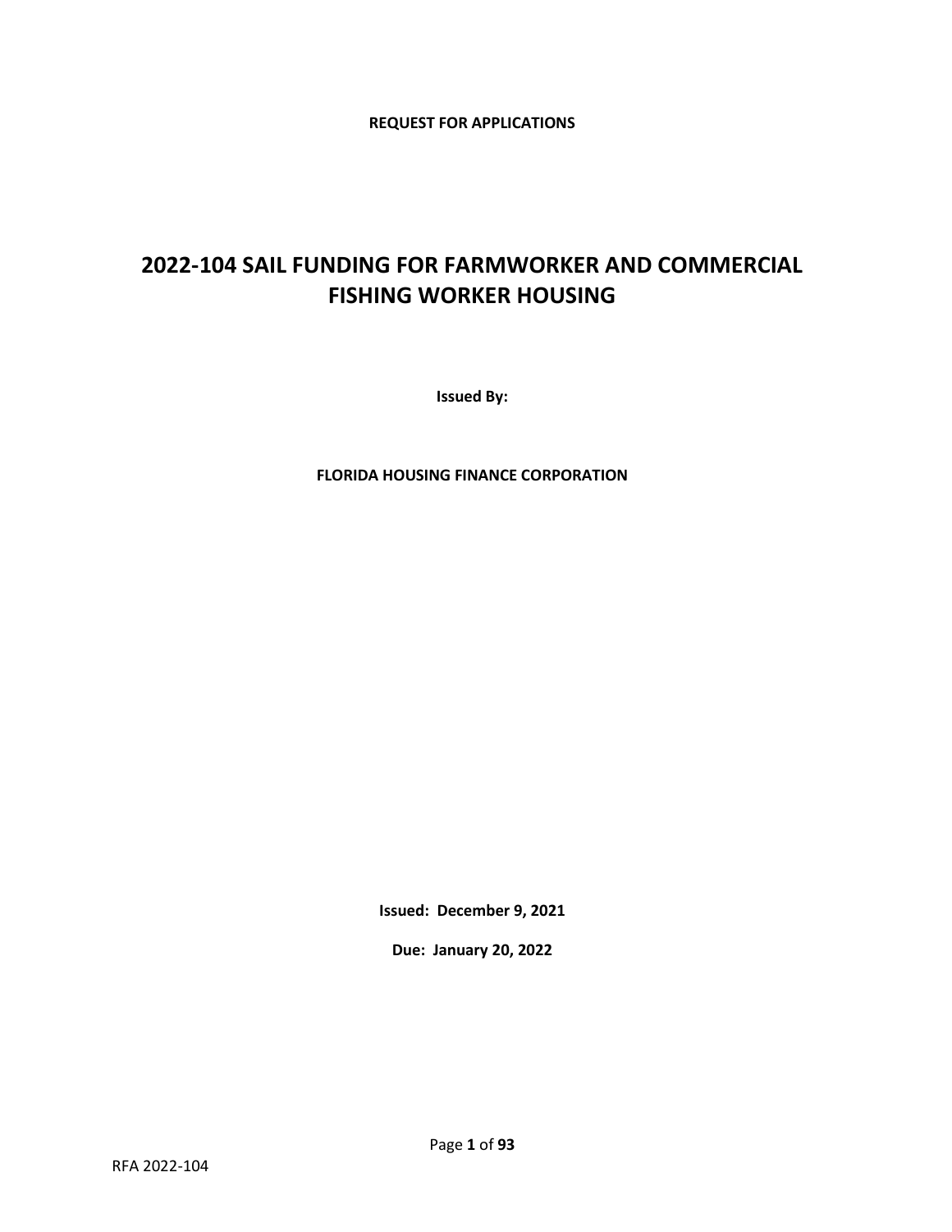**REQUEST FOR APPLICATIONS**

# 2022-104 SAIL FUNDING FOR FARMWORKER AND COMMERCIAL FISHING WORKER HOUSING

**Issued By:**

**FLORIDA HOUSING FINANCE CORPORATION**

**Issued: December 9, 2021**

**Due: January 20, 2022**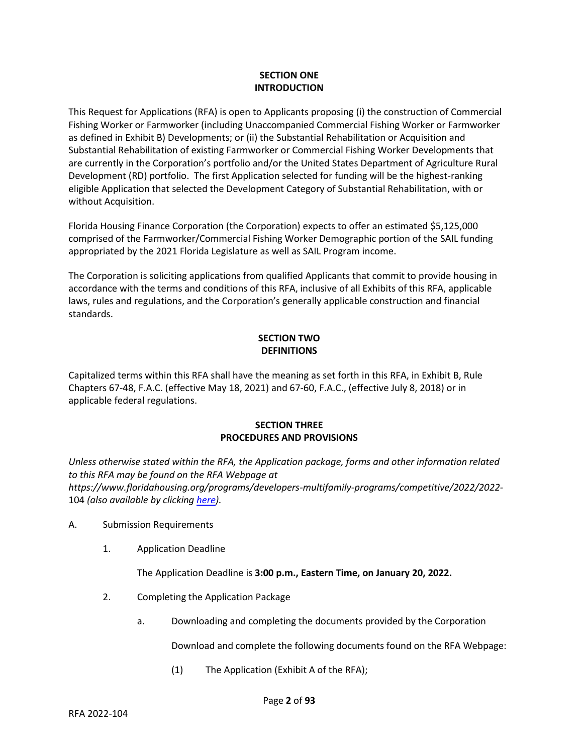## SECTION ONE
## INTRODUCTION

This Request for Applications (RFA) is open to Applicants proposing (i) the construction of Commercial Fishing Worker or Farmworker (including Unaccompanied Commercial Fishing Worker or Farmworker as defined in Exhibit B) Developments; or (ii) the Substantial Rehabilitation or Acquisition and Substantial Rehabilitation of existing Farmworker or Commercial Fishing Worker Developments that are currently in the Corporation's portfolio and/or the United States Department of Agriculture Rural Development (RD) portfolio. The first Application selected for funding will be the highest-ranking eligible Application that selected the Development Category of Substantial Rehabilitation, with or without Acquisition.

Florida Housing Finance Corporation (the Corporation) expects to offer an estimated $5,125,000 comprised of the Farmworker/Commercial Fishing Worker Demographic portion of the SAIL funding appropriated by the 2021 Florida Legislature as well as SAIL Program income.

The Corporation is soliciting applications from qualified Applicants that commit to provide housing in accordance with the terms and conditions of this RFA, inclusive of all Exhibits of this RFA, applicable laws, rules and regulations, and the Corporation's generally applicable construction and financial standards.

## SECTION TWO
## DEFINITIONS

Capitalized terms within this RFA shall have the meaning as set forth in this RFA, in Exhibit B, Rule Chapters 67-48, F.A.C. (effective May 18, 2021) and 67-60, F.A.C., (effective July 8, 2018) or in applicable federal regulations.

## SECTION THREE
## PROCEDURES AND PROVISIONS

*Unless otherwise stated within the RFA, the Application package, forms and other information related to this RFA may be found on the RFA Webpage at https://www.floridahousing.org/programs/developers-multifamily-programs/competitive/2022/2022-104 (also available by clicking [here](https://www.floridahousing.org/programs/developers-multifamily-programs/competitive/2022/2022-104)).*

A. Submission Requirements

1. Application Deadline

   The Application Deadline is **3:00 p.m., Eastern Time, on January 20, 2022.**

2. Completing the Application Package

   a. Downloading and completing the documents provided by the Corporation

      Download and complete the following documents found on the RFA Webpage:

      (1) The Application (Exhibit A of the RFA);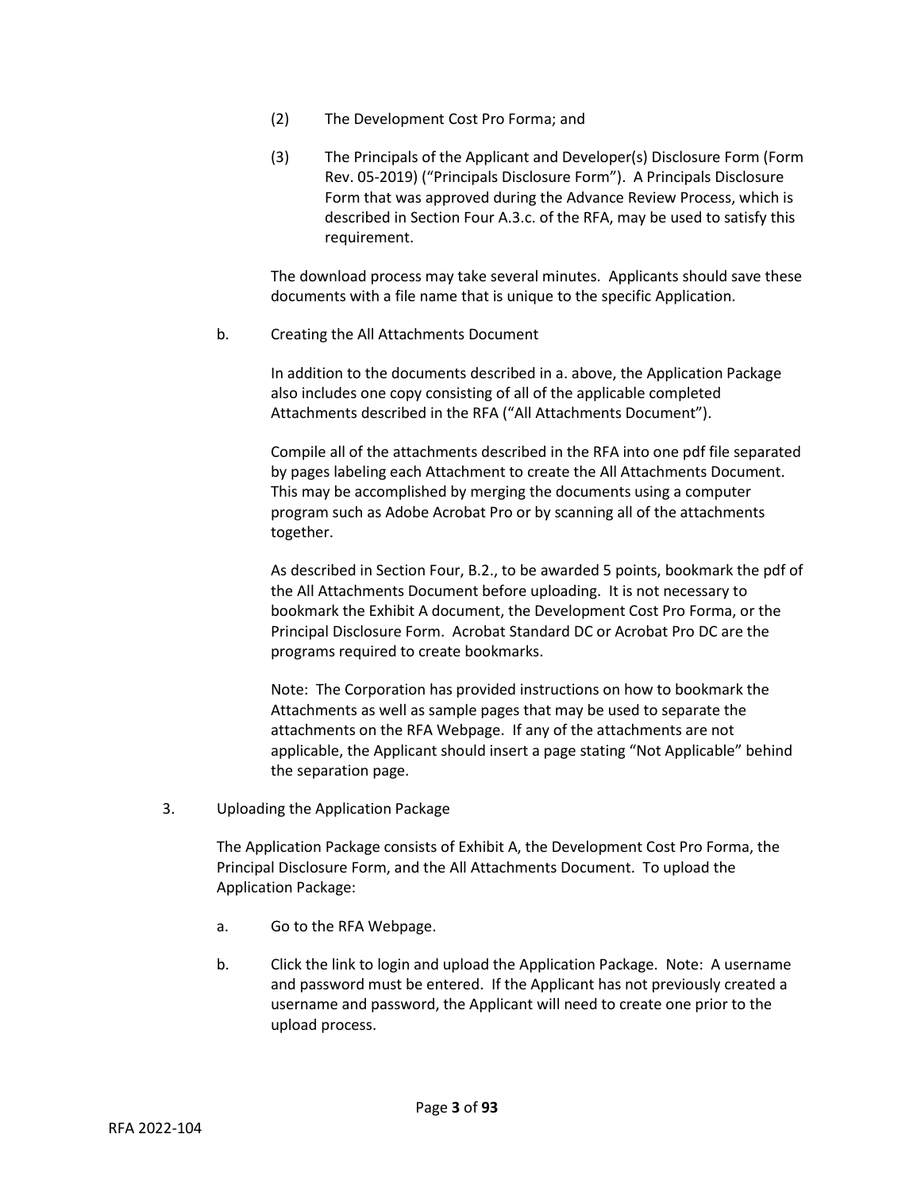(2) The Development Cost Pro Forma; and

(3) The Principals of the Applicant and Developer(s) Disclosure Form (Form Rev. 05-2019) ("Principals Disclosure Form"). A Principals Disclosure Form that was approved during the Advance Review Process, which is described in Section Four A.3.c. of the RFA, may be used to satisfy this requirement.

The download process may take several minutes. Applicants should save these documents with a file name that is unique to the specific Application.

b. Creating the All Attachments Document

In addition to the documents described in a. above, the Application Package also includes one copy consisting of all of the applicable completed Attachments described in the RFA ("All Attachments Document").

Compile all of the attachments described in the RFA into one pdf file separated by pages labeling each Attachment to create the All Attachments Document. This may be accomplished by merging the documents using a computer program such as Adobe Acrobat Pro or by scanning all of the attachments together.

As described in Section Four, B.2., to be awarded 5 points, bookmark the pdf of the All Attachments Document before uploading. It is not necessary to bookmark the Exhibit A document, the Development Cost Pro Forma, or the Principal Disclosure Form. Acrobat Standard DC or Acrobat Pro DC are the programs required to create bookmarks.

Note: The Corporation has provided instructions on how to bookmark the Attachments as well as sample pages that may be used to separate the attachments on the RFA Webpage. If any of the attachments are not applicable, the Applicant should insert a page stating "Not Applicable" behind the separation page.

3. Uploading the Application Package

The Application Package consists of Exhibit A, the Development Cost Pro Forma, the Principal Disclosure Form, and the All Attachments Document. To upload the Application Package:

a. Go to the RFA Webpage.

b. Click the link to login and upload the Application Package. Note: A username and password must be entered. If the Applicant has not previously created a username and password, the Applicant will need to create one prior to the upload process.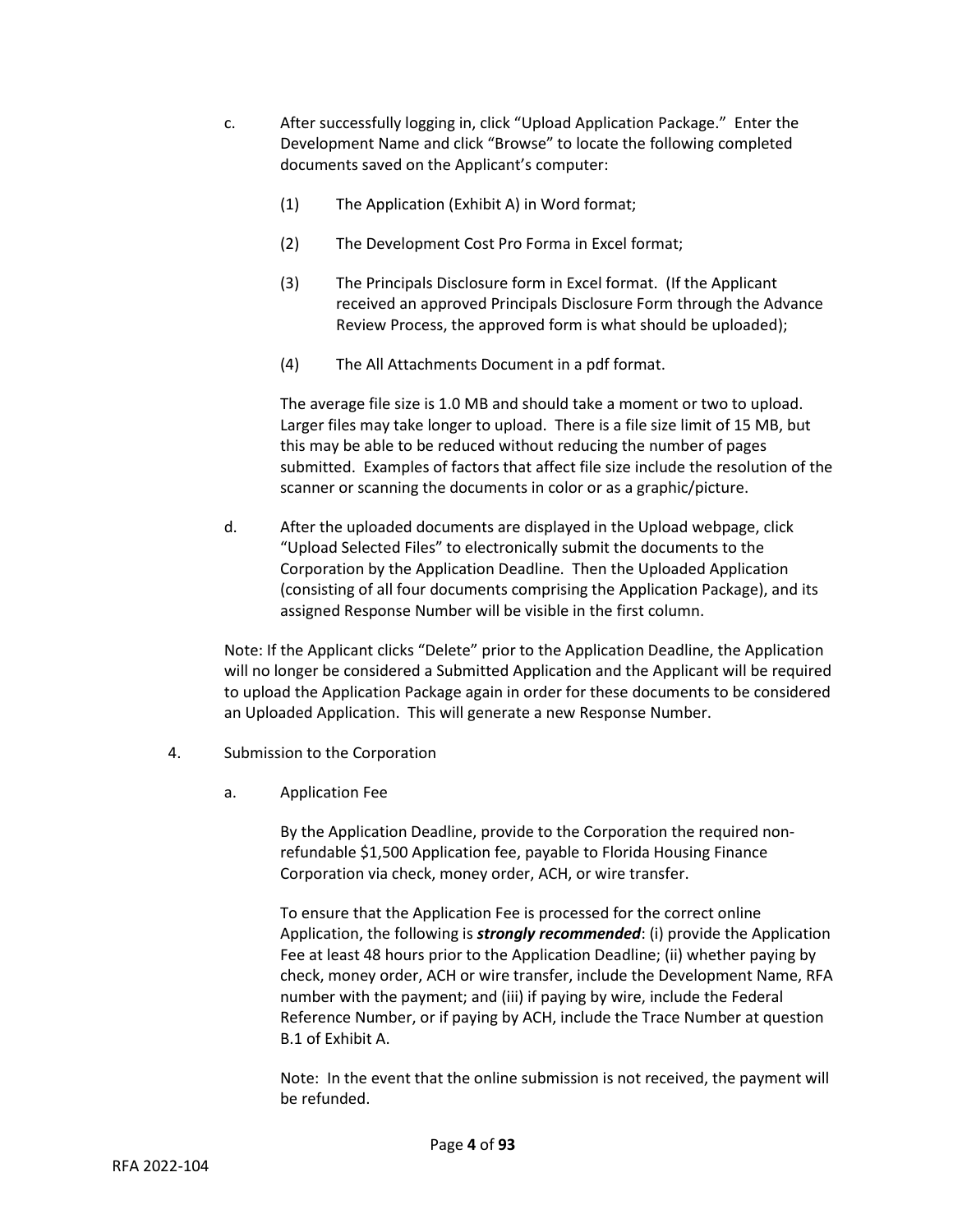c. After successfully logging in, click "Upload Application Package." Enter the Development Name and click "Browse" to locate the following completed documents saved on the Applicant's computer:

   (1) The Application (Exhibit A) in Word format;

   (2) The Development Cost Pro Forma in Excel format;

   (3) The Principals Disclosure form in Excel format. (If the Applicant received an approved Principals Disclosure Form through the Advance Review Process, the approved form is what should be uploaded);

   (4) The All Attachments Document in a pdf format.

   The average file size is 1.0 MB and should take a moment or two to upload. Larger files may take longer to upload. There is a file size limit of 15 MB, but this may be able to be reduced without reducing the number of pages submitted. Examples of factors that affect file size include the resolution of the scanner or scanning the documents in color or as a graphic/picture.

d. After the uploaded documents are displayed in the Upload webpage, click "Upload Selected Files" to electronically submit the documents to the Corporation by the Application Deadline. Then the Uploaded Application (consisting of all four documents comprising the Application Package), and its assigned Response Number will be visible in the first column.

Note: If the Applicant clicks "Delete" prior to the Application Deadline, the Application will no longer be considered a Submitted Application and the Applicant will be required to upload the Application Package again in order for these documents to be considered an Uploaded Application. This will generate a new Response Number.

4. Submission to the Corporation

   a. Application Fee

   By the Application Deadline, provide to the Corporation the required non-refundable $1,500 Application fee, payable to Florida Housing Finance Corporation via check, money order, ACH, or wire transfer.

   To ensure that the Application Fee is processed for the correct online Application, the following is ***strongly recommended***: (i) provide the Application Fee at least 48 hours prior to the Application Deadline; (ii) whether paying by check, money order, ACH or wire transfer, include the Development Name, RFA number with the payment; and (iii) if paying by wire, include the Federal Reference Number, or if paying by ACH, include the Trace Number at question B.1 of Exhibit A.

   Note: In the event that the online submission is not received, the payment will be refunded.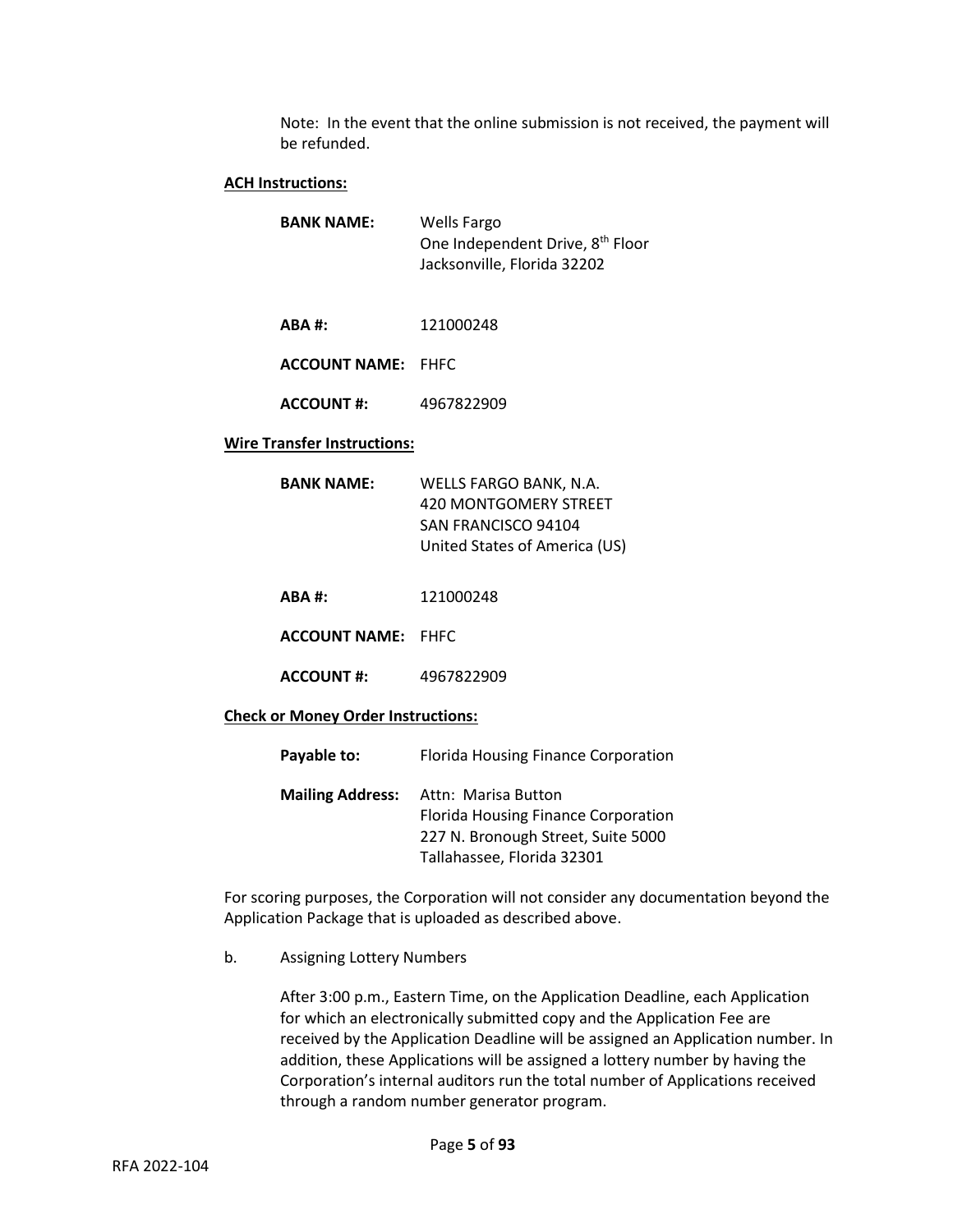Note: In the event that the online submission is not received, the payment will be refunded.

**ACH Instructions:**

| | |
|---|---|
| **BANK NAME:** | Wells Fargo<br>One Independent Drive, 8th Floor<br>Jacksonville, Florida 32202 |
| **ABA #:** | 121000248 |
| **ACCOUNT NAME:** | FHFC |
| **ACCOUNT #:** | 4967822909 |

**Wire Transfer Instructions:**

| | |
|---|---|
| **BANK NAME:** | WELLS FARGO BANK, N.A.<br>420 MONTGOMERY STREET<br>SAN FRANCISCO 94104<br>United States of America (US) |
| **ABA #:** | 121000248 |
| **ACCOUNT NAME:** | FHFC |
| **ACCOUNT #:** | 4967822909 |

**Check or Money Order Instructions:**

| | |
|---|---|
| **Payable to:** | Florida Housing Finance Corporation |
| **Mailing Address:** | Attn: Marisa Button<br>Florida Housing Finance Corporation<br>227 N. Bronough Street, Suite 5000<br>Tallahassee, Florida 32301 |

For scoring purposes, the Corporation will not consider any documentation beyond the Application Package that is uploaded as described above.

b. Assigning Lottery Numbers

After 3:00 p.m., Eastern Time, on the Application Deadline, each Application for which an electronically submitted copy and the Application Fee are received by the Application Deadline will be assigned an Application number. In addition, these Applications will be assigned a lottery number by having the Corporation's internal auditors run the total number of Applications received through a random number generator program.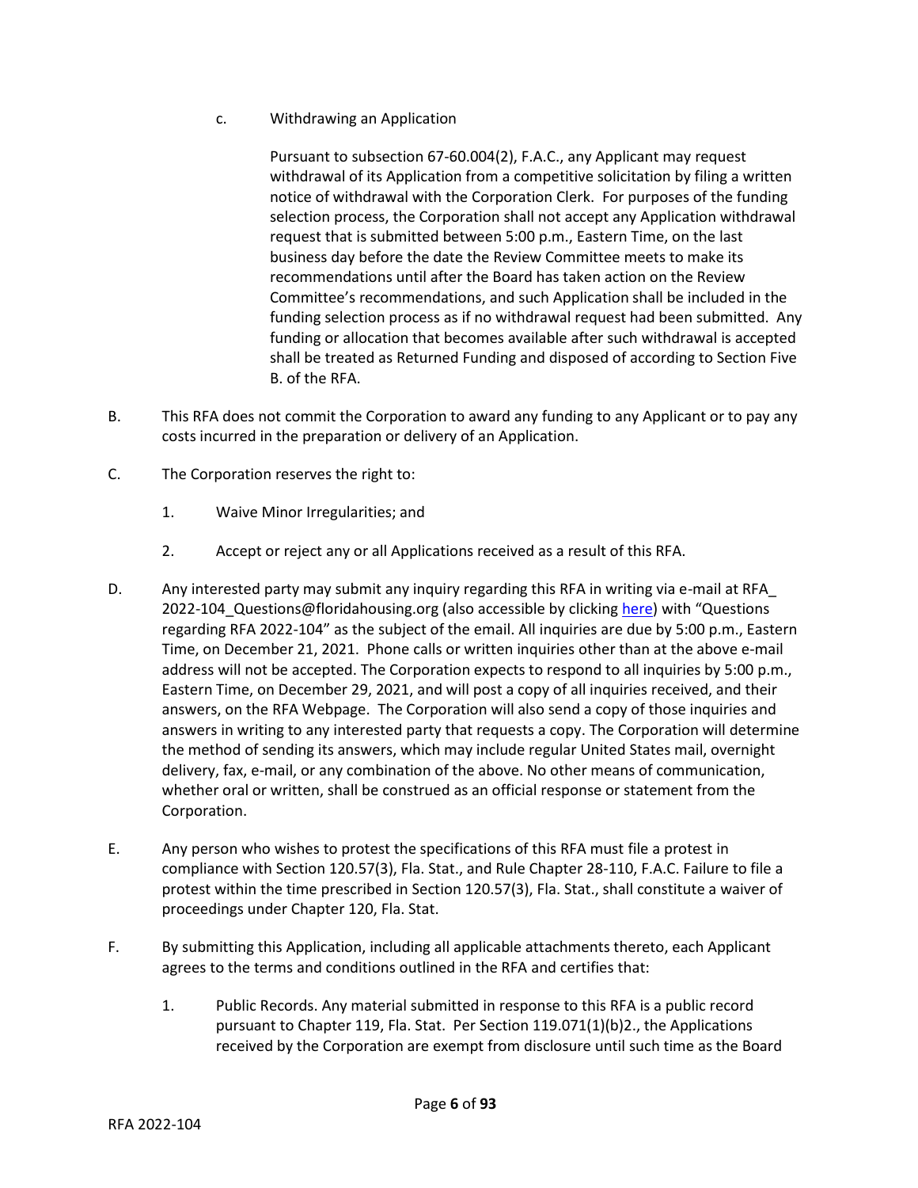c. Withdrawing an Application

Pursuant to subsection 67-60.004(2), F.A.C., any Applicant may request withdrawal of its Application from a competitive solicitation by filing a written notice of withdrawal with the Corporation Clerk. For purposes of the funding selection process, the Corporation shall not accept any Application withdrawal request that is submitted between 5:00 p.m., Eastern Time, on the last business day before the date the Review Committee meets to make its recommendations until after the Board has taken action on the Review Committee's recommendations, and such Application shall be included in the funding selection process as if no withdrawal request had been submitted. Any funding or allocation that becomes available after such withdrawal is accepted shall be treated as Returned Funding and disposed of according to Section Five B. of the RFA.

B. This RFA does not commit the Corporation to award any funding to any Applicant or to pay any costs incurred in the preparation or delivery of an Application.

C. The Corporation reserves the right to:

1. Waive Minor Irregularities; and

2. Accept or reject any or all Applications received as a result of this RFA.

D. Any interested party may submit any inquiry regarding this RFA in writing via e-mail at RFA_2022-104_Questions@floridahousing.org (also accessible by clicking here) with "Questions regarding RFA 2022-104" as the subject of the email. All inquiries are due by 5:00 p.m., Eastern Time, on December 21, 2021. Phone calls or written inquiries other than at the above e-mail address will not be accepted. The Corporation expects to respond to all inquiries by 5:00 p.m., Eastern Time, on December 29, 2021, and will post a copy of all inquiries received, and their answers, on the RFA Webpage. The Corporation will also send a copy of those inquiries and answers in writing to any interested party that requests a copy. The Corporation will determine the method of sending its answers, which may include regular United States mail, overnight delivery, fax, e-mail, or any combination of the above. No other means of communication, whether oral or written, shall be construed as an official response or statement from the Corporation.

E. Any person who wishes to protest the specifications of this RFA must file a protest in compliance with Section 120.57(3), Fla. Stat., and Rule Chapter 28-110, F.A.C. Failure to file a protest within the time prescribed in Section 120.57(3), Fla. Stat., shall constitute a waiver of proceedings under Chapter 120, Fla. Stat.

F. By submitting this Application, including all applicable attachments thereto, each Applicant agrees to the terms and conditions outlined in the RFA and certifies that:

1. Public Records. Any material submitted in response to this RFA is a public record pursuant to Chapter 119, Fla. Stat. Per Section 119.071(1)(b)2., the Applications received by the Corporation are exempt from disclosure until such time as the Board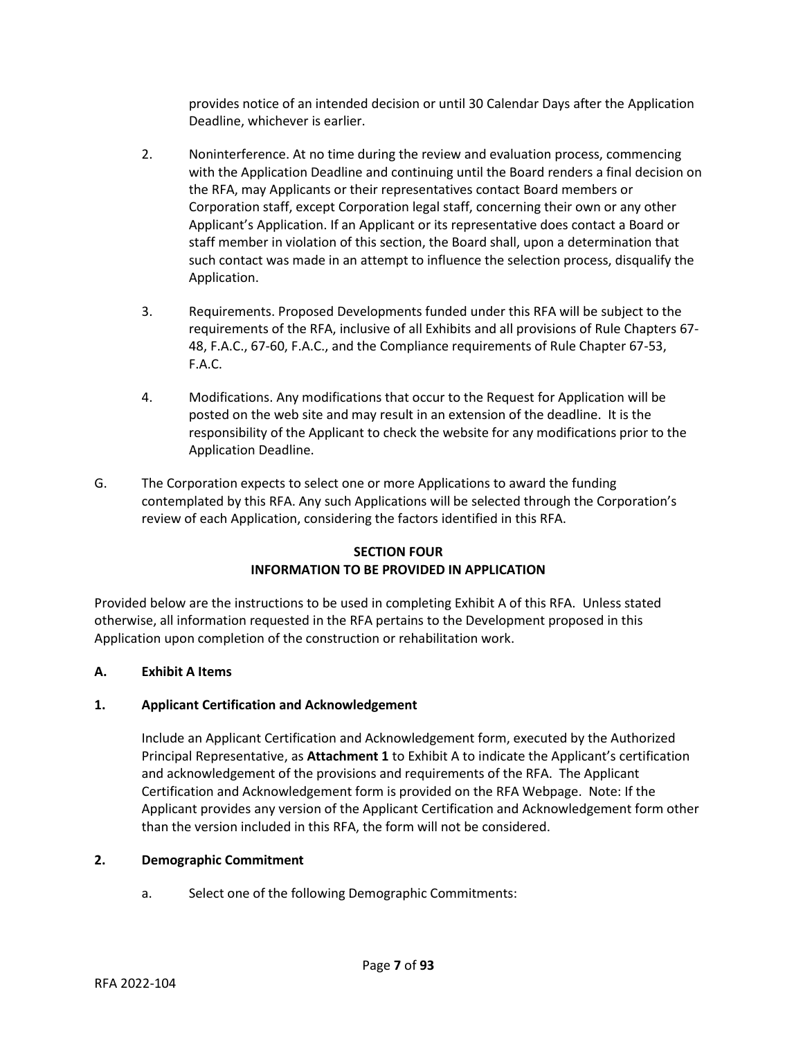provides notice of an intended decision or until 30 Calendar Days after the Application Deadline, whichever is earlier.

2. Noninterference. At no time during the review and evaluation process, commencing with the Application Deadline and continuing until the Board renders a final decision on the RFA, may Applicants or their representatives contact Board members or Corporation staff, except Corporation legal staff, concerning their own or any other Applicant's Application. If an Applicant or its representative does contact a Board or staff member in violation of this section, the Board shall, upon a determination that such contact was made in an attempt to influence the selection process, disqualify the Application.

3. Requirements. Proposed Developments funded under this RFA will be subject to the requirements of the RFA, inclusive of all Exhibits and all provisions of Rule Chapters 67-48, F.A.C., 67-60, F.A.C., and the Compliance requirements of Rule Chapter 67-53, F.A.C.

4. Modifications. Any modifications that occur to the Request for Application will be posted on the web site and may result in an extension of the deadline. It is the responsibility of the Applicant to check the website for any modifications prior to the Application Deadline.

G. The Corporation expects to select one or more Applications to award the funding contemplated by this RFA. Any such Applications will be selected through the Corporation's review of each Application, considering the factors identified in this RFA.

## SECTION FOUR
## INFORMATION TO BE PROVIDED IN APPLICATION

Provided below are the instructions to be used in completing Exhibit A of this RFA. Unless stated otherwise, all information requested in the RFA pertains to the Development proposed in this Application upon completion of the construction or rehabilitation work.

### A. Exhibit A Items

### 1. Applicant Certification and Acknowledgement

Include an Applicant Certification and Acknowledgement form, executed by the Authorized Principal Representative, as **Attachment 1** to Exhibit A to indicate the Applicant's certification and acknowledgement of the provisions and requirements of the RFA. The Applicant Certification and Acknowledgement form is provided on the RFA Webpage. Note: If the Applicant provides any version of the Applicant Certification and Acknowledgement form other than the version included in this RFA, the form will not be considered.

### 2. Demographic Commitment

a. Select one of the following Demographic Commitments: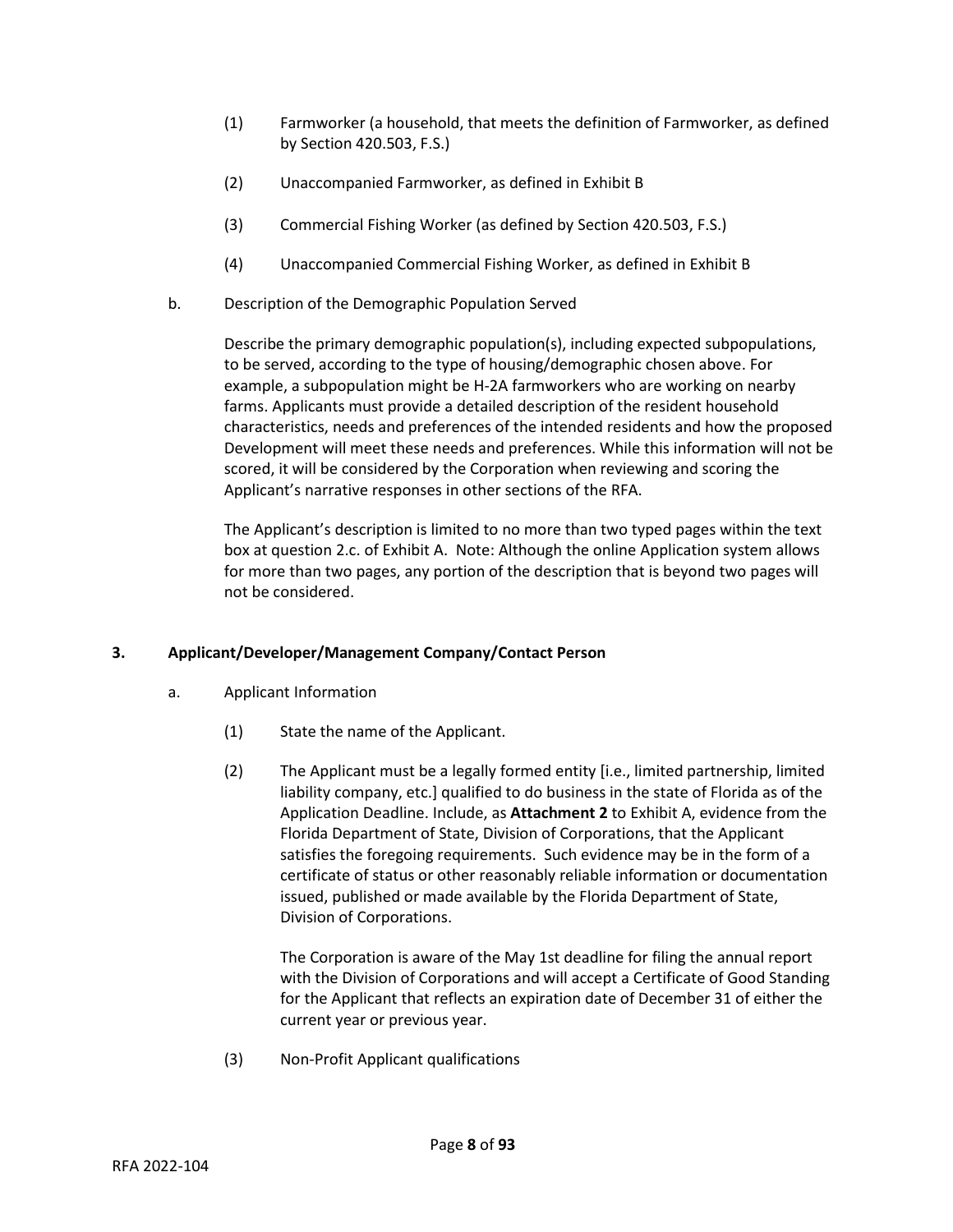(1) Farmworker (a household, that meets the definition of Farmworker, as defined by Section 420.503, F.S.)

(2) Unaccompanied Farmworker, as defined in Exhibit B

(3) Commercial Fishing Worker (as defined by Section 420.503, F.S.)

(4) Unaccompanied Commercial Fishing Worker, as defined in Exhibit B

b. Description of the Demographic Population Served

Describe the primary demographic population(s), including expected subpopulations, to be served, according to the type of housing/demographic chosen above. For example, a subpopulation might be H-2A farmworkers who are working on nearby farms. Applicants must provide a detailed description of the resident household characteristics, needs and preferences of the intended residents and how the proposed Development will meet these needs and preferences. While this information will not be scored, it will be considered by the Corporation when reviewing and scoring the Applicant's narrative responses in other sections of the RFA.

The Applicant's description is limited to no more than two typed pages within the text box at question 2.c. of Exhibit A. Note: Although the online Application system allows for more than two pages, any portion of the description that is beyond two pages will not be considered.

**3. Applicant/Developer/Management Company/Contact Person**

a. Applicant Information

(1) State the name of the Applicant.

(2) The Applicant must be a legally formed entity [i.e., limited partnership, limited liability company, etc.] qualified to do business in the state of Florida as of the Application Deadline. Include, as **Attachment 2** to Exhibit A, evidence from the Florida Department of State, Division of Corporations, that the Applicant satisfies the foregoing requirements. Such evidence may be in the form of a certificate of status or other reasonably reliable information or documentation issued, published or made available by the Florida Department of State, Division of Corporations.

The Corporation is aware of the May 1st deadline for filing the annual report with the Division of Corporations and will accept a Certificate of Good Standing for the Applicant that reflects an expiration date of December 31 of either the current year or previous year.

(3) Non-Profit Applicant qualifications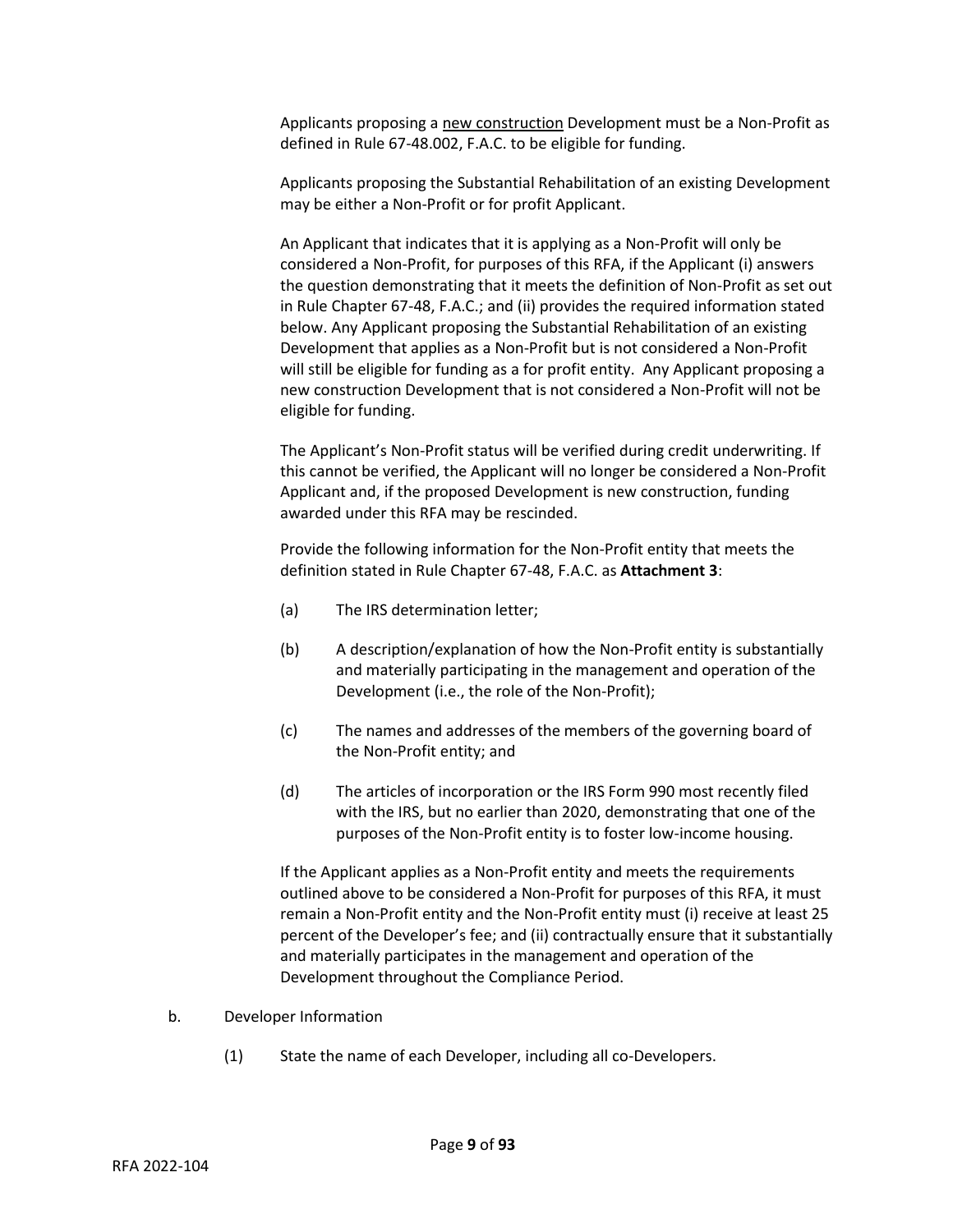Applicants proposing a new construction Development must be a Non-Profit as defined in Rule 67-48.002, F.A.C. to be eligible for funding.

Applicants proposing the Substantial Rehabilitation of an existing Development may be either a Non-Profit or for profit Applicant.

An Applicant that indicates that it is applying as a Non-Profit will only be considered a Non-Profit, for purposes of this RFA, if the Applicant (i) answers the question demonstrating that it meets the definition of Non-Profit as set out in Rule Chapter 67-48, F.A.C.; and (ii) provides the required information stated below. Any Applicant proposing the Substantial Rehabilitation of an existing Development that applies as a Non-Profit but is not considered a Non-Profit will still be eligible for funding as a for profit entity. Any Applicant proposing a new construction Development that is not considered a Non-Profit will not be eligible for funding.

The Applicant's Non-Profit status will be verified during credit underwriting. If this cannot be verified, the Applicant will no longer be considered a Non-Profit Applicant and, if the proposed Development is new construction, funding awarded under this RFA may be rescinded.

Provide the following information for the Non-Profit entity that meets the definition stated in Rule Chapter 67-48, F.A.C. as **Attachment 3**:

(a) The IRS determination letter;

(b) A description/explanation of how the Non-Profit entity is substantially and materially participating in the management and operation of the Development (i.e., the role of the Non-Profit);

(c) The names and addresses of the members of the governing board of the Non-Profit entity; and

(d) The articles of incorporation or the IRS Form 990 most recently filed with the IRS, but no earlier than 2020, demonstrating that one of the purposes of the Non-Profit entity is to foster low-income housing.

If the Applicant applies as a Non-Profit entity and meets the requirements outlined above to be considered a Non-Profit for purposes of this RFA, it must remain a Non-Profit entity and the Non-Profit entity must (i) receive at least 25 percent of the Developer's fee; and (ii) contractually ensure that it substantially and materially participates in the management and operation of the Development throughout the Compliance Period.

b. Developer Information

(1) State the name of each Developer, including all co-Developers.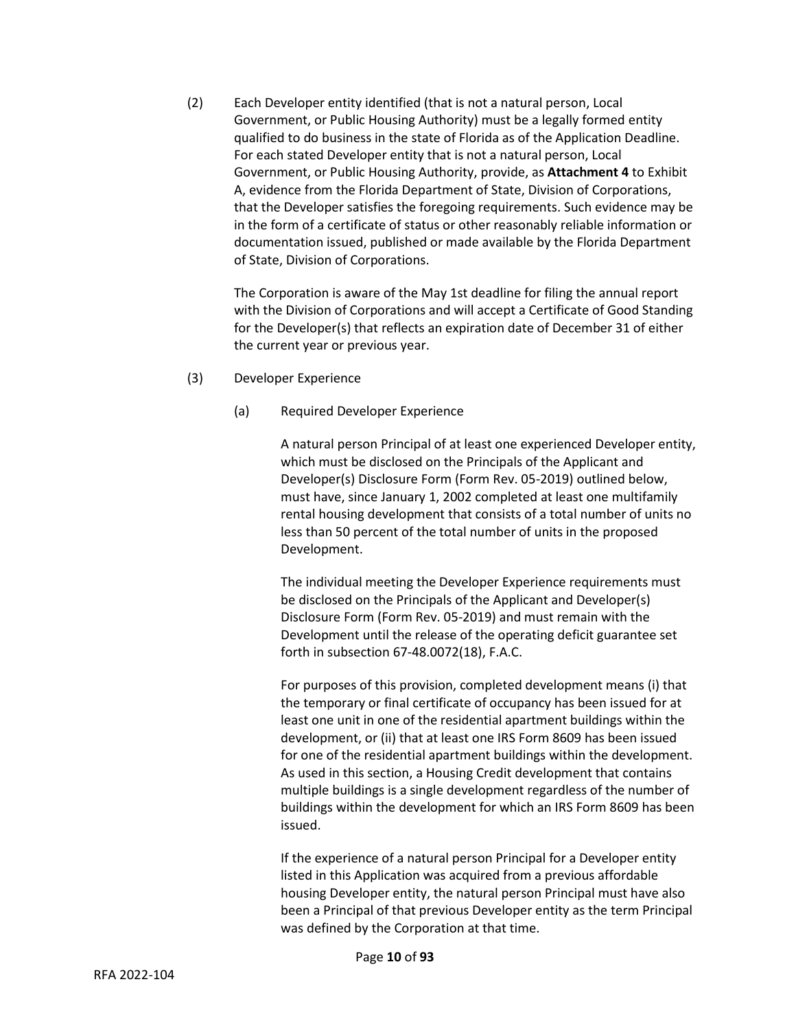(2) Each Developer entity identified (that is not a natural person, Local Government, or Public Housing Authority) must be a legally formed entity qualified to do business in the state of Florida as of the Application Deadline. For each stated Developer entity that is not a natural person, Local Government, or Public Housing Authority, provide, as **Attachment 4** to Exhibit A, evidence from the Florida Department of State, Division of Corporations, that the Developer satisfies the foregoing requirements. Such evidence may be in the form of a certificate of status or other reasonably reliable information or documentation issued, published or made available by the Florida Department of State, Division of Corporations.

The Corporation is aware of the May 1st deadline for filing the annual report with the Division of Corporations and will accept a Certificate of Good Standing for the Developer(s) that reflects an expiration date of December 31 of either the current year or previous year.

(3) Developer Experience

(a) Required Developer Experience

A natural person Principal of at least one experienced Developer entity, which must be disclosed on the Principals of the Applicant and Developer(s) Disclosure Form (Form Rev. 05-2019) outlined below, must have, since January 1, 2002 completed at least one multifamily rental housing development that consists of a total number of units no less than 50 percent of the total number of units in the proposed Development.

The individual meeting the Developer Experience requirements must be disclosed on the Principals of the Applicant and Developer(s) Disclosure Form (Form Rev. 05-2019) and must remain with the Development until the release of the operating deficit guarantee set forth in subsection 67-48.0072(18), F.A.C.

For purposes of this provision, completed development means (i) that the temporary or final certificate of occupancy has been issued for at least one unit in one of the residential apartment buildings within the development, or (ii) that at least one IRS Form 8609 has been issued for one of the residential apartment buildings within the development. As used in this section, a Housing Credit development that contains multiple buildings is a single development regardless of the number of buildings within the development for which an IRS Form 8609 has been issued.

If the experience of a natural person Principal for a Developer entity listed in this Application was acquired from a previous affordable housing Developer entity, the natural person Principal must have also been a Principal of that previous Developer entity as the term Principal was defined by the Corporation at that time.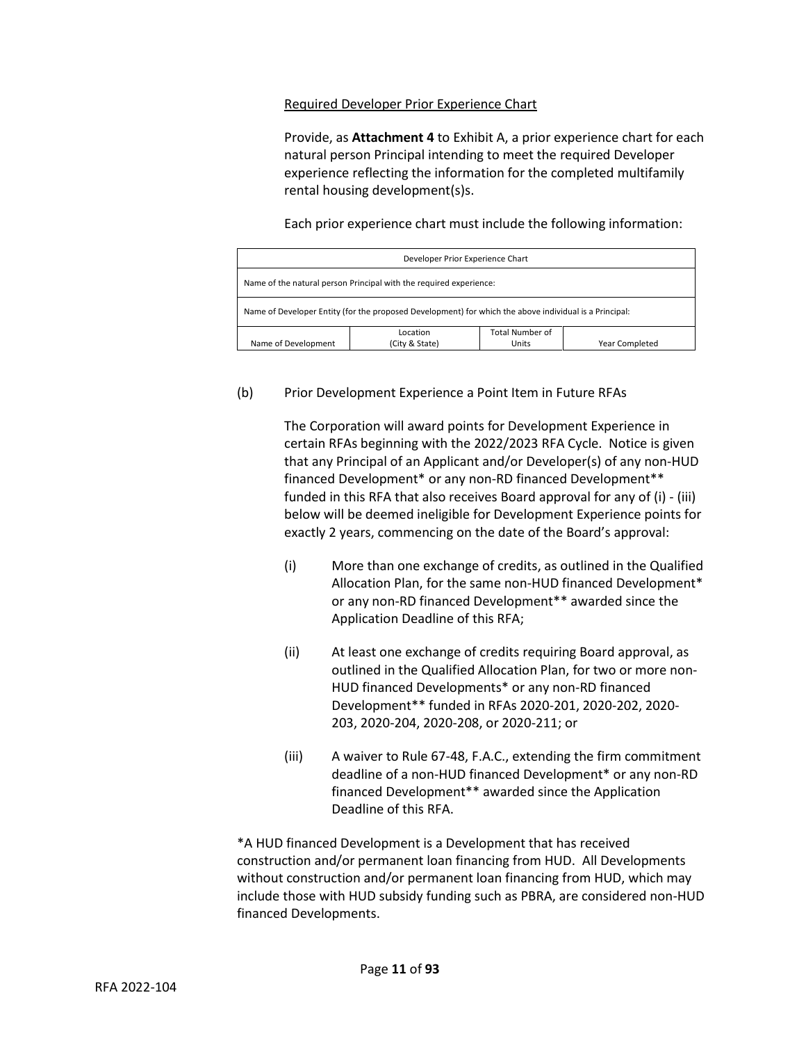Required Developer Prior Experience Chart

Provide, as **Attachment 4** to Exhibit A, a prior experience chart for each natural person Principal intending to meet the required Developer experience reflecting the information for the completed multifamily rental housing development(s)s.

Each prior experience chart must include the following information:

| Developer Prior Experience Chart | | | |
|---|---|---|---|
| Name of the natural person Principal with the required experience: | | | |
| Name of Developer Entity (for the proposed Development) for which the above individual is a Principal: | | | |
| Name of Development | Location (City & State) | Total Number of Units | Year Completed |

(b) Prior Development Experience a Point Item in Future RFAs

The Corporation will award points for Development Experience in certain RFAs beginning with the 2022/2023 RFA Cycle. Notice is given that any Principal of an Applicant and/or Developer(s) of any non-HUD financed Development* or any non-RD financed Development** funded in this RFA that also receives Board approval for any of (i) - (iii) below will be deemed ineligible for Development Experience points for exactly 2 years, commencing on the date of the Board's approval:

(i) More than one exchange of credits, as outlined in the Qualified Allocation Plan, for the same non-HUD financed Development* or any non-RD financed Development** awarded since the Application Deadline of this RFA;

(ii) At least one exchange of credits requiring Board approval, as outlined in the Qualified Allocation Plan, for two or more non-HUD financed Developments* or any non-RD financed Development** funded in RFAs 2020-201, 2020-202, 2020-203, 2020-204, 2020-208, or 2020-211; or

(iii) A waiver to Rule 67-48, F.A.C., extending the firm commitment deadline of a non-HUD financed Development* or any non-RD financed Development** awarded since the Application Deadline of this RFA.

*A HUD financed Development is a Development that has received construction and/or permanent loan financing from HUD. All Developments without construction and/or permanent loan financing from HUD, which may include those with HUD subsidy funding such as PBRA, are considered non-HUD financed Developments.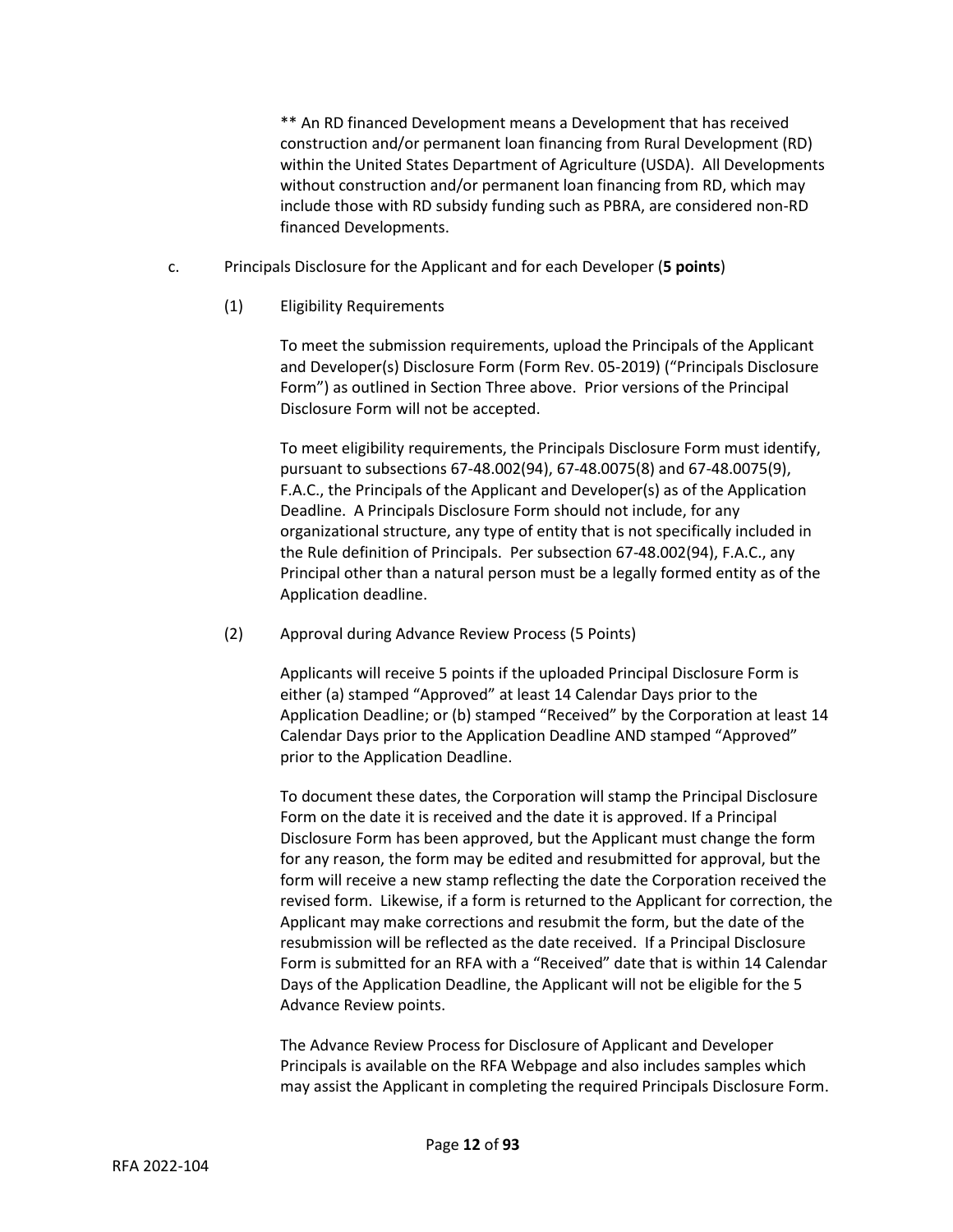** An RD financed Development means a Development that has received construction and/or permanent loan financing from Rural Development (RD) within the United States Department of Agriculture (USDA). All Developments without construction and/or permanent loan financing from RD, which may include those with RD subsidy funding such as PBRA, are considered non-RD financed Developments.

c. Principals Disclosure for the Applicant and for each Developer (**5 points**)

(1) Eligibility Requirements

To meet the submission requirements, upload the Principals of the Applicant and Developer(s) Disclosure Form (Form Rev. 05-2019) ("Principals Disclosure Form") as outlined in Section Three above. Prior versions of the Principal Disclosure Form will not be accepted.

To meet eligibility requirements, the Principals Disclosure Form must identify, pursuant to subsections 67-48.002(94), 67-48.0075(8) and 67-48.0075(9), F.A.C., the Principals of the Applicant and Developer(s) as of the Application Deadline. A Principals Disclosure Form should not include, for any organizational structure, any type of entity that is not specifically included in the Rule definition of Principals. Per subsection 67-48.002(94), F.A.C., any Principal other than a natural person must be a legally formed entity as of the Application deadline.

(2) Approval during Advance Review Process (5 Points)

Applicants will receive 5 points if the uploaded Principal Disclosure Form is either (a) stamped "Approved" at least 14 Calendar Days prior to the Application Deadline; or (b) stamped "Received" by the Corporation at least 14 Calendar Days prior to the Application Deadline AND stamped "Approved" prior to the Application Deadline.

To document these dates, the Corporation will stamp the Principal Disclosure Form on the date it is received and the date it is approved. If a Principal Disclosure Form has been approved, but the Applicant must change the form for any reason, the form may be edited and resubmitted for approval, but the form will receive a new stamp reflecting the date the Corporation received the revised form. Likewise, if a form is returned to the Applicant for correction, the Applicant may make corrections and resubmit the form, but the date of the resubmission will be reflected as the date received. If a Principal Disclosure Form is submitted for an RFA with a "Received" date that is within 14 Calendar Days of the Application Deadline, the Applicant will not be eligible for the 5 Advance Review points.

The Advance Review Process for Disclosure of Applicant and Developer Principals is available on the RFA Webpage and also includes samples which may assist the Applicant in completing the required Principals Disclosure Form.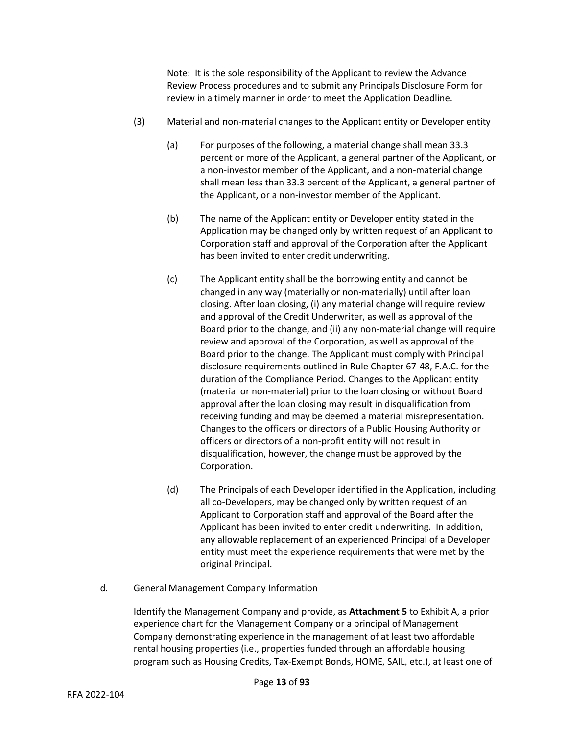Note: It is the sole responsibility of the Applicant to review the Advance Review Process procedures and to submit any Principals Disclosure Form for review in a timely manner in order to meet the Application Deadline.

(3) Material and non-material changes to the Applicant entity or Developer entity

(a) For purposes of the following, a material change shall mean 33.3 percent or more of the Applicant, a general partner of the Applicant, or a non-investor member of the Applicant, and a non-material change shall mean less than 33.3 percent of the Applicant, a general partner of the Applicant, or a non-investor member of the Applicant.

(b) The name of the Applicant entity or Developer entity stated in the Application may be changed only by written request of an Applicant to Corporation staff and approval of the Corporation after the Applicant has been invited to enter credit underwriting.

(c) The Applicant entity shall be the borrowing entity and cannot be changed in any way (materially or non-materially) until after loan closing. After loan closing, (i) any material change will require review and approval of the Credit Underwriter, as well as approval of the Board prior to the change, and (ii) any non-material change will require review and approval of the Corporation, as well as approval of the Board prior to the change. The Applicant must comply with Principal disclosure requirements outlined in Rule Chapter 67-48, F.A.C. for the duration of the Compliance Period. Changes to the Applicant entity (material or non-material) prior to the loan closing or without Board approval after the loan closing may result in disqualification from receiving funding and may be deemed a material misrepresentation. Changes to the officers or directors of a Public Housing Authority or officers or directors of a non-profit entity will not result in disqualification, however, the change must be approved by the Corporation.

(d) The Principals of each Developer identified in the Application, including all co-Developers, may be changed only by written request of an Applicant to Corporation staff and approval of the Board after the Applicant has been invited to enter credit underwriting. In addition, any allowable replacement of an experienced Principal of a Developer entity must meet the experience requirements that were met by the original Principal.

d. General Management Company Information

Identify the Management Company and provide, as **Attachment 5** to Exhibit A, a prior experience chart for the Management Company or a principal of Management Company demonstrating experience in the management of at least two affordable rental housing properties (i.e., properties funded through an affordable housing program such as Housing Credits, Tax-Exempt Bonds, HOME, SAIL, etc.), at least one of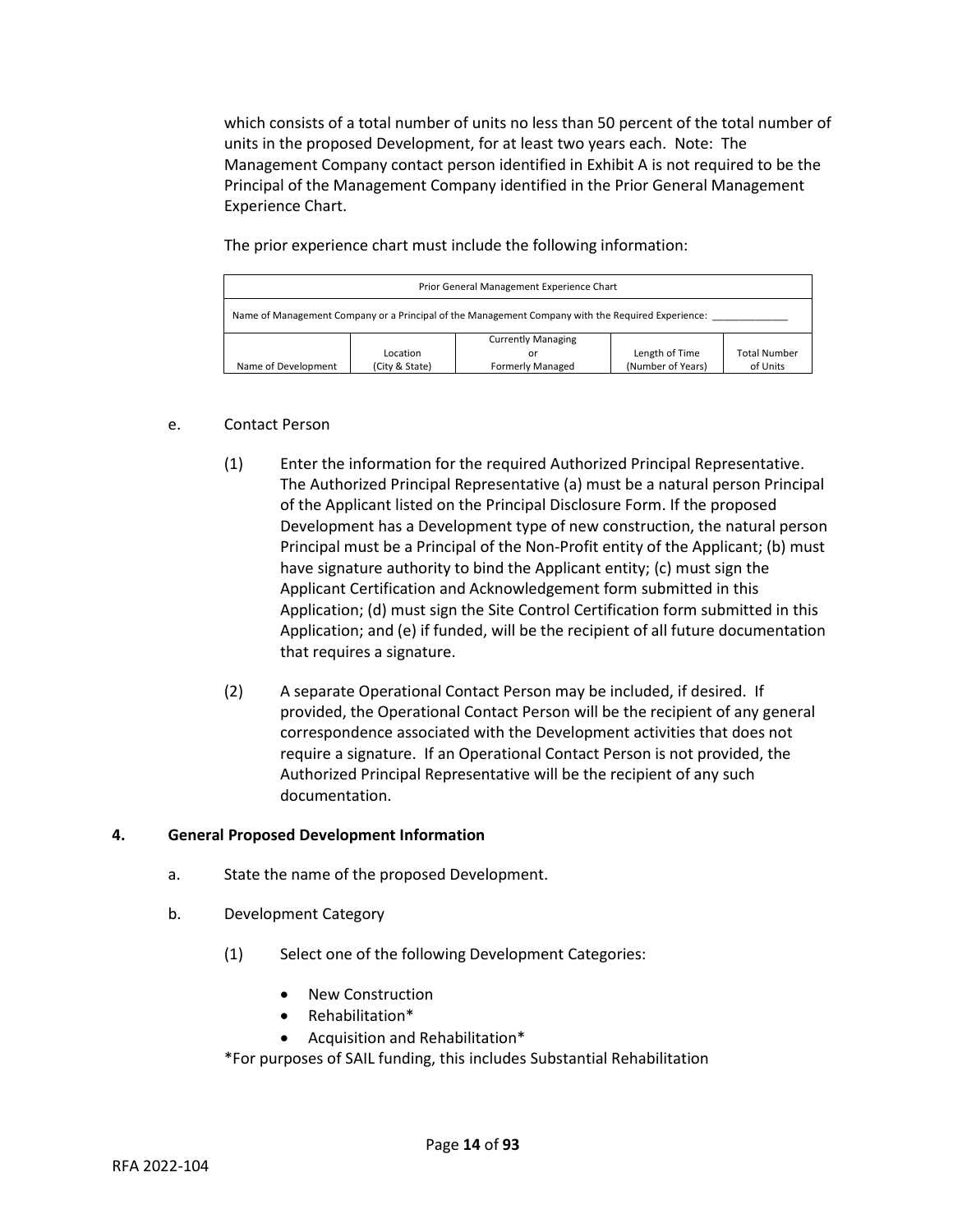which consists of a total number of units no less than 50 percent of the total number of units in the proposed Development, for at least two years each. Note: The Management Company contact person identified in Exhibit A is not required to be the Principal of the Management Company identified in the Prior General Management Experience Chart.

The prior experience chart must include the following information:

| Prior General Management Experience Chart | | | | |
|---|---|---|---|---|
| Name of Management Company or a Principal of the Management Company with the Required Experience: _____________ | | | | |
| Name of Development | Location (City & State) | Currently Managing or Formerly Managed | Length of Time (Number of Years) | Total Number of Units |

e. Contact Person

(1) Enter the information for the required Authorized Principal Representative. The Authorized Principal Representative (a) must be a natural person Principal of the Applicant listed on the Principal Disclosure Form. If the proposed Development has a Development type of new construction, the natural person Principal must be a Principal of the Non-Profit entity of the Applicant; (b) must have signature authority to bind the Applicant entity; (c) must sign the Applicant Certification and Acknowledgement form submitted in this Application; (d) must sign the Site Control Certification form submitted in this Application; and (e) if funded, will be the recipient of all future documentation that requires a signature.

(2) A separate Operational Contact Person may be included, if desired. If provided, the Operational Contact Person will be the recipient of any general correspondence associated with the Development activities that does not require a signature. If an Operational Contact Person is not provided, the Authorized Principal Representative will be the recipient of any such documentation.

**4. General Proposed Development Information**

a. State the name of the proposed Development.

b. Development Category

(1) Select one of the following Development Categories:

- New Construction
- Rehabilitation*
- Acquisition and Rehabilitation*

*For purposes of SAIL funding, this includes Substantial Rehabilitation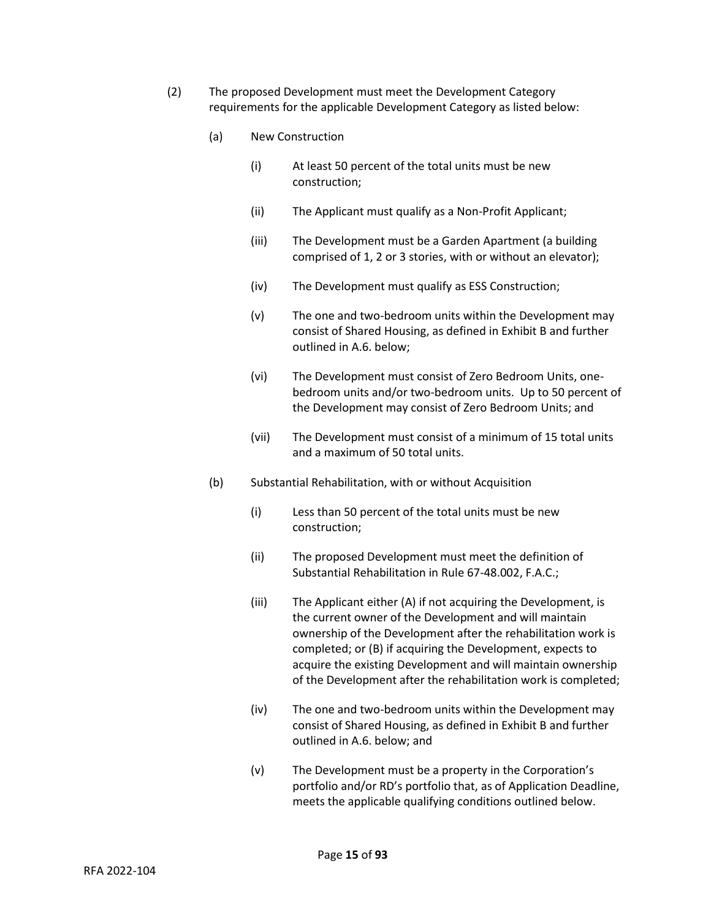(2) The proposed Development must meet the Development Category requirements for the applicable Development Category as listed below:

(a) New Construction

(i) At least 50 percent of the total units must be new construction;

(ii) The Applicant must qualify as a Non-Profit Applicant;

(iii) The Development must be a Garden Apartment (a building comprised of 1, 2 or 3 stories, with or without an elevator);

(iv) The Development must qualify as ESS Construction;

(v) The one and two-bedroom units within the Development may consist of Shared Housing, as defined in Exhibit B and further outlined in A.6. below;

(vi) The Development must consist of Zero Bedroom Units, one-bedroom units and/or two-bedroom units. Up to 50 percent of the Development may consist of Zero Bedroom Units; and

(vii) The Development must consist of a minimum of 15 total units and a maximum of 50 total units.

(b) Substantial Rehabilitation, with or without Acquisition

(i) Less than 50 percent of the total units must be new construction;

(ii) The proposed Development must meet the definition of Substantial Rehabilitation in Rule 67-48.002, F.A.C.;

(iii) The Applicant either (A) if not acquiring the Development, is the current owner of the Development and will maintain ownership of the Development after the rehabilitation work is completed; or (B) if acquiring the Development, expects to acquire the existing Development and will maintain ownership of the Development after the rehabilitation work is completed;

(iv) The one and two-bedroom units within the Development may consist of Shared Housing, as defined in Exhibit B and further outlined in A.6. below; and

(v) The Development must be a property in the Corporation's portfolio and/or RD's portfolio that, as of Application Deadline, meets the applicable qualifying conditions outlined below.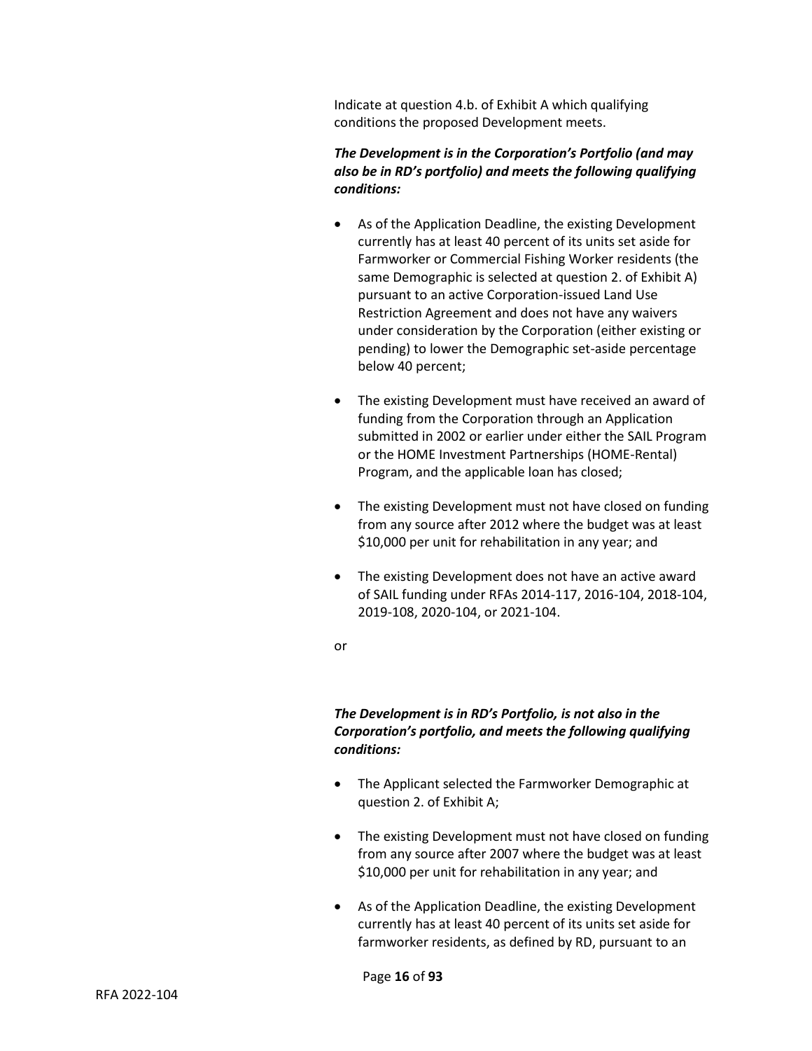Indicate at question 4.b. of Exhibit A which qualifying conditions the proposed Development meets.

***The Development is in the Corporation's Portfolio (and may also be in RD's portfolio) and meets the following qualifying conditions:***

- As of the Application Deadline, the existing Development currently has at least 40 percent of its units set aside for Farmworker or Commercial Fishing Worker residents (the same Demographic is selected at question 2. of Exhibit A) pursuant to an active Corporation-issued Land Use Restriction Agreement and does not have any waivers under consideration by the Corporation (either existing or pending) to lower the Demographic set-aside percentage below 40 percent;

- The existing Development must have received an award of funding from the Corporation through an Application submitted in 2002 or earlier under either the SAIL Program or the HOME Investment Partnerships (HOME-Rental) Program, and the applicable loan has closed;

- The existing Development must not have closed on funding from any source after 2012 where the budget was at least $10,000 per unit for rehabilitation in any year; and

- The existing Development does not have an active award of SAIL funding under RFAs 2014-117, 2016-104, 2018-104, 2019-108, 2020-104, or 2021-104.

or

***The Development is in RD's Portfolio, is not also in the Corporation's portfolio, and meets the following qualifying conditions:***

- The Applicant selected the Farmworker Demographic at question 2. of Exhibit A;

- The existing Development must not have closed on funding from any source after 2007 where the budget was at least $10,000 per unit for rehabilitation in any year; and

- As of the Application Deadline, the existing Development currently has at least 40 percent of its units set aside for farmworker residents, as defined by RD, pursuant to an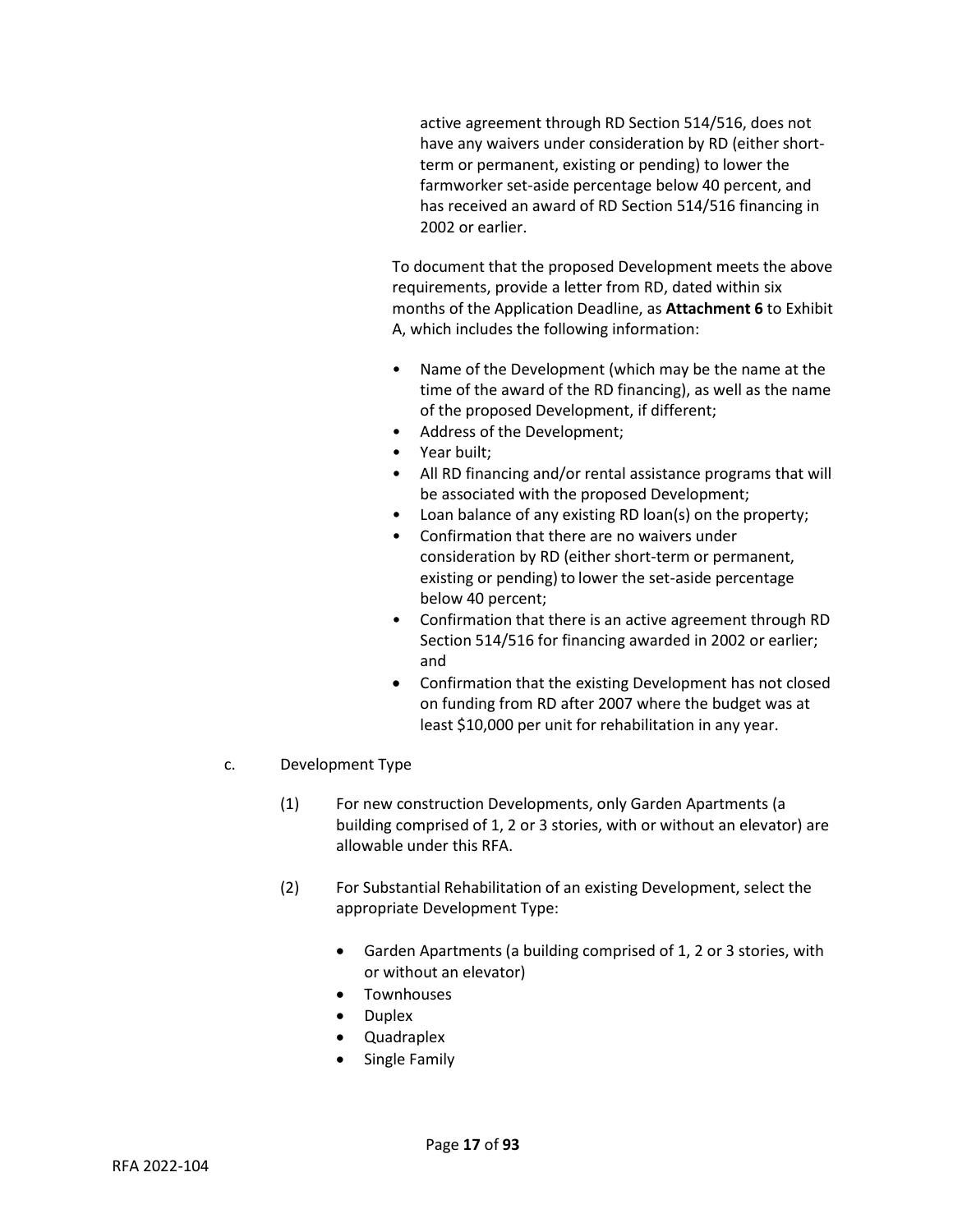active agreement through RD Section 514/516, does not have any waivers under consideration by RD (either short-term or permanent, existing or pending) to lower the farmworker set-aside percentage below 40 percent, and has received an award of RD Section 514/516 financing in 2002 or earlier.

To document that the proposed Development meets the above requirements, provide a letter from RD, dated within six months of the Application Deadline, as **Attachment 6** to Exhibit A, which includes the following information:

- Name of the Development (which may be the name at the time of the award of the RD financing), as well as the name of the proposed Development, if different;
- Address of the Development;
- Year built;
- All RD financing and/or rental assistance programs that will be associated with the proposed Development;
- Loan balance of any existing RD loan(s) on the property;
- Confirmation that there are no waivers under consideration by RD (either short-term or permanent, existing or pending) to lower the set-aside percentage below 40 percent;
- Confirmation that there is an active agreement through RD Section 514/516 for financing awarded in 2002 or earlier; and
- Confirmation that the existing Development has not closed on funding from RD after 2007 where the budget was at least $10,000 per unit for rehabilitation in any year.

c. Development Type

(1) For new construction Developments, only Garden Apartments (a building comprised of 1, 2 or 3 stories, with or without an elevator) are allowable under this RFA.

(2) For Substantial Rehabilitation of an existing Development, select the appropriate Development Type:

- Garden Apartments (a building comprised of 1, 2 or 3 stories, with or without an elevator)
- Townhouses
- Duplex
- Quadraplex
- Single Family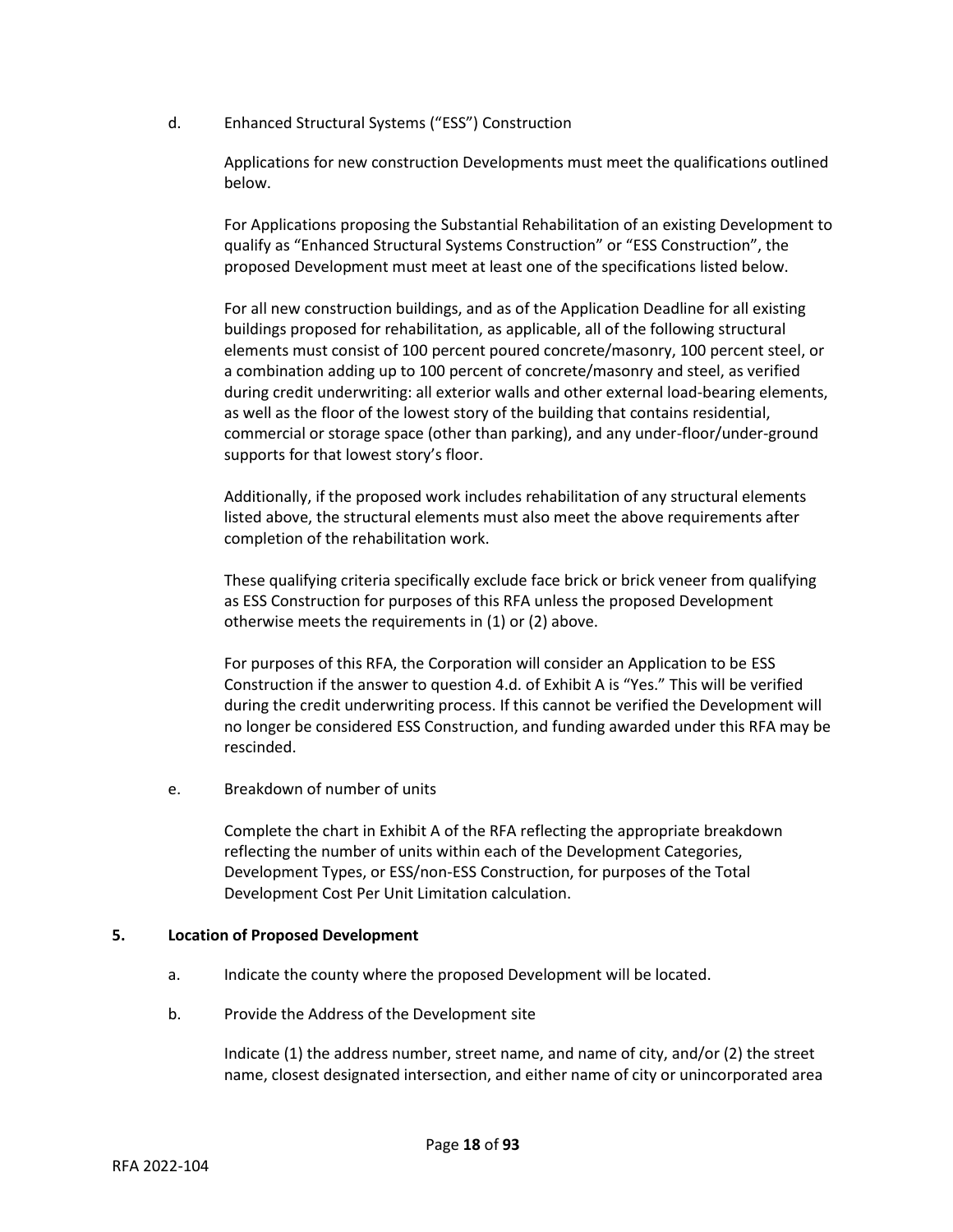d. Enhanced Structural Systems ("ESS") Construction

Applications for new construction Developments must meet the qualifications outlined below.

For Applications proposing the Substantial Rehabilitation of an existing Development to qualify as "Enhanced Structural Systems Construction" or "ESS Construction", the proposed Development must meet at least one of the specifications listed below.

For all new construction buildings, and as of the Application Deadline for all existing buildings proposed for rehabilitation, as applicable, all of the following structural elements must consist of 100 percent poured concrete/masonry, 100 percent steel, or a combination adding up to 100 percent of concrete/masonry and steel, as verified during credit underwriting: all exterior walls and other external load-bearing elements, as well as the floor of the lowest story of the building that contains residential, commercial or storage space (other than parking), and any under-floor/under-ground supports for that lowest story's floor.

Additionally, if the proposed work includes rehabilitation of any structural elements listed above, the structural elements must also meet the above requirements after completion of the rehabilitation work.

These qualifying criteria specifically exclude face brick or brick veneer from qualifying as ESS Construction for purposes of this RFA unless the proposed Development otherwise meets the requirements in (1) or (2) above.

For purposes of this RFA, the Corporation will consider an Application to be ESS Construction if the answer to question 4.d. of Exhibit A is "Yes." This will be verified during the credit underwriting process. If this cannot be verified the Development will no longer be considered ESS Construction, and funding awarded under this RFA may be rescinded.

e. Breakdown of number of units

Complete the chart in Exhibit A of the RFA reflecting the appropriate breakdown reflecting the number of units within each of the Development Categories, Development Types, or ESS/non-ESS Construction, for purposes of the Total Development Cost Per Unit Limitation calculation.

**5. Location of Proposed Development**

a. Indicate the county where the proposed Development will be located.

b. Provide the Address of the Development site

Indicate (1) the address number, street name, and name of city, and/or (2) the street name, closest designated intersection, and either name of city or unincorporated area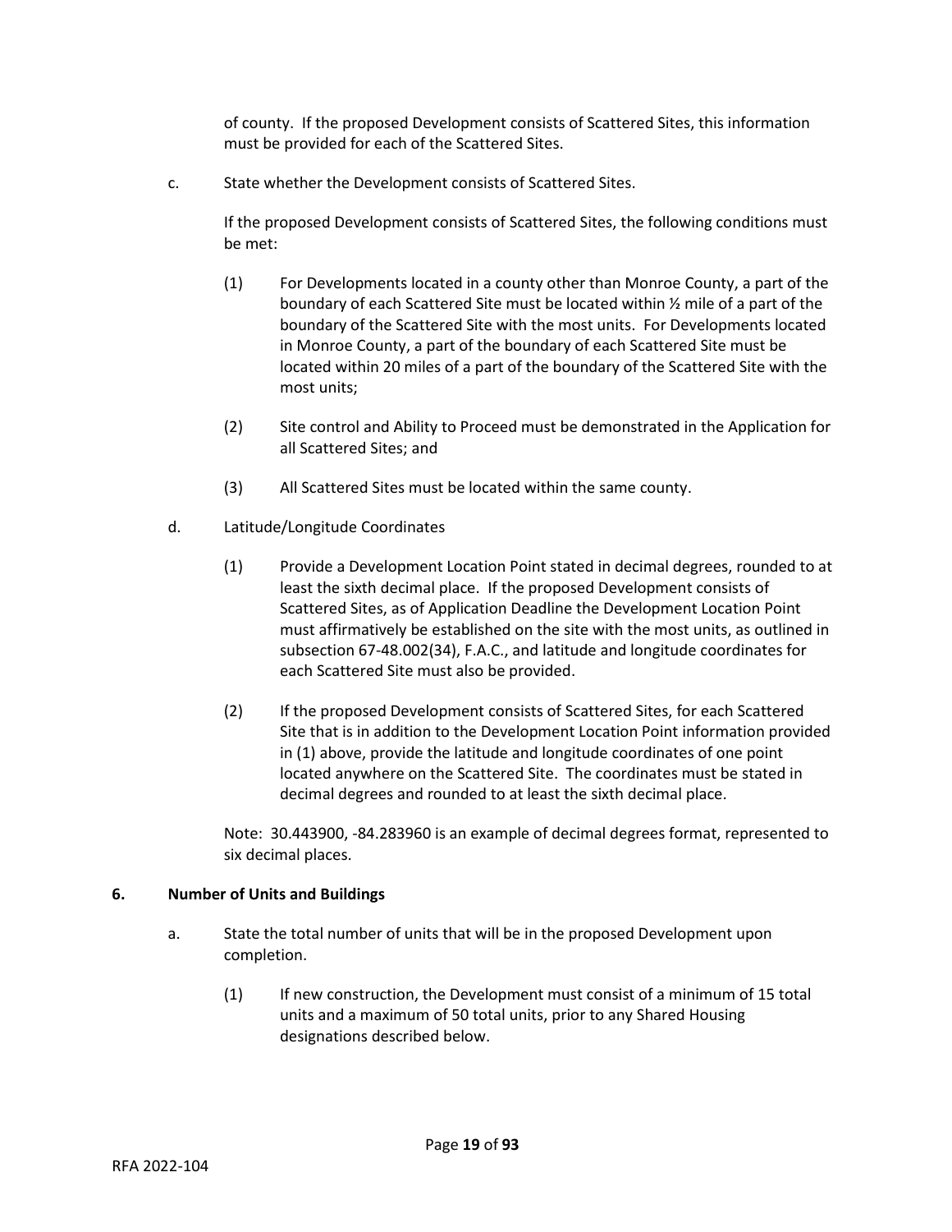of county. If the proposed Development consists of Scattered Sites, this information must be provided for each of the Scattered Sites.

c. State whether the Development consists of Scattered Sites.

   If the proposed Development consists of Scattered Sites, the following conditions must be met:

   (1) For Developments located in a county other than Monroe County, a part of the boundary of each Scattered Site must be located within ½ mile of a part of the boundary of the Scattered Site with the most units. For Developments located in Monroe County, a part of the boundary of each Scattered Site must be located within 20 miles of a part of the boundary of the Scattered Site with the most units;

   (2) Site control and Ability to Proceed must be demonstrated in the Application for all Scattered Sites; and

   (3) All Scattered Sites must be located within the same county.

d. Latitude/Longitude Coordinates

   (1) Provide a Development Location Point stated in decimal degrees, rounded to at least the sixth decimal place. If the proposed Development consists of Scattered Sites, as of Application Deadline the Development Location Point must affirmatively be established on the site with the most units, as outlined in subsection 67-48.002(34), F.A.C., and latitude and longitude coordinates for each Scattered Site must also be provided.

   (2) If the proposed Development consists of Scattered Sites, for each Scattered Site that is in addition to the Development Location Point information provided in (1) above, provide the latitude and longitude coordinates of one point located anywhere on the Scattered Site. The coordinates must be stated in decimal degrees and rounded to at least the sixth decimal place.

   Note: 30.443900, -84.283960 is an example of decimal degrees format, represented to six decimal places.

**6. Number of Units and Buildings**

a. State the total number of units that will be in the proposed Development upon completion.

   (1) If new construction, the Development must consist of a minimum of 15 total units and a maximum of 50 total units, prior to any Shared Housing designations described below.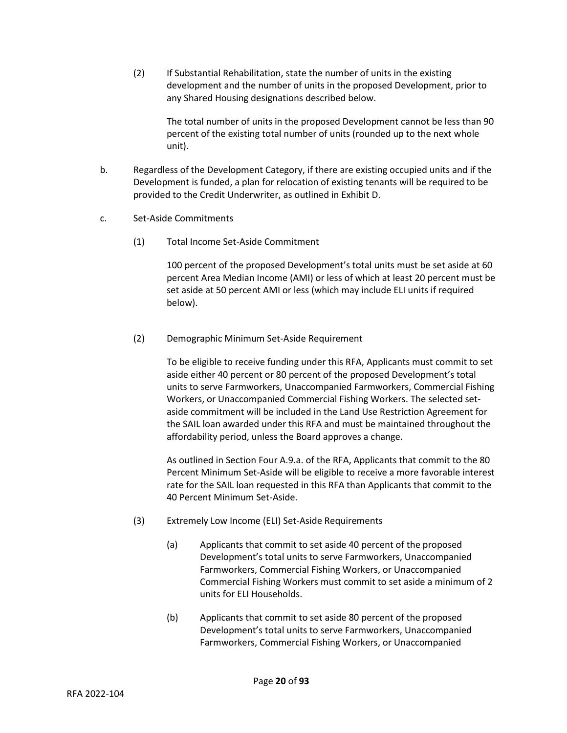(2) If Substantial Rehabilitation, state the number of units in the existing development and the number of units in the proposed Development, prior to any Shared Housing designations described below.

The total number of units in the proposed Development cannot be less than 90 percent of the existing total number of units (rounded up to the next whole unit).

b. Regardless of the Development Category, if there are existing occupied units and if the Development is funded, a plan for relocation of existing tenants will be required to be provided to the Credit Underwriter, as outlined in Exhibit D.

c. Set-Aside Commitments

(1) Total Income Set-Aside Commitment

100 percent of the proposed Development's total units must be set aside at 60 percent Area Median Income (AMI) or less of which at least 20 percent must be set aside at 50 percent AMI or less (which may include ELI units if required below).

(2) Demographic Minimum Set-Aside Requirement

To be eligible to receive funding under this RFA, Applicants must commit to set aside either 40 percent or 80 percent of the proposed Development's total units to serve Farmworkers, Unaccompanied Farmworkers, Commercial Fishing Workers, or Unaccompanied Commercial Fishing Workers. The selected set-aside commitment will be included in the Land Use Restriction Agreement for the SAIL loan awarded under this RFA and must be maintained throughout the affordability period, unless the Board approves a change.

As outlined in Section Four A.9.a. of the RFA, Applicants that commit to the 80 Percent Minimum Set-Aside will be eligible to receive a more favorable interest rate for the SAIL loan requested in this RFA than Applicants that commit to the 40 Percent Minimum Set-Aside.

(3) Extremely Low Income (ELI) Set-Aside Requirements

(a) Applicants that commit to set aside 40 percent of the proposed Development's total units to serve Farmworkers, Unaccompanied Farmworkers, Commercial Fishing Workers, or Unaccompanied Commercial Fishing Workers must commit to set aside a minimum of 2 units for ELI Households.

(b) Applicants that commit to set aside 80 percent of the proposed Development's total units to serve Farmworkers, Unaccompanied Farmworkers, Commercial Fishing Workers, or Unaccompanied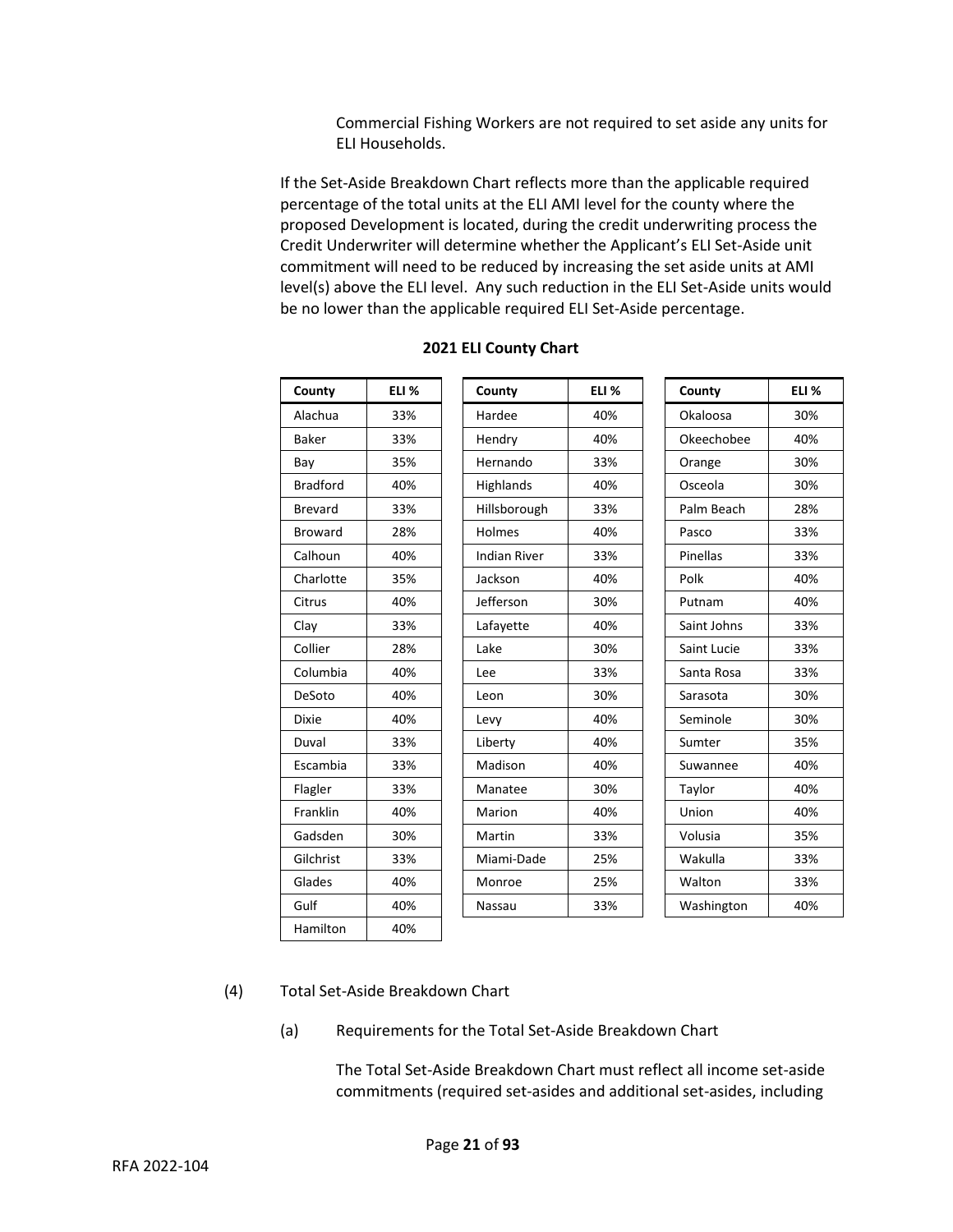Commercial Fishing Workers are not required to set aside any units for ELI Households.

If the Set-Aside Breakdown Chart reflects more than the applicable required percentage of the total units at the ELI AMI level for the county where the proposed Development is located, during the credit underwriting process the Credit Underwriter will determine whether the Applicant's ELI Set-Aside unit commitment will need to be reduced by increasing the set aside units at AMI level(s) above the ELI level. Any such reduction in the ELI Set-Aside units would be no lower than the applicable required ELI Set-Aside percentage.

**2021 ELI County Chart**

| County | ELI % |
|---|---|
| Alachua | 33% |
| Baker | 33% |
| Bay | 35% |
| Bradford | 40% |
| Brevard | 33% |
| Broward | 28% |
| Calhoun | 40% |
| Charlotte | 35% |
| Citrus | 40% |
| Clay | 33% |
| Collier | 28% |
| Columbia | 40% |
| DeSoto | 40% |
| Dixie | 40% |
| Duval | 33% |
| Escambia | 33% |
| Flagler | 33% |
| Franklin | 40% |
| Gadsden | 30% |
| Gilchrist | 33% |
| Glades | 40% |
| Gulf | 40% |
| Hamilton | 40% |

| County | ELI % |
|---|---|
| Hardee | 40% |
| Hendry | 40% |
| Hernando | 33% |
| Highlands | 40% |
| Hillsborough | 33% |
| Holmes | 40% |
| Indian River | 33% |
| Jackson | 40% |
| Jefferson | 30% |
| Lafayette | 40% |
| Lake | 30% |
| Lee | 33% |
| Leon | 30% |
| Levy | 40% |
| Liberty | 40% |
| Madison | 40% |
| Manatee | 30% |
| Marion | 40% |
| Martin | 33% |
| Miami-Dade | 25% |
| Monroe | 25% |
| Nassau | 33% |

| County | ELI % |
|---|---|
| Okaloosa | 30% |
| Okeechobee | 40% |
| Orange | 30% |
| Osceola | 30% |
| Palm Beach | 28% |
| Pasco | 33% |
| Pinellas | 33% |
| Polk | 40% |
| Putnam | 40% |
| Saint Johns | 33% |
| Saint Lucie | 33% |
| Santa Rosa | 33% |
| Sarasota | 30% |
| Seminole | 30% |
| Sumter | 35% |
| Suwannee | 40% |
| Taylor | 40% |
| Union | 40% |
| Volusia | 35% |
| Wakulla | 33% |
| Walton | 33% |
| Washington | 40% |

(4) Total Set-Aside Breakdown Chart

(a) Requirements for the Total Set-Aside Breakdown Chart

The Total Set-Aside Breakdown Chart must reflect all income set-aside commitments (required set-asides and additional set-asides, including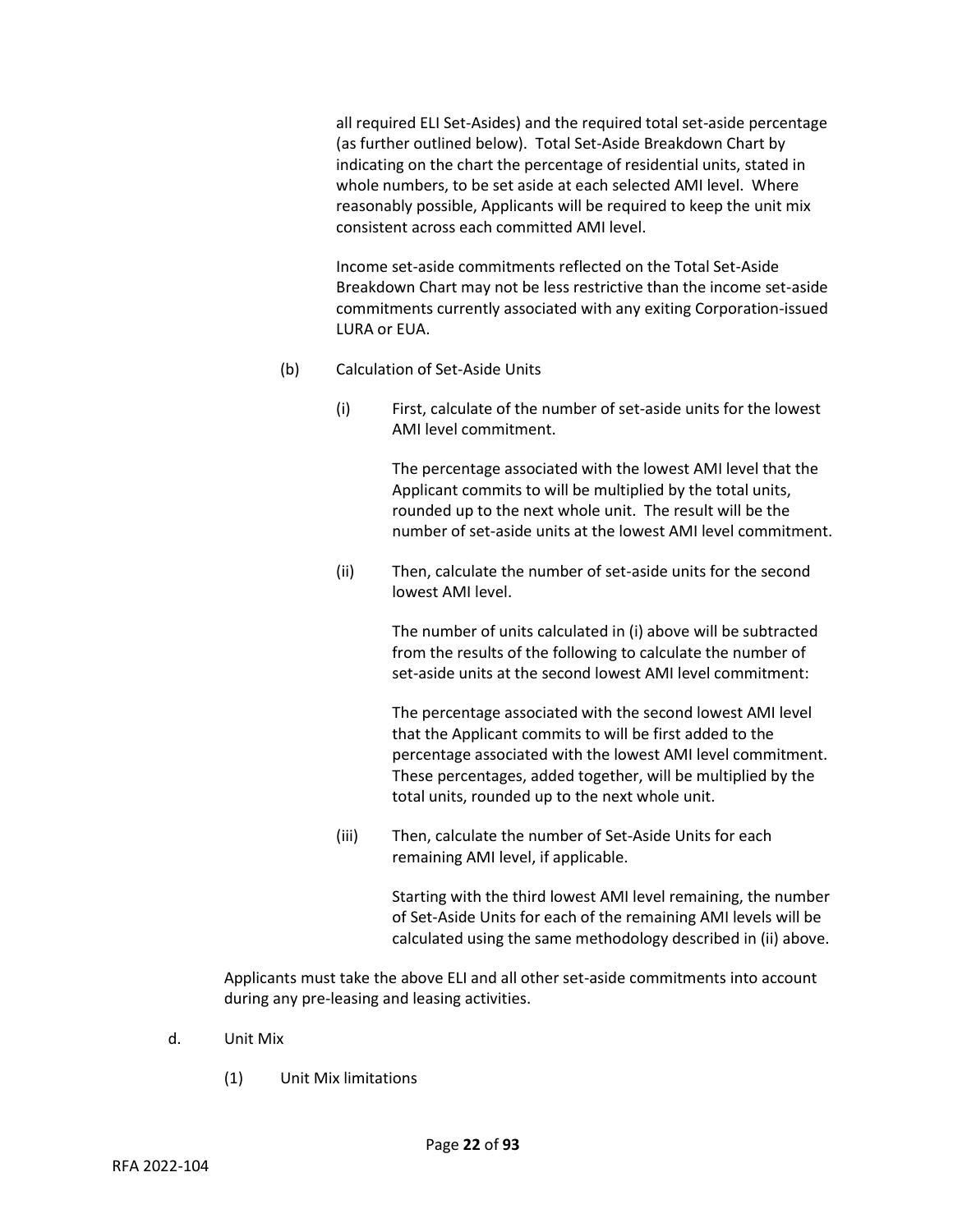all required ELI Set-Asides) and the required total set-aside percentage (as further outlined below). Total Set-Aside Breakdown Chart by indicating on the chart the percentage of residential units, stated in whole numbers, to be set aside at each selected AMI level. Where reasonably possible, Applicants will be required to keep the unit mix consistent across each committed AMI level.

Income set-aside commitments reflected on the Total Set-Aside Breakdown Chart may not be less restrictive than the income set-aside commitments currently associated with any exiting Corporation-issued LURA or EUA.

(b) Calculation of Set-Aside Units

(i) First, calculate of the number of set-aside units for the lowest AMI level commitment.

The percentage associated with the lowest AMI level that the Applicant commits to will be multiplied by the total units, rounded up to the next whole unit. The result will be the number of set-aside units at the lowest AMI level commitment.

(ii) Then, calculate the number of set-aside units for the second lowest AMI level.

The number of units calculated in (i) above will be subtracted from the results of the following to calculate the number of set-aside units at the second lowest AMI level commitment:

The percentage associated with the second lowest AMI level that the Applicant commits to will be first added to the percentage associated with the lowest AMI level commitment. These percentages, added together, will be multiplied by the total units, rounded up to the next whole unit.

(iii) Then, calculate the number of Set-Aside Units for each remaining AMI level, if applicable.

Starting with the third lowest AMI level remaining, the number of Set-Aside Units for each of the remaining AMI levels will be calculated using the same methodology described in (ii) above.

Applicants must take the above ELI and all other set-aside commitments into account during any pre-leasing and leasing activities.

d. Unit Mix

(1) Unit Mix limitations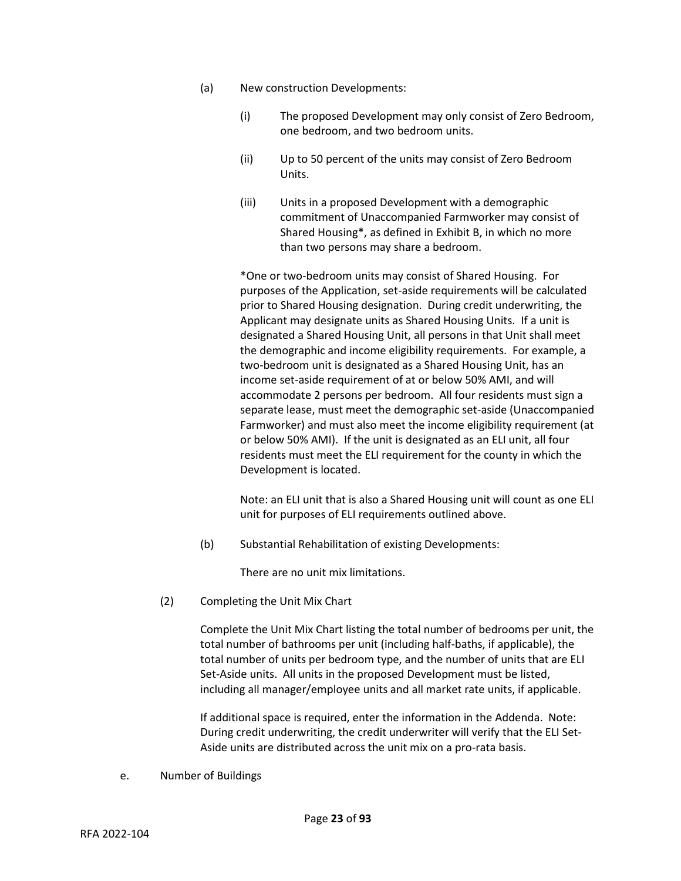(a) New construction Developments:

(i) The proposed Development may only consist of Zero Bedroom, one bedroom, and two bedroom units.

(ii) Up to 50 percent of the units may consist of Zero Bedroom Units.

(iii) Units in a proposed Development with a demographic commitment of Unaccompanied Farmworker may consist of Shared Housing*, as defined in Exhibit B, in which no more than two persons may share a bedroom.

*One or two-bedroom units may consist of Shared Housing. For purposes of the Application, set-aside requirements will be calculated prior to Shared Housing designation. During credit underwriting, the Applicant may designate units as Shared Housing Units. If a unit is designated a Shared Housing Unit, all persons in that Unit shall meet the demographic and income eligibility requirements. For example, a two-bedroom unit is designated as a Shared Housing Unit, has an income set-aside requirement of at or below 50% AMI, and will accommodate 2 persons per bedroom. All four residents must sign a separate lease, must meet the demographic set-aside (Unaccompanied Farmworker) and must also meet the income eligibility requirement (at or below 50% AMI). If the unit is designated as an ELI unit, all four residents must meet the ELI requirement for the county in which the Development is located.

Note: an ELI unit that is also a Shared Housing unit will count as one ELI unit for purposes of ELI requirements outlined above.

(b) Substantial Rehabilitation of existing Developments:

There are no unit mix limitations.

(2) Completing the Unit Mix Chart

Complete the Unit Mix Chart listing the total number of bedrooms per unit, the total number of bathrooms per unit (including half-baths, if applicable), the total number of units per bedroom type, and the number of units that are ELI Set-Aside units. All units in the proposed Development must be listed, including all manager/employee units and all market rate units, if applicable.

If additional space is required, enter the information in the Addenda. Note: During credit underwriting, the credit underwriter will verify that the ELI Set-Aside units are distributed across the unit mix on a pro-rata basis.

e. Number of Buildings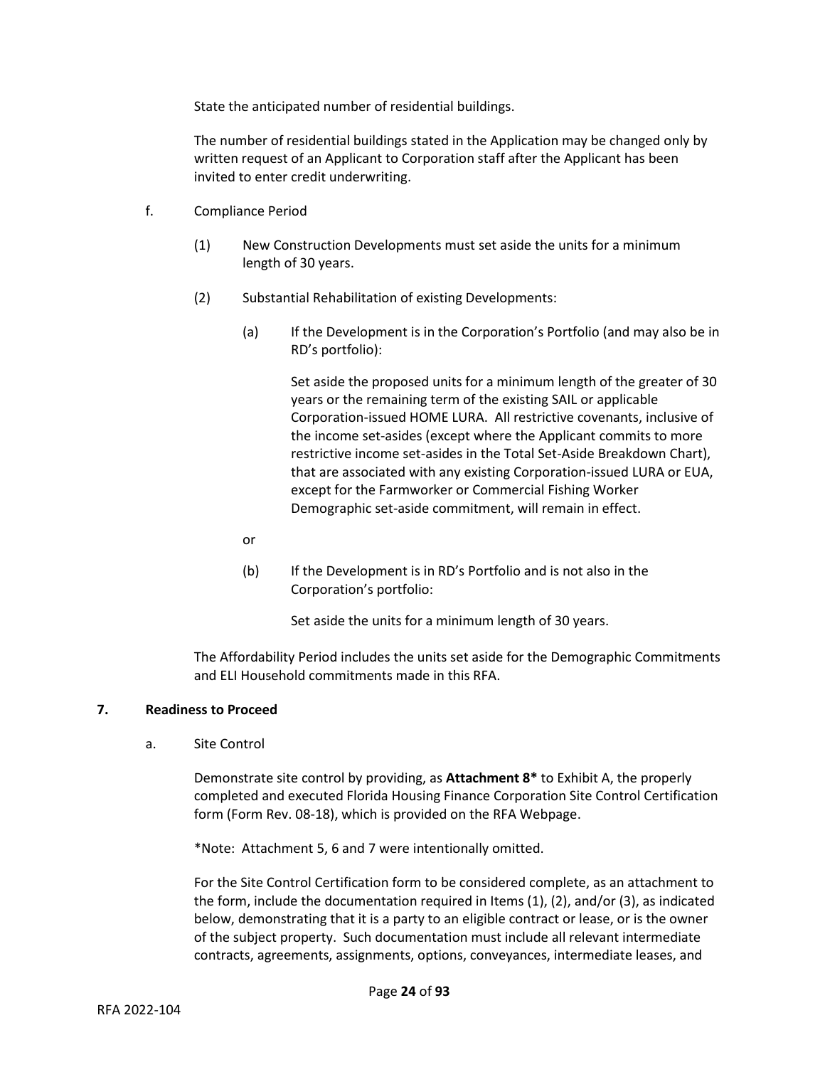State the anticipated number of residential buildings.

The number of residential buildings stated in the Application may be changed only by written request of an Applicant to Corporation staff after the Applicant has been invited to enter credit underwriting.

f. Compliance Period

(1) New Construction Developments must set aside the units for a minimum length of 30 years.

(2) Substantial Rehabilitation of existing Developments:

(a) If the Development is in the Corporation's Portfolio (and may also be in RD's portfolio):

Set aside the proposed units for a minimum length of the greater of 30 years or the remaining term of the existing SAIL or applicable Corporation-issued HOME LURA. All restrictive covenants, inclusive of the income set-asides (except where the Applicant commits to more restrictive income set-asides in the Total Set-Aside Breakdown Chart), that are associated with any existing Corporation-issued LURA or EUA, except for the Farmworker or Commercial Fishing Worker Demographic set-aside commitment, will remain in effect.

or

(b) If the Development is in RD's Portfolio and is not also in the Corporation's portfolio:

Set aside the units for a minimum length of 30 years.

The Affordability Period includes the units set aside for the Demographic Commitments and ELI Household commitments made in this RFA.

## 7. Readiness to Proceed

a. Site Control

Demonstrate site control by providing, as **Attachment 8*** to Exhibit A, the properly completed and executed Florida Housing Finance Corporation Site Control Certification form (Form Rev. 08-18), which is provided on the RFA Webpage.

*Note: Attachment 5, 6 and 7 were intentionally omitted.

For the Site Control Certification form to be considered complete, as an attachment to the form, include the documentation required in Items (1), (2), and/or (3), as indicated below, demonstrating that it is a party to an eligible contract or lease, or is the owner of the subject property. Such documentation must include all relevant intermediate contracts, agreements, assignments, options, conveyances, intermediate leases, and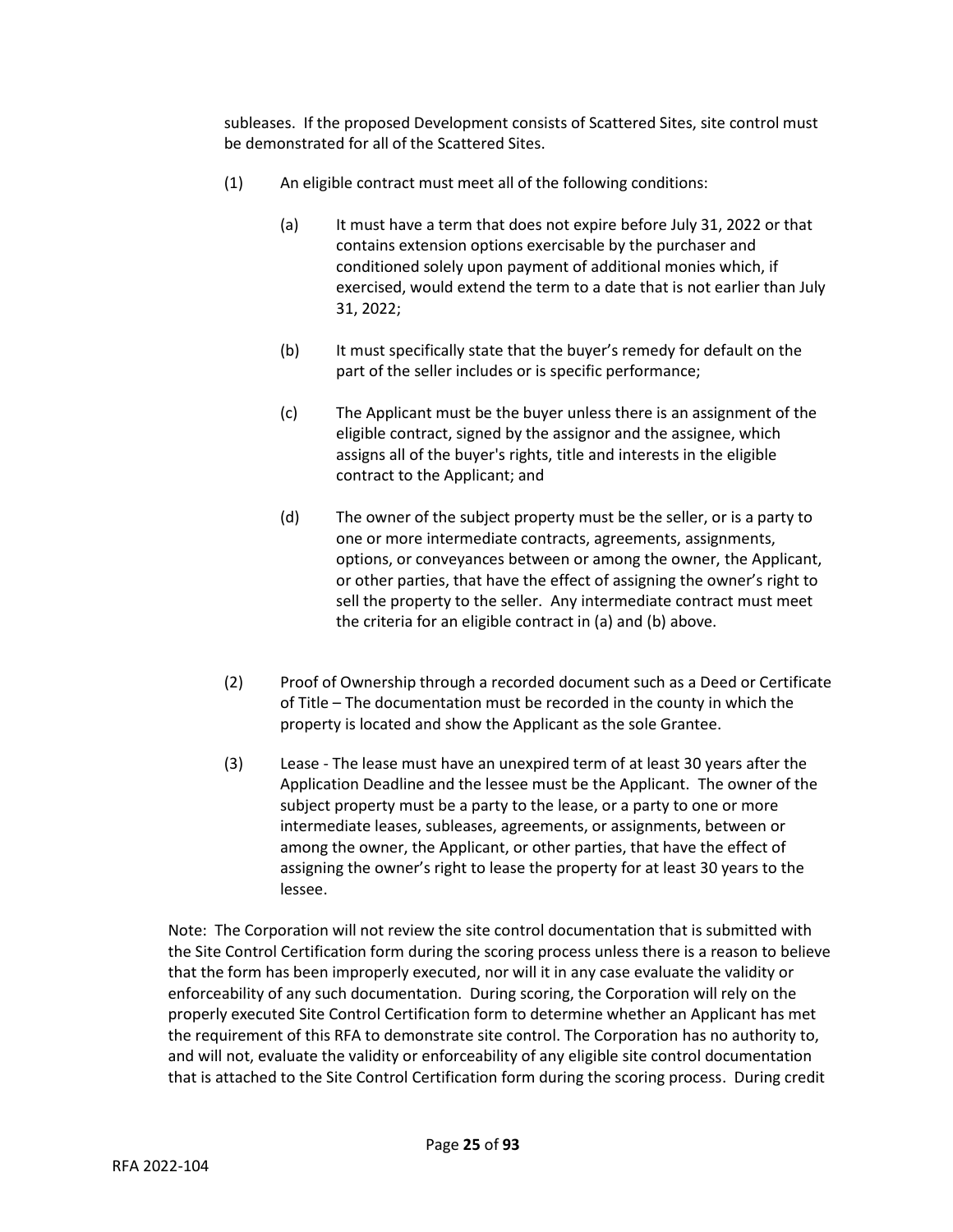subleases. If the proposed Development consists of Scattered Sites, site control must be demonstrated for all of the Scattered Sites.

(1) An eligible contract must meet all of the following conditions:

(a) It must have a term that does not expire before July 31, 2022 or that contains extension options exercisable by the purchaser and conditioned solely upon payment of additional monies which, if exercised, would extend the term to a date that is not earlier than July 31, 2022;

(b) It must specifically state that the buyer's remedy for default on the part of the seller includes or is specific performance;

(c) The Applicant must be the buyer unless there is an assignment of the eligible contract, signed by the assignor and the assignee, which assigns all of the buyer's rights, title and interests in the eligible contract to the Applicant; and

(d) The owner of the subject property must be the seller, or is a party to one or more intermediate contracts, agreements, assignments, options, or conveyances between or among the owner, the Applicant, or other parties, that have the effect of assigning the owner's right to sell the property to the seller. Any intermediate contract must meet the criteria for an eligible contract in (a) and (b) above.

(2) Proof of Ownership through a recorded document such as a Deed or Certificate of Title – The documentation must be recorded in the county in which the property is located and show the Applicant as the sole Grantee.

(3) Lease - The lease must have an unexpired term of at least 30 years after the Application Deadline and the lessee must be the Applicant. The owner of the subject property must be a party to the lease, or a party to one or more intermediate leases, subleases, agreements, or assignments, between or among the owner, the Applicant, or other parties, that have the effect of assigning the owner's right to lease the property for at least 30 years to the lessee.

Note: The Corporation will not review the site control documentation that is submitted with the Site Control Certification form during the scoring process unless there is a reason to believe that the form has been improperly executed, nor will it in any case evaluate the validity or enforceability of any such documentation. During scoring, the Corporation will rely on the properly executed Site Control Certification form to determine whether an Applicant has met the requirement of this RFA to demonstrate site control. The Corporation has no authority to, and will not, evaluate the validity or enforceability of any eligible site control documentation that is attached to the Site Control Certification form during the scoring process. During credit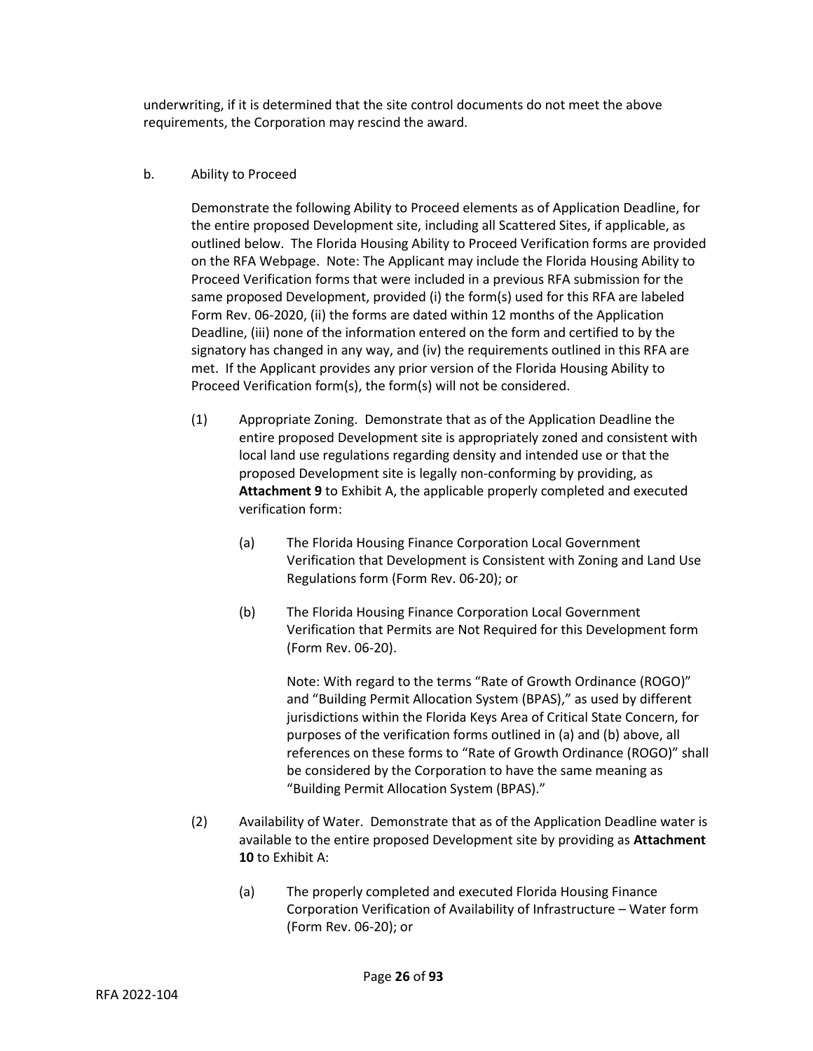underwriting, if it is determined that the site control documents do not meet the above requirements, the Corporation may rescind the award.

b. Ability to Proceed

Demonstrate the following Ability to Proceed elements as of Application Deadline, for the entire proposed Development site, including all Scattered Sites, if applicable, as outlined below. The Florida Housing Ability to Proceed Verification forms are provided on the RFA Webpage. Note: The Applicant may include the Florida Housing Ability to Proceed Verification forms that were included in a previous RFA submission for the same proposed Development, provided (i) the form(s) used for this RFA are labeled Form Rev. 06-2020, (ii) the forms are dated within 12 months of the Application Deadline, (iii) none of the information entered on the form and certified to by the signatory has changed in any way, and (iv) the requirements outlined in this RFA are met. If the Applicant provides any prior version of the Florida Housing Ability to Proceed Verification form(s), the form(s) will not be considered.

(1) Appropriate Zoning. Demonstrate that as of the Application Deadline the entire proposed Development site is appropriately zoned and consistent with local land use regulations regarding density and intended use or that the proposed Development site is legally non-conforming by providing, as **Attachment 9** to Exhibit A, the applicable properly completed and executed verification form:

(a) The Florida Housing Finance Corporation Local Government Verification that Development is Consistent with Zoning and Land Use Regulations form (Form Rev. 06-20); or

(b) The Florida Housing Finance Corporation Local Government Verification that Permits are Not Required for this Development form (Form Rev. 06-20).

Note: With regard to the terms "Rate of Growth Ordinance (ROGO)" and "Building Permit Allocation System (BPAS)," as used by different jurisdictions within the Florida Keys Area of Critical State Concern, for purposes of the verification forms outlined in (a) and (b) above, all references on these forms to "Rate of Growth Ordinance (ROGO)" shall be considered by the Corporation to have the same meaning as "Building Permit Allocation System (BPAS)."

(2) Availability of Water. Demonstrate that as of the Application Deadline water is available to the entire proposed Development site by providing as **Attachment 10** to Exhibit A:

(a) The properly completed and executed Florida Housing Finance Corporation Verification of Availability of Infrastructure – Water form (Form Rev. 06-20); or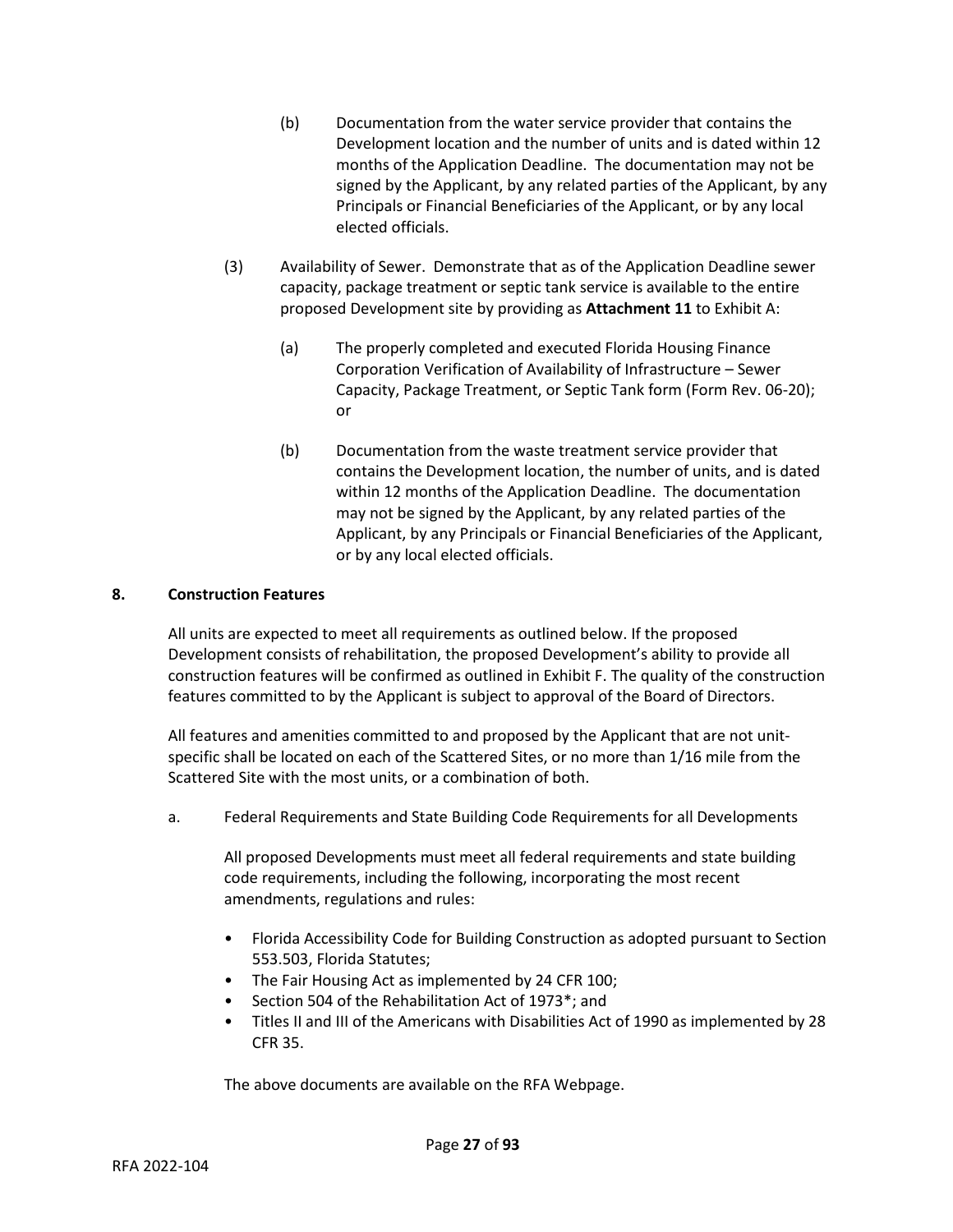(b) Documentation from the water service provider that contains the Development location and the number of units and is dated within 12 months of the Application Deadline. The documentation may not be signed by the Applicant, by any related parties of the Applicant, by any Principals or Financial Beneficiaries of the Applicant, or by any local elected officials.

(3) Availability of Sewer. Demonstrate that as of the Application Deadline sewer capacity, package treatment or septic tank service is available to the entire proposed Development site by providing as **Attachment 11** to Exhibit A:

(a) The properly completed and executed Florida Housing Finance Corporation Verification of Availability of Infrastructure – Sewer Capacity, Package Treatment, or Septic Tank form (Form Rev. 06-20); or

(b) Documentation from the waste treatment service provider that contains the Development location, the number of units, and is dated within 12 months of the Application Deadline. The documentation may not be signed by the Applicant, by any related parties of the Applicant, by any Principals or Financial Beneficiaries of the Applicant, or by any local elected officials.

**8. Construction Features**

All units are expected to meet all requirements as outlined below. If the proposed Development consists of rehabilitation, the proposed Development's ability to provide all construction features will be confirmed as outlined in Exhibit F. The quality of the construction features committed to by the Applicant is subject to approval of the Board of Directors.

All features and amenities committed to and proposed by the Applicant that are not unit-specific shall be located on each of the Scattered Sites, or no more than 1/16 mile from the Scattered Site with the most units, or a combination of both.

a. Federal Requirements and State Building Code Requirements for all Developments

All proposed Developments must meet all federal requirements and state building code requirements, including the following, incorporating the most recent amendments, regulations and rules:

- Florida Accessibility Code for Building Construction as adopted pursuant to Section 553.503, Florida Statutes;
- The Fair Housing Act as implemented by 24 CFR 100;
- Section 504 of the Rehabilitation Act of 1973*; and
- Titles II and III of the Americans with Disabilities Act of 1990 as implemented by 28 CFR 35.

The above documents are available on the RFA Webpage.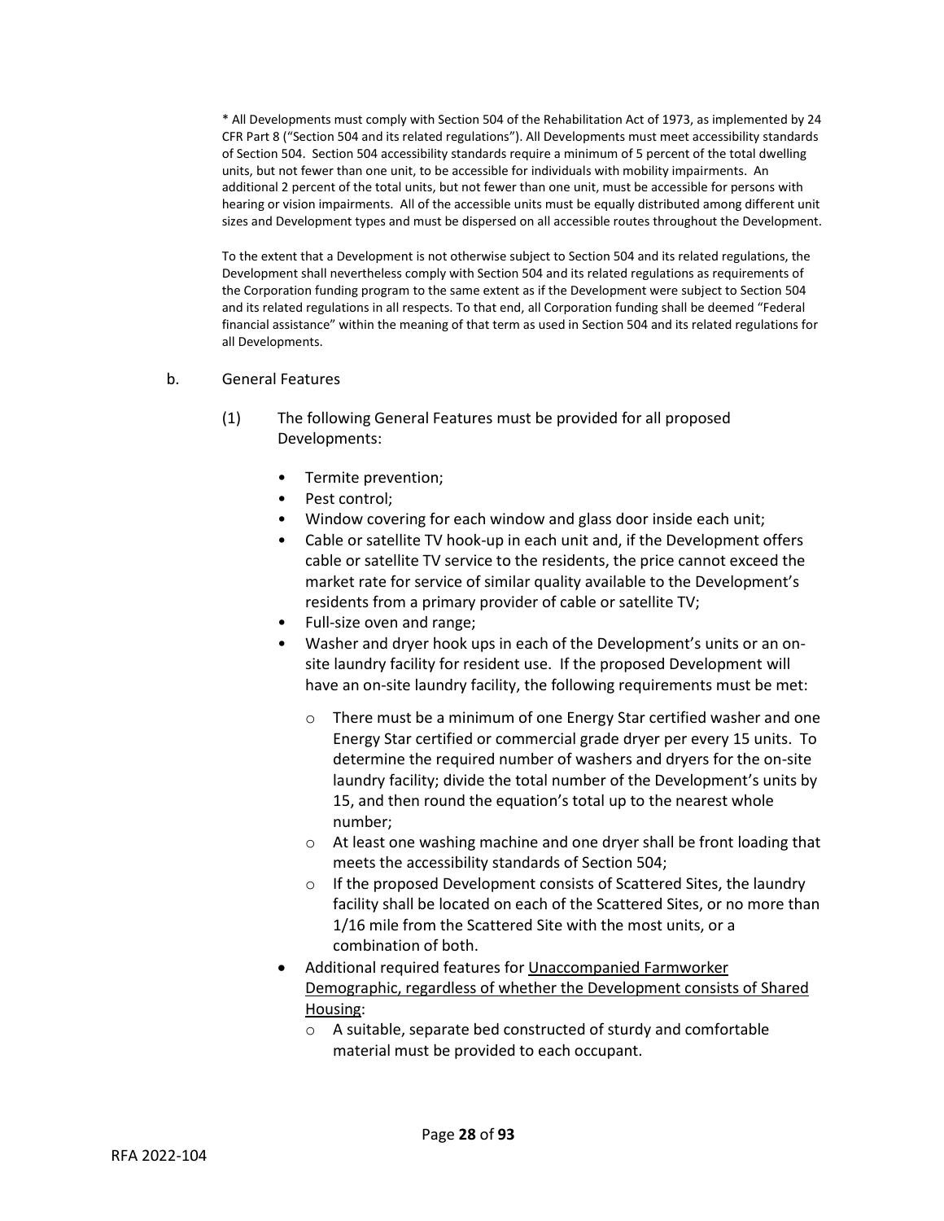* All Developments must comply with Section 504 of the Rehabilitation Act of 1973, as implemented by 24 CFR Part 8 ("Section 504 and its related regulations"). All Developments must meet accessibility standards of Section 504. Section 504 accessibility standards require a minimum of 5 percent of the total dwelling units, but not fewer than one unit, to be accessible for individuals with mobility impairments. An additional 2 percent of the total units, but not fewer than one unit, must be accessible for persons with hearing or vision impairments. All of the accessible units must be equally distributed among different unit sizes and Development types and must be dispersed on all accessible routes throughout the Development.

To the extent that a Development is not otherwise subject to Section 504 and its related regulations, the Development shall nevertheless comply with Section 504 and its related regulations as requirements of the Corporation funding program to the same extent as if the Development were subject to Section 504 and its related regulations in all respects. To that end, all Corporation funding shall be deemed "Federal financial assistance" within the meaning of that term as used in Section 504 and its related regulations for all Developments.

b. General Features

(1) The following General Features must be provided for all proposed Developments:

- Termite prevention;
- Pest control;
- Window covering for each window and glass door inside each unit;
- Cable or satellite TV hook-up in each unit and, if the Development offers cable or satellite TV service to the residents, the price cannot exceed the market rate for service of similar quality available to the Development's residents from a primary provider of cable or satellite TV;
- Full-size oven and range;
- Washer and dryer hook ups in each of the Development's units or an on-site laundry facility for resident use. If the proposed Development will have an on-site laundry facility, the following requirements must be met:
  - There must be a minimum of one Energy Star certified washer and one Energy Star certified or commercial grade dryer per every 15 units. To determine the required number of washers and dryers for the on-site laundry facility; divide the total number of the Development's units by 15, and then round the equation's total up to the nearest whole number;
  - At least one washing machine and one dryer shall be front loading that meets the accessibility standards of Section 504;
  - If the proposed Development consists of Scattered Sites, the laundry facility shall be located on each of the Scattered Sites, or no more than 1/16 mile from the Scattered Site with the most units, or a combination of both.
- Additional required features for <u>Unaccompanied Farmworker Demographic, regardless of whether the Development consists of Shared Housing</u>:
  - A suitable, separate bed constructed of sturdy and comfortable material must be provided to each occupant.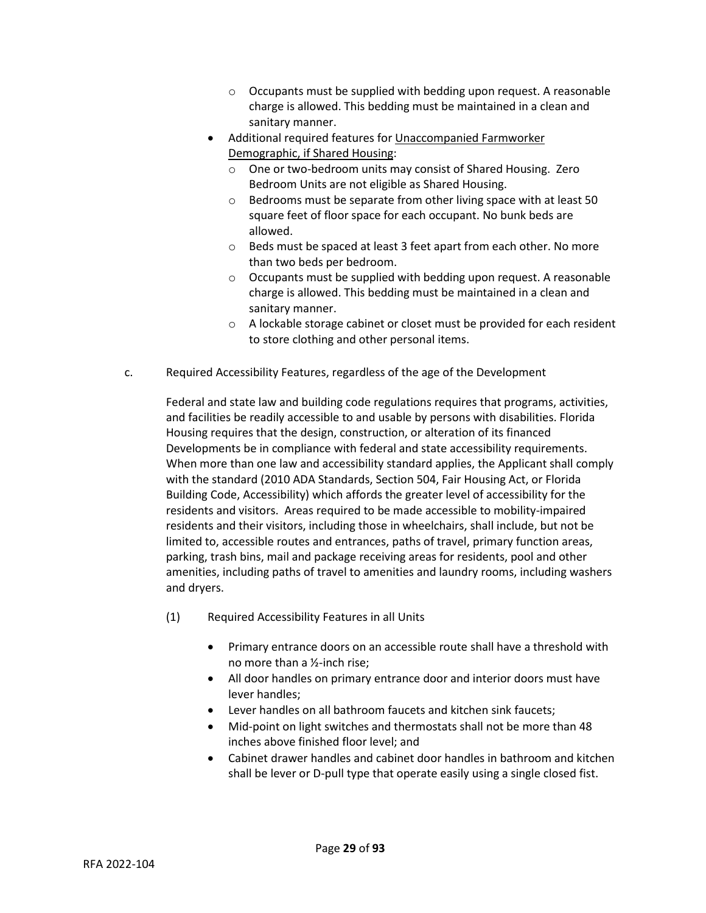- Occupants must be supplied with bedding upon request. A reasonable charge is allowed. This bedding must be maintained in a clean and sanitary manner.
- Additional required features for <u>Unaccompanied Farmworker Demographic, if Shared Housing</u>:
    - One or two-bedroom units may consist of Shared Housing. Zero Bedroom Units are not eligible as Shared Housing.
    - Bedrooms must be separate from other living space with at least 50 square feet of floor space for each occupant. No bunk beds are allowed.
    - Beds must be spaced at least 3 feet apart from each other. No more than two beds per bedroom.
    - Occupants must be supplied with bedding upon request. A reasonable charge is allowed. This bedding must be maintained in a clean and sanitary manner.
    - A lockable storage cabinet or closet must be provided for each resident to store clothing and other personal items.

c. Required Accessibility Features, regardless of the age of the Development

Federal and state law and building code regulations requires that programs, activities, and facilities be readily accessible to and usable by persons with disabilities. Florida Housing requires that the design, construction, or alteration of its financed Developments be in compliance with federal and state accessibility requirements. When more than one law and accessibility standard applies, the Applicant shall comply with the standard (2010 ADA Standards, Section 504, Fair Housing Act, or Florida Building Code, Accessibility) which affords the greater level of accessibility for the residents and visitors. Areas required to be made accessible to mobility-impaired residents and their visitors, including those in wheelchairs, shall include, but not be limited to, accessible routes and entrances, paths of travel, primary function areas, parking, trash bins, mail and package receiving areas for residents, pool and other amenities, including paths of travel to amenities and laundry rooms, including washers and dryers.

(1) Required Accessibility Features in all Units

- Primary entrance doors on an accessible route shall have a threshold with no more than a ½-inch rise;
- All door handles on primary entrance door and interior doors must have lever handles;
- Lever handles on all bathroom faucets and kitchen sink faucets;
- Mid-point on light switches and thermostats shall not be more than 48 inches above finished floor level; and
- Cabinet drawer handles and cabinet door handles in bathroom and kitchen shall be lever or D-pull type that operate easily using a single closed fist.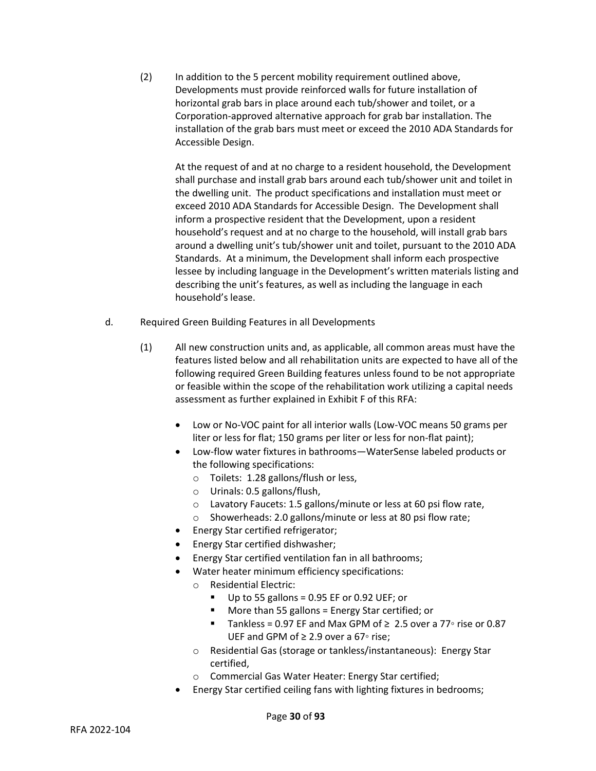(2) In addition to the 5 percent mobility requirement outlined above, Developments must provide reinforced walls for future installation of horizontal grab bars in place around each tub/shower and toilet, or a Corporation-approved alternative approach for grab bar installation. The installation of the grab bars must meet or exceed the 2010 ADA Standards for Accessible Design.

At the request of and at no charge to a resident household, the Development shall purchase and install grab bars around each tub/shower unit and toilet in the dwelling unit. The product specifications and installation must meet or exceed 2010 ADA Standards for Accessible Design. The Development shall inform a prospective resident that the Development, upon a resident household's request and at no charge to the household, will install grab bars around a dwelling unit's tub/shower unit and toilet, pursuant to the 2010 ADA Standards. At a minimum, the Development shall inform each prospective lessee by including language in the Development's written materials listing and describing the unit's features, as well as including the language in each household's lease.

d. Required Green Building Features in all Developments

(1) All new construction units and, as applicable, all common areas must have the features listed below and all rehabilitation units are expected to have all of the following required Green Building features unless found to be not appropriate or feasible within the scope of the rehabilitation work utilizing a capital needs assessment as further explained in Exhibit F of this RFA:

- Low or No-VOC paint for all interior walls (Low-VOC means 50 grams per liter or less for flat; 150 grams per liter or less for non-flat paint);
- Low-flow water fixtures in bathrooms—WaterSense labeled products or the following specifications:
  - Toilets: 1.28 gallons/flush or less,
  - Urinals: 0.5 gallons/flush,
  - Lavatory Faucets: 1.5 gallons/minute or less at 60 psi flow rate,
  - Showerheads: 2.0 gallons/minute or less at 80 psi flow rate;
- Energy Star certified refrigerator;
- Energy Star certified dishwasher;
- Energy Star certified ventilation fan in all bathrooms;
- Water heater minimum efficiency specifications:
  - Residential Electric:
    - Up to 55 gallons = 0.95 EF or 0.92 UEF; or
    - More than 55 gallons = Energy Star certified; or
    - Tankless = 0.97 EF and Max GPM of ≥ 2.5 over a 77◦ rise or 0.87 UEF and GPM of ≥ 2.9 over a 67◦ rise;
  - Residential Gas (storage or tankless/instantaneous): Energy Star certified,
  - Commercial Gas Water Heater: Energy Star certified;
- Energy Star certified ceiling fans with lighting fixtures in bedrooms;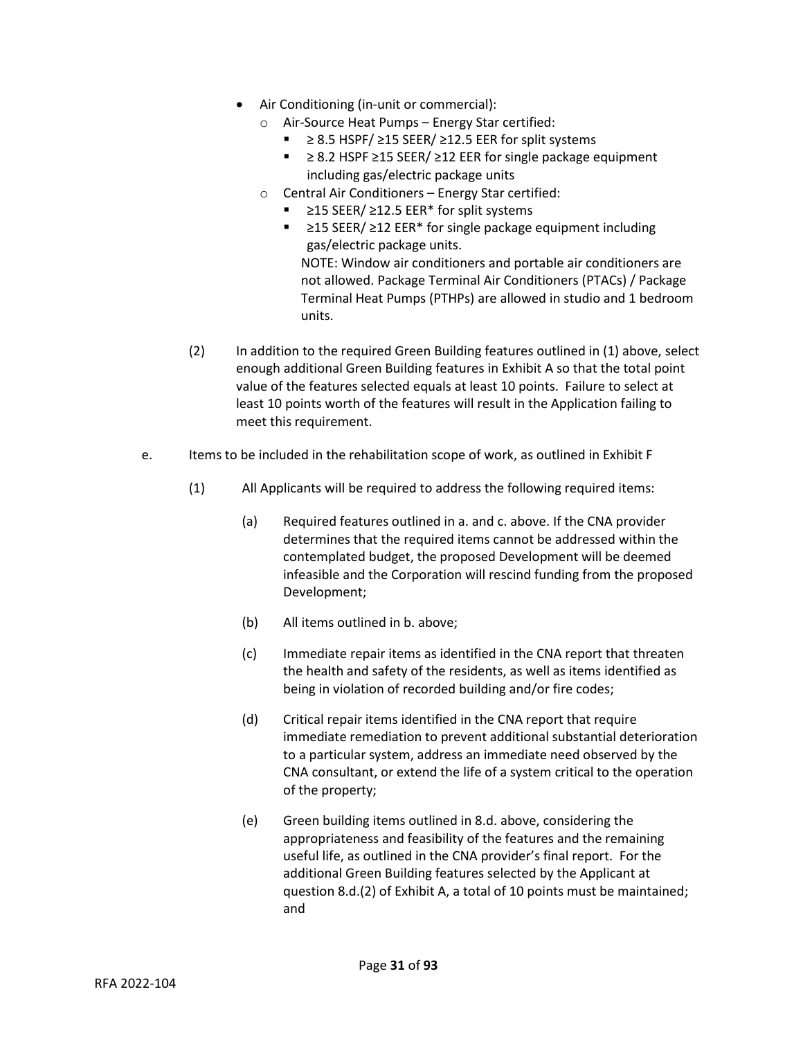- Air Conditioning (in-unit or commercial):
  - Air-Source Heat Pumps – Energy Star certified:
    - ≥ 8.5 HSPF/ ≥15 SEER/ ≥12.5 EER for split systems
    - ≥ 8.2 HSPF ≥15 SEER/ ≥12 EER for single package equipment including gas/electric package units
  - Central Air Conditioners – Energy Star certified:
    - ≥15 SEER/ ≥12.5 EER* for split systems
    - ≥15 SEER/ ≥12 EER* for single package equipment including gas/electric package units.

      NOTE: Window air conditioners and portable air conditioners are not allowed. Package Terminal Air Conditioners (PTACs) / Package Terminal Heat Pumps (PTHPs) are allowed in studio and 1 bedroom units.

(2) In addition to the required Green Building features outlined in (1) above, select enough additional Green Building features in Exhibit A so that the total point value of the features selected equals at least 10 points. Failure to select at least 10 points worth of the features will result in the Application failing to meet this requirement.

e. Items to be included in the rehabilitation scope of work, as outlined in Exhibit F

(1) All Applicants will be required to address the following required items:

(a) Required features outlined in a. and c. above. If the CNA provider determines that the required items cannot be addressed within the contemplated budget, the proposed Development will be deemed infeasible and the Corporation will rescind funding from the proposed Development;

(b) All items outlined in b. above;

(c) Immediate repair items as identified in the CNA report that threaten the health and safety of the residents, as well as items identified as being in violation of recorded building and/or fire codes;

(d) Critical repair items identified in the CNA report that require immediate remediation to prevent additional substantial deterioration to a particular system, address an immediate need observed by the CNA consultant, or extend the life of a system critical to the operation of the property;

(e) Green building items outlined in 8.d. above, considering the appropriateness and feasibility of the features and the remaining useful life, as outlined in the CNA provider's final report. For the additional Green Building features selected by the Applicant at question 8.d.(2) of Exhibit A, a total of 10 points must be maintained; and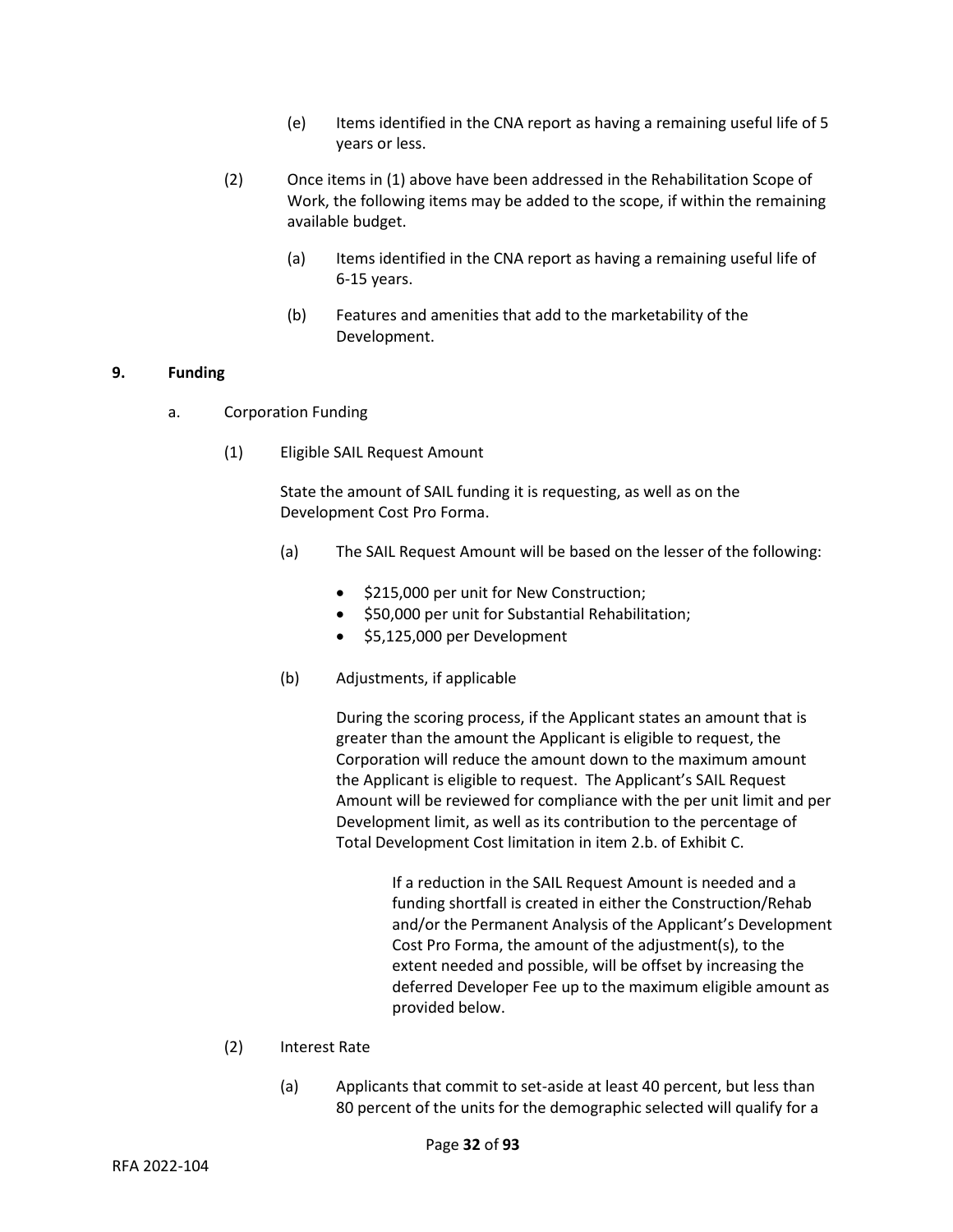(e) Items identified in the CNA report as having a remaining useful life of 5 years or less.

(2) Once items in (1) above have been addressed in the Rehabilitation Scope of Work, the following items may be added to the scope, if within the remaining available budget.

(a) Items identified in the CNA report as having a remaining useful life of 6-15 years.

(b) Features and amenities that add to the marketability of the Development.

**9. Funding**

a. Corporation Funding

(1) Eligible SAIL Request Amount

State the amount of SAIL funding it is requesting, as well as on the Development Cost Pro Forma.

(a) The SAIL Request Amount will be based on the lesser of the following:

- $215,000 per unit for New Construction;
- $50,000 per unit for Substantial Rehabilitation;
- $5,125,000 per Development

(b) Adjustments, if applicable

During the scoring process, if the Applicant states an amount that is greater than the amount the Applicant is eligible to request, the Corporation will reduce the amount down to the maximum amount the Applicant is eligible to request. The Applicant's SAIL Request Amount will be reviewed for compliance with the per unit limit and per Development limit, as well as its contribution to the percentage of Total Development Cost limitation in item 2.b. of Exhibit C.

If a reduction in the SAIL Request Amount is needed and a funding shortfall is created in either the Construction/Rehab and/or the Permanent Analysis of the Applicant's Development Cost Pro Forma, the amount of the adjustment(s), to the extent needed and possible, will be offset by increasing the deferred Developer Fee up to the maximum eligible amount as provided below.

(2) Interest Rate

(a) Applicants that commit to set-aside at least 40 percent, but less than 80 percent of the units for the demographic selected will qualify for a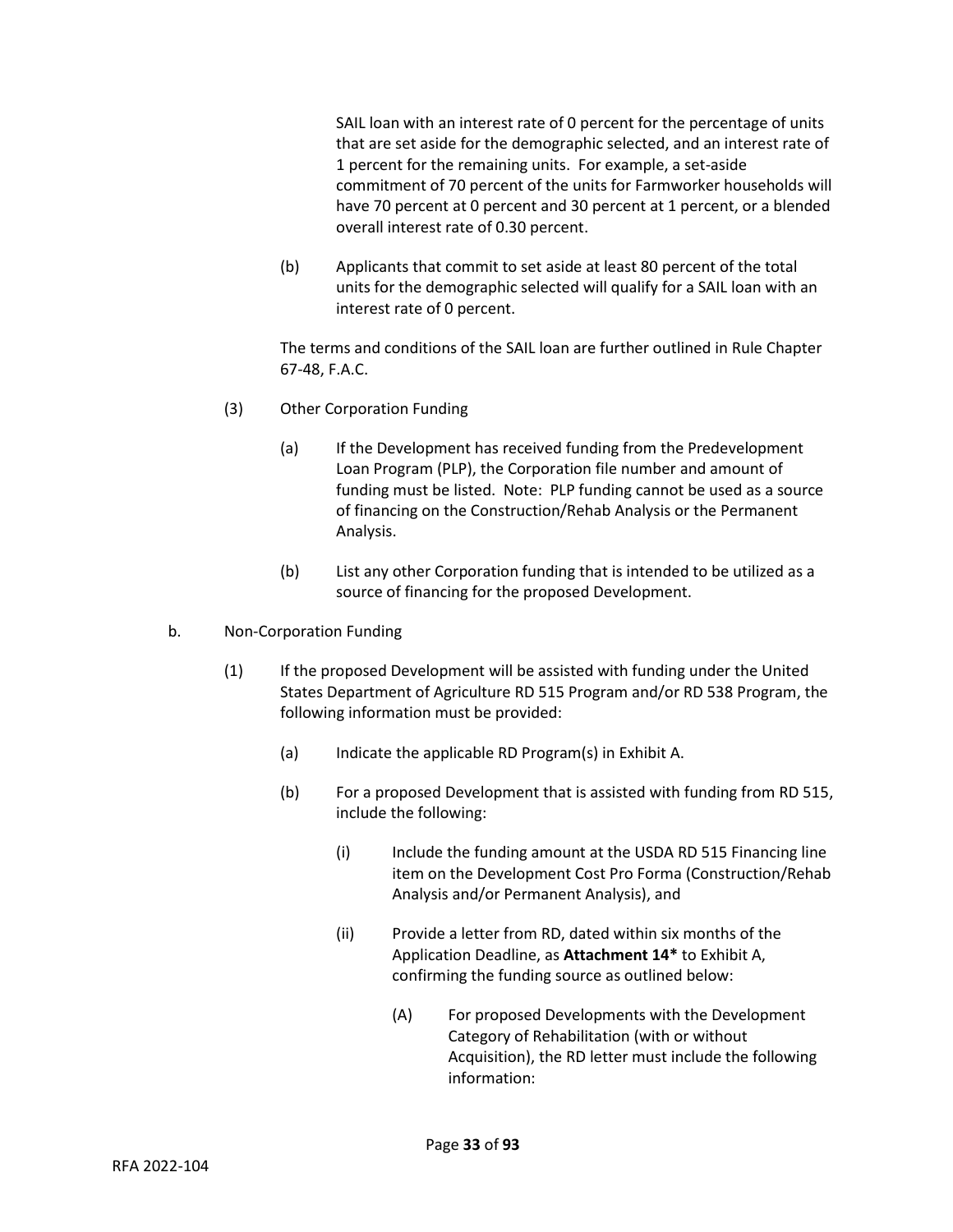SAIL loan with an interest rate of 0 percent for the percentage of units that are set aside for the demographic selected, and an interest rate of 1 percent for the remaining units. For example, a set-aside commitment of 70 percent of the units for Farmworker households will have 70 percent at 0 percent and 30 percent at 1 percent, or a blended overall interest rate of 0.30 percent.

(b) Applicants that commit to set aside at least 80 percent of the total units for the demographic selected will qualify for a SAIL loan with an interest rate of 0 percent.

The terms and conditions of the SAIL loan are further outlined in Rule Chapter 67-48, F.A.C.

(3) Other Corporation Funding

(a) If the Development has received funding from the Predevelopment Loan Program (PLP), the Corporation file number and amount of funding must be listed. Note: PLP funding cannot be used as a source of financing on the Construction/Rehab Analysis or the Permanent Analysis.

(b) List any other Corporation funding that is intended to be utilized as a source of financing for the proposed Development.

b. Non-Corporation Funding

(1) If the proposed Development will be assisted with funding under the United States Department of Agriculture RD 515 Program and/or RD 538 Program, the following information must be provided:

(a) Indicate the applicable RD Program(s) in Exhibit A.

(b) For a proposed Development that is assisted with funding from RD 515, include the following:

(i) Include the funding amount at the USDA RD 515 Financing line item on the Development Cost Pro Forma (Construction/Rehab Analysis and/or Permanent Analysis), and

(ii) Provide a letter from RD, dated within six months of the Application Deadline, as **Attachment 14*** to Exhibit A, confirming the funding source as outlined below:

(A) For proposed Developments with the Development Category of Rehabilitation (with or without Acquisition), the RD letter must include the following information: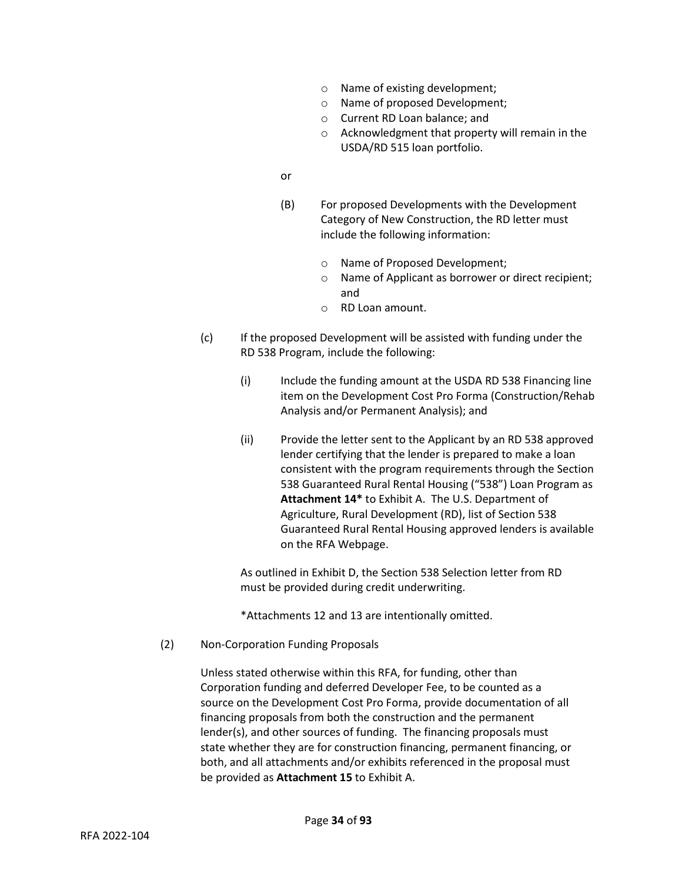- Name of existing development;
- Name of proposed Development;
- Current RD Loan balance; and
- Acknowledgment that property will remain in the USDA/RD 515 loan portfolio.

or

(B) For proposed Developments with the Development Category of New Construction, the RD letter must include the following information:

- Name of Proposed Development;
- Name of Applicant as borrower or direct recipient; and
- RD Loan amount.

(c) If the proposed Development will be assisted with funding under the RD 538 Program, include the following:

(i) Include the funding amount at the USDA RD 538 Financing line item on the Development Cost Pro Forma (Construction/Rehab Analysis and/or Permanent Analysis); and

(ii) Provide the letter sent to the Applicant by an RD 538 approved lender certifying that the lender is prepared to make a loan consistent with the program requirements through the Section 538 Guaranteed Rural Rental Housing ("538") Loan Program as **Attachment 14*** to Exhibit A. The U.S. Department of Agriculture, Rural Development (RD), list of Section 538 Guaranteed Rural Rental Housing approved lenders is available on the RFA Webpage.

As outlined in Exhibit D, the Section 538 Selection letter from RD must be provided during credit underwriting.

*Attachments 12 and 13 are intentionally omitted.

(2) Non-Corporation Funding Proposals

Unless stated otherwise within this RFA, for funding, other than Corporation funding and deferred Developer Fee, to be counted as a source on the Development Cost Pro Forma, provide documentation of all financing proposals from both the construction and the permanent lender(s), and other sources of funding. The financing proposals must state whether they are for construction financing, permanent financing, or both, and all attachments and/or exhibits referenced in the proposal must be provided as **Attachment 15** to Exhibit A.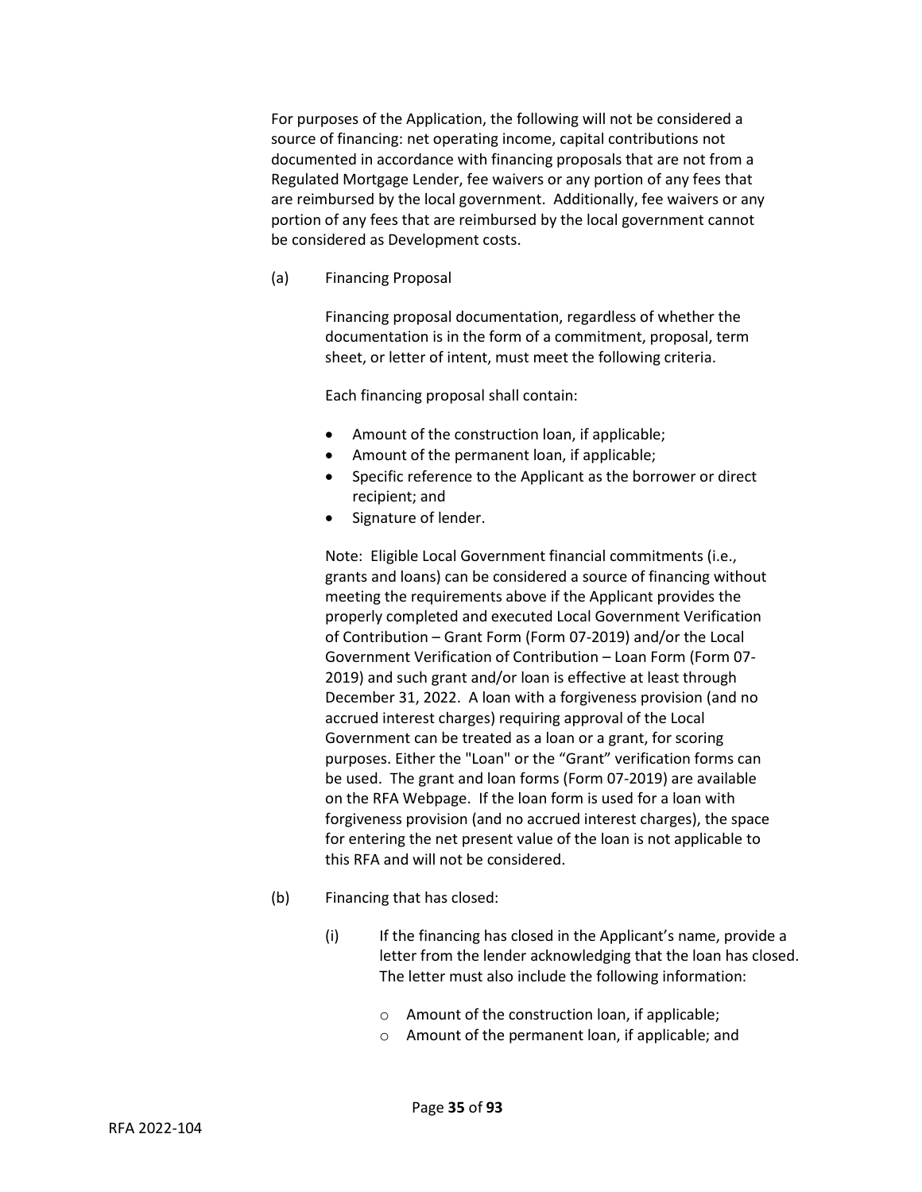For purposes of the Application, the following will not be considered a source of financing: net operating income, capital contributions not documented in accordance with financing proposals that are not from a Regulated Mortgage Lender, fee waivers or any portion of any fees that are reimbursed by the local government. Additionally, fee waivers or any portion of any fees that are reimbursed by the local government cannot be considered as Development costs.

(a) Financing Proposal

Financing proposal documentation, regardless of whether the documentation is in the form of a commitment, proposal, term sheet, or letter of intent, must meet the following criteria.

Each financing proposal shall contain:

- Amount of the construction loan, if applicable;
- Amount of the permanent loan, if applicable;
- Specific reference to the Applicant as the borrower or direct recipient; and
- Signature of lender.

Note: Eligible Local Government financial commitments (i.e., grants and loans) can be considered a source of financing without meeting the requirements above if the Applicant provides the properly completed and executed Local Government Verification of Contribution – Grant Form (Form 07-2019) and/or the Local Government Verification of Contribution – Loan Form (Form 07-2019) and such grant and/or loan is effective at least through December 31, 2022. A loan with a forgiveness provision (and no accrued interest charges) requiring approval of the Local Government can be treated as a loan or a grant, for scoring purposes. Either the "Loan" or the "Grant" verification forms can be used. The grant and loan forms (Form 07-2019) are available on the RFA Webpage. If the loan form is used for a loan with forgiveness provision (and no accrued interest charges), the space for entering the net present value of the loan is not applicable to this RFA and will not be considered.

(b) Financing that has closed:

(i) If the financing has closed in the Applicant's name, provide a letter from the lender acknowledging that the loan has closed. The letter must also include the following information:

- Amount of the construction loan, if applicable;
- Amount of the permanent loan, if applicable; and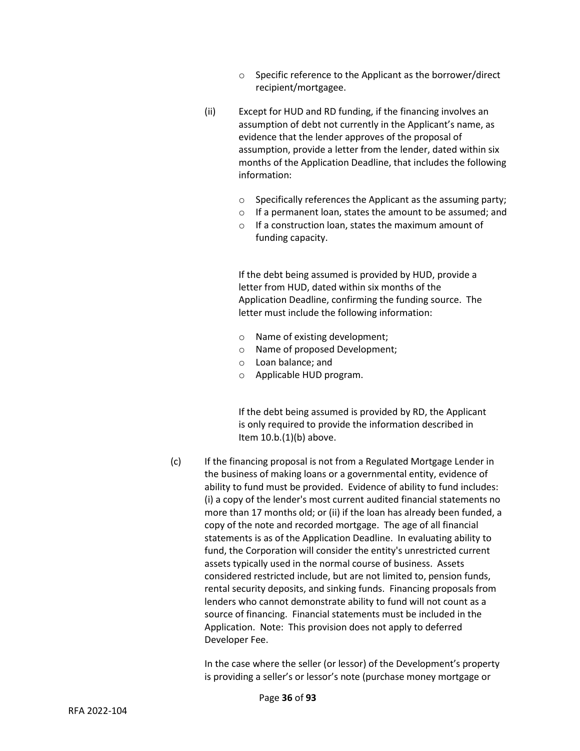- Specific reference to the Applicant as the borrower/direct recipient/mortgagee.

(ii) Except for HUD and RD funding, if the financing involves an assumption of debt not currently in the Applicant's name, as evidence that the lender approves of the proposal of assumption, provide a letter from the lender, dated within six months of the Application Deadline, that includes the following information:

- Specifically references the Applicant as the assuming party;
- If a permanent loan, states the amount to be assumed; and
- If a construction loan, states the maximum amount of funding capacity.

If the debt being assumed is provided by HUD, provide a letter from HUD, dated within six months of the Application Deadline, confirming the funding source. The letter must include the following information:

- Name of existing development;
- Name of proposed Development;
- Loan balance; and
- Applicable HUD program.

If the debt being assumed is provided by RD, the Applicant is only required to provide the information described in Item 10.b.(1)(b) above.

(c) If the financing proposal is not from a Regulated Mortgage Lender in the business of making loans or a governmental entity, evidence of ability to fund must be provided. Evidence of ability to fund includes: (i) a copy of the lender's most current audited financial statements no more than 17 months old; or (ii) if the loan has already been funded, a copy of the note and recorded mortgage. The age of all financial statements is as of the Application Deadline. In evaluating ability to fund, the Corporation will consider the entity's unrestricted current assets typically used in the normal course of business. Assets considered restricted include, but are not limited to, pension funds, rental security deposits, and sinking funds. Financing proposals from lenders who cannot demonstrate ability to fund will not count as a source of financing. Financial statements must be included in the Application. Note: This provision does not apply to deferred Developer Fee.

In the case where the seller (or lessor) of the Development's property is providing a seller's or lessor's note (purchase money mortgage or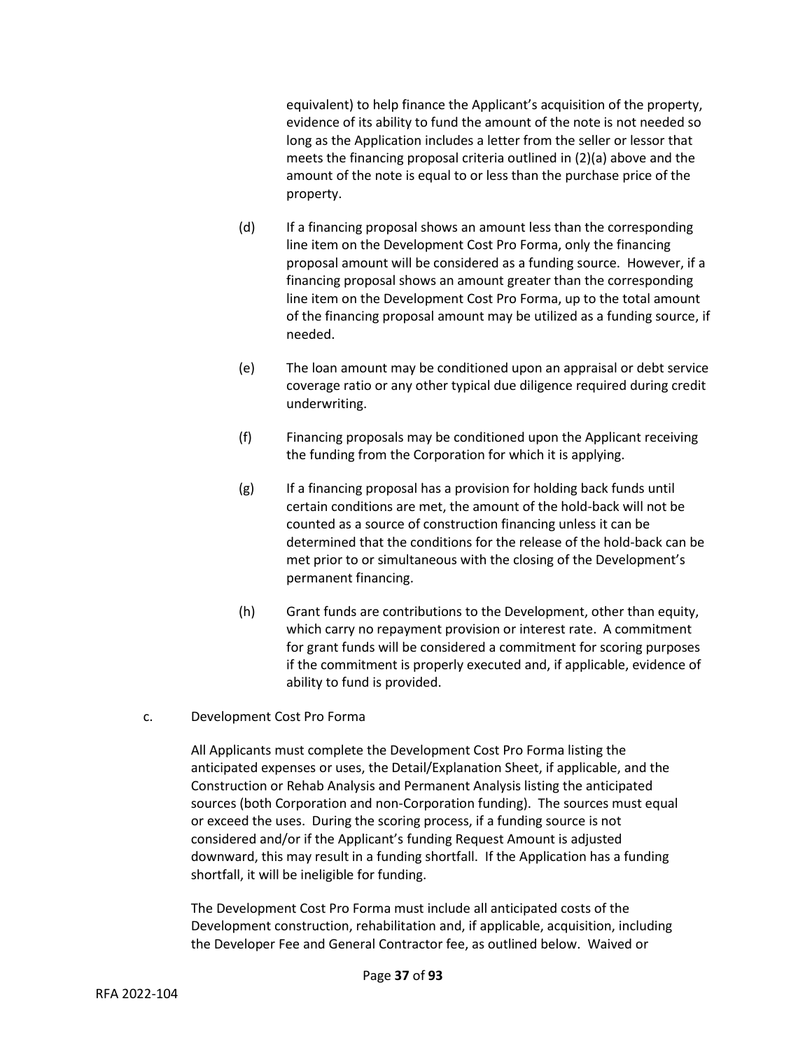equivalent) to help finance the Applicant's acquisition of the property, evidence of its ability to fund the amount of the note is not needed so long as the Application includes a letter from the seller or lessor that meets the financing proposal criteria outlined in (2)(a) above and the amount of the note is equal to or less than the purchase price of the property.

(d) If a financing proposal shows an amount less than the corresponding line item on the Development Cost Pro Forma, only the financing proposal amount will be considered as a funding source. However, if a financing proposal shows an amount greater than the corresponding line item on the Development Cost Pro Forma, up to the total amount of the financing proposal amount may be utilized as a funding source, if needed.

(e) The loan amount may be conditioned upon an appraisal or debt service coverage ratio or any other typical due diligence required during credit underwriting.

(f) Financing proposals may be conditioned upon the Applicant receiving the funding from the Corporation for which it is applying.

(g) If a financing proposal has a provision for holding back funds until certain conditions are met, the amount of the hold-back will not be counted as a source of construction financing unless it can be determined that the conditions for the release of the hold-back can be met prior to or simultaneous with the closing of the Development's permanent financing.

(h) Grant funds are contributions to the Development, other than equity, which carry no repayment provision or interest rate. A commitment for grant funds will be considered a commitment for scoring purposes if the commitment is properly executed and, if applicable, evidence of ability to fund is provided.

c. Development Cost Pro Forma

All Applicants must complete the Development Cost Pro Forma listing the anticipated expenses or uses, the Detail/Explanation Sheet, if applicable, and the Construction or Rehab Analysis and Permanent Analysis listing the anticipated sources (both Corporation and non-Corporation funding). The sources must equal or exceed the uses. During the scoring process, if a funding source is not considered and/or if the Applicant's funding Request Amount is adjusted downward, this may result in a funding shortfall. If the Application has a funding shortfall, it will be ineligible for funding.

The Development Cost Pro Forma must include all anticipated costs of the Development construction, rehabilitation and, if applicable, acquisition, including the Developer Fee and General Contractor fee, as outlined below. Waived or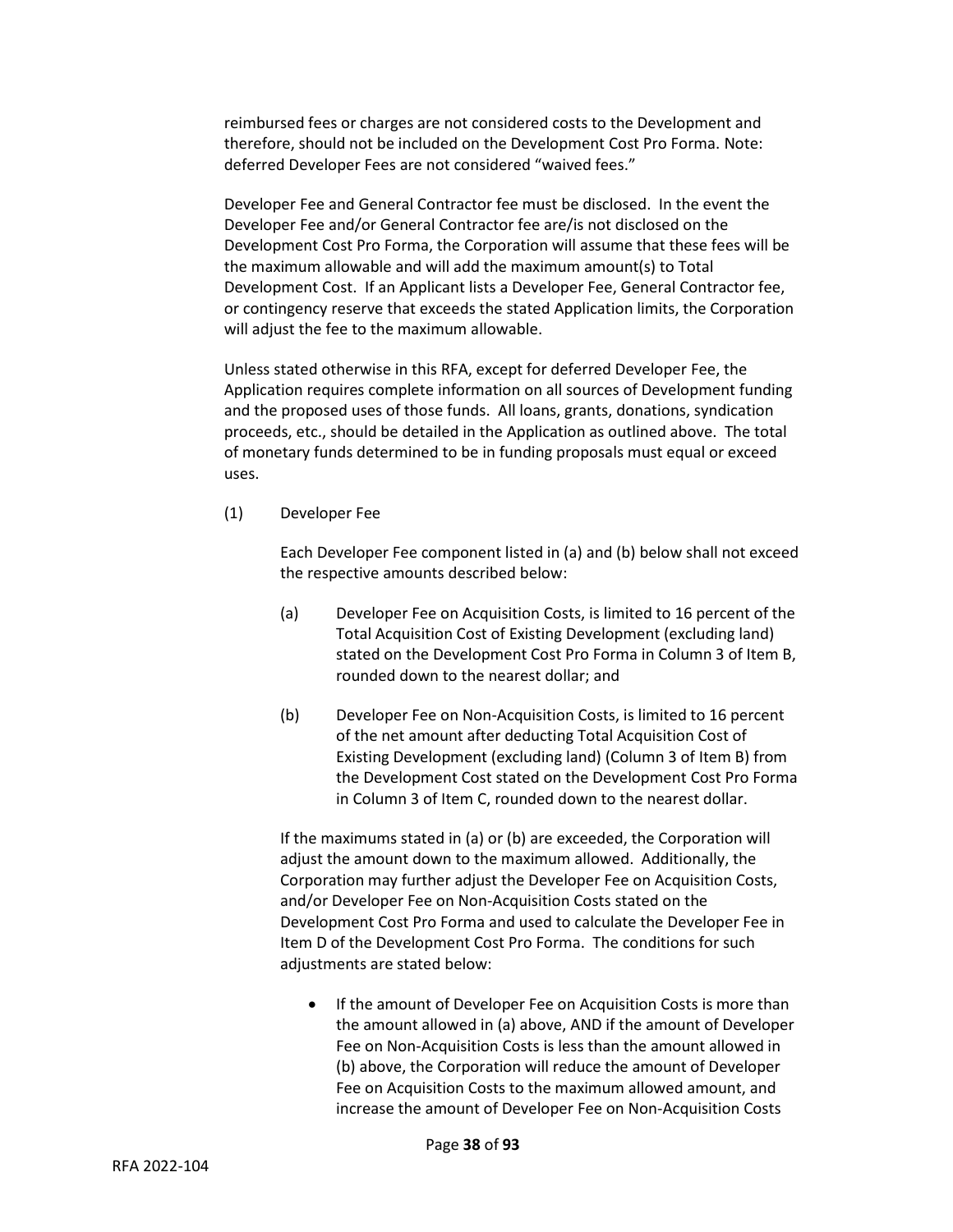reimbursed fees or charges are not considered costs to the Development and therefore, should not be included on the Development Cost Pro Forma. Note: deferred Developer Fees are not considered "waived fees."

Developer Fee and General Contractor fee must be disclosed. In the event the Developer Fee and/or General Contractor fee are/is not disclosed on the Development Cost Pro Forma, the Corporation will assume that these fees will be the maximum allowable and will add the maximum amount(s) to Total Development Cost. If an Applicant lists a Developer Fee, General Contractor fee, or contingency reserve that exceeds the stated Application limits, the Corporation will adjust the fee to the maximum allowable.

Unless stated otherwise in this RFA, except for deferred Developer Fee, the Application requires complete information on all sources of Development funding and the proposed uses of those funds. All loans, grants, donations, syndication proceeds, etc., should be detailed in the Application as outlined above. The total of monetary funds determined to be in funding proposals must equal or exceed uses.

(1) Developer Fee

Each Developer Fee component listed in (a) and (b) below shall not exceed the respective amounts described below:

(a) Developer Fee on Acquisition Costs, is limited to 16 percent of the Total Acquisition Cost of Existing Development (excluding land) stated on the Development Cost Pro Forma in Column 3 of Item B, rounded down to the nearest dollar; and

(b) Developer Fee on Non-Acquisition Costs, is limited to 16 percent of the net amount after deducting Total Acquisition Cost of Existing Development (excluding land) (Column 3 of Item B) from the Development Cost stated on the Development Cost Pro Forma in Column 3 of Item C, rounded down to the nearest dollar.

If the maximums stated in (a) or (b) are exceeded, the Corporation will adjust the amount down to the maximum allowed. Additionally, the Corporation may further adjust the Developer Fee on Acquisition Costs, and/or Developer Fee on Non-Acquisition Costs stated on the Development Cost Pro Forma and used to calculate the Developer Fee in Item D of the Development Cost Pro Forma. The conditions for such adjustments are stated below:

- If the amount of Developer Fee on Acquisition Costs is more than the amount allowed in (a) above, AND if the amount of Developer Fee on Non-Acquisition Costs is less than the amount allowed in (b) above, the Corporation will reduce the amount of Developer Fee on Acquisition Costs to the maximum allowed amount, and increase the amount of Developer Fee on Non-Acquisition Costs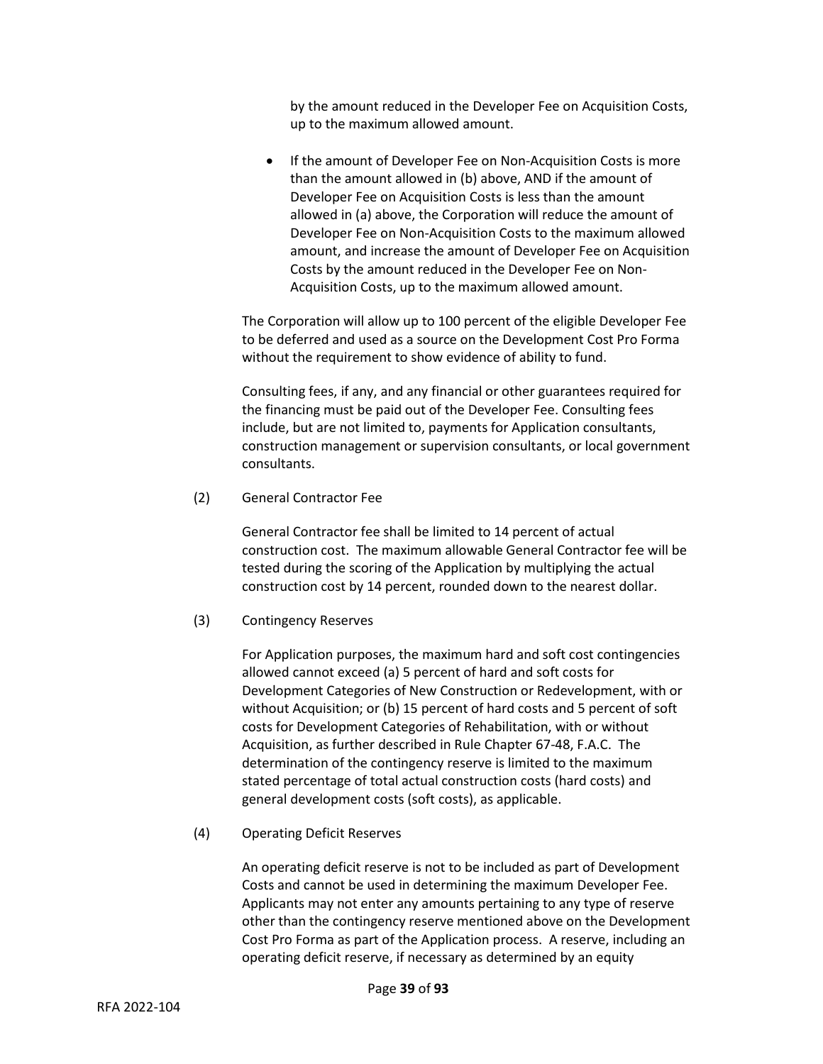by the amount reduced in the Developer Fee on Acquisition Costs, up to the maximum allowed amount.

- If the amount of Developer Fee on Non-Acquisition Costs is more than the amount allowed in (b) above, AND if the amount of Developer Fee on Acquisition Costs is less than the amount allowed in (a) above, the Corporation will reduce the amount of Developer Fee on Non-Acquisition Costs to the maximum allowed amount, and increase the amount of Developer Fee on Acquisition Costs by the amount reduced in the Developer Fee on Non-Acquisition Costs, up to the maximum allowed amount.

The Corporation will allow up to 100 percent of the eligible Developer Fee to be deferred and used as a source on the Development Cost Pro Forma without the requirement to show evidence of ability to fund.

Consulting fees, if any, and any financial or other guarantees required for the financing must be paid out of the Developer Fee. Consulting fees include, but are not limited to, payments for Application consultants, construction management or supervision consultants, or local government consultants.

(2) General Contractor Fee

General Contractor fee shall be limited to 14 percent of actual construction cost. The maximum allowable General Contractor fee will be tested during the scoring of the Application by multiplying the actual construction cost by 14 percent, rounded down to the nearest dollar.

(3) Contingency Reserves

For Application purposes, the maximum hard and soft cost contingencies allowed cannot exceed (a) 5 percent of hard and soft costs for Development Categories of New Construction or Redevelopment, with or without Acquisition; or (b) 15 percent of hard costs and 5 percent of soft costs for Development Categories of Rehabilitation, with or without Acquisition, as further described in Rule Chapter 67-48, F.A.C. The determination of the contingency reserve is limited to the maximum stated percentage of total actual construction costs (hard costs) and general development costs (soft costs), as applicable.

(4) Operating Deficit Reserves

An operating deficit reserve is not to be included as part of Development Costs and cannot be used in determining the maximum Developer Fee. Applicants may not enter any amounts pertaining to any type of reserve other than the contingency reserve mentioned above on the Development Cost Pro Forma as part of the Application process. A reserve, including an operating deficit reserve, if necessary as determined by an equity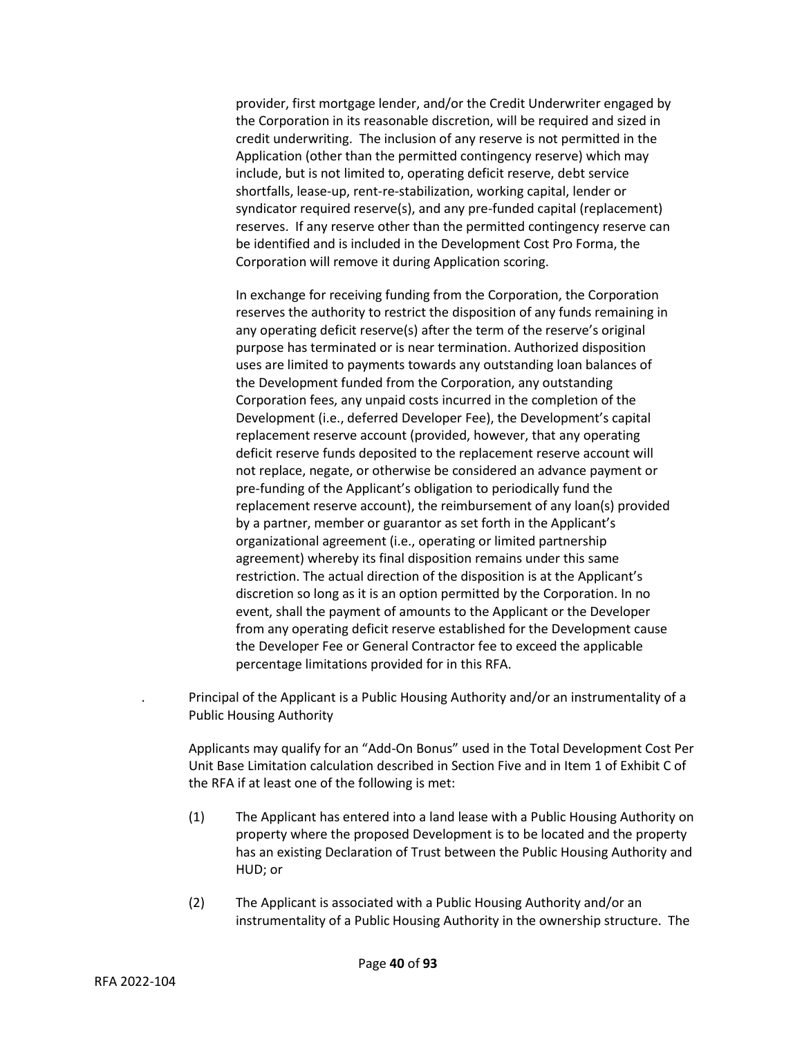provider, first mortgage lender, and/or the Credit Underwriter engaged by the Corporation in its reasonable discretion, will be required and sized in credit underwriting. The inclusion of any reserve is not permitted in the Application (other than the permitted contingency reserve) which may include, but is not limited to, operating deficit reserve, debt service shortfalls, lease-up, rent-re-stabilization, working capital, lender or syndicator required reserve(s), and any pre-funded capital (replacement) reserves. If any reserve other than the permitted contingency reserve can be identified and is included in the Development Cost Pro Forma, the Corporation will remove it during Application scoring.

In exchange for receiving funding from the Corporation, the Corporation reserves the authority to restrict the disposition of any funds remaining in any operating deficit reserve(s) after the term of the reserve's original purpose has terminated or is near termination. Authorized disposition uses are limited to payments towards any outstanding loan balances of the Development funded from the Corporation, any outstanding Corporation fees, any unpaid costs incurred in the completion of the Development (i.e., deferred Developer Fee), the Development's capital replacement reserve account (provided, however, that any operating deficit reserve funds deposited to the replacement reserve account will not replace, negate, or otherwise be considered an advance payment or pre-funding of the Applicant's obligation to periodically fund the replacement reserve account), the reimbursement of any loan(s) provided by a partner, member or guarantor as set forth in the Applicant's organizational agreement (i.e., operating or limited partnership agreement) whereby its final disposition remains under this same restriction. The actual direction of the disposition is at the Applicant's discretion so long as it is an option permitted by the Corporation. In no event, shall the payment of amounts to the Applicant or the Developer from any operating deficit reserve established for the Development cause the Developer Fee or General Contractor fee to exceed the applicable percentage limitations provided for in this RFA.

. Principal of the Applicant is a Public Housing Authority and/or an instrumentality of a Public Housing Authority

Applicants may qualify for an "Add-On Bonus" used in the Total Development Cost Per Unit Base Limitation calculation described in Section Five and in Item 1 of Exhibit C of the RFA if at least one of the following is met:

(1) The Applicant has entered into a land lease with a Public Housing Authority on property where the proposed Development is to be located and the property has an existing Declaration of Trust between the Public Housing Authority and HUD; or

(2) The Applicant is associated with a Public Housing Authority and/or an instrumentality of a Public Housing Authority in the ownership structure. The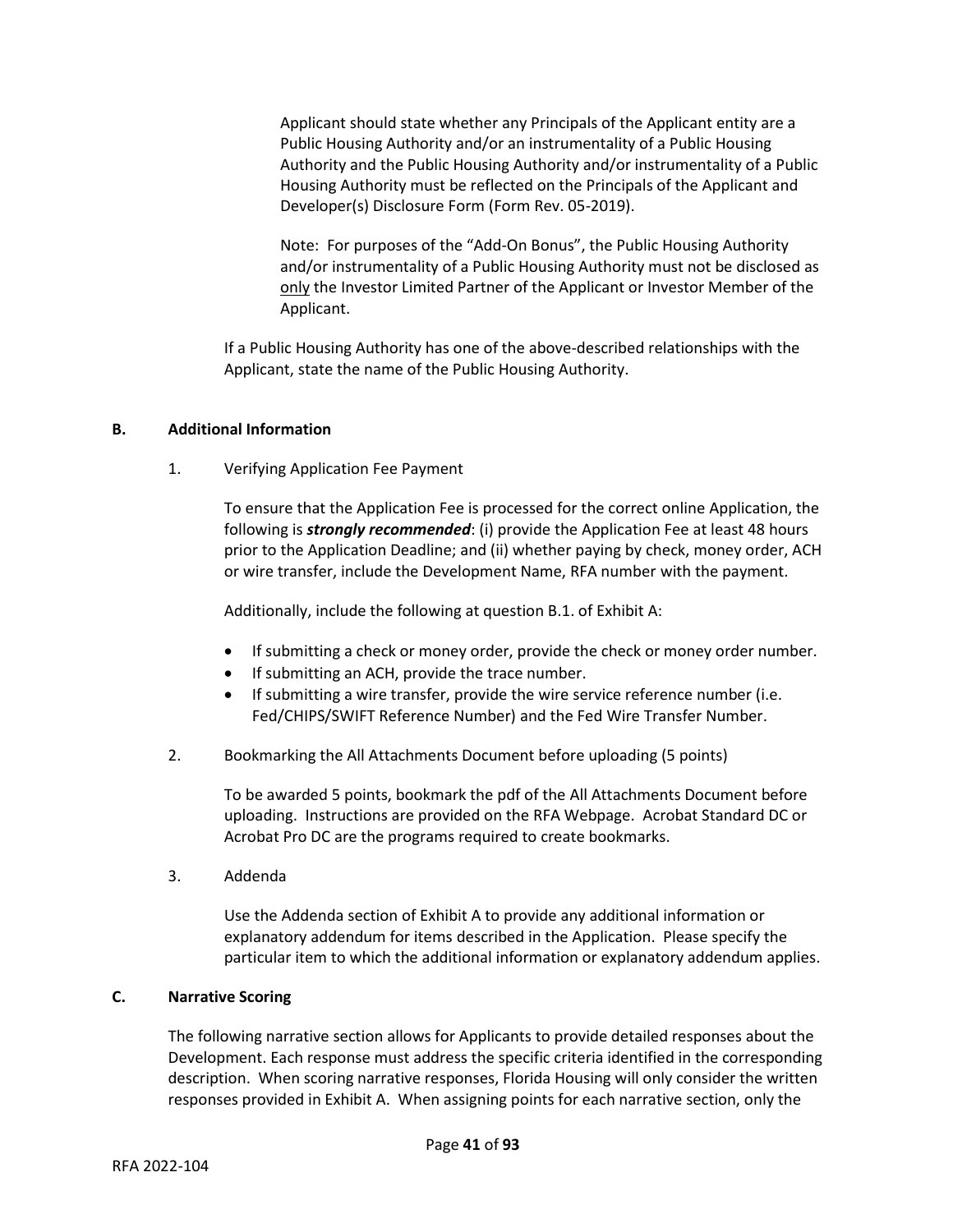Applicant should state whether any Principals of the Applicant entity are a Public Housing Authority and/or an instrumentality of a Public Housing Authority and the Public Housing Authority and/or instrumentality of a Public Housing Authority must be reflected on the Principals of the Applicant and Developer(s) Disclosure Form (Form Rev. 05-2019).

Note: For purposes of the "Add-On Bonus", the Public Housing Authority and/or instrumentality of a Public Housing Authority must not be disclosed as <u>only</u> the Investor Limited Partner of the Applicant or Investor Member of the Applicant.

If a Public Housing Authority has one of the above-described relationships with the Applicant, state the name of the Public Housing Authority.

## B. Additional Information

1. Verifying Application Fee Payment

To ensure that the Application Fee is processed for the correct online Application, the following is ***strongly recommended***: (i) provide the Application Fee at least 48 hours prior to the Application Deadline; and (ii) whether paying by check, money order, ACH or wire transfer, include the Development Name, RFA number with the payment.

Additionally, include the following at question B.1. of Exhibit A:

- If submitting a check or money order, provide the check or money order number.
- If submitting an ACH, provide the trace number.
- If submitting a wire transfer, provide the wire service reference number (i.e. Fed/CHIPS/SWIFT Reference Number) and the Fed Wire Transfer Number.

2. Bookmarking the All Attachments Document before uploading (5 points)

To be awarded 5 points, bookmark the pdf of the All Attachments Document before uploading. Instructions are provided on the RFA Webpage. Acrobat Standard DC or Acrobat Pro DC are the programs required to create bookmarks.

3. Addenda

Use the Addenda section of Exhibit A to provide any additional information or explanatory addendum for items described in the Application. Please specify the particular item to which the additional information or explanatory addendum applies.

## C. Narrative Scoring

The following narrative section allows for Applicants to provide detailed responses about the Development. Each response must address the specific criteria identified in the corresponding description. When scoring narrative responses, Florida Housing will only consider the written responses provided in Exhibit A. When assigning points for each narrative section, only the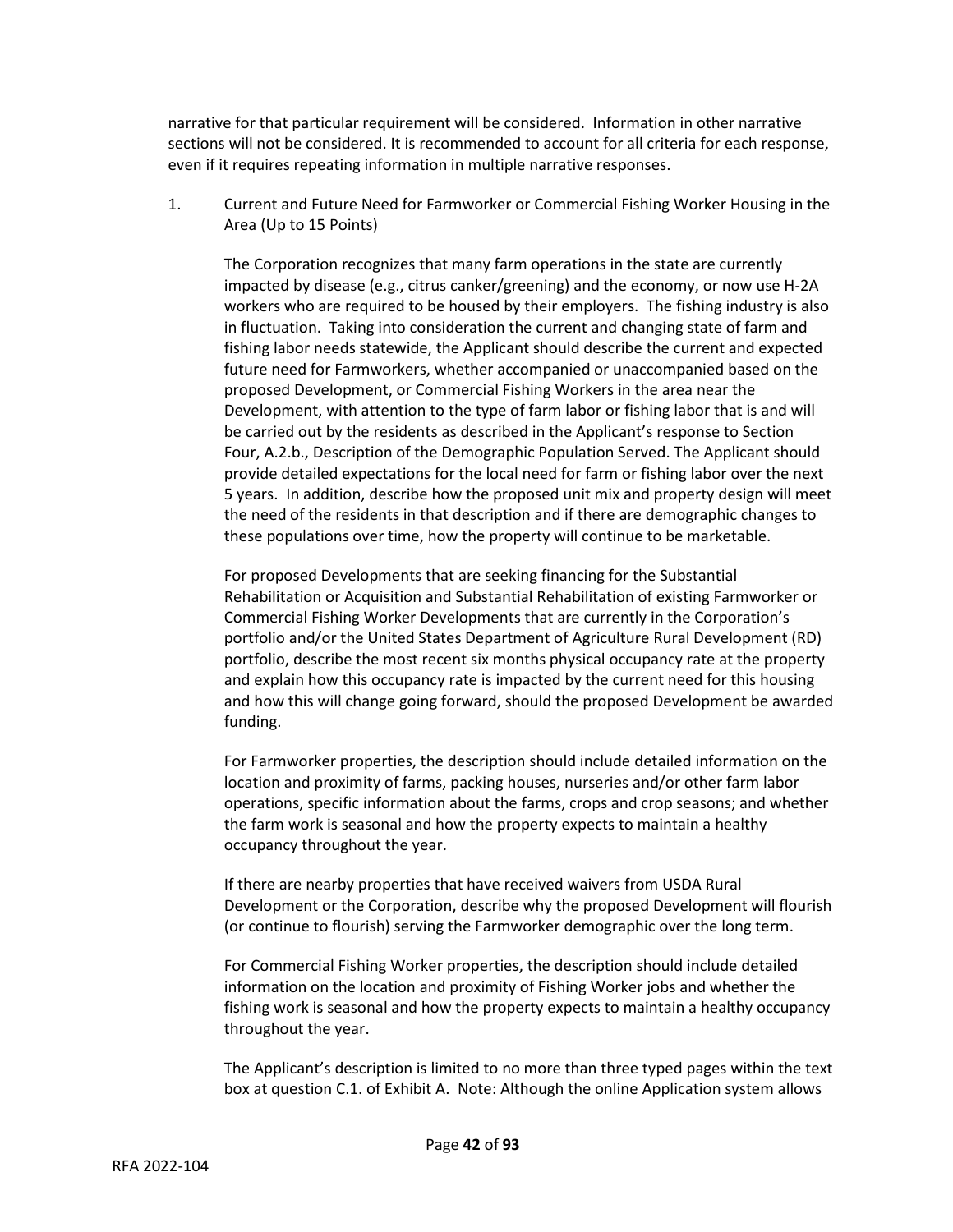narrative for that particular requirement will be considered. Information in other narrative sections will not be considered. It is recommended to account for all criteria for each response, even if it requires repeating information in multiple narrative responses.

1. Current and Future Need for Farmworker or Commercial Fishing Worker Housing in the Area (Up to 15 Points)

   The Corporation recognizes that many farm operations in the state are currently impacted by disease (e.g., citrus canker/greening) and the economy, or now use H-2A workers who are required to be housed by their employers. The fishing industry is also in fluctuation. Taking into consideration the current and changing state of farm and fishing labor needs statewide, the Applicant should describe the current and expected future need for Farmworkers, whether accompanied or unaccompanied based on the proposed Development, or Commercial Fishing Workers in the area near the Development, with attention to the type of farm labor or fishing labor that is and will be carried out by the residents as described in the Applicant's response to Section Four, A.2.b., Description of the Demographic Population Served. The Applicant should provide detailed expectations for the local need for farm or fishing labor over the next 5 years. In addition, describe how the proposed unit mix and property design will meet the need of the residents in that description and if there are demographic changes to these populations over time, how the property will continue to be marketable.

   For proposed Developments that are seeking financing for the Substantial Rehabilitation or Acquisition and Substantial Rehabilitation of existing Farmworker or Commercial Fishing Worker Developments that are currently in the Corporation's portfolio and/or the United States Department of Agriculture Rural Development (RD) portfolio, describe the most recent six months physical occupancy rate at the property and explain how this occupancy rate is impacted by the current need for this housing and how this will change going forward, should the proposed Development be awarded funding.

   For Farmworker properties, the description should include detailed information on the location and proximity of farms, packing houses, nurseries and/or other farm labor operations, specific information about the farms, crops and crop seasons; and whether the farm work is seasonal and how the property expects to maintain a healthy occupancy throughout the year.

   If there are nearby properties that have received waivers from USDA Rural Development or the Corporation, describe why the proposed Development will flourish (or continue to flourish) serving the Farmworker demographic over the long term.

   For Commercial Fishing Worker properties, the description should include detailed information on the location and proximity of Fishing Worker jobs and whether the fishing work is seasonal and how the property expects to maintain a healthy occupancy throughout the year.

   The Applicant's description is limited to no more than three typed pages within the text box at question C.1. of Exhibit A. Note: Although the online Application system allows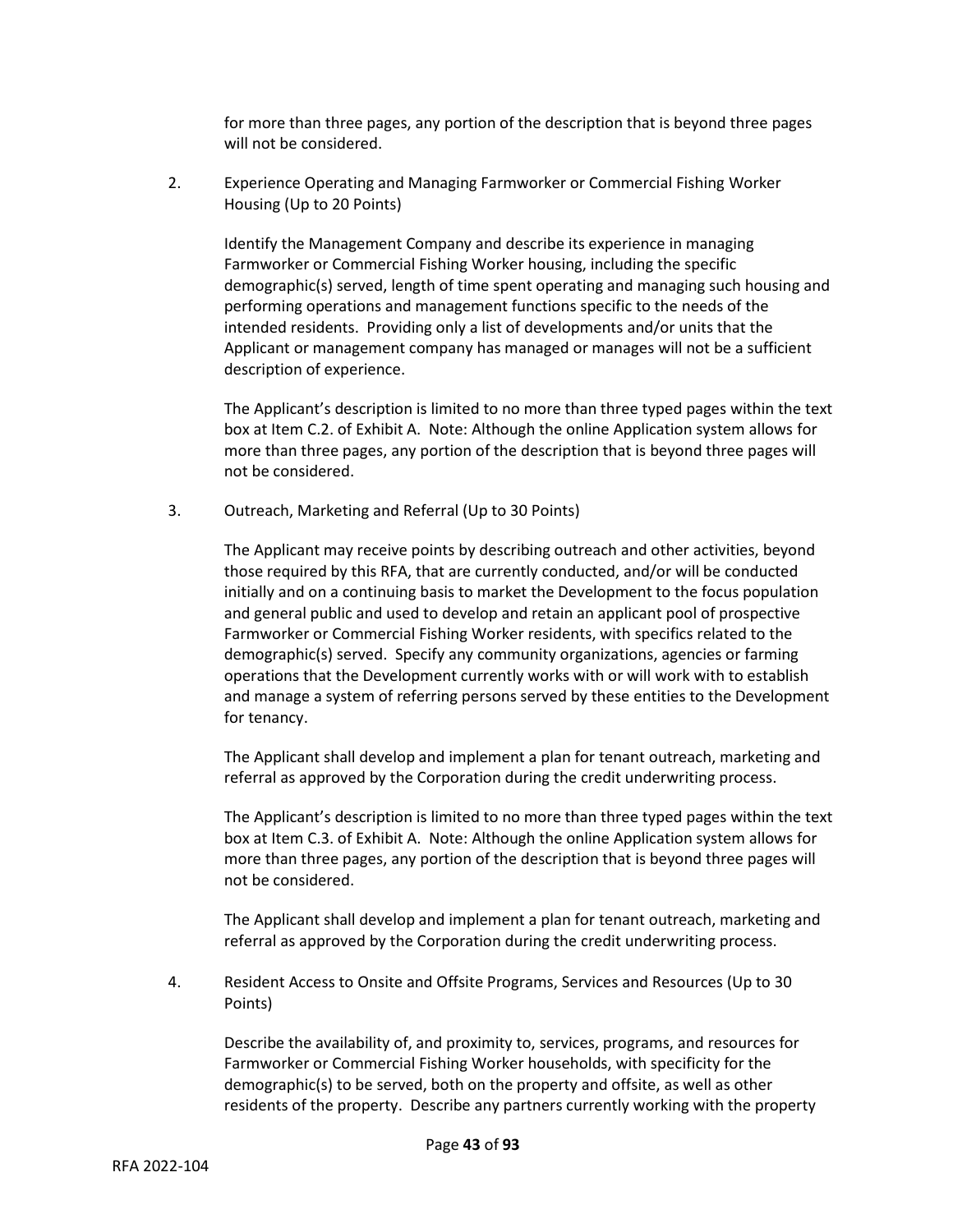for more than three pages, any portion of the description that is beyond three pages will not be considered.

2. Experience Operating and Managing Farmworker or Commercial Fishing Worker Housing (Up to 20 Points)

   Identify the Management Company and describe its experience in managing Farmworker or Commercial Fishing Worker housing, including the specific demographic(s) served, length of time spent operating and managing such housing and performing operations and management functions specific to the needs of the intended residents. Providing only a list of developments and/or units that the Applicant or management company has managed or manages will not be a sufficient description of experience.

   The Applicant's description is limited to no more than three typed pages within the text box at Item C.2. of Exhibit A. Note: Although the online Application system allows for more than three pages, any portion of the description that is beyond three pages will not be considered.

3. Outreach, Marketing and Referral (Up to 30 Points)

   The Applicant may receive points by describing outreach and other activities, beyond those required by this RFA, that are currently conducted, and/or will be conducted initially and on a continuing basis to market the Development to the focus population and general public and used to develop and retain an applicant pool of prospective Farmworker or Commercial Fishing Worker residents, with specifics related to the demographic(s) served. Specify any community organizations, agencies or farming operations that the Development currently works with or will work with to establish and manage a system of referring persons served by these entities to the Development for tenancy.

   The Applicant shall develop and implement a plan for tenant outreach, marketing and referral as approved by the Corporation during the credit underwriting process.

   The Applicant's description is limited to no more than three typed pages within the text box at Item C.3. of Exhibit A. Note: Although the online Application system allows for more than three pages, any portion of the description that is beyond three pages will not be considered.

   The Applicant shall develop and implement a plan for tenant outreach, marketing and referral as approved by the Corporation during the credit underwriting process.

4. Resident Access to Onsite and Offsite Programs, Services and Resources (Up to 30 Points)

   Describe the availability of, and proximity to, services, programs, and resources for Farmworker or Commercial Fishing Worker households, with specificity for the demographic(s) to be served, both on the property and offsite, as well as other residents of the property. Describe any partners currently working with the property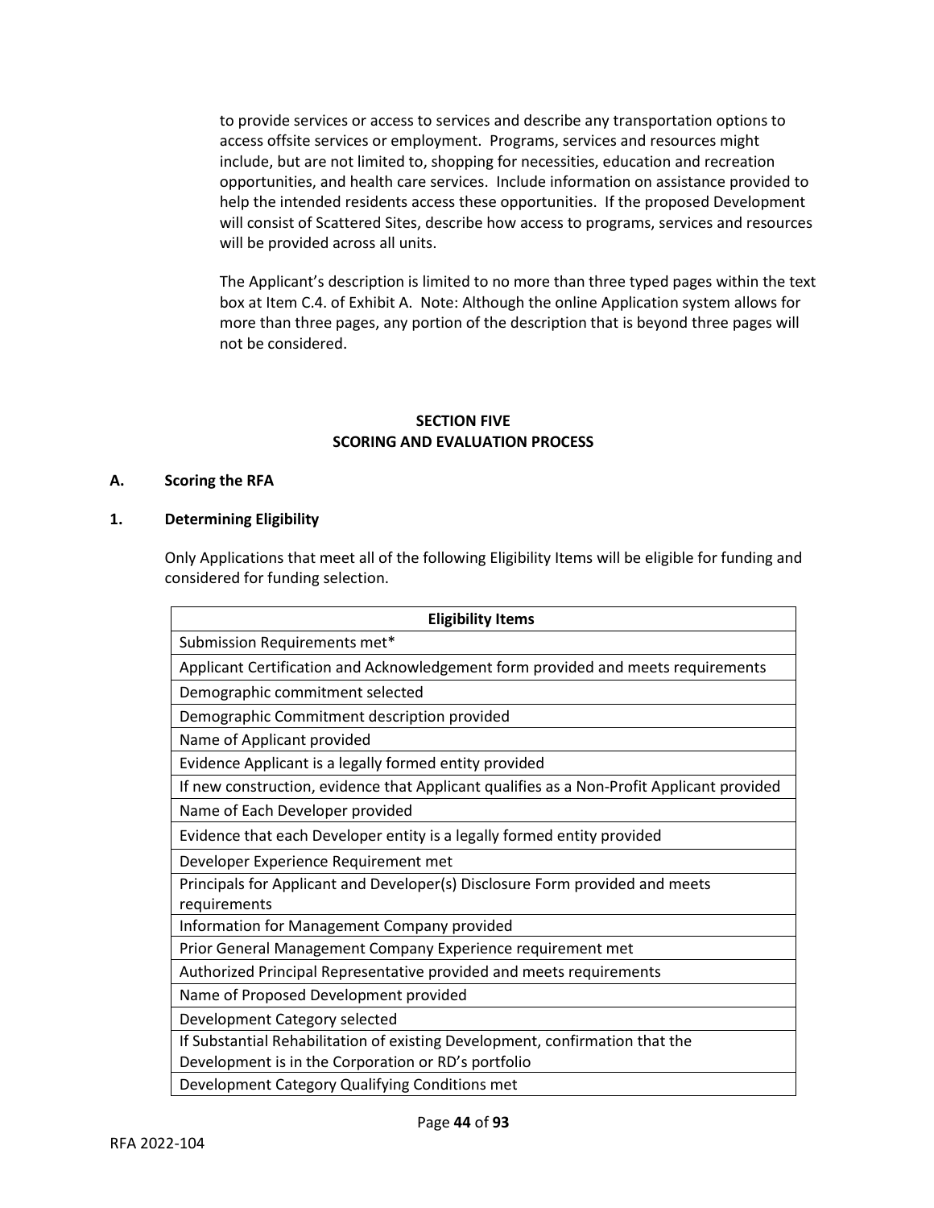to provide services or access to services and describe any transportation options to access offsite services or employment. Programs, services and resources might include, but are not limited to, shopping for necessities, education and recreation opportunities, and health care services. Include information on assistance provided to help the intended residents access these opportunities. If the proposed Development will consist of Scattered Sites, describe how access to programs, services and resources will be provided across all units.

The Applicant's description is limited to no more than three typed pages within the text box at Item C.4. of Exhibit A. Note: Although the online Application system allows for more than three pages, any portion of the description that is beyond three pages will not be considered.

## SECTION FIVE
## SCORING AND EVALUATION PROCESS

### A. Scoring the RFA

### 1. Determining Eligibility

Only Applications that meet all of the following Eligibility Items will be eligible for funding and considered for funding selection.

| Eligibility Items |
|---|
| Submission Requirements met* |
| Applicant Certification and Acknowledgement form provided and meets requirements |
| Demographic commitment selected |
| Demographic Commitment description provided |
| Name of Applicant provided |
| Evidence Applicant is a legally formed entity provided |
| If new construction, evidence that Applicant qualifies as a Non-Profit Applicant provided |
| Name of Each Developer provided |
| Evidence that each Developer entity is a legally formed entity provided |
| Developer Experience Requirement met |
| Principals for Applicant and Developer(s) Disclosure Form provided and meets requirements |
| Information for Management Company provided |
| Prior General Management Company Experience requirement met |
| Authorized Principal Representative provided and meets requirements |
| Name of Proposed Development provided |
| Development Category selected |
| If Substantial Rehabilitation of existing Development, confirmation that the Development is in the Corporation or RD's portfolio |
| Development Category Qualifying Conditions met |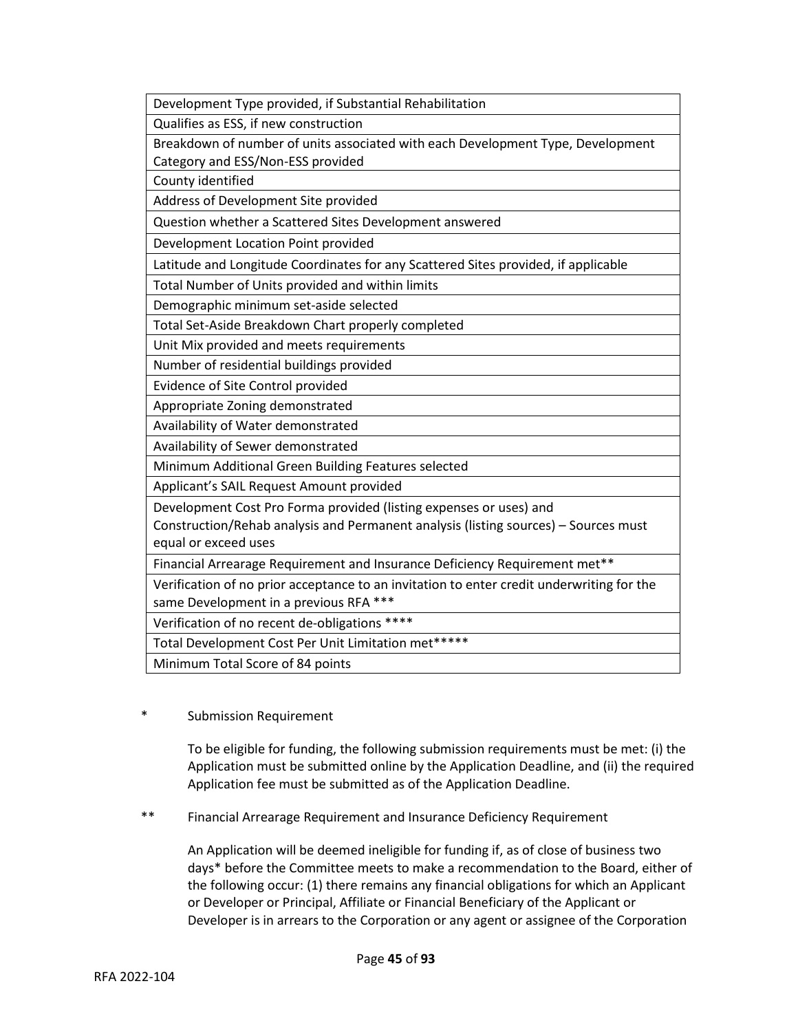| Development Type provided, if Substantial Rehabilitation |
|---|
| Qualifies as ESS, if new construction |
| Breakdown of number of units associated with each Development Type, Development Category and ESS/Non-ESS provided |
| County identified |
| Address of Development Site provided |
| Question whether a Scattered Sites Development answered |
| Development Location Point provided |
| Latitude and Longitude Coordinates for any Scattered Sites provided, if applicable |
| Total Number of Units provided and within limits |
| Demographic minimum set-aside selected |
| Total Set-Aside Breakdown Chart properly completed |
| Unit Mix provided and meets requirements |
| Number of residential buildings provided |
| Evidence of Site Control provided |
| Appropriate Zoning demonstrated |
| Availability of Water demonstrated |
| Availability of Sewer demonstrated |
| Minimum Additional Green Building Features selected |
| Applicant's SAIL Request Amount provided |
| Development Cost Pro Forma provided (listing expenses or uses) and Construction/Rehab analysis and Permanent analysis (listing sources) – Sources must equal or exceed uses |
| Financial Arrearage Requirement and Insurance Deficiency Requirement met** |
| Verification of no prior acceptance to an invitation to enter credit underwriting for the same Development in a previous RFA *** |
| Verification of no recent de-obligations **** |
| Total Development Cost Per Unit Limitation met***** |
| Minimum Total Score of 84 points |

\* Submission Requirement

To be eligible for funding, the following submission requirements must be met: (i) the Application must be submitted online by the Application Deadline, and (ii) the required Application fee must be submitted as of the Application Deadline.

\*\* Financial Arrearage Requirement and Insurance Deficiency Requirement

An Application will be deemed ineligible for funding if, as of close of business two days* before the Committee meets to make a recommendation to the Board, either of the following occur: (1) there remains any financial obligations for which an Applicant or Developer or Principal, Affiliate or Financial Beneficiary of the Applicant or Developer is in arrears to the Corporation or any agent or assignee of the Corporation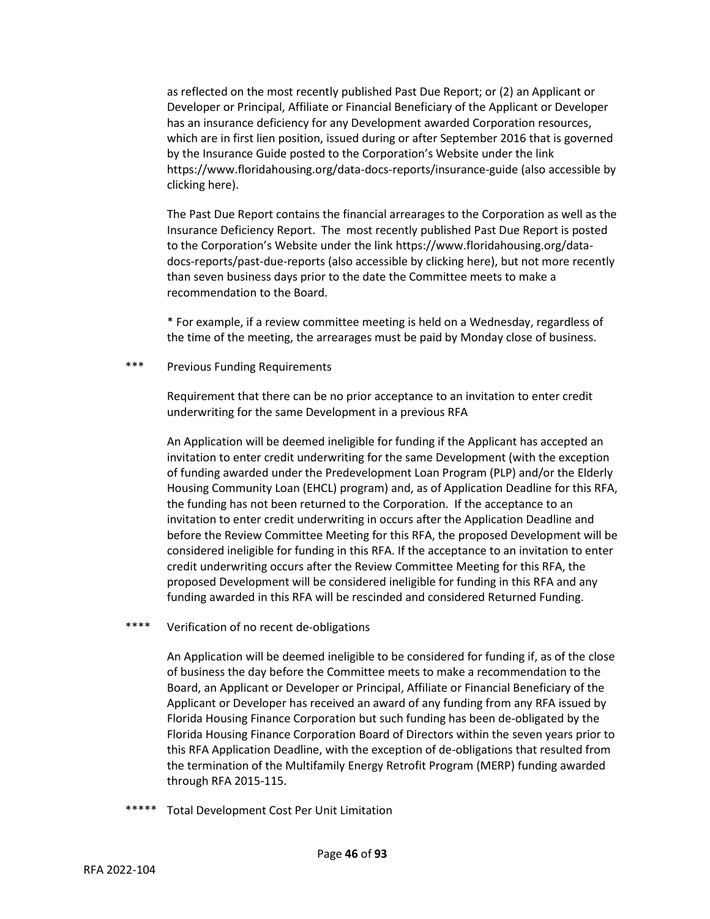as reflected on the most recently published Past Due Report; or (2) an Applicant or Developer or Principal, Affiliate or Financial Beneficiary of the Applicant or Developer has an insurance deficiency for any Development awarded Corporation resources, which are in first lien position, issued during or after September 2016 that is governed by the Insurance Guide posted to the Corporation's Website under the link https://www.floridahousing.org/data-docs-reports/insurance-guide (also accessible by clicking here).

The Past Due Report contains the financial arrearages to the Corporation as well as the Insurance Deficiency Report. The most recently published Past Due Report is posted to the Corporation's Website under the link https://www.floridahousing.org/data-docs-reports/past-due-reports (also accessible by clicking here), but not more recently than seven business days prior to the date the Committee meets to make a recommendation to the Board.

* For example, if a review committee meeting is held on a Wednesday, regardless of the time of the meeting, the arrearages must be paid by Monday close of business.

*** Previous Funding Requirements

Requirement that there can be no prior acceptance to an invitation to enter credit underwriting for the same Development in a previous RFA

An Application will be deemed ineligible for funding if the Applicant has accepted an invitation to enter credit underwriting for the same Development (with the exception of funding awarded under the Predevelopment Loan Program (PLP) and/or the Elderly Housing Community Loan (EHCL) program) and, as of Application Deadline for this RFA, the funding has not been returned to the Corporation. If the acceptance to an invitation to enter credit underwriting in occurs after the Application Deadline and before the Review Committee Meeting for this RFA, the proposed Development will be considered ineligible for funding in this RFA. If the acceptance to an invitation to enter credit underwriting occurs after the Review Committee Meeting for this RFA, the proposed Development will be considered ineligible for funding in this RFA and any funding awarded in this RFA will be rescinded and considered Returned Funding.

**** Verification of no recent de-obligations

An Application will be deemed ineligible to be considered for funding if, as of the close of business the day before the Committee meets to make a recommendation to the Board, an Applicant or Developer or Principal, Affiliate or Financial Beneficiary of the Applicant or Developer has received an award of any funding from any RFA issued by Florida Housing Finance Corporation but such funding has been de-obligated by the Florida Housing Finance Corporation Board of Directors within the seven years prior to this RFA Application Deadline, with the exception of de-obligations that resulted from the termination of the Multifamily Energy Retrofit Program (MERP) funding awarded through RFA 2015-115.

***** Total Development Cost Per Unit Limitation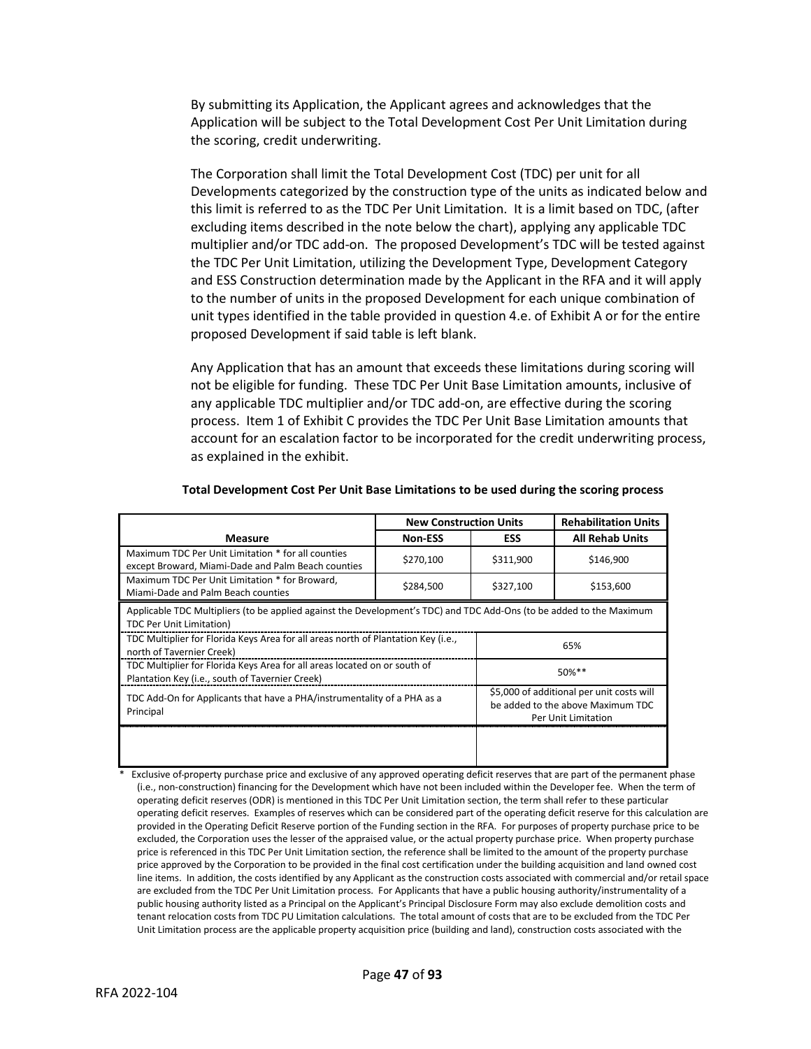By submitting its Application, the Applicant agrees and acknowledges that the Application will be subject to the Total Development Cost Per Unit Limitation during the scoring, credit underwriting.

The Corporation shall limit the Total Development Cost (TDC) per unit for all Developments categorized by the construction type of the units as indicated below and this limit is referred to as the TDC Per Unit Limitation. It is a limit based on TDC, (after excluding items described in the note below the chart), applying any applicable TDC multiplier and/or TDC add-on. The proposed Development's TDC will be tested against the TDC Per Unit Limitation, utilizing the Development Type, Development Category and ESS Construction determination made by the Applicant in the RFA and it will apply to the number of units in the proposed Development for each unique combination of unit types identified in the table provided in question 4.e. of Exhibit A or for the entire proposed Development if said table is left blank.

Any Application that has an amount that exceeds these limitations during scoring will not be eligible for funding. These TDC Per Unit Base Limitation amounts, inclusive of any applicable TDC multiplier and/or TDC add-on, are effective during the scoring process. Item 1 of Exhibit C provides the TDC Per Unit Base Limitation amounts that account for an escalation factor to be incorporated for the credit underwriting process, as explained in the exhibit.

**Total Development Cost Per Unit Base Limitations to be used during the scoring process**

| | New Construction Units | | Rehabilitation Units |
|---|---|---|---|
| **Measure** | **Non-ESS** | **ESS** | **All Rehab Units** |
| Maximum TDC Per Unit Limitation * for all counties except Broward, Miami-Dade and Palm Beach counties | $270,100 | $311,900 | $146,900 |
| Maximum TDC Per Unit Limitation * for Broward, Miami-Dade and Palm Beach counties | $284,500 | $327,100 | $153,600 |
| Applicable TDC Multipliers (to be applied against the Development's TDC) and TDC Add-Ons (to be added to the Maximum TDC Per Unit Limitation) | | | |
| TDC Multiplier for Florida Keys Area for all areas north of Plantation Key (i.e., north of Tavernier Creek) | | 65% | |
| TDC Multiplier for Florida Keys Area for all areas located on or south of Plantation Key (i.e., south of Tavernier Creek) | | 50%** | |
| TDC Add-On for Applicants that have a PHA/instrumentality of a PHA as a Principal | | $5,000 of additional per unit costs will be added to the above Maximum TDC Per Unit Limitation | |
| | | | |

\* Exclusive of property purchase price and exclusive of any approved operating deficit reserves that are part of the permanent phase (i.e., non-construction) financing for the Development which have not been included within the Developer fee. When the term of operating deficit reserves (ODR) is mentioned in this TDC Per Unit Limitation section, the term shall refer to these particular operating deficit reserves. Examples of reserves which can be considered part of the operating deficit reserve for this calculation are provided in the Operating Deficit Reserve portion of the Funding section in the RFA. For purposes of property purchase price to be excluded, the Corporation uses the lesser of the appraised value, or the actual property purchase price. When property purchase price is referenced in this TDC Per Unit Limitation section, the reference shall be limited to the amount of the property purchase price approved by the Corporation to be provided in the final cost certification under the building acquisition and land owned cost line items. In addition, the costs identified by any Applicant as the construction costs associated with commercial and/or retail space are excluded from the TDC Per Unit Limitation process. For Applicants that have a public housing authority/instrumentality of a public housing authority listed as a Principal on the Applicant's Principal Disclosure Form may also exclude demolition costs and tenant relocation costs from TDC PU Limitation calculations. The total amount of costs that are to be excluded from the TDC Per Unit Limitation process are the applicable property acquisition price (building and land), construction costs associated with the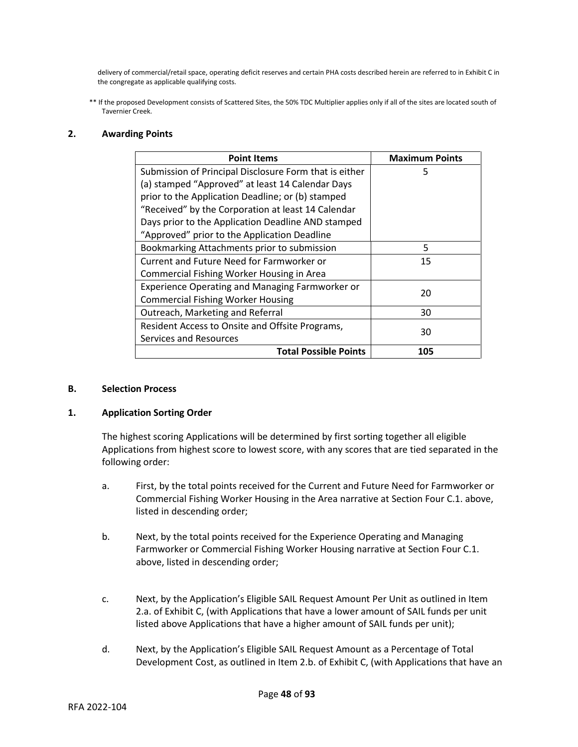delivery of commercial/retail space, operating deficit reserves and certain PHA costs described herein are referred to in Exhibit C in the congregate as applicable qualifying costs.

** If the proposed Development consists of Scattered Sites, the 50% TDC Multiplier applies only if all of the sites are located south of Tavernier Creek.

### 2. Awarding Points

| Point Items | Maximum Points |
|---|---|
| Submission of Principal Disclosure Form that is either (a) stamped "Approved" at least 14 Calendar Days prior to the Application Deadline; or (b) stamped "Received" by the Corporation at least 14 Calendar Days prior to the Application Deadline AND stamped "Approved" prior to the Application Deadline | 5 |
| Bookmarking Attachments prior to submission | 5 |
| Current and Future Need for Farmworker or Commercial Fishing Worker Housing in Area | 15 |
| Experience Operating and Managing Farmworker or Commercial Fishing Worker Housing | 20 |
| Outreach, Marketing and Referral | 30 |
| Resident Access to Onsite and Offsite Programs, Services and Resources | 30 |
| **Total Possible Points** | **105** |

## B. Selection Process

### 1. Application Sorting Order

The highest scoring Applications will be determined by first sorting together all eligible Applications from highest score to lowest score, with any scores that are tied separated in the following order:

a. First, by the total points received for the Current and Future Need for Farmworker or Commercial Fishing Worker Housing in the Area narrative at Section Four C.1. above, listed in descending order;

b. Next, by the total points received for the Experience Operating and Managing Farmworker or Commercial Fishing Worker Housing narrative at Section Four C.1. above, listed in descending order;

c. Next, by the Application's Eligible SAIL Request Amount Per Unit as outlined in Item 2.a. of Exhibit C, (with Applications that have a lower amount of SAIL funds per unit listed above Applications that have a higher amount of SAIL funds per unit);

d. Next, by the Application's Eligible SAIL Request Amount as a Percentage of Total Development Cost, as outlined in Item 2.b. of Exhibit C, (with Applications that have an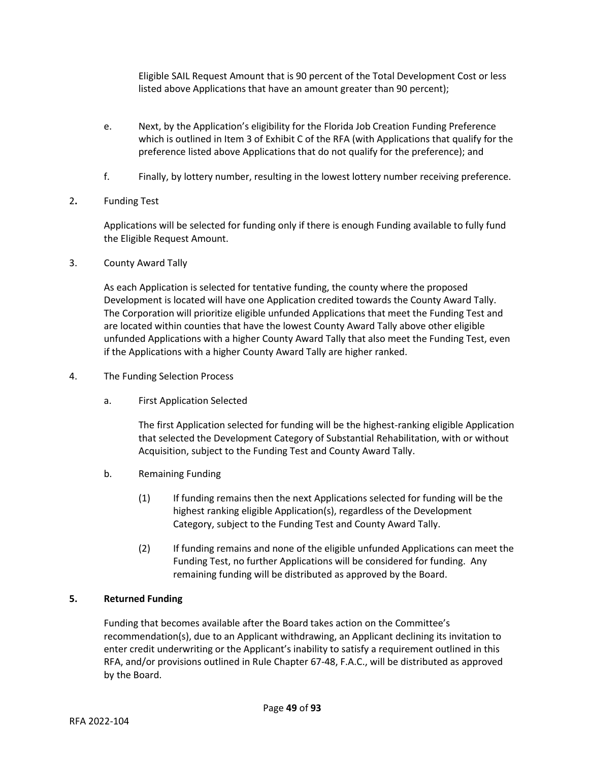Eligible SAIL Request Amount that is 90 percent of the Total Development Cost or less listed above Applications that have an amount greater than 90 percent);

e. Next, by the Application's eligibility for the Florida Job Creation Funding Preference which is outlined in Item 3 of Exhibit C of the RFA (with Applications that qualify for the preference listed above Applications that do not qualify for the preference); and

f. Finally, by lottery number, resulting in the lowest lottery number receiving preference.

2. Funding Test

Applications will be selected for funding only if there is enough Funding available to fully fund the Eligible Request Amount.

3. County Award Tally

As each Application is selected for tentative funding, the county where the proposed Development is located will have one Application credited towards the County Award Tally. The Corporation will prioritize eligible unfunded Applications that meet the Funding Test and are located within counties that have the lowest County Award Tally above other eligible unfunded Applications with a higher County Award Tally that also meet the Funding Test, even if the Applications with a higher County Award Tally are higher ranked.

4. The Funding Selection Process

a. First Application Selected

The first Application selected for funding will be the highest-ranking eligible Application that selected the Development Category of Substantial Rehabilitation, with or without Acquisition, subject to the Funding Test and County Award Tally.

b. Remaining Funding

(1) If funding remains then the next Applications selected for funding will be the highest ranking eligible Application(s), regardless of the Development Category, subject to the Funding Test and County Award Tally.

(2) If funding remains and none of the eligible unfunded Applications can meet the Funding Test, no further Applications will be considered for funding. Any remaining funding will be distributed as approved by the Board.

**5. Returned Funding**

Funding that becomes available after the Board takes action on the Committee's recommendation(s), due to an Applicant withdrawing, an Applicant declining its invitation to enter credit underwriting or the Applicant's inability to satisfy a requirement outlined in this RFA, and/or provisions outlined in Rule Chapter 67-48, F.A.C., will be distributed as approved by the Board.

RFA 2022-104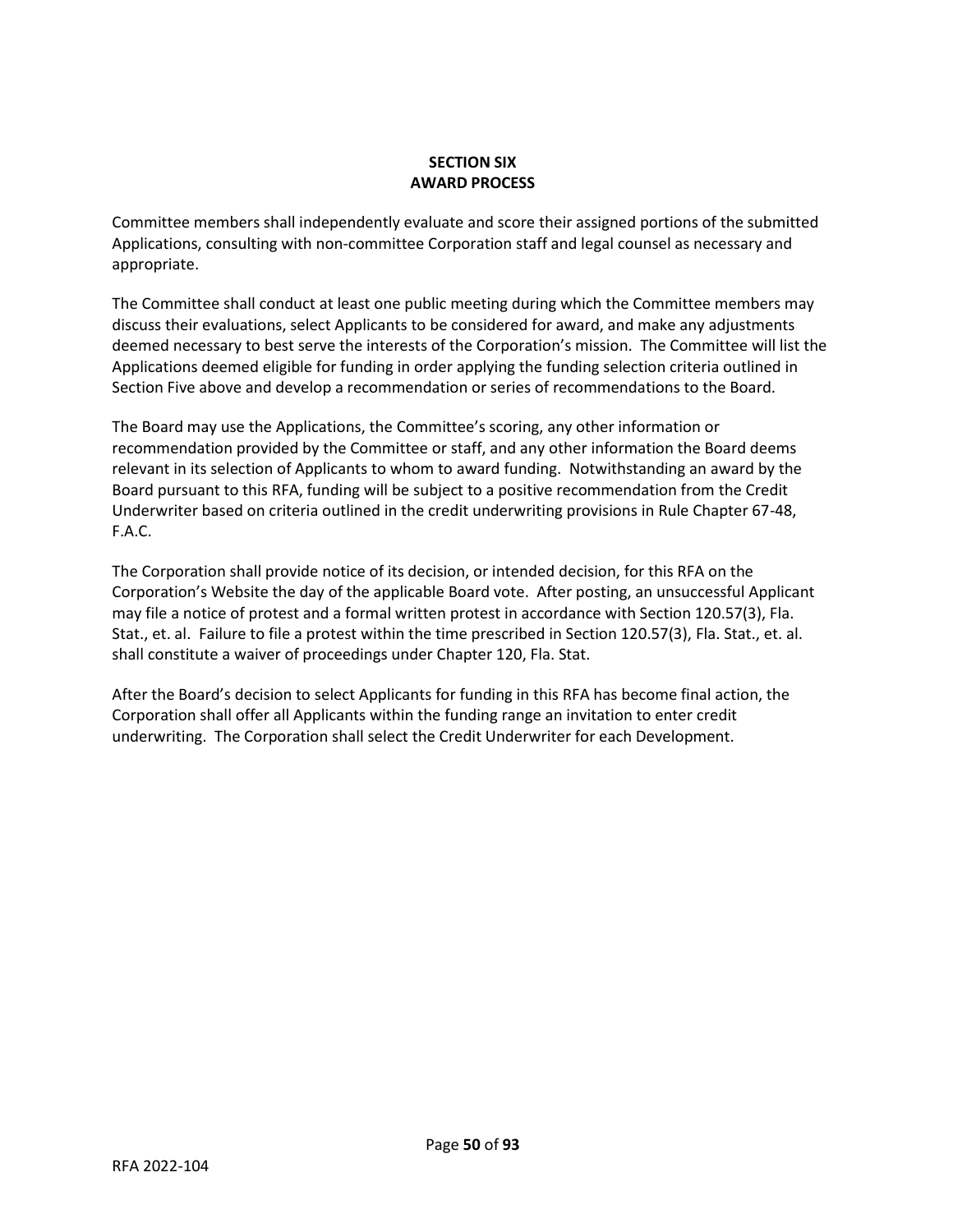## SECTION SIX
## AWARD PROCESS

Committee members shall independently evaluate and score their assigned portions of the submitted Applications, consulting with non-committee Corporation staff and legal counsel as necessary and appropriate.

The Committee shall conduct at least one public meeting during which the Committee members may discuss their evaluations, select Applicants to be considered for award, and make any adjustments deemed necessary to best serve the interests of the Corporation's mission. The Committee will list the Applications deemed eligible for funding in order applying the funding selection criteria outlined in Section Five above and develop a recommendation or series of recommendations to the Board.

The Board may use the Applications, the Committee's scoring, any other information or recommendation provided by the Committee or staff, and any other information the Board deems relevant in its selection of Applicants to whom to award funding. Notwithstanding an award by the Board pursuant to this RFA, funding will be subject to a positive recommendation from the Credit Underwriter based on criteria outlined in the credit underwriting provisions in Rule Chapter 67-48, F.A.C.

The Corporation shall provide notice of its decision, or intended decision, for this RFA on the Corporation's Website the day of the applicable Board vote. After posting, an unsuccessful Applicant may file a notice of protest and a formal written protest in accordance with Section 120.57(3), Fla. Stat., et. al. Failure to file a protest within the time prescribed in Section 120.57(3), Fla. Stat., et. al. shall constitute a waiver of proceedings under Chapter 120, Fla. Stat.

After the Board's decision to select Applicants for funding in this RFA has become final action, the Corporation shall offer all Applicants within the funding range an invitation to enter credit underwriting. The Corporation shall select the Credit Underwriter for each Development.

RFA 2022-104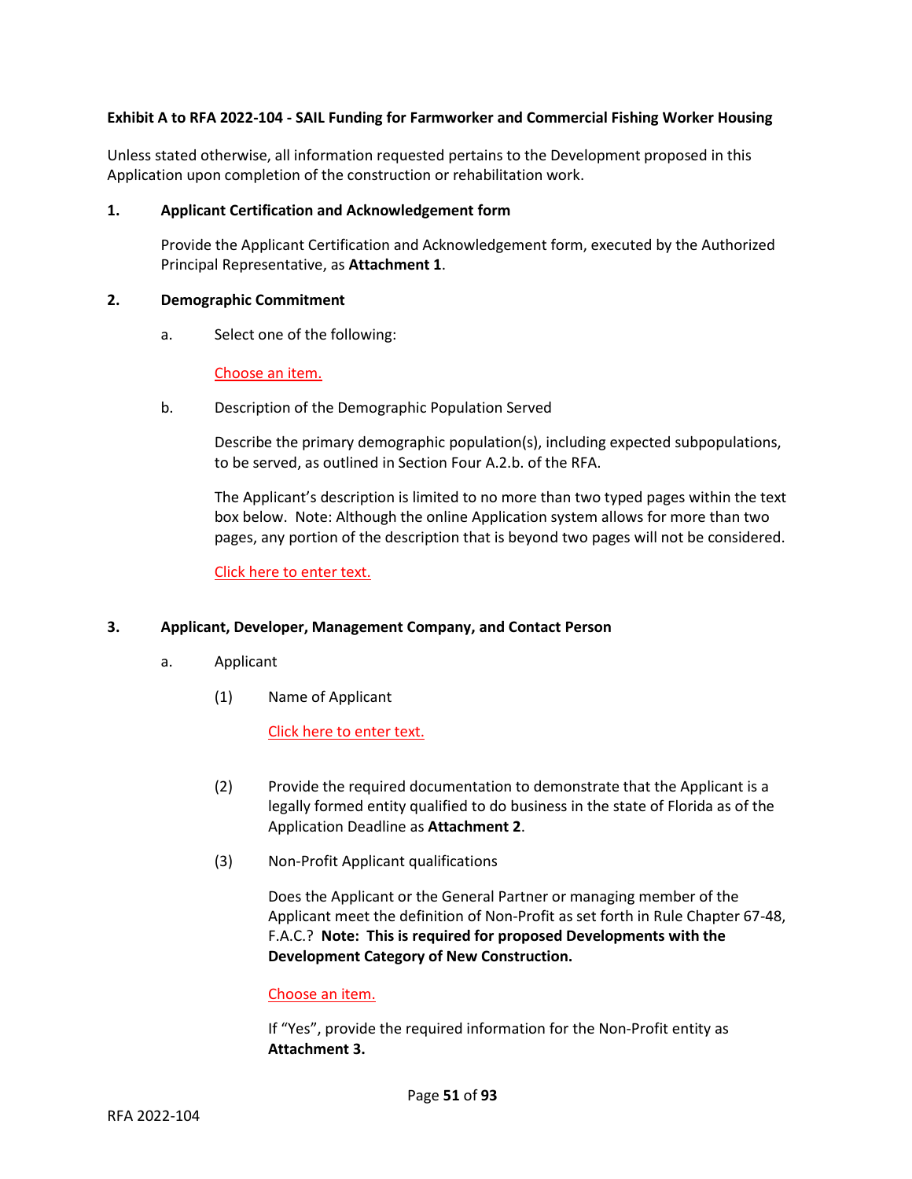**Exhibit A to RFA 2022-104 - SAIL Funding for Farmworker and Commercial Fishing Worker Housing**

Unless stated otherwise, all information requested pertains to the Development proposed in this Application upon completion of the construction or rehabilitation work.

**1. Applicant Certification and Acknowledgement form**

Provide the Applicant Certification and Acknowledgement form, executed by the Authorized Principal Representative, as **Attachment 1**.

**2. Demographic Commitment**

a. Select one of the following:

Choose an item.

b. Description of the Demographic Population Served

Describe the primary demographic population(s), including expected subpopulations, to be served, as outlined in Section Four A.2.b. of the RFA.

The Applicant's description is limited to no more than two typed pages within the text box below. Note: Although the online Application system allows for more than two pages, any portion of the description that is beyond two pages will not be considered.

Click here to enter text.

**3. Applicant, Developer, Management Company, and Contact Person**

a. Applicant

(1) Name of Applicant

Click here to enter text.

(2) Provide the required documentation to demonstrate that the Applicant is a legally formed entity qualified to do business in the state of Florida as of the Application Deadline as **Attachment 2**.

(3) Non-Profit Applicant qualifications

Does the Applicant or the General Partner or managing member of the Applicant meet the definition of Non-Profit as set forth in Rule Chapter 67-48, F.A.C.? **Note: This is required for proposed Developments with the Development Category of New Construction.**

Choose an item.

If "Yes", provide the required information for the Non-Profit entity as **Attachment 3.**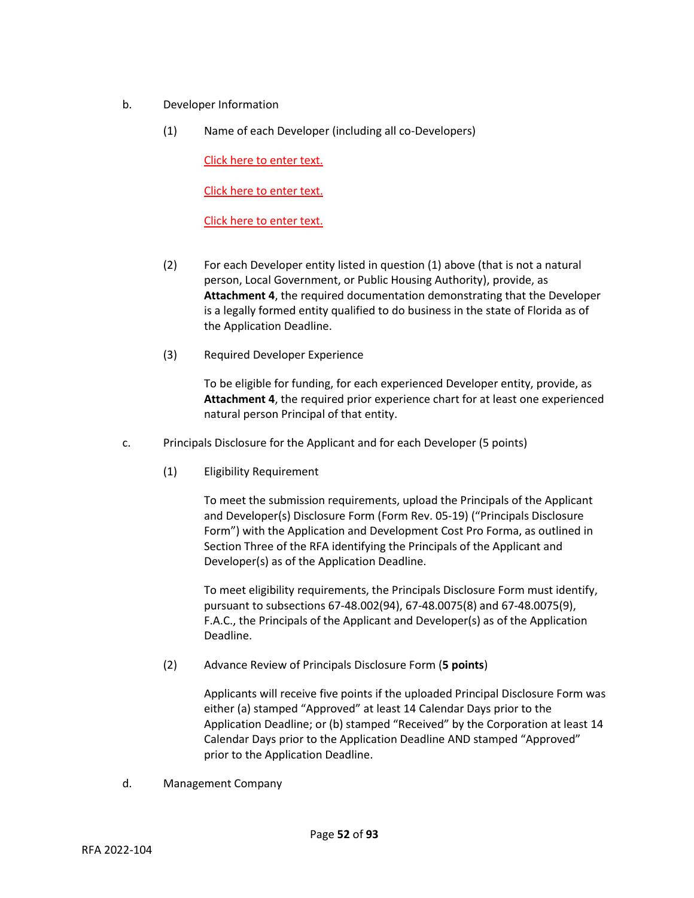b. Developer Information

(1) Name of each Developer (including all co-Developers)

Click here to enter text.

Click here to enter text.

Click here to enter text.

(2) For each Developer entity listed in question (1) above (that is not a natural person, Local Government, or Public Housing Authority), provide, as **Attachment 4**, the required documentation demonstrating that the Developer is a legally formed entity qualified to do business in the state of Florida as of the Application Deadline.

(3) Required Developer Experience

To be eligible for funding, for each experienced Developer entity, provide, as **Attachment 4**, the required prior experience chart for at least one experienced natural person Principal of that entity.

c. Principals Disclosure for the Applicant and for each Developer (5 points)

(1) Eligibility Requirement

To meet the submission requirements, upload the Principals of the Applicant and Developer(s) Disclosure Form (Form Rev. 05-19) ("Principals Disclosure Form") with the Application and Development Cost Pro Forma, as outlined in Section Three of the RFA identifying the Principals of the Applicant and Developer(s) as of the Application Deadline.

To meet eligibility requirements, the Principals Disclosure Form must identify, pursuant to subsections 67-48.002(94), 67-48.0075(8) and 67-48.0075(9), F.A.C., the Principals of the Applicant and Developer(s) as of the Application Deadline.

(2) Advance Review of Principals Disclosure Form (**5 points**)

Applicants will receive five points if the uploaded Principal Disclosure Form was either (a) stamped "Approved" at least 14 Calendar Days prior to the Application Deadline; or (b) stamped "Received" by the Corporation at least 14 Calendar Days prior to the Application Deadline AND stamped "Approved" prior to the Application Deadline.

d. Management Company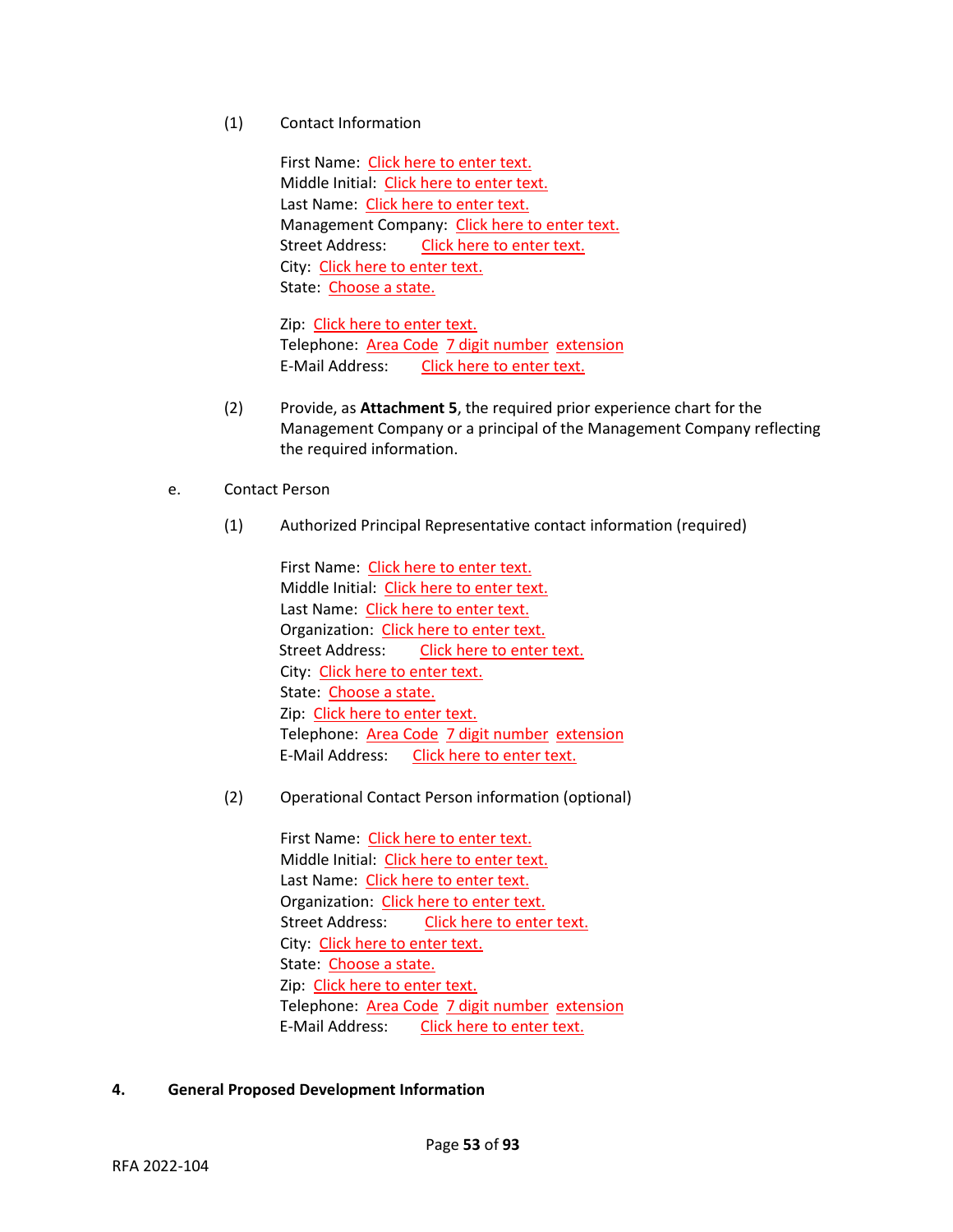(1) Contact Information

First Name: Click here to enter text.
Middle Initial: Click here to enter text.
Last Name: Click here to enter text.
Management Company: Click here to enter text.
Street Address: Click here to enter text.
City: Click here to enter text.
State: Choose a state.

Zip: Click here to enter text.
Telephone: Area Code 7 digit number extension
E-Mail Address: Click here to enter text.

(2) Provide, as **Attachment 5**, the required prior experience chart for the Management Company or a principal of the Management Company reflecting the required information.

e. Contact Person

(1) Authorized Principal Representative contact information (required)

First Name: Click here to enter text.
Middle Initial: Click here to enter text.
Last Name: Click here to enter text.
Organization: Click here to enter text.
Street Address: Click here to enter text.
City: Click here to enter text.
State: Choose a state.
Zip: Click here to enter text.
Telephone: Area Code 7 digit number extension
E-Mail Address: Click here to enter text.

(2) Operational Contact Person information (optional)

First Name: Click here to enter text.
Middle Initial: Click here to enter text.
Last Name: Click here to enter text.
Organization: Click here to enter text.
Street Address: Click here to enter text.
City: Click here to enter text.
State: Choose a state.
Zip: Click here to enter text.
Telephone: Area Code 7 digit number extension
E-Mail Address: Click here to enter text.

**4. General Proposed Development Information**

RFA 2022-104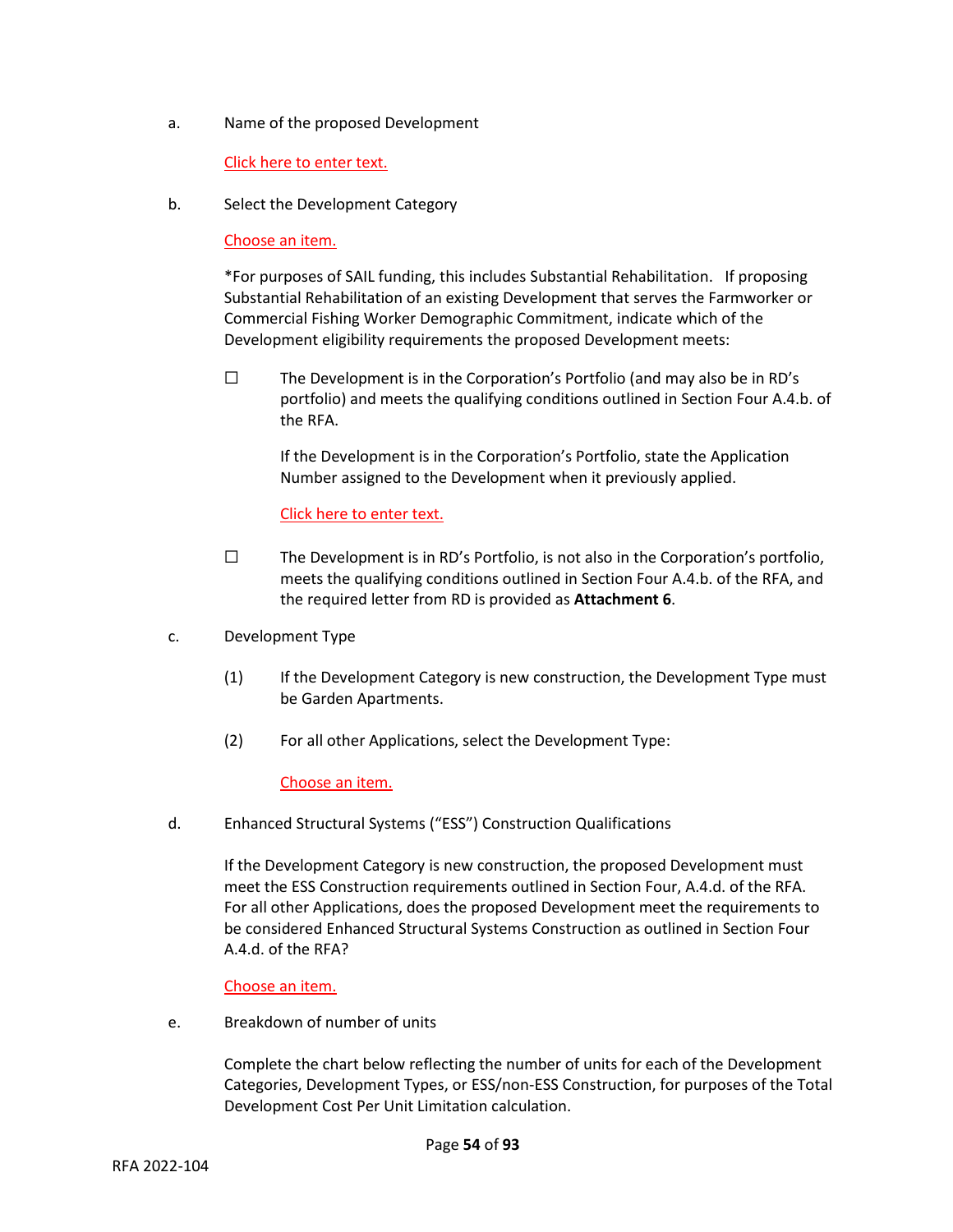a. Name of the proposed Development

Click here to enter text.

b. Select the Development Category

Choose an item.

*For purposes of SAIL funding, this includes Substantial Rehabilitation. If proposing Substantial Rehabilitation of an existing Development that serves the Farmworker or Commercial Fishing Worker Demographic Commitment, indicate which of the Development eligibility requirements the proposed Development meets:

☐ The Development is in the Corporation's Portfolio (and may also be in RD's portfolio) and meets the qualifying conditions outlined in Section Four A.4.b. of the RFA.

If the Development is in the Corporation's Portfolio, state the Application Number assigned to the Development when it previously applied.

Click here to enter text.

☐ The Development is in RD's Portfolio, is not also in the Corporation's portfolio, meets the qualifying conditions outlined in Section Four A.4.b. of the RFA, and the required letter from RD is provided as **Attachment 6**.

c. Development Type

(1) If the Development Category is new construction, the Development Type must be Garden Apartments.

(2) For all other Applications, select the Development Type:

Choose an item.

d. Enhanced Structural Systems ("ESS") Construction Qualifications

If the Development Category is new construction, the proposed Development must meet the ESS Construction requirements outlined in Section Four, A.4.d. of the RFA. For all other Applications, does the proposed Development meet the requirements to be considered Enhanced Structural Systems Construction as outlined in Section Four A.4.d. of the RFA?

Choose an item.

e. Breakdown of number of units

Complete the chart below reflecting the number of units for each of the Development Categories, Development Types, or ESS/non-ESS Construction, for purposes of the Total Development Cost Per Unit Limitation calculation.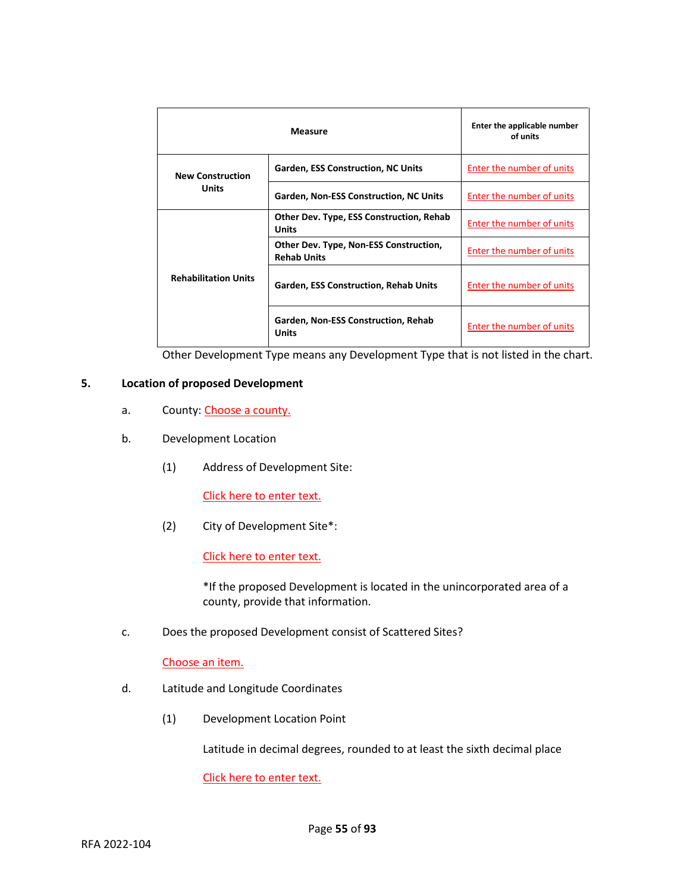| Measure | | Enter the applicable number of units |
|---|---|---|
| **New Construction Units** | **Garden, ESS Construction, NC Units** | Enter the number of units |
| | **Garden, Non-ESS Construction, NC Units** | Enter the number of units |
| **Rehabilitation Units** | **Other Dev. Type, ESS Construction, Rehab Units** | Enter the number of units |
| | **Other Dev. Type, Non-ESS Construction, Rehab Units** | Enter the number of units |
| | **Garden, ESS Construction, Rehab Units** | Enter the number of units |
| | **Garden, Non-ESS Construction, Rehab Units** | Enter the number of units |

Other Development Type means any Development Type that is not listed in the chart.

**5. Location of proposed Development**

a. County: Choose a county.

b. Development Location

(1) Address of Development Site:

Click here to enter text.

(2) City of Development Site*:

Click here to enter text.

*If the proposed Development is located in the unincorporated area of a county, provide that information.

c. Does the proposed Development consist of Scattered Sites?

Choose an item.

d. Latitude and Longitude Coordinates

(1) Development Location Point

Latitude in decimal degrees, rounded to at least the sixth decimal place

Click here to enter text.

RFA 2022-104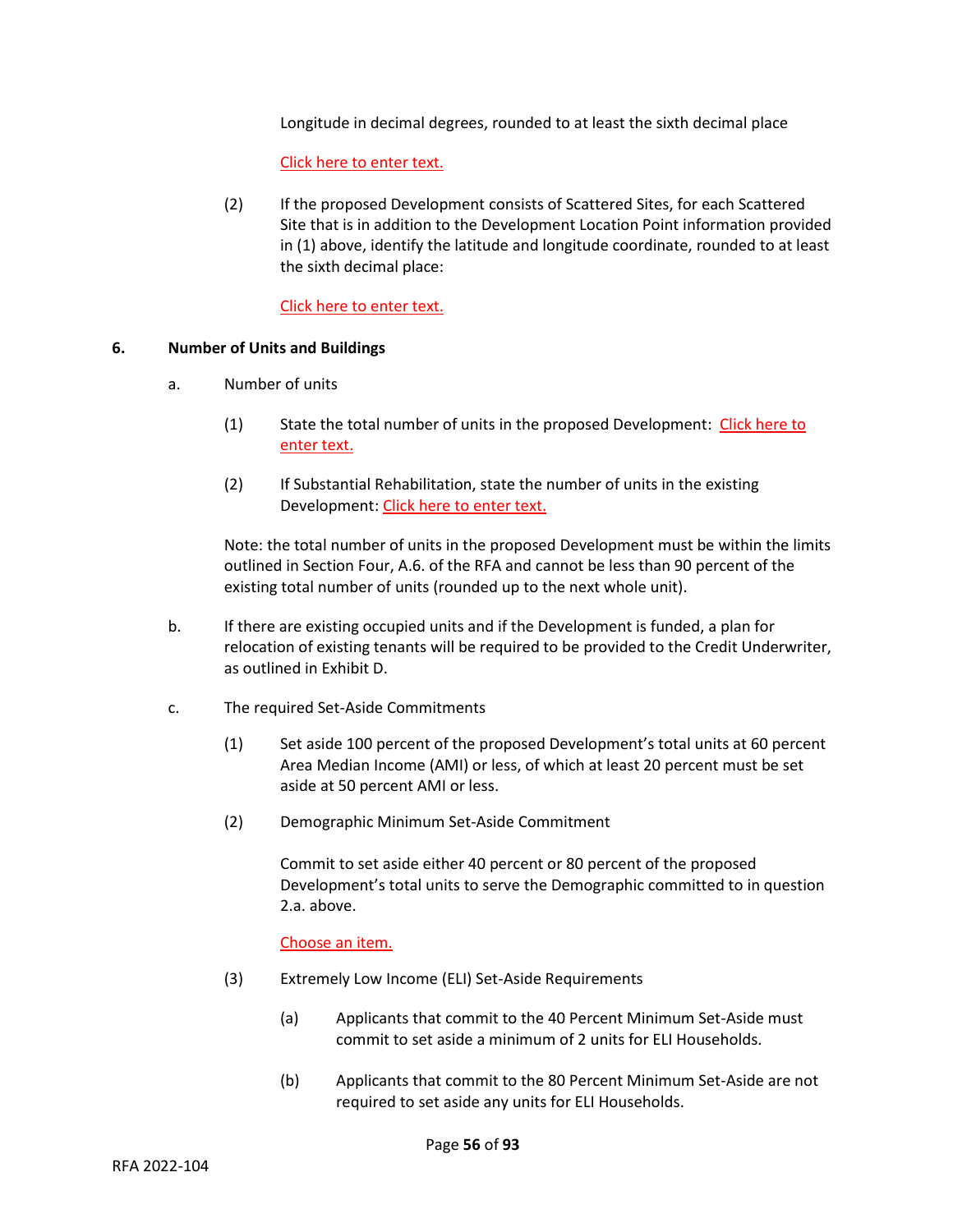Longitude in decimal degrees, rounded to at least the sixth decimal place

Click here to enter text.

(2) If the proposed Development consists of Scattered Sites, for each Scattered Site that is in addition to the Development Location Point information provided in (1) above, identify the latitude and longitude coordinate, rounded to at least the sixth decimal place:

Click here to enter text.

**6. Number of Units and Buildings**

a. Number of units

(1) State the total number of units in the proposed Development: Click here to enter text.

(2) If Substantial Rehabilitation, state the number of units in the existing Development: Click here to enter text.

Note: the total number of units in the proposed Development must be within the limits outlined in Section Four, A.6. of the RFA and cannot be less than 90 percent of the existing total number of units (rounded up to the next whole unit).

b. If there are existing occupied units and if the Development is funded, a plan for relocation of existing tenants will be required to be provided to the Credit Underwriter, as outlined in Exhibit D.

c. The required Set-Aside Commitments

(1) Set aside 100 percent of the proposed Development's total units at 60 percent Area Median Income (AMI) or less, of which at least 20 percent must be set aside at 50 percent AMI or less.

(2) Demographic Minimum Set-Aside Commitment

Commit to set aside either 40 percent or 80 percent of the proposed Development's total units to serve the Demographic committed to in question 2.a. above.

Choose an item.

(3) Extremely Low Income (ELI) Set-Aside Requirements

(a) Applicants that commit to the 40 Percent Minimum Set-Aside must commit to set aside a minimum of 2 units for ELI Households.

(b) Applicants that commit to the 80 Percent Minimum Set-Aside are not required to set aside any units for ELI Households.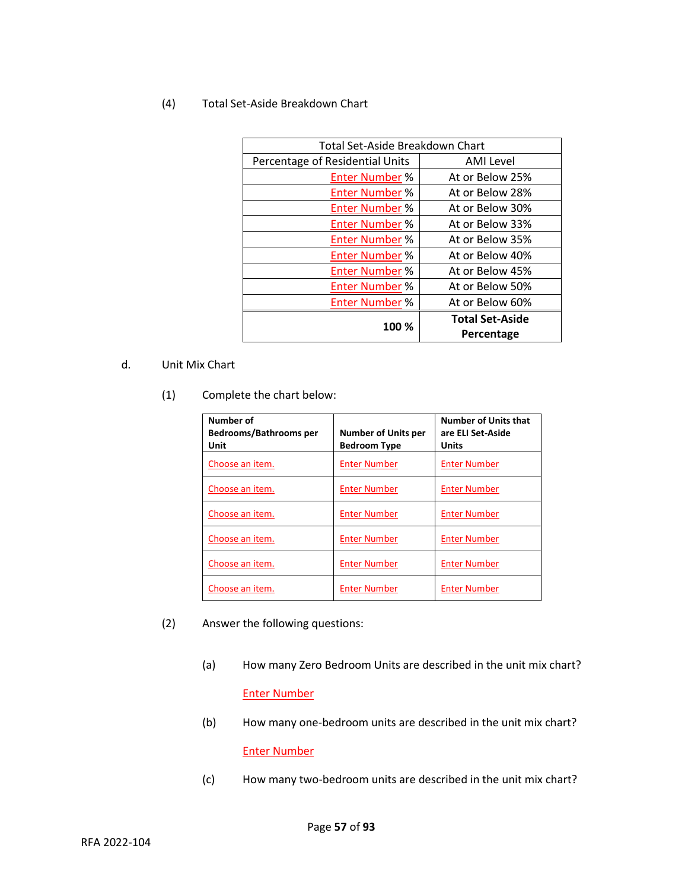(4) Total Set-Aside Breakdown Chart

| Total Set-Aside Breakdown Chart | |
|---|---|
| Percentage of Residential Units | AMI Level |
| Enter Number % | At or Below 25% |
| Enter Number % | At or Below 28% |
| Enter Number % | At or Below 30% |
| Enter Number % | At or Below 33% |
| Enter Number % | At or Below 35% |
| Enter Number % | At or Below 40% |
| Enter Number % | At or Below 45% |
| Enter Number % | At or Below 50% |
| Enter Number % | At or Below 60% |
| **100 %** | **Total Set-Aside Percentage** |

d. Unit Mix Chart

(1) Complete the chart below:

| Number of Bedrooms/Bathrooms per Unit | Number of Units per Bedroom Type | Number of Units that are ELI Set-Aside Units |
|---|---|---|
| Choose an item. | Enter Number | Enter Number |
| Choose an item. | Enter Number | Enter Number |
| Choose an item. | Enter Number | Enter Number |
| Choose an item. | Enter Number | Enter Number |
| Choose an item. | Enter Number | Enter Number |
| Choose an item. | Enter Number | Enter Number |

(2) Answer the following questions:

(a) How many Zero Bedroom Units are described in the unit mix chart?

Enter Number

(b) How many one-bedroom units are described in the unit mix chart?

Enter Number

(c) How many two-bedroom units are described in the unit mix chart?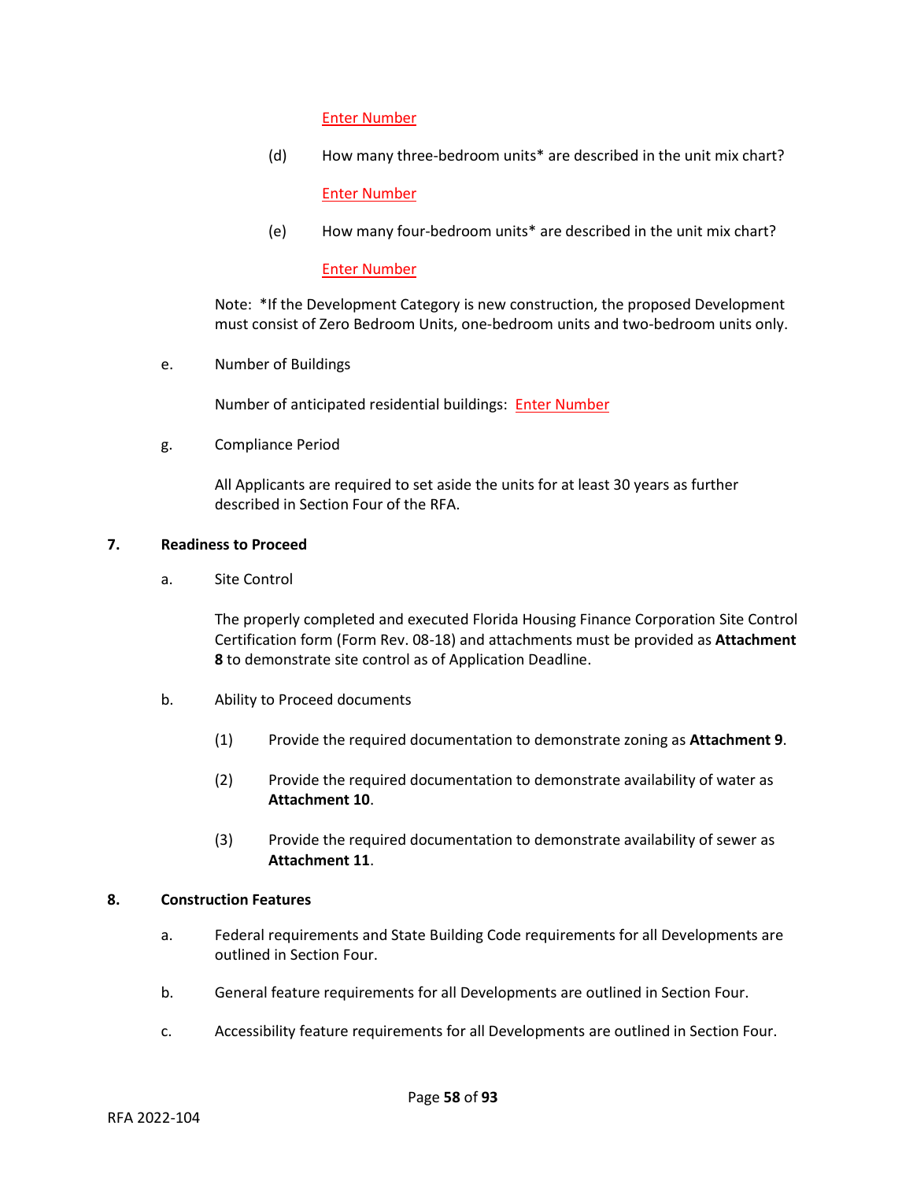Enter Number

(d) How many three-bedroom units* are described in the unit mix chart?

Enter Number

(e) How many four-bedroom units* are described in the unit mix chart?

Enter Number

Note: *If the Development Category is new construction, the proposed Development must consist of Zero Bedroom Units, one-bedroom units and two-bedroom units only.

e. Number of Buildings

Number of anticipated residential buildings: Enter Number

g. Compliance Period

All Applicants are required to set aside the units for at least 30 years as further described in Section Four of the RFA.

**7. Readiness to Proceed**

a. Site Control

The properly completed and executed Florida Housing Finance Corporation Site Control Certification form (Form Rev. 08-18) and attachments must be provided as **Attachment 8** to demonstrate site control as of Application Deadline.

b. Ability to Proceed documents

(1) Provide the required documentation to demonstrate zoning as **Attachment 9**.

(2) Provide the required documentation to demonstrate availability of water as **Attachment 10**.

(3) Provide the required documentation to demonstrate availability of sewer as **Attachment 11**.

**8. Construction Features**

a. Federal requirements and State Building Code requirements for all Developments are outlined in Section Four.

b. General feature requirements for all Developments are outlined in Section Four.

c. Accessibility feature requirements for all Developments are outlined in Section Four.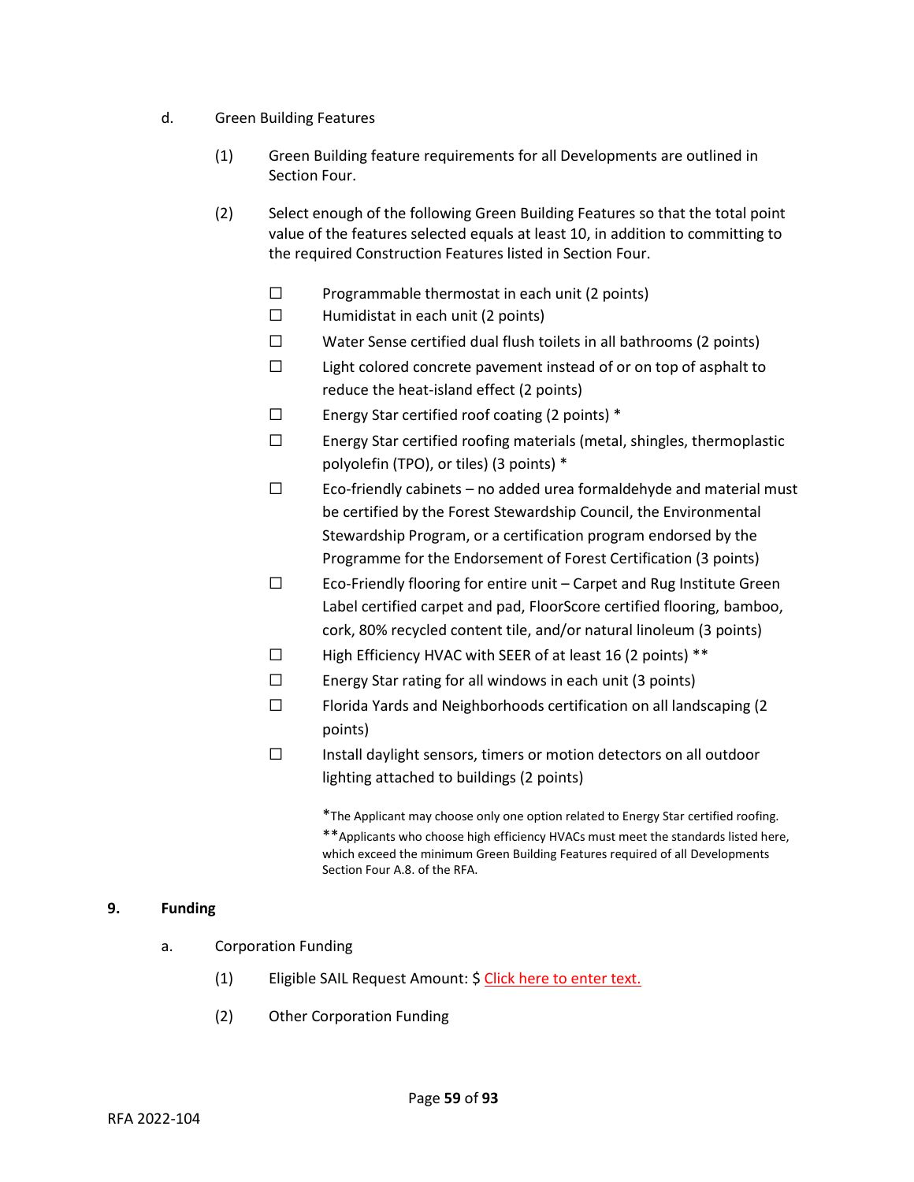d. Green Building Features

(1) Green Building feature requirements for all Developments are outlined in Section Four.

(2) Select enough of the following Green Building Features so that the total point value of the features selected equals at least 10, in addition to committing to the required Construction Features listed in Section Four.

- ☐ Programmable thermostat in each unit (2 points)
- ☐ Humidistat in each unit (2 points)
- ☐ Water Sense certified dual flush toilets in all bathrooms (2 points)
- ☐ Light colored concrete pavement instead of or on top of asphalt to reduce the heat-island effect (2 points)
- ☐ Energy Star certified roof coating (2 points) *
- ☐ Energy Star certified roofing materials (metal, shingles, thermoplastic polyolefin (TPO), or tiles) (3 points) *
- ☐ Eco-friendly cabinets – no added urea formaldehyde and material must be certified by the Forest Stewardship Council, the Environmental Stewardship Program, or a certification program endorsed by the Programme for the Endorsement of Forest Certification (3 points)
- ☐ Eco-Friendly flooring for entire unit – Carpet and Rug Institute Green Label certified carpet and pad, FloorScore certified flooring, bamboo, cork, 80% recycled content tile, and/or natural linoleum (3 points)
- ☐ High Efficiency HVAC with SEER of at least 16 (2 points) **
- ☐ Energy Star rating for all windows in each unit (3 points)
- ☐ Florida Yards and Neighborhoods certification on all landscaping (2 points)
- ☐ Install daylight sensors, timers or motion detectors on all outdoor lighting attached to buildings (2 points)

*The Applicant may choose only one option related to Energy Star certified roofing.
**Applicants who choose high efficiency HVACs must meet the standards listed here, which exceed the minimum Green Building Features required of all Developments Section Four A.8. of the RFA.

## 9. Funding

a. Corporation Funding

(1) Eligible SAIL Request Amount: $ Click here to enter text.

(2) Other Corporation Funding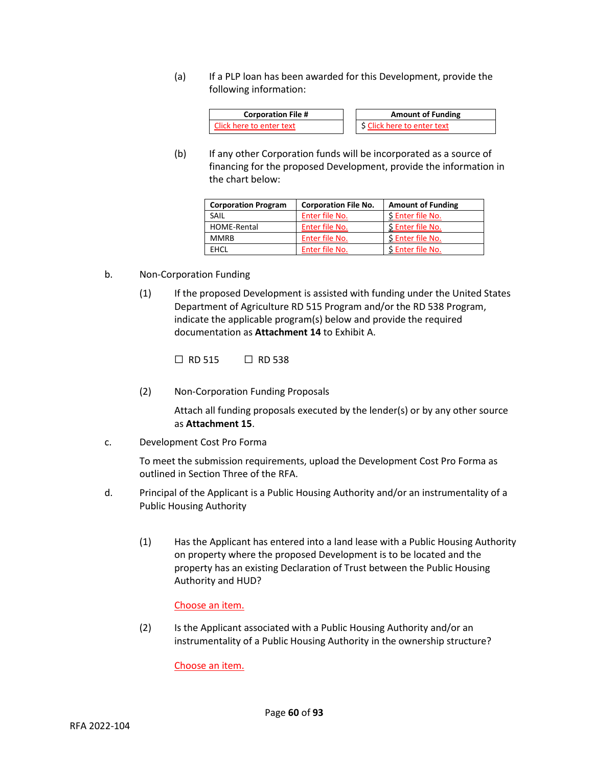(a) If a PLP loan has been awarded for this Development, provide the following information:

| Corporation File # | Amount of Funding |
|---|---|
| Click here to enter text | $ Click here to enter text |

(b) If any other Corporation funds will be incorporated as a source of financing for the proposed Development, provide the information in the chart below:

| Corporation Program | Corporation File No. | Amount of Funding |
|---|---|---|
| SAIL | Enter file No. | $ Enter file No. |
| HOME-Rental | Enter file No. | $ Enter file No. |
| MMRB | Enter file No. | $ Enter file No. |
| EHCL | Enter file No. | $ Enter file No. |

b. Non-Corporation Funding

(1) If the proposed Development is assisted with funding under the United States Department of Agriculture RD 515 Program and/or the RD 538 Program, indicate the applicable program(s) below and provide the required documentation as **Attachment 14** to Exhibit A.

☐ RD 515 ☐ RD 538

(2) Non-Corporation Funding Proposals

Attach all funding proposals executed by the lender(s) or by any other source as **Attachment 15**.

c. Development Cost Pro Forma

To meet the submission requirements, upload the Development Cost Pro Forma as outlined in Section Three of the RFA.

d. Principal of the Applicant is a Public Housing Authority and/or an instrumentality of a Public Housing Authority

(1) Has the Applicant has entered into a land lease with a Public Housing Authority on property where the proposed Development is to be located and the property has an existing Declaration of Trust between the Public Housing Authority and HUD?

Choose an item.

(2) Is the Applicant associated with a Public Housing Authority and/or an instrumentality of a Public Housing Authority in the ownership structure?

Choose an item.

RFA 2022-104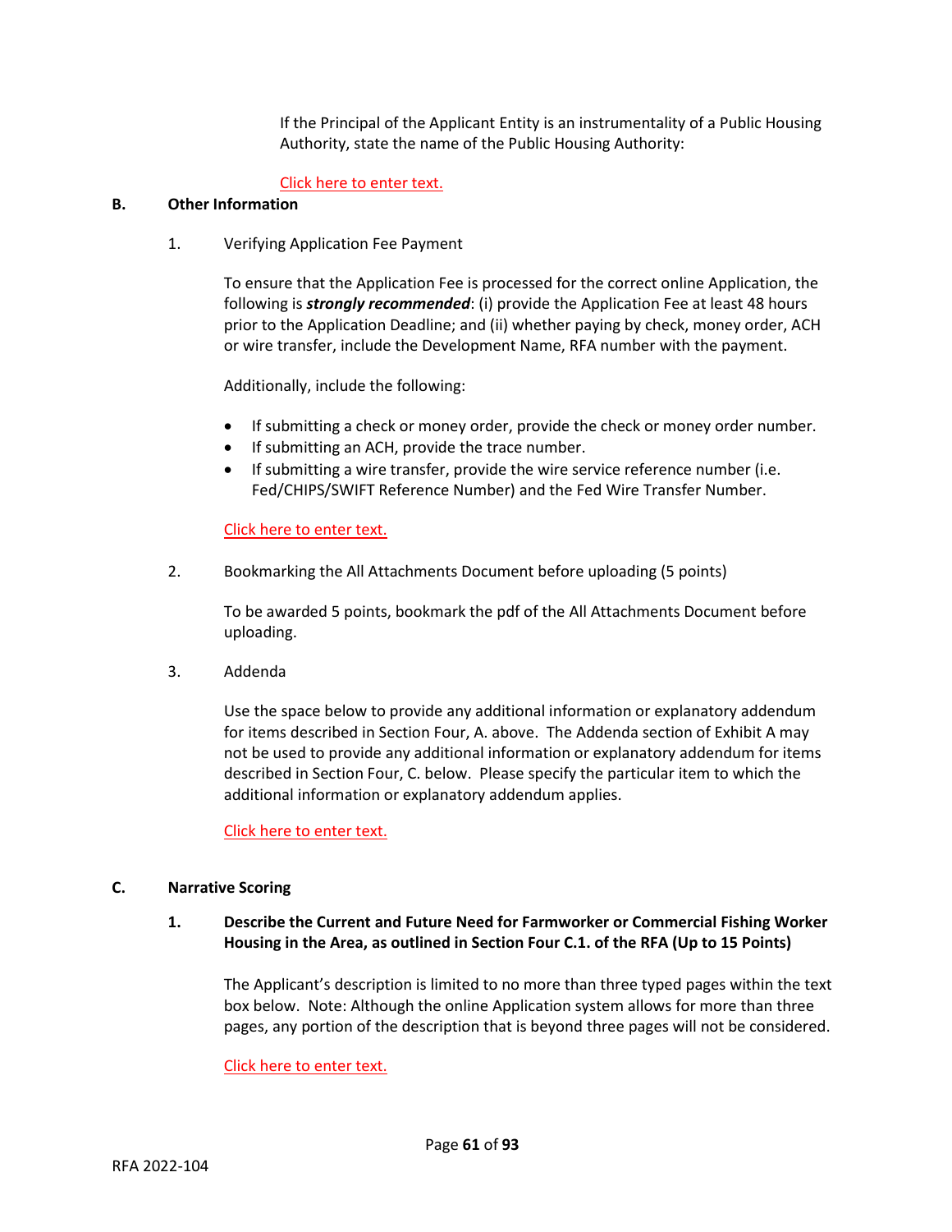If the Principal of the Applicant Entity is an instrumentality of a Public Housing Authority, state the name of the Public Housing Authority:

Click here to enter text.

**B. Other Information**

1. Verifying Application Fee Payment

   To ensure that the Application Fee is processed for the correct online Application, the following is ***strongly recommended***: (i) provide the Application Fee at least 48 hours prior to the Application Deadline; and (ii) whether paying by check, money order, ACH or wire transfer, include the Development Name, RFA number with the payment.

   Additionally, include the following:

   - If submitting a check or money order, provide the check or money order number.
   - If submitting an ACH, provide the trace number.
   - If submitting a wire transfer, provide the wire service reference number (i.e. Fed/CHIPS/SWIFT Reference Number) and the Fed Wire Transfer Number.

   Click here to enter text.

2. Bookmarking the All Attachments Document before uploading (5 points)

   To be awarded 5 points, bookmark the pdf of the All Attachments Document before uploading.

3. Addenda

   Use the space below to provide any additional information or explanatory addendum for items described in Section Four, A. above. The Addenda section of Exhibit A may not be used to provide any additional information or explanatory addendum for items described in Section Four, C. below. Please specify the particular item to which the additional information or explanatory addendum applies.

   Click here to enter text.

**C. Narrative Scoring**

**1. Describe the Current and Future Need for Farmworker or Commercial Fishing Worker Housing in the Area, as outlined in Section Four C.1. of the RFA (Up to 15 Points)**

   The Applicant's description is limited to no more than three typed pages within the text box below. Note: Although the online Application system allows for more than three pages, any portion of the description that is beyond three pages will not be considered.

   Click here to enter text.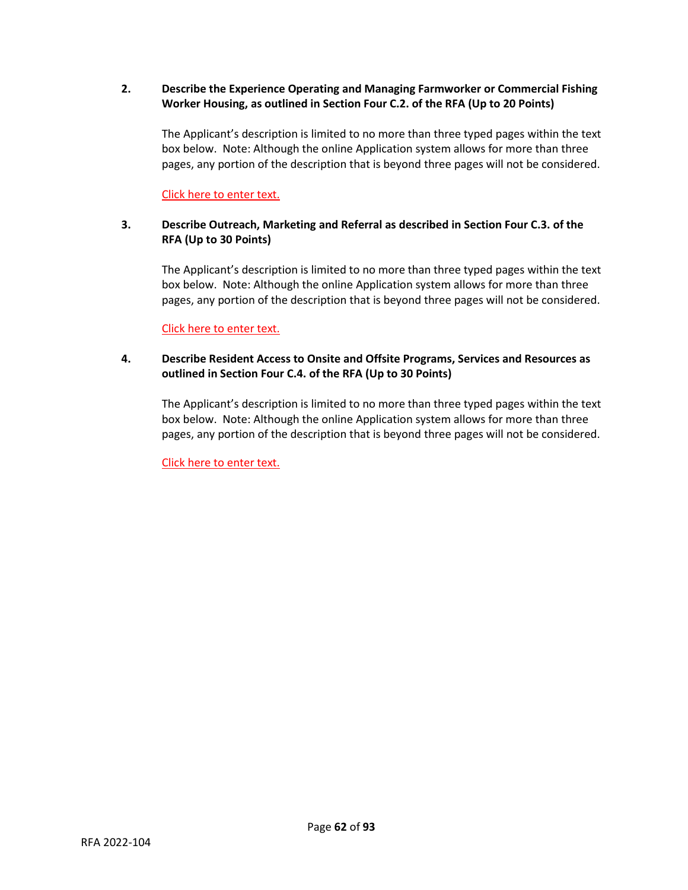2. **Describe the Experience Operating and Managing Farmworker or Commercial Fishing Worker Housing, as outlined in Section Four C.2. of the RFA (Up to 20 Points)**

   The Applicant's description is limited to no more than three typed pages within the text box below. Note: Although the online Application system allows for more than three pages, any portion of the description that is beyond three pages will not be considered.

   Click here to enter text.

3. **Describe Outreach, Marketing and Referral as described in Section Four C.3. of the RFA (Up to 30 Points)**

   The Applicant's description is limited to no more than three typed pages within the text box below. Note: Although the online Application system allows for more than three pages, any portion of the description that is beyond three pages will not be considered.

   Click here to enter text.

4. **Describe Resident Access to Onsite and Offsite Programs, Services and Resources as outlined in Section Four C.4. of the RFA (Up to 30 Points)**

   The Applicant's description is limited to no more than three typed pages within the text box below. Note: Although the online Application system allows for more than three pages, any portion of the description that is beyond three pages will not be considered.

   Click here to enter text.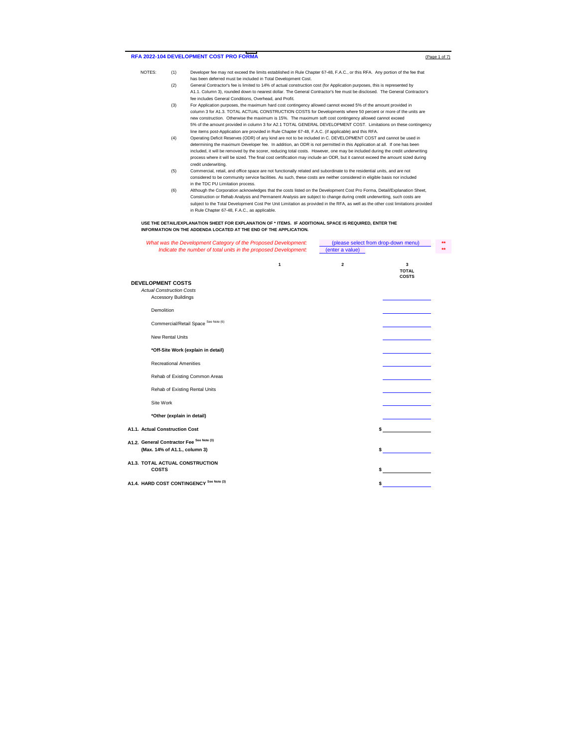## RFA 2022-104 DEVELOPMENT COST PRO FORMA

NOTES:

(1) Developer fee may not exceed the limits established in Rule Chapter 67-48, F.A.C., or this RFA. Any portion of the fee that has been deferred must be included in Total Development Cost.

(2) General Contractor's fee is limited to 14% of actual construction cost (for Application purposes, this is represented by A1.1. Column 3), rounded down to nearest dollar. The General Contractor's fee must be disclosed. The General Contractor's fee includes General Conditions, Overhead, and Profit.

(3) For Application purposes, the maximum hard cost contingency allowed cannot exceed 5% of the amount provided in column 3 for A1.3. TOTAL ACTUAL CONSTRUCTION COSTS for Developments where 50 percent or more of the units are new construction. Otherwise the maximum is 15%. The maximum soft cost contingency allowed cannot exceed 5% of the amount provided in column 3 for A2.1 TOTAL GENERAL DEVELOPMENT COST. Limitations on these contingency line items post-Application are provided in Rule Chapter 67-48, F.A.C. (if applicable) and this RFA.

(4) Operating Deficit Reserves (ODR) of any kind are not to be included in C. DEVELOPMENT COST and cannot be used in determining the maximum Developer fee. In addition, an ODR is not permitted in this Application at all. If one has been included, it will be removed by the scorer, reducing total costs. However, one may be included during the credit underwriting process where it will be sized. The final cost certification may include an ODR, but it cannot exceed the amount sized during credit underwriting.

(5) Commercial, retail, and office space are not functionally related and subordinate to the residential units, and are not considered to be community service facilities. As such, these costs are neither considered in eligible basis nor included in the TDC PU Limitation process.

(6) Although the Corporation acknowledges that the costs listed on the Development Cost Pro Forma, Detail/Explanation Sheet, Construction or Rehab Analysis and Permanent Analysis are subject to change during credit underwriting, such costs are subject to the Total Development Cost Per Unit Limitation as provided in the RFA, as well as the other cost limitations provided in Rule Chapter 67-48, F.A.C., as applicable.

**USE THE DETAIL/EXPLANATION SHEET FOR EXPLANATION OF * ITEMS. IF ADDITIONAL SPACE IS REQUIRED, ENTER THE INFORMATION ON THE ADDENDA LOCATED AT THE END OF THE APPLICATION.**

*What was the Development Category of the Proposed Development:* (please select from drop-down menu) **

*Indicate the number of total units in the proposed Development:* (enter a value) **

| | 1 | 2 | 3 TOTAL COSTS |
|---|---|---|---|
| **DEVELOPMENT COSTS** | | | |
| *Actual Construction Costs* | | | |
| Accessory Buildings | | | |
| Demolition | | | |
| Commercial/Retail Space See Note (6) | | | |
| New Rental Units | | | |
| ***Off-Site Work (explain in detail)** | | | |
| Recreational Amenities | | | |
| Rehab of Existing Common Areas | | | |
| Rehab of Existing Rental Units | | | |
| Site Work | | | |
| ***Other (explain in detail)** | | | |
| **A1.1. Actual Construction Cost** | | | $ |
| **A1.2. General Contractor Fee** See Note (3) **(Max. 14% of A1.1., column 3)** | | | $ |
| **A1.3. TOTAL ACTUAL CONSTRUCTION COSTS** | | | $ |
| **A1.4. HARD COST CONTINGENCY** See Note (3) | | | $ |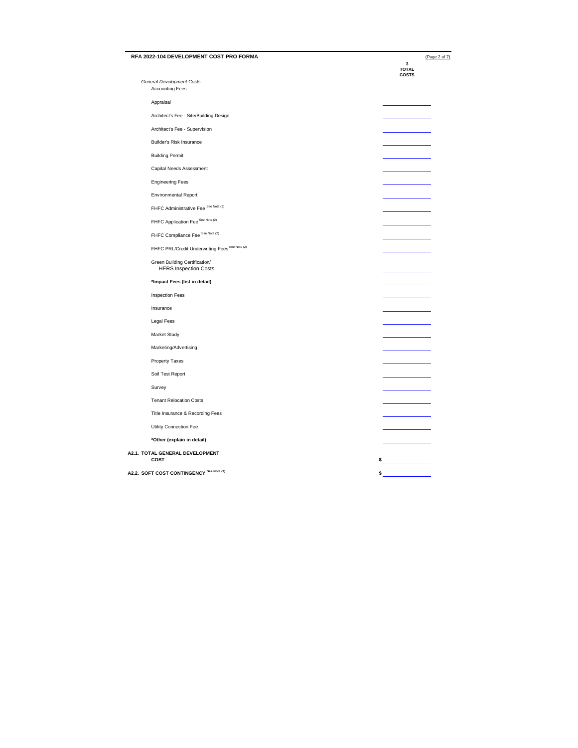## RFA 2022-104 DEVELOPMENT COST PRO FORMA

(Page 2 of 7)

| | 3 TOTAL COSTS |
|---|---|
| *General Development Costs* | |
| Accounting Fees | |
| Appraisal | |
| Architect's Fee - Site/Building Design | |
| Architect's Fee - Supervision | |
| Builder's Risk Insurance | |
| Building Permit | |
| Capital Needs Assessment | |
| Engineering Fees | |
| Environmental Report | |
| FHFC Administrative Fee See Note (2) | |
| FHFC Application Fee See Note (2) | |
| FHFC Compliance Fee See Note (2) | |
| FHFC PRL/Credit Underwriting Fees See Note (2) | |
| Green Building Certification/ HERS Inspection Costs | |
| **\*Impact Fees (list in detail)** | |
| Inspection Fees | |
| Insurance | |
| Legal Fees | |
| Market Study | |
| Marketing/Advertising | |
| Property Taxes | |
| Soil Test Report | |
| Survey | |
| Tenant Relocation Costs | |
| Title Insurance & Recording Fees | |
| Utility Connection Fee | |
| **\*Other (explain in detail)** | |
| **A2.1. TOTAL GENERAL DEVELOPMENT COST** | $ |
| **A2.2. SOFT COST CONTINGENCY See Note (3)** | $ |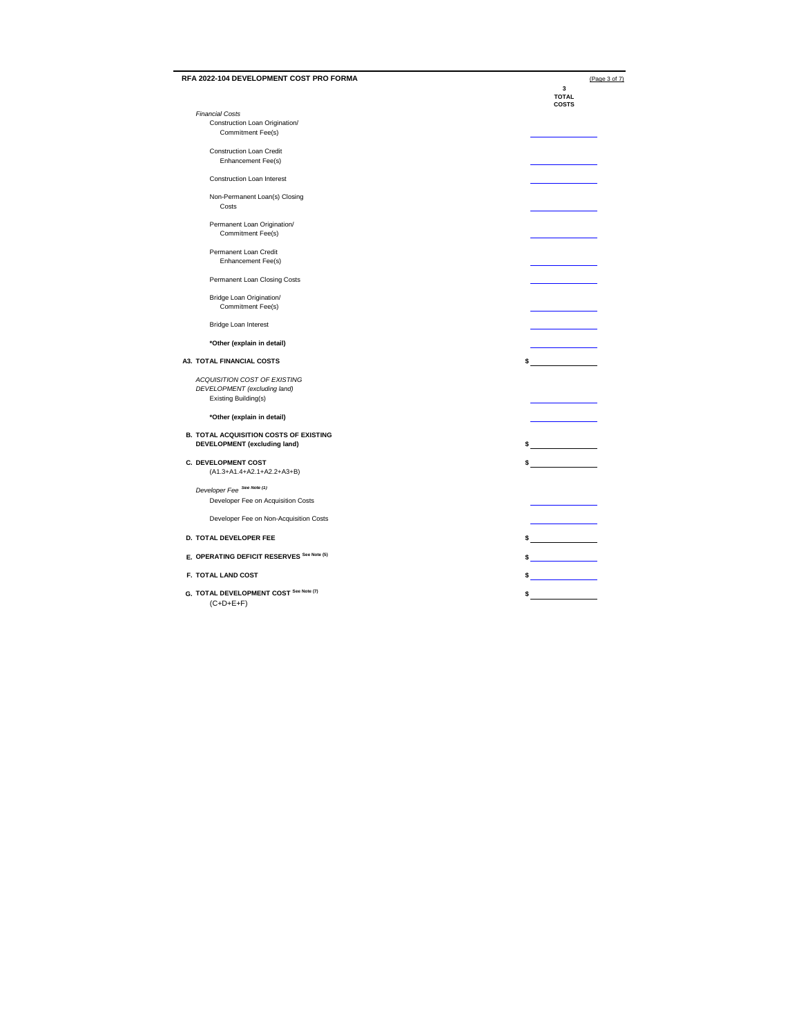## RFA 2022-104 DEVELOPMENT COST PRO FORMA

| | 3<br>TOTAL<br>COSTS |
|---|---|
| *Financial Costs* | |
| Construction Loan Origination/ Commitment Fee(s) | |
| Construction Loan Credit Enhancement Fee(s) | |
| Construction Loan Interest | |
| Non-Permanent Loan(s) Closing Costs | |
| Permanent Loan Origination/ Commitment Fee(s) | |
| Permanent Loan Credit Enhancement Fee(s) | |
| Permanent Loan Closing Costs | |
| Bridge Loan Origination/ Commitment Fee(s) | |
| Bridge Loan Interest | |
| **\*Other (explain in detail)** | |
| **A3. TOTAL FINANCIAL COSTS** | $ |
| *ACQUISITION COST OF EXISTING DEVELOPMENT (excluding land)* | |
| Existing Building(s) | |
| **\*Other (explain in detail)** | |
| **B. TOTAL ACQUISITION COSTS OF EXISTING DEVELOPMENT (excluding land)** | $ |
| **C. DEVELOPMENT COST**<br>(A1.3+A1.4+A2.1+A2.2+A3+B) | $ |
| *Developer Fee* See Note (1) | |
| Developer Fee on Acquisition Costs | |
| Developer Fee on Non-Acquisition Costs | |
| **D. TOTAL DEVELOPER FEE** | $ |
| **E. OPERATING DEFICIT RESERVES** See Note (5) | $ |
| **F. TOTAL LAND COST** | $ |
| **G. TOTAL DEVELOPMENT COST** See Note (7)<br>(C+D+E+F) | $ |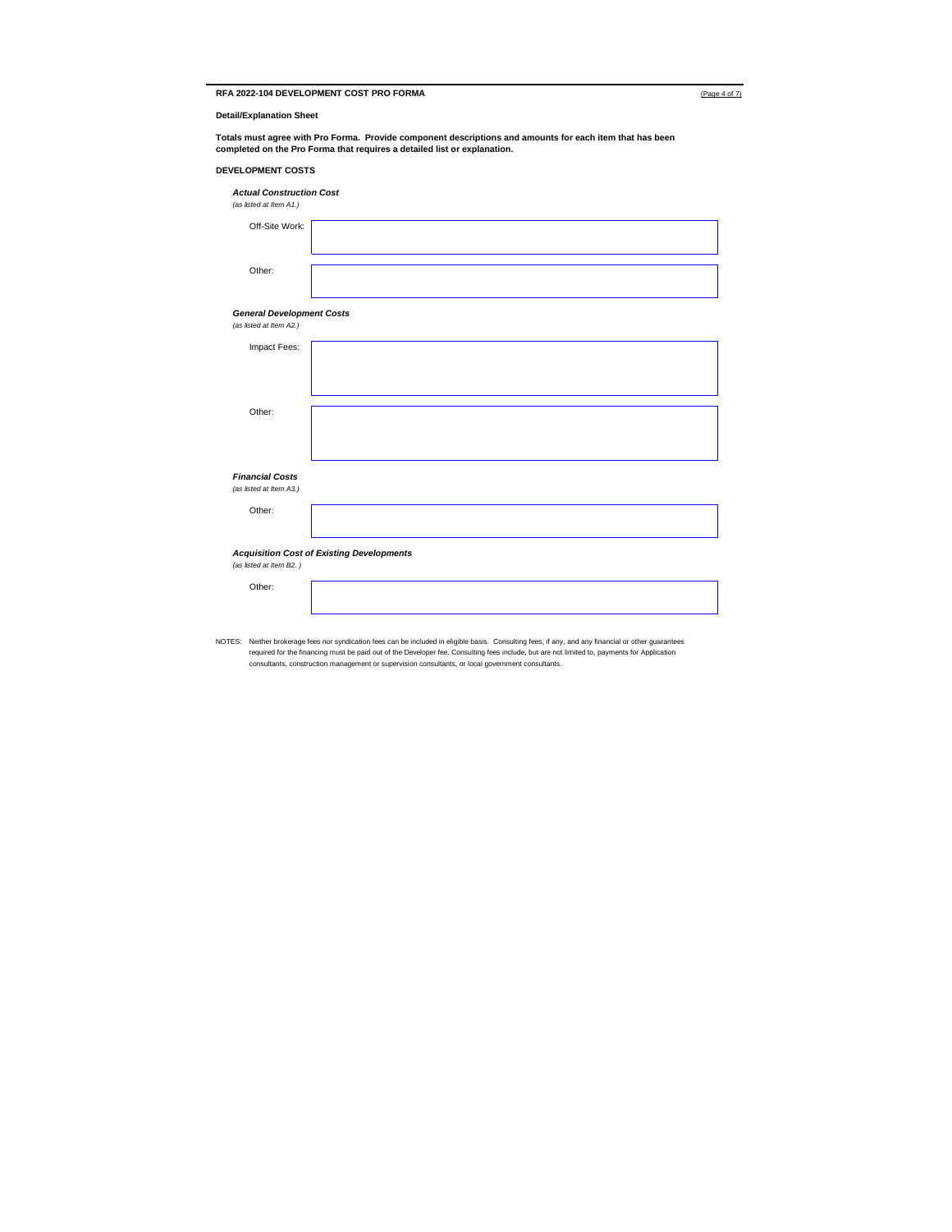## RFA 2022-104 DEVELOPMENT COST PRO FORMA

**Detail/Explanation Sheet**

**Totals must agree with Pro Forma. Provide component descriptions and amounts for each item that has been completed on the Pro Forma that requires a detailed list or explanation.**

**DEVELOPMENT COSTS**

***Actual Construction Cost***
*(as listed at Item A1.)*

Off-Site Work:

Other:

***General Development Costs***
*(as listed at Item A2.)*

Impact Fees:

Other:

***Financial Costs***
*(as listed at Item A3.)*

Other:

***Acquisition Cost of Existing Developments***
*(as listed at Item B2. )*

Other:

NOTES: Neither brokerage fees nor syndication fees can be included in eligible basis. Consulting fees, if any, and any financial or other guarantees required for the financing must be paid out of the Developer fee. Consulting fees include, but are not limited to, payments for Application consultants, construction management or supervision consultants, or local government consultants.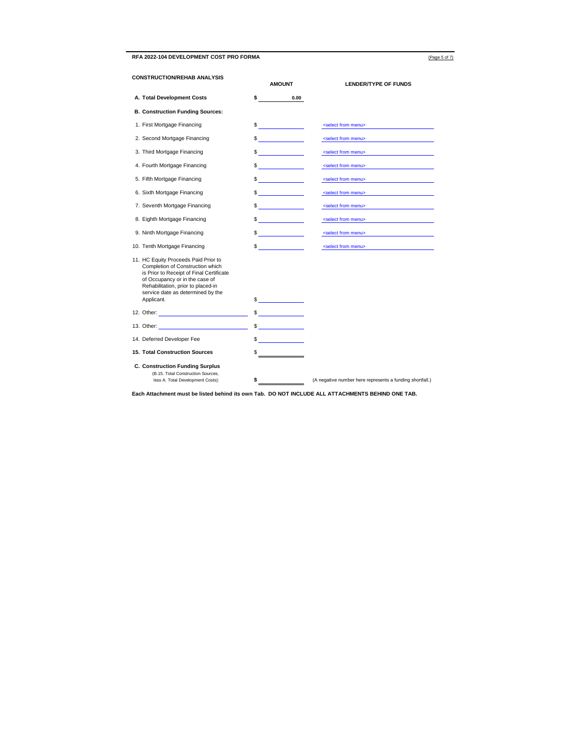**RFA 2022-104 DEVELOPMENT COST PRO FORMA**

**CONSTRUCTION/REHAB ANALYSIS**

| | **AMOUNT** | **LENDER/TYPE OF FUNDS** |
|---|---|---|
| **A. Total Development Costs** | **$ 0.00** | |
| **B. Construction Funding Sources:** | | |
| 1. First Mortgage Financing | $ | <select from menu> |
| 2. Second Mortgage Financing | $ | <select from menu> |
| 3. Third Mortgage Financing | $ | <select from menu> |
| 4. Fourth Mortgage Financing | $ | <select from menu> |
| 5. Fifth Mortgage Financing | $ | <select from menu> |
| 6. Sixth Mortgage Financing | $ | <select from menu> |
| 7. Seventh Mortgage Financing | $ | <select from menu> |
| 8. Eighth Mortgage Financing | $ | <select from menu> |
| 9. Ninth Mortgage Financing | $ | <select from menu> |
| 10. Tenth Mortgage Financing | $ | <select from menu> |
| 11. HC Equity Proceeds Paid Prior to Completion of Construction which is Prior to Receipt of Final Certificate of Occupancy or in the case of Rehabilitation, prior to placed-in service date as determined by the Applicant. | $ | |
| 12. Other: ______________ | $ | |
| 13. Other: ______________ | $ | |
| 14. Deferred Developer Fee | $ | |
| **15. Total Construction Sources** | $ | |
| **C. Construction Funding Surplus** (B.15. Total Construction Sources, less A. Total Development Costs): | **$** | (A negative number here represents a funding shortfall.) |

**Each Attachment must be listed behind its own Tab. DO NOT INCLUDE ALL ATTACHMENTS BEHIND ONE TAB.**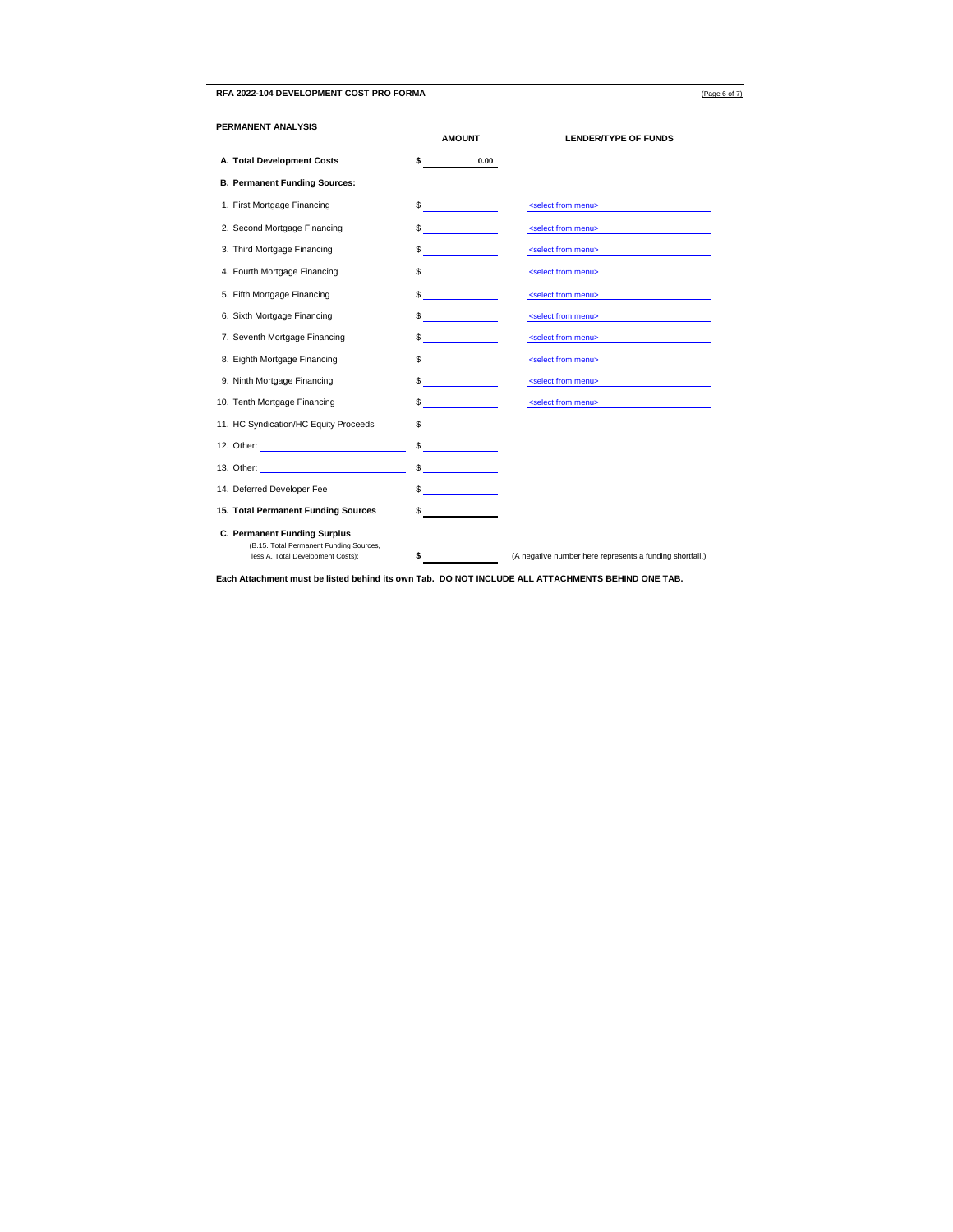**RFA 2022-104 DEVELOPMENT COST PRO FORMA**

**PERMANENT ANALYSIS**

| | **AMOUNT** | **LENDER/TYPE OF FUNDS** |
|---|---|---|
| **A. Total Development Costs** | **$ 0.00** | |
| **B. Permanent Funding Sources:** | | |
| 1. First Mortgage Financing | $ | <select from menu> |
| 2. Second Mortgage Financing | $ | <select from menu> |
| 3. Third Mortgage Financing | $ | <select from menu> |
| 4. Fourth Mortgage Financing | $ | <select from menu> |
| 5. Fifth Mortgage Financing | $ | <select from menu> |
| 6. Sixth Mortgage Financing | $ | <select from menu> |
| 7. Seventh Mortgage Financing | $ | <select from menu> |
| 8. Eighth Mortgage Financing | $ | <select from menu> |
| 9. Ninth Mortgage Financing | $ | <select from menu> |
| 10. Tenth Mortgage Financing | $ | <select from menu> |
| 11. HC Syndication/HC Equity Proceeds | $ | |
| 12. Other: | $ | |
| 13. Other: | $ | |
| 14. Deferred Developer Fee | $ | |
| **15. Total Permanent Funding Sources** | $ | |
| **C. Permanent Funding Surplus** (B.15. Total Permanent Funding Sources, less A. Total Development Costs): | **$** | (A negative number here represents a funding shortfall.) |

**Each Attachment must be listed behind its own Tab. DO NOT INCLUDE ALL ATTACHMENTS BEHIND ONE TAB.**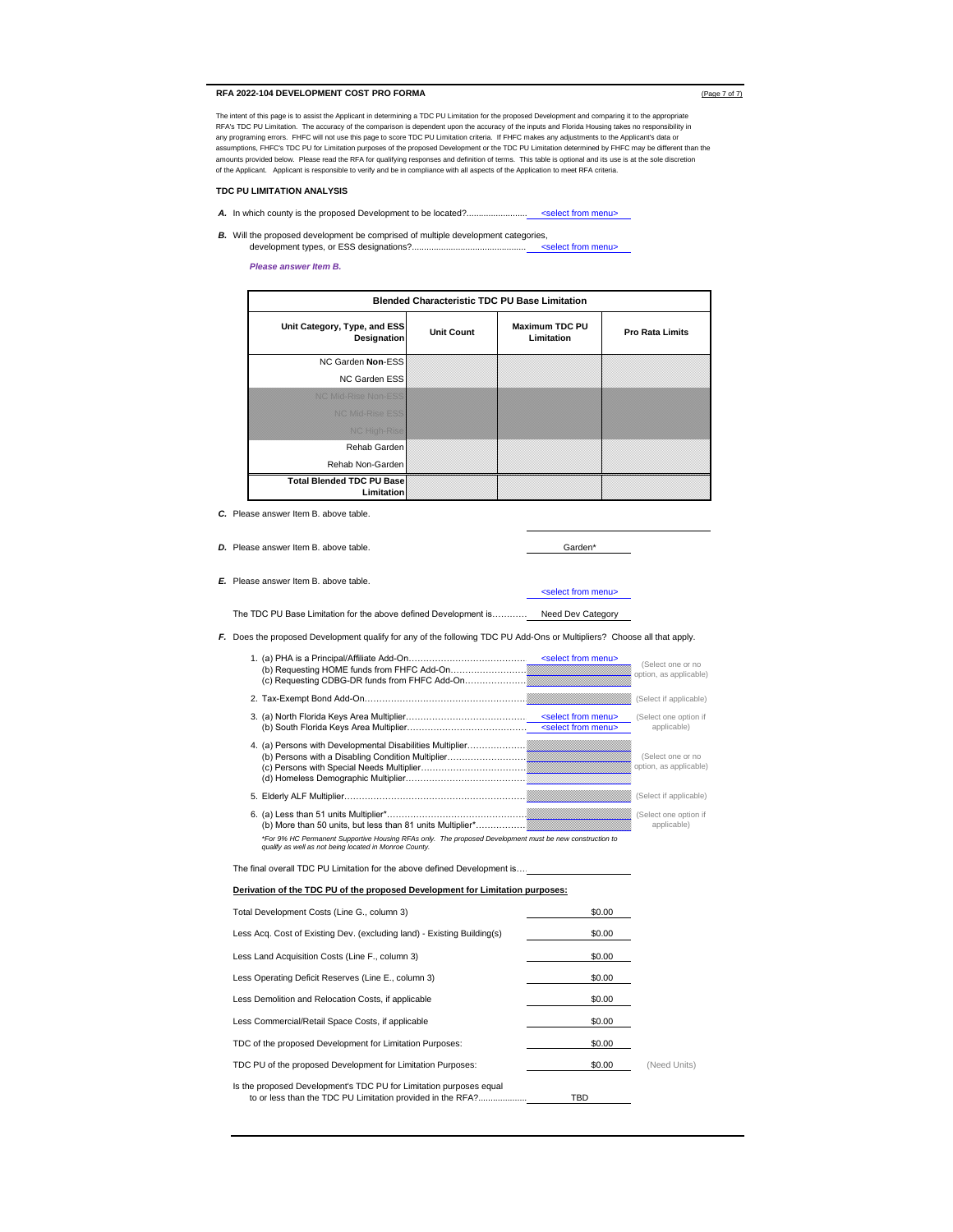## RFA 2022-104 DEVELOPMENT COST PRO FORMA

The intent of this page is to assist the Applicant in determining a TDC PU Limitation for the proposed Development and comparing it to the appropriate RFA's TDC PU Limitation. The accuracy of the comparison is dependent upon the accuracy of the inputs and Florida Housing takes no responsibility in any programing errors. FHFC will not use this page to score TDC PU Limitation criteria. If FHFC makes any adjustments to the Applicant's data or assumptions, FHFC's TDC PU for Limitation purposes of the proposed Development or the TDC PU Limitation determined by FHFC may be different than the amounts provided below. Please read the RFA for qualifying responses and definition of terms. This table is optional and its use is at the sole discretion of the Applicant. Applicant is responsible to verify and be in compliance with all aspects of the Application to meet RFA criteria.

### TDC PU LIMITATION ANALYSIS

***A.*** In which county is the proposed Development to be located?........................ <select from menu>

***B.*** Will the proposed development be comprised of multiple development categories, development types, or ESS designations?............................................ <select from menu>

*Please answer Item B.*

| Blended Characteristic TDC PU Base Limitation | | | |
|---|---|---|---|
| Unit Category, Type, and ESS Designation | Unit Count | Maximum TDC PU Limitation | Pro Rata Limits |
| NC Garden **Non**-ESS | | | |
| NC Garden ESS | | | |
| NC Mid-Rise Non-ESS | | | |
| NC Mid-Rise ESS | | | |
| NC High-Rise | | | |
| Rehab Garden | | | |
| Rehab Non-Garden | | | |
| **Total Blended TDC PU Base Limitation** | | | |

***C.*** Please answer Item B. above table.

***D.*** Please answer Item B. above table. Garden*

***E.*** Please answer Item B. above table. <select from menu>

The TDC PU Base Limitation for the above defined Development is............ Need Dev Category

***F.*** Does the proposed Development qualify for any of the following TDC PU Add-Ons or Multipliers? Choose all that apply.

1. (a) PHA is a Principal/Affiliate Add-On........................................ <select from menu>
   (b) Requesting HOME funds from FHFC Add-On..........................
   (c) Requesting CDBG-DR funds from FHFC Add-On....................
   (Select one or no option, as applicable)
2. Tax-Exempt Bond Add-On...................................................... (Select if applicable)
3. (a) North Florida Keys Area Multiplier......................................... <select from menu>
   (b) South Florida Keys Area Multiplier......................................... <select from menu>
   (Select one option if applicable)
4. (a) Persons with Developmental Disabilities Multiplier....................
   (b) Persons with a Disabling Condition Multiplier...........................
   (c) Persons with Special Needs Multiplier....................................
   (d) Homeless Demographic Multiplier........................................
   (Select one or no option, as applicable)
5. Elderly ALF Multiplier............................................................ (Select if applicable)
6. (a) Less than 51 units Multiplier*...............................................
   (b) More than 50 units, but less than 81 units Multiplier*.................
   (Select one option if applicable)

*\*For 9% HC Permanent Supportive Housing RFAs only. The proposed Development must be new construction to qualify as well as not being located in Monroe County.*

The final overall TDC PU Limitation for the above defined Development is....

**Derivation of the TDC PU of the proposed Development for Limitation purposes:**

| | |
|---|---|
| Total Development Costs (Line G., column 3) | $0.00 |
| Less Acq. Cost of Existing Dev. (excluding land) - Existing Building(s) | $0.00 |
| Less Land Acquisition Costs (Line F., column 3) | $0.00 |
| Less Operating Deficit Reserves (Line E., column 3) | $0.00 |
| Less Demolition and Relocation Costs, if applicable | $0.00 |
| Less Commercial/Retail Space Costs, if applicable | $0.00 |
| TDC of the proposed Development for Limitation Purposes: | $0.00 |
| TDC PU of the proposed Development for Limitation Purposes: | $0.00 (Need Units) |
| Is the proposed Development's TDC PU for Limitation purposes equal to or less than the TDC PU Limitation provided in the RFA?.................... | TBD |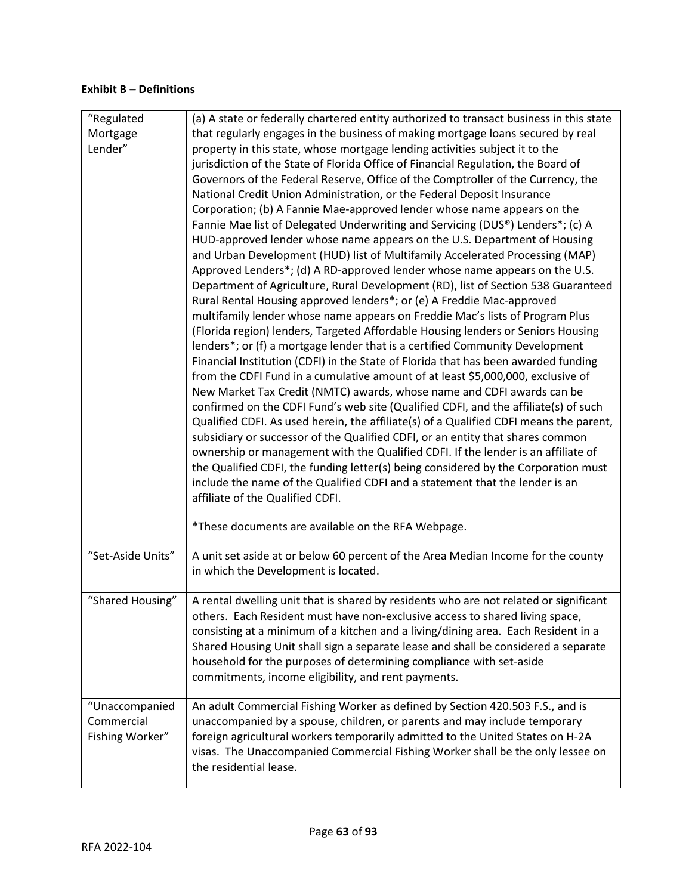**Exhibit B – Definitions**

| | |
|---|---|
| "Regulated Mortgage Lender" | (a) A state or federally chartered entity authorized to transact business in this state that regularly engages in the business of making mortgage loans secured by real property in this state, whose mortgage lending activities subject it to the jurisdiction of the State of Florida Office of Financial Regulation, the Board of Governors of the Federal Reserve, Office of the Comptroller of the Currency, the National Credit Union Administration, or the Federal Deposit Insurance Corporation; (b) A Fannie Mae-approved lender whose name appears on the Fannie Mae list of Delegated Underwriting and Servicing (DUS®) Lenders*; (c) A HUD-approved lender whose name appears on the U.S. Department of Housing and Urban Development (HUD) list of Multifamily Accelerated Processing (MAP) Approved Lenders*; (d) A RD-approved lender whose name appears on the U.S. Department of Agriculture, Rural Development (RD), list of Section 538 Guaranteed Rural Rental Housing approved lenders*; or (e) A Freddie Mac-approved multifamily lender whose name appears on Freddie Mac's lists of Program Plus (Florida region) lenders, Targeted Affordable Housing lenders or Seniors Housing lenders*; or (f) a mortgage lender that is a certified Community Development Financial Institution (CDFI) in the State of Florida that has been awarded funding from the CDFI Fund in a cumulative amount of at least $5,000,000, exclusive of New Market Tax Credit (NMTC) awards, whose name and CDFI awards can be confirmed on the CDFI Fund's web site (Qualified CDFI, and the affiliate(s) of such Qualified CDFI. As used herein, the affiliate(s) of a Qualified CDFI means the parent, subsidiary or successor of the Qualified CDFI, or an entity that shares common ownership or management with the Qualified CDFI. If the lender is an affiliate of the Qualified CDFI, the funding letter(s) being considered by the Corporation must include the name of the Qualified CDFI and a statement that the lender is an affiliate of the Qualified CDFI. <br><br> *These documents are available on the RFA Webpage. |
| "Set-Aside Units" | A unit set aside at or below 60 percent of the Area Median Income for the county in which the Development is located. |
| "Shared Housing" | A rental dwelling unit that is shared by residents who are not related or significant others. Each Resident must have non-exclusive access to shared living space, consisting at a minimum of a kitchen and a living/dining area. Each Resident in a Shared Housing Unit shall sign a separate lease and shall be considered a separate household for the purposes of determining compliance with set-aside commitments, income eligibility, and rent payments. |
| "Unaccompanied Commercial Fishing Worker" | An adult Commercial Fishing Worker as defined by Section 420.503 F.S., and is unaccompanied by a spouse, children, or parents and may include temporary foreign agricultural workers temporarily admitted to the United States on H-2A visas. The Unaccompanied Commercial Fishing Worker shall be the only lessee on the residential lease. |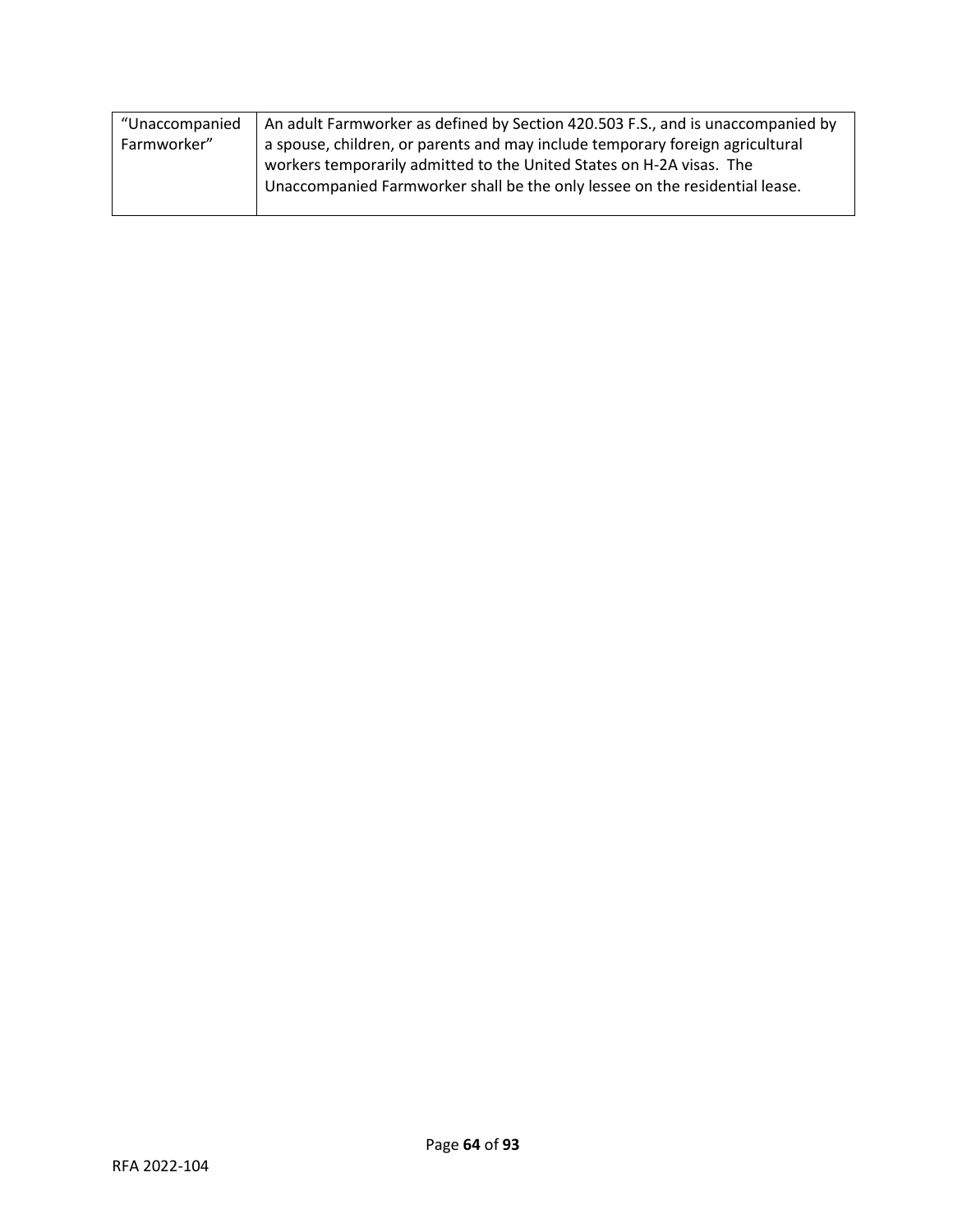| "Unaccompanied Farmworker" | An adult Farmworker as defined by Section 420.503 F.S., and is unaccompanied by a spouse, children, or parents and may include temporary foreign agricultural workers temporarily admitted to the United States on H-2A visas. The Unaccompanied Farmworker shall be the only lessee on the residential lease. |
|---|---|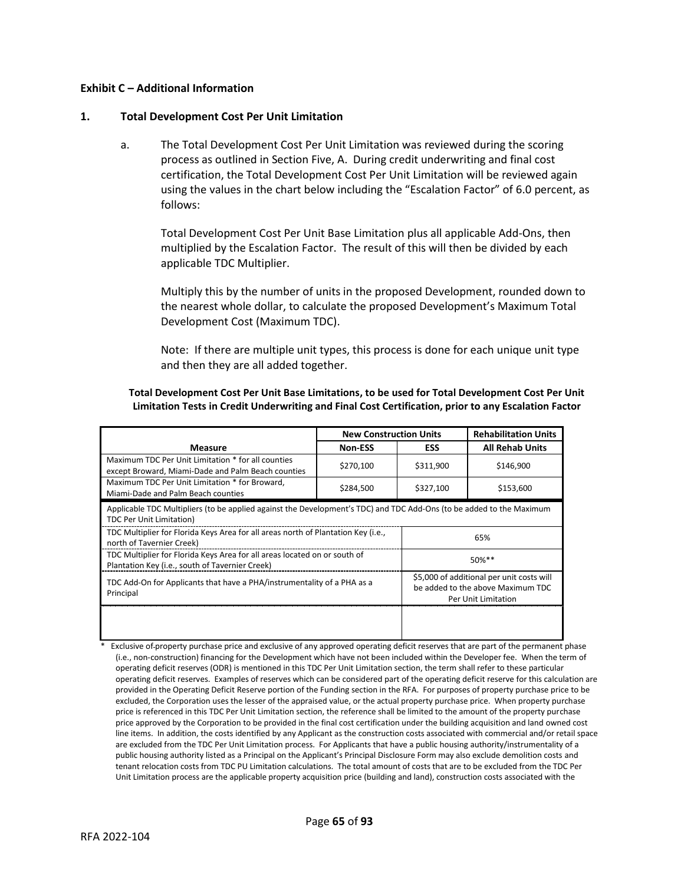**Exhibit C – Additional Information**

**1. Total Development Cost Per Unit Limitation**

a. The Total Development Cost Per Unit Limitation was reviewed during the scoring process as outlined in Section Five, A. During credit underwriting and final cost certification, the Total Development Cost Per Unit Limitation will be reviewed again using the values in the chart below including the "Escalation Factor" of 6.0 percent, as follows:

Total Development Cost Per Unit Base Limitation plus all applicable Add-Ons, then multiplied by the Escalation Factor. The result of this will then be divided by each applicable TDC Multiplier.

Multiply this by the number of units in the proposed Development, rounded down to the nearest whole dollar, to calculate the proposed Development's Maximum Total Development Cost (Maximum TDC).

Note: If there are multiple unit types, this process is done for each unique unit type and then they are all added together.

**Total Development Cost Per Unit Base Limitations, to be used for Total Development Cost Per Unit Limitation Tests in Credit Underwriting and Final Cost Certification, prior to any Escalation Factor**

| | New Construction Units | | Rehabilitation Units |
|---|---|---|---|
| **Measure** | **Non-ESS** | **ESS** | **All Rehab Units** |
| Maximum TDC Per Unit Limitation * for all counties except Broward, Miami-Dade and Palm Beach counties | \$270,100 | \$311,900 | \$146,900 |
| Maximum TDC Per Unit Limitation * for Broward, Miami-Dade and Palm Beach counties | \$284,500 | \$327,100 | \$153,600 |
| Applicable TDC Multipliers (to be applied against the Development's TDC) and TDC Add-Ons (to be added to the Maximum TDC Per Unit Limitation) | | | |
| TDC Multiplier for Florida Keys Area for all areas north of Plantation Key (i.e., north of Tavernier Creek) | | 65% | |
| TDC Multiplier for Florida Keys Area for all areas located on or south of Plantation Key (i.e., south of Tavernier Creek) | | 50%** | |
| TDC Add-On for Applicants that have a PHA/instrumentality of a PHA as a Principal | | \$5,000 of additional per unit costs will be added to the above Maximum TDC Per Unit Limitation | |
| | | | |

\* Exclusive of property purchase price and exclusive of any approved operating deficit reserves that are part of the permanent phase (i.e., non-construction) financing for the Development which have not been included within the Developer fee. When the term of operating deficit reserves (ODR) is mentioned in this TDC Per Unit Limitation section, the term shall refer to these particular operating deficit reserves. Examples of reserves which can be considered part of the operating deficit reserve for this calculation are provided in the Operating Deficit Reserve portion of the Funding section in the RFA. For purposes of property purchase price to be excluded, the Corporation uses the lesser of the appraised value, or the actual property purchase price. When property purchase price is referenced in this TDC Per Unit Limitation section, the reference shall be limited to the amount of the property purchase price approved by the Corporation to be provided in the final cost certification under the building acquisition and land owned cost line items. In addition, the costs identified by any Applicant as the construction costs associated with commercial and/or retail space are excluded from the TDC Per Unit Limitation process. For Applicants that have a public housing authority/instrumentality of a public housing authority listed as a Principal on the Applicant's Principal Disclosure Form may also exclude demolition costs and tenant relocation costs from TDC PU Limitation calculations. The total amount of costs that are to be excluded from the TDC Per Unit Limitation process are the applicable property acquisition price (building and land), construction costs associated with the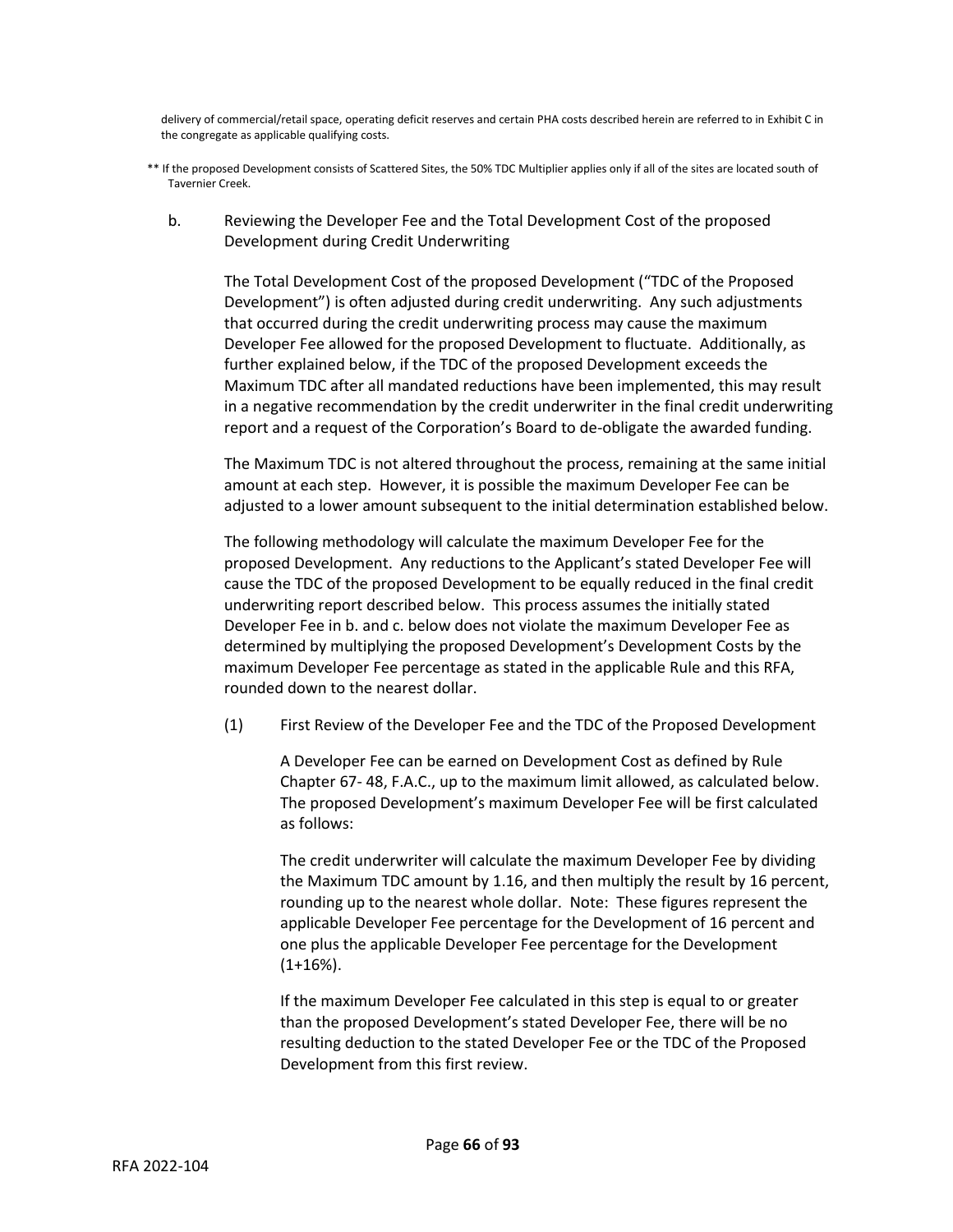delivery of commercial/retail space, operating deficit reserves and certain PHA costs described herein are referred to in Exhibit C in the congregate as applicable qualifying costs.

** If the proposed Development consists of Scattered Sites, the 50% TDC Multiplier applies only if all of the sites are located south of Tavernier Creek.

b. Reviewing the Developer Fee and the Total Development Cost of the proposed Development during Credit Underwriting

The Total Development Cost of the proposed Development ("TDC of the Proposed Development") is often adjusted during credit underwriting. Any such adjustments that occurred during the credit underwriting process may cause the maximum Developer Fee allowed for the proposed Development to fluctuate. Additionally, as further explained below, if the TDC of the proposed Development exceeds the Maximum TDC after all mandated reductions have been implemented, this may result in a negative recommendation by the credit underwriter in the final credit underwriting report and a request of the Corporation's Board to de-obligate the awarded funding.

The Maximum TDC is not altered throughout the process, remaining at the same initial amount at each step. However, it is possible the maximum Developer Fee can be adjusted to a lower amount subsequent to the initial determination established below.

The following methodology will calculate the maximum Developer Fee for the proposed Development. Any reductions to the Applicant's stated Developer Fee will cause the TDC of the proposed Development to be equally reduced in the final credit underwriting report described below. This process assumes the initially stated Developer Fee in b. and c. below does not violate the maximum Developer Fee as determined by multiplying the proposed Development's Development Costs by the maximum Developer Fee percentage as stated in the applicable Rule and this RFA, rounded down to the nearest dollar.

(1) First Review of the Developer Fee and the TDC of the Proposed Development

A Developer Fee can be earned on Development Cost as defined by Rule Chapter 67- 48, F.A.C., up to the maximum limit allowed, as calculated below. The proposed Development's maximum Developer Fee will be first calculated as follows:

The credit underwriter will calculate the maximum Developer Fee by dividing the Maximum TDC amount by 1.16, and then multiply the result by 16 percent, rounding up to the nearest whole dollar. Note: These figures represent the applicable Developer Fee percentage for the Development of 16 percent and one plus the applicable Developer Fee percentage for the Development (1+16%).

If the maximum Developer Fee calculated in this step is equal to or greater than the proposed Development's stated Developer Fee, there will be no resulting deduction to the stated Developer Fee or the TDC of the Proposed Development from this first review.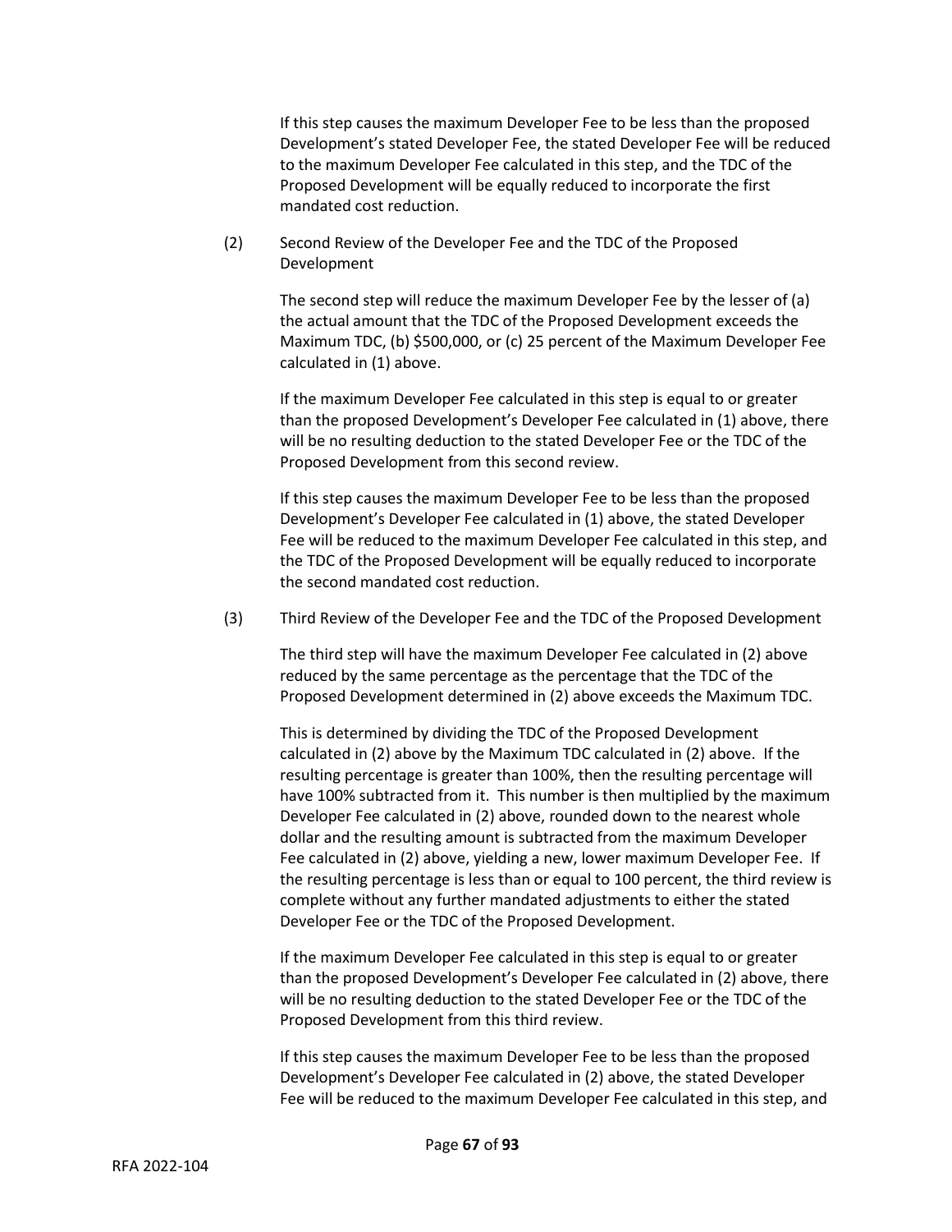If this step causes the maximum Developer Fee to be less than the proposed Development's stated Developer Fee, the stated Developer Fee will be reduced to the maximum Developer Fee calculated in this step, and the TDC of the Proposed Development will be equally reduced to incorporate the first mandated cost reduction.

(2) Second Review of the Developer Fee and the TDC of the Proposed Development

The second step will reduce the maximum Developer Fee by the lesser of (a) the actual amount that the TDC of the Proposed Development exceeds the Maximum TDC, (b) $500,000, or (c) 25 percent of the Maximum Developer Fee calculated in (1) above.

If the maximum Developer Fee calculated in this step is equal to or greater than the proposed Development's Developer Fee calculated in (1) above, there will be no resulting deduction to the stated Developer Fee or the TDC of the Proposed Development from this second review.

If this step causes the maximum Developer Fee to be less than the proposed Development's Developer Fee calculated in (1) above, the stated Developer Fee will be reduced to the maximum Developer Fee calculated in this step, and the TDC of the Proposed Development will be equally reduced to incorporate the second mandated cost reduction.

(3) Third Review of the Developer Fee and the TDC of the Proposed Development

The third step will have the maximum Developer Fee calculated in (2) above reduced by the same percentage as the percentage that the TDC of the Proposed Development determined in (2) above exceeds the Maximum TDC.

This is determined by dividing the TDC of the Proposed Development calculated in (2) above by the Maximum TDC calculated in (2) above. If the resulting percentage is greater than 100%, then the resulting percentage will have 100% subtracted from it. This number is then multiplied by the maximum Developer Fee calculated in (2) above, rounded down to the nearest whole dollar and the resulting amount is subtracted from the maximum Developer Fee calculated in (2) above, yielding a new, lower maximum Developer Fee. If the resulting percentage is less than or equal to 100 percent, the third review is complete without any further mandated adjustments to either the stated Developer Fee or the TDC of the Proposed Development.

If the maximum Developer Fee calculated in this step is equal to or greater than the proposed Development's Developer Fee calculated in (2) above, there will be no resulting deduction to the stated Developer Fee or the TDC of the Proposed Development from this third review.

If this step causes the maximum Developer Fee to be less than the proposed Development's Developer Fee calculated in (2) above, the stated Developer Fee will be reduced to the maximum Developer Fee calculated in this step, and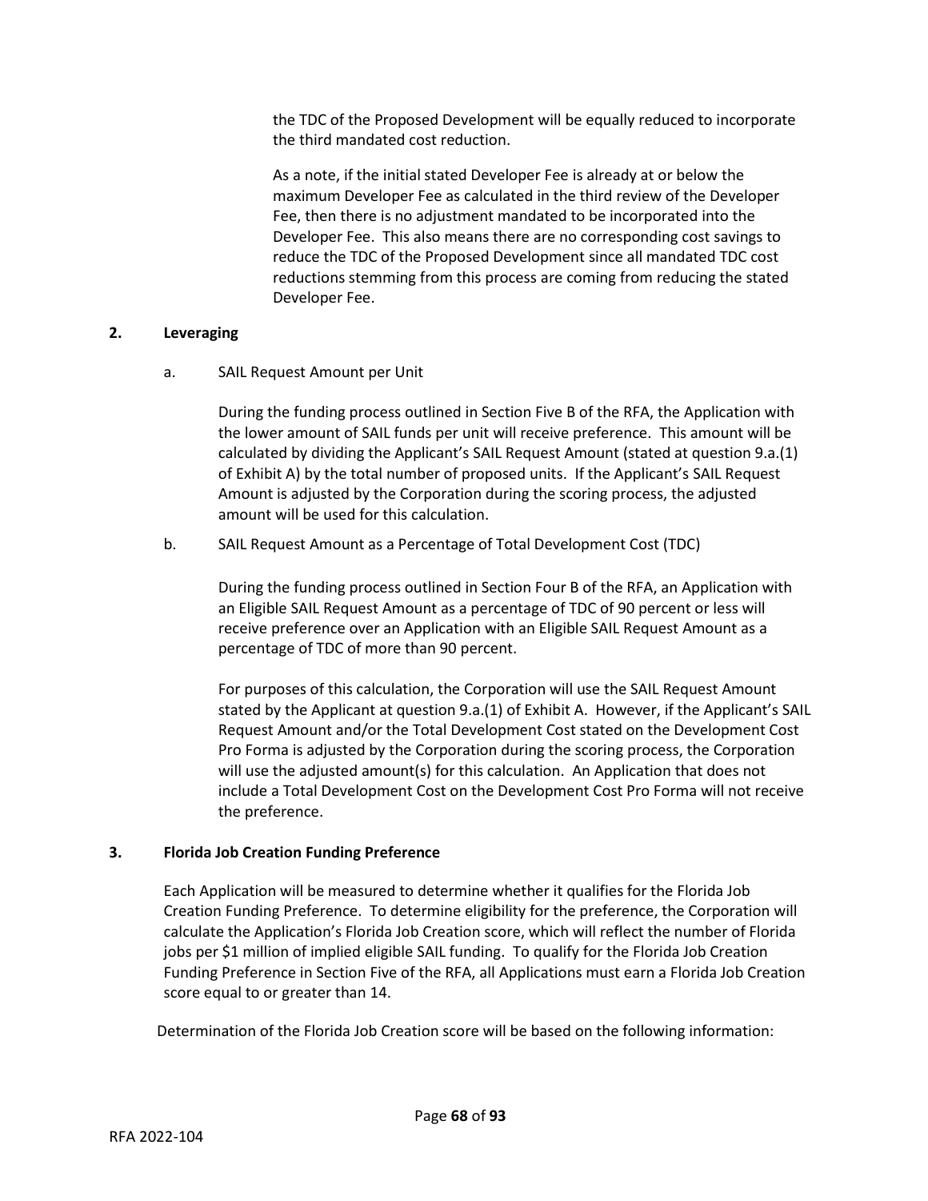the TDC of the Proposed Development will be equally reduced to incorporate the third mandated cost reduction.

As a note, if the initial stated Developer Fee is already at or below the maximum Developer Fee as calculated in the third review of the Developer Fee, then there is no adjustment mandated to be incorporated into the Developer Fee. This also means there are no corresponding cost savings to reduce the TDC of the Proposed Development since all mandated TDC cost reductions stemming from this process are coming from reducing the stated Developer Fee.

**2. Leveraging**

a. SAIL Request Amount per Unit

During the funding process outlined in Section Five B of the RFA, the Application with the lower amount of SAIL funds per unit will receive preference. This amount will be calculated by dividing the Applicant's SAIL Request Amount (stated at question 9.a.(1) of Exhibit A) by the total number of proposed units. If the Applicant's SAIL Request Amount is adjusted by the Corporation during the scoring process, the adjusted amount will be used for this calculation.

b. SAIL Request Amount as a Percentage of Total Development Cost (TDC)

During the funding process outlined in Section Four B of the RFA, an Application with an Eligible SAIL Request Amount as a percentage of TDC of 90 percent or less will receive preference over an Application with an Eligible SAIL Request Amount as a percentage of TDC of more than 90 percent.

For purposes of this calculation, the Corporation will use the SAIL Request Amount stated by the Applicant at question 9.a.(1) of Exhibit A. However, if the Applicant's SAIL Request Amount and/or the Total Development Cost stated on the Development Cost Pro Forma is adjusted by the Corporation during the scoring process, the Corporation will use the adjusted amount(s) for this calculation. An Application that does not include a Total Development Cost on the Development Cost Pro Forma will not receive the preference.

**3. Florida Job Creation Funding Preference**

Each Application will be measured to determine whether it qualifies for the Florida Job Creation Funding Preference. To determine eligibility for the preference, the Corporation will calculate the Application's Florida Job Creation score, which will reflect the number of Florida jobs per $1 million of implied eligible SAIL funding. To qualify for the Florida Job Creation Funding Preference in Section Five of the RFA, all Applications must earn a Florida Job Creation score equal to or greater than 14.

Determination of the Florida Job Creation score will be based on the following information: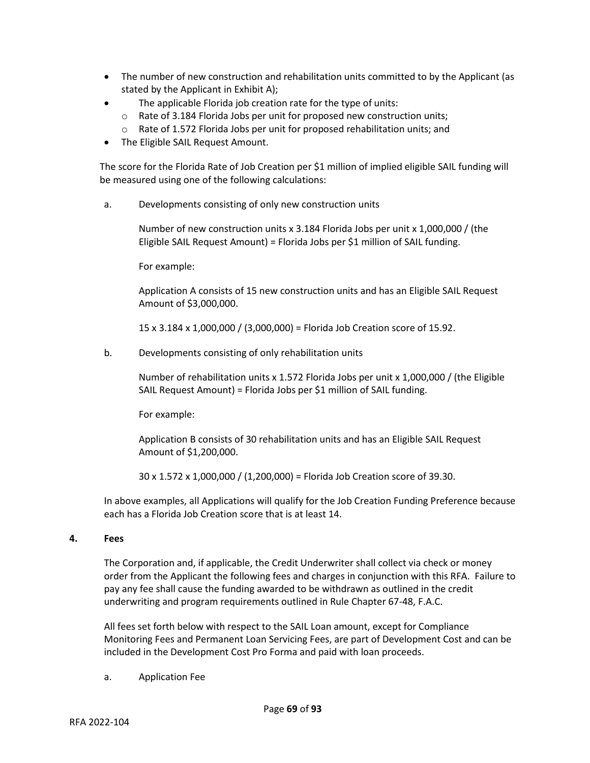- The number of new construction and rehabilitation units committed to by the Applicant (as stated by the Applicant in Exhibit A);
- The applicable Florida job creation rate for the type of units:
  - Rate of 3.184 Florida Jobs per unit for proposed new construction units;
  - Rate of 1.572 Florida Jobs per unit for proposed rehabilitation units; and
- The Eligible SAIL Request Amount.

The score for the Florida Rate of Job Creation per $1 million of implied eligible SAIL funding will be measured using one of the following calculations:

a. Developments consisting of only new construction units

Number of new construction units x 3.184 Florida Jobs per unit x 1,000,000 / (the Eligible SAIL Request Amount) = Florida Jobs per $1 million of SAIL funding.

For example:

Application A consists of 15 new construction units and has an Eligible SAIL Request Amount of $3,000,000.

15 x 3.184 x 1,000,000 / (3,000,000) = Florida Job Creation score of 15.92.

b. Developments consisting of only rehabilitation units

Number of rehabilitation units x 1.572 Florida Jobs per unit x 1,000,000 / (the Eligible SAIL Request Amount) = Florida Jobs per $1 million of SAIL funding.

For example:

Application B consists of 30 rehabilitation units and has an Eligible SAIL Request Amount of $1,200,000.

30 x 1.572 x 1,000,000 / (1,200,000) = Florida Job Creation score of 39.30.

In above examples, all Applications will qualify for the Job Creation Funding Preference because each has a Florida Job Creation score that is at least 14.

**4. Fees**

The Corporation and, if applicable, the Credit Underwriter shall collect via check or money order from the Applicant the following fees and charges in conjunction with this RFA. Failure to pay any fee shall cause the funding awarded to be withdrawn as outlined in the credit underwriting and program requirements outlined in Rule Chapter 67-48, F.A.C.

All fees set forth below with respect to the SAIL Loan amount, except for Compliance Monitoring Fees and Permanent Loan Servicing Fees, are part of Development Cost and can be included in the Development Cost Pro Forma and paid with loan proceeds.

a. Application Fee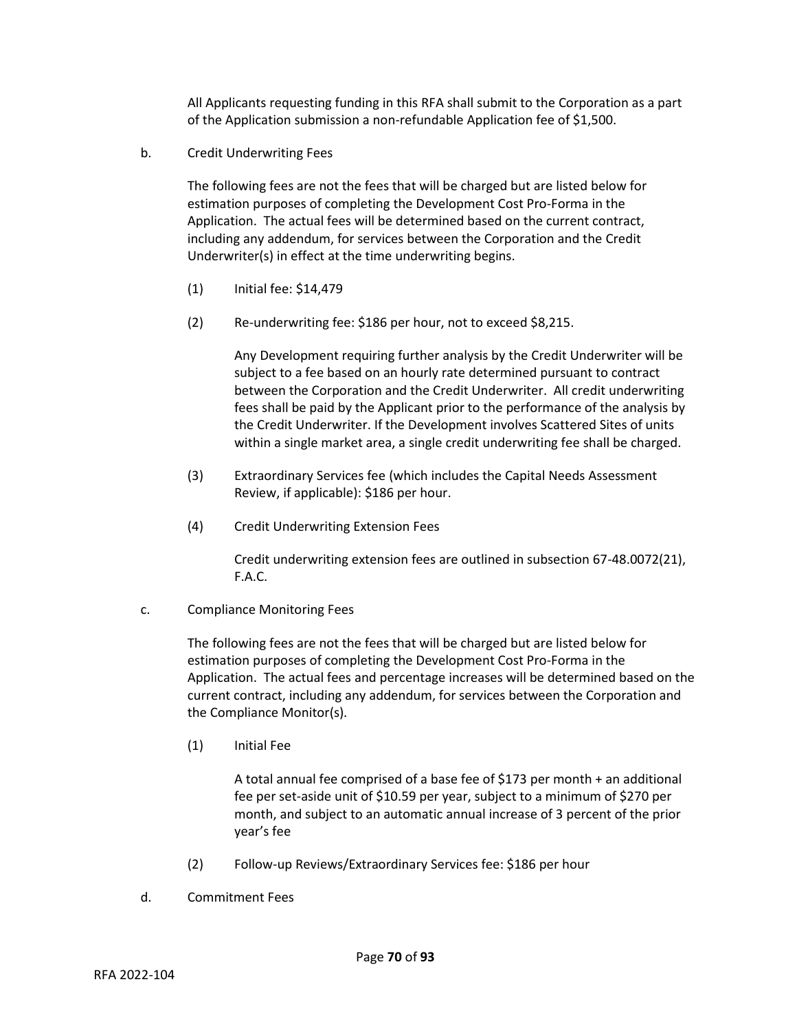All Applicants requesting funding in this RFA shall submit to the Corporation as a part of the Application submission a non-refundable Application fee of $1,500.

b. Credit Underwriting Fees

The following fees are not the fees that will be charged but are listed below for estimation purposes of completing the Development Cost Pro-Forma in the Application. The actual fees will be determined based on the current contract, including any addendum, for services between the Corporation and the Credit Underwriter(s) in effect at the time underwriting begins.

(1) Initial fee: $14,479

(2) Re-underwriting fee: $186 per hour, not to exceed $8,215.

Any Development requiring further analysis by the Credit Underwriter will be subject to a fee based on an hourly rate determined pursuant to contract between the Corporation and the Credit Underwriter. All credit underwriting fees shall be paid by the Applicant prior to the performance of the analysis by the Credit Underwriter. If the Development involves Scattered Sites of units within a single market area, a single credit underwriting fee shall be charged.

(3) Extraordinary Services fee (which includes the Capital Needs Assessment Review, if applicable): $186 per hour.

(4) Credit Underwriting Extension Fees

Credit underwriting extension fees are outlined in subsection 67-48.0072(21), F.A.C.

c. Compliance Monitoring Fees

The following fees are not the fees that will be charged but are listed below for estimation purposes of completing the Development Cost Pro-Forma in the Application. The actual fees and percentage increases will be determined based on the current contract, including any addendum, for services between the Corporation and the Compliance Monitor(s).

(1) Initial Fee

A total annual fee comprised of a base fee of $173 per month + an additional fee per set-aside unit of $10.59 per year, subject to a minimum of $270 per month, and subject to an automatic annual increase of 3 percent of the prior year's fee

(2) Follow-up Reviews/Extraordinary Services fee: $186 per hour

d. Commitment Fees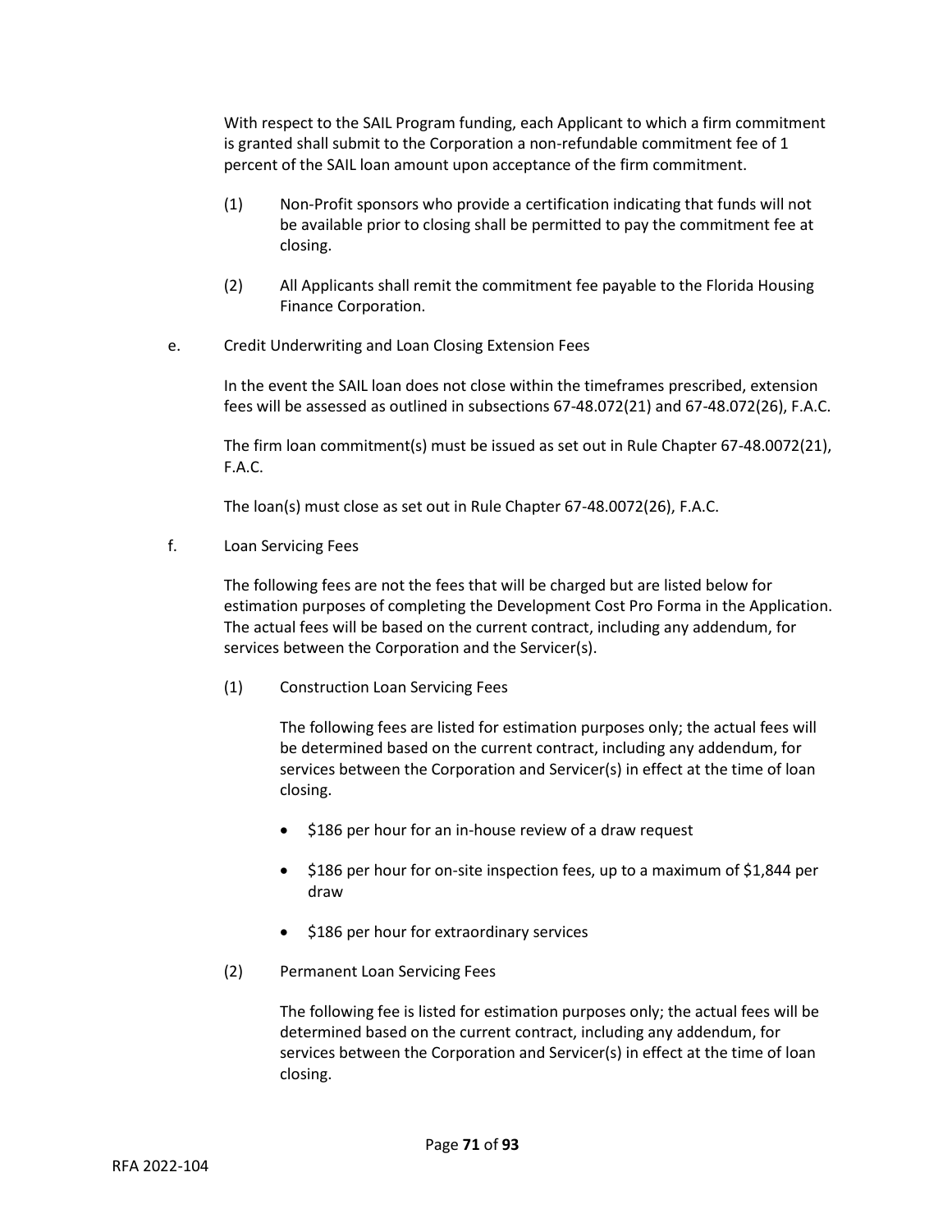With respect to the SAIL Program funding, each Applicant to which a firm commitment is granted shall submit to the Corporation a non-refundable commitment fee of 1 percent of the SAIL loan amount upon acceptance of the firm commitment.

(1) Non-Profit sponsors who provide a certification indicating that funds will not be available prior to closing shall be permitted to pay the commitment fee at closing.

(2) All Applicants shall remit the commitment fee payable to the Florida Housing Finance Corporation.

e. Credit Underwriting and Loan Closing Extension Fees

In the event the SAIL loan does not close within the timeframes prescribed, extension fees will be assessed as outlined in subsections 67-48.072(21) and 67-48.072(26), F.A.C.

The firm loan commitment(s) must be issued as set out in Rule Chapter 67-48.0072(21), F.A.C.

The loan(s) must close as set out in Rule Chapter 67-48.0072(26), F.A.C.

f. Loan Servicing Fees

The following fees are not the fees that will be charged but are listed below for estimation purposes of completing the Development Cost Pro Forma in the Application. The actual fees will be based on the current contract, including any addendum, for services between the Corporation and the Servicer(s).

(1) Construction Loan Servicing Fees

The following fees are listed for estimation purposes only; the actual fees will be determined based on the current contract, including any addendum, for services between the Corporation and Servicer(s) in effect at the time of loan closing.

- $186 per hour for an in-house review of a draw request
- $186 per hour for on-site inspection fees, up to a maximum of $1,844 per draw
- $186 per hour for extraordinary services

(2) Permanent Loan Servicing Fees

The following fee is listed for estimation purposes only; the actual fees will be determined based on the current contract, including any addendum, for services between the Corporation and Servicer(s) in effect at the time of loan closing.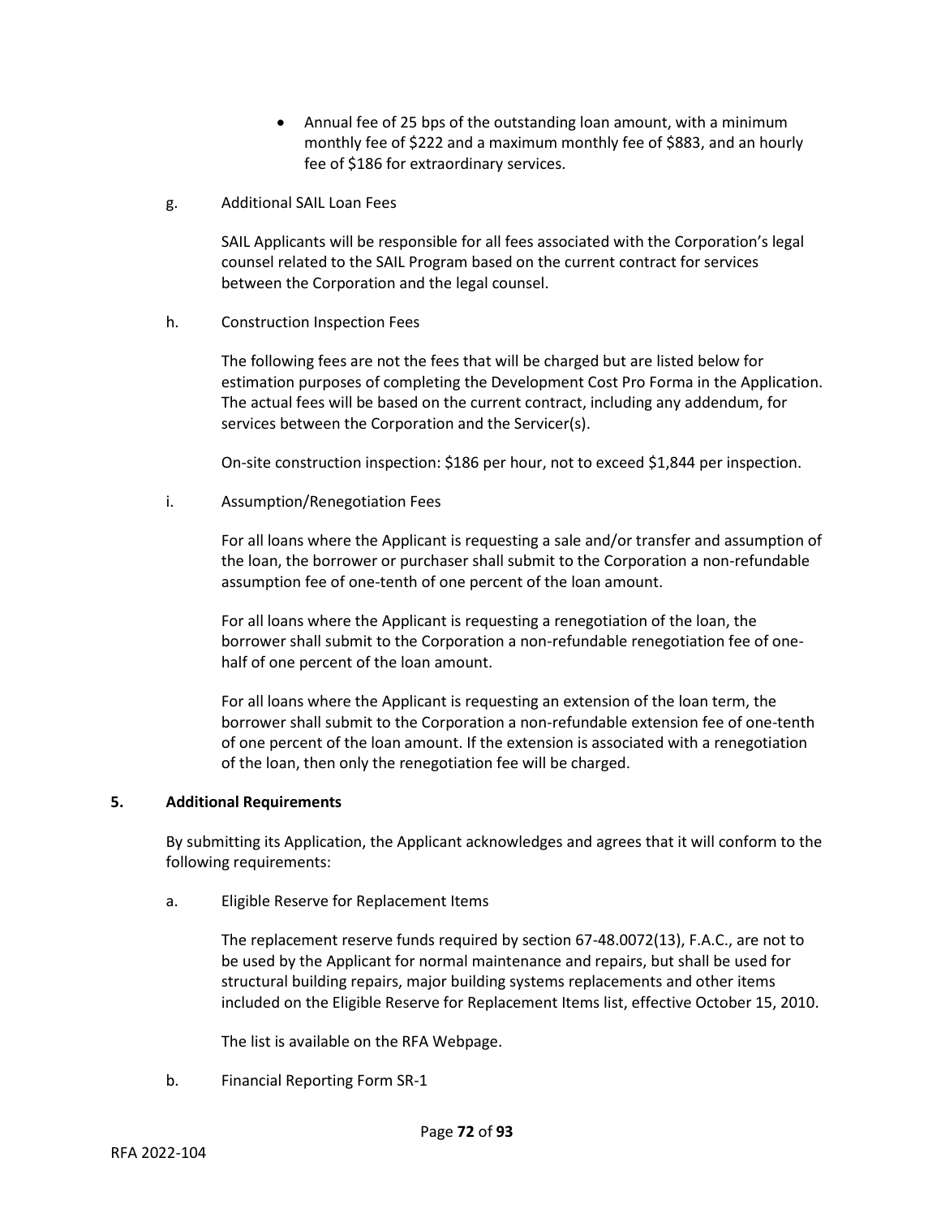- Annual fee of 25 bps of the outstanding loan amount, with a minimum monthly fee of $222 and a maximum monthly fee of $883, and an hourly fee of $186 for extraordinary services.

g. Additional SAIL Loan Fees

SAIL Applicants will be responsible for all fees associated with the Corporation's legal counsel related to the SAIL Program based on the current contract for services between the Corporation and the legal counsel.

h. Construction Inspection Fees

The following fees are not the fees that will be charged but are listed below for estimation purposes of completing the Development Cost Pro Forma in the Application. The actual fees will be based on the current contract, including any addendum, for services between the Corporation and the Servicer(s).

On-site construction inspection: $186 per hour, not to exceed $1,844 per inspection.

i. Assumption/Renegotiation Fees

For all loans where the Applicant is requesting a sale and/or transfer and assumption of the loan, the borrower or purchaser shall submit to the Corporation a non-refundable assumption fee of one-tenth of one percent of the loan amount.

For all loans where the Applicant is requesting a renegotiation of the loan, the borrower shall submit to the Corporation a non-refundable renegotiation fee of one-half of one percent of the loan amount.

For all loans where the Applicant is requesting an extension of the loan term, the borrower shall submit to the Corporation a non-refundable extension fee of one-tenth of one percent of the loan amount. If the extension is associated with a renegotiation of the loan, then only the renegotiation fee will be charged.

**5. Additional Requirements**

By submitting its Application, the Applicant acknowledges and agrees that it will conform to the following requirements:

a. Eligible Reserve for Replacement Items

The replacement reserve funds required by section 67-48.0072(13), F.A.C., are not to be used by the Applicant for normal maintenance and repairs, but shall be used for structural building repairs, major building systems replacements and other items included on the Eligible Reserve for Replacement Items list, effective October 15, 2010.

The list is available on the RFA Webpage.

b. Financial Reporting Form SR-1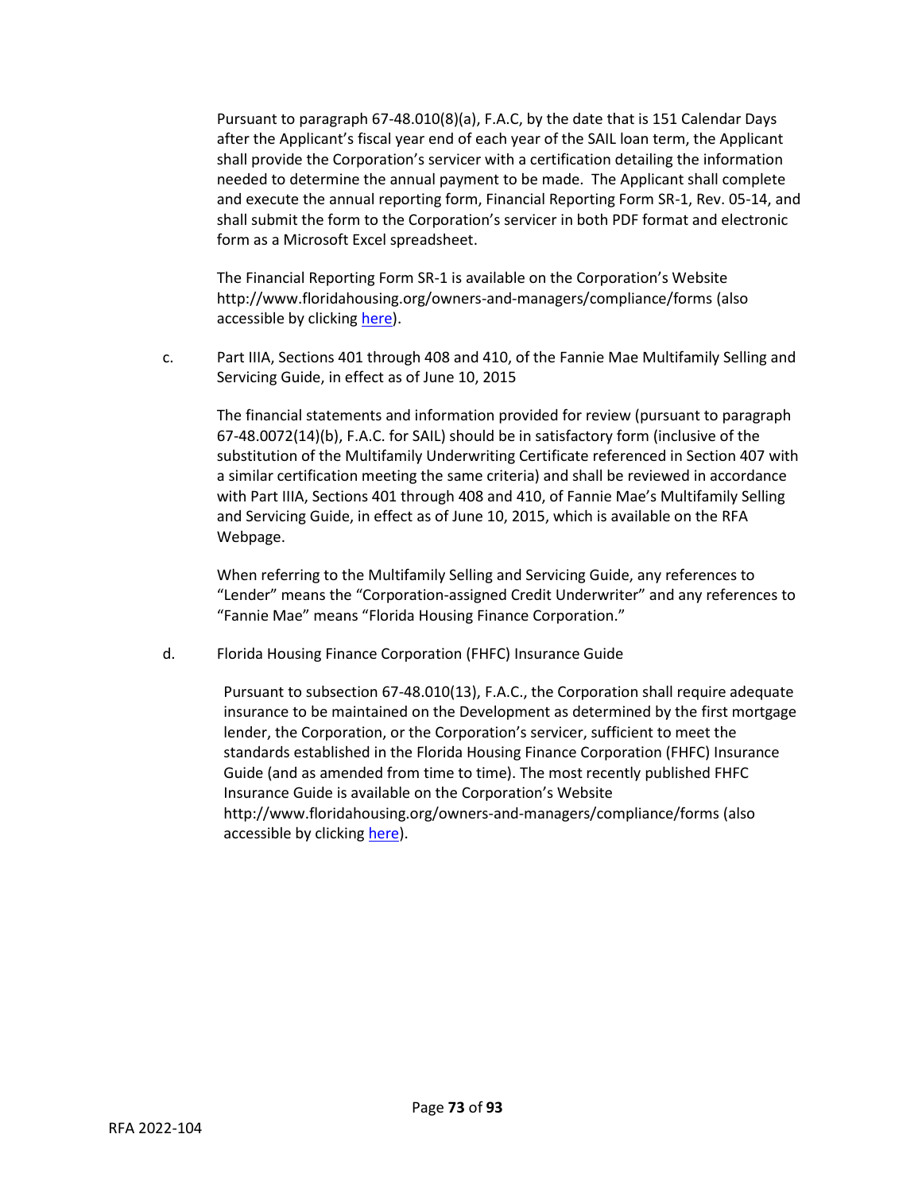Pursuant to paragraph 67-48.010(8)(a), F.A.C, by the date that is 151 Calendar Days after the Applicant's fiscal year end of each year of the SAIL loan term, the Applicant shall provide the Corporation's servicer with a certification detailing the information needed to determine the annual payment to be made. The Applicant shall complete and execute the annual reporting form, Financial Reporting Form SR-1, Rev. 05-14, and shall submit the form to the Corporation's servicer in both PDF format and electronic form as a Microsoft Excel spreadsheet.

The Financial Reporting Form SR-1 is available on the Corporation's Website http://www.floridahousing.org/owners-and-managers/compliance/forms (also accessible by clicking here).

c. Part IIIA, Sections 401 through 408 and 410, of the Fannie Mae Multifamily Selling and Servicing Guide, in effect as of June 10, 2015

The financial statements and information provided for review (pursuant to paragraph 67-48.0072(14)(b), F.A.C. for SAIL) should be in satisfactory form (inclusive of the substitution of the Multifamily Underwriting Certificate referenced in Section 407 with a similar certification meeting the same criteria) and shall be reviewed in accordance with Part IIIA, Sections 401 through 408 and 410, of Fannie Mae's Multifamily Selling and Servicing Guide, in effect as of June 10, 2015, which is available on the RFA Webpage.

When referring to the Multifamily Selling and Servicing Guide, any references to "Lender" means the "Corporation-assigned Credit Underwriter" and any references to "Fannie Mae" means "Florida Housing Finance Corporation."

d. Florida Housing Finance Corporation (FHFC) Insurance Guide

Pursuant to subsection 67-48.010(13), F.A.C., the Corporation shall require adequate insurance to be maintained on the Development as determined by the first mortgage lender, the Corporation, or the Corporation's servicer, sufficient to meet the standards established in the Florida Housing Finance Corporation (FHFC) Insurance Guide (and as amended from time to time). The most recently published FHFC Insurance Guide is available on the Corporation's Website http://www.floridahousing.org/owners-and-managers/compliance/forms (also accessible by clicking here).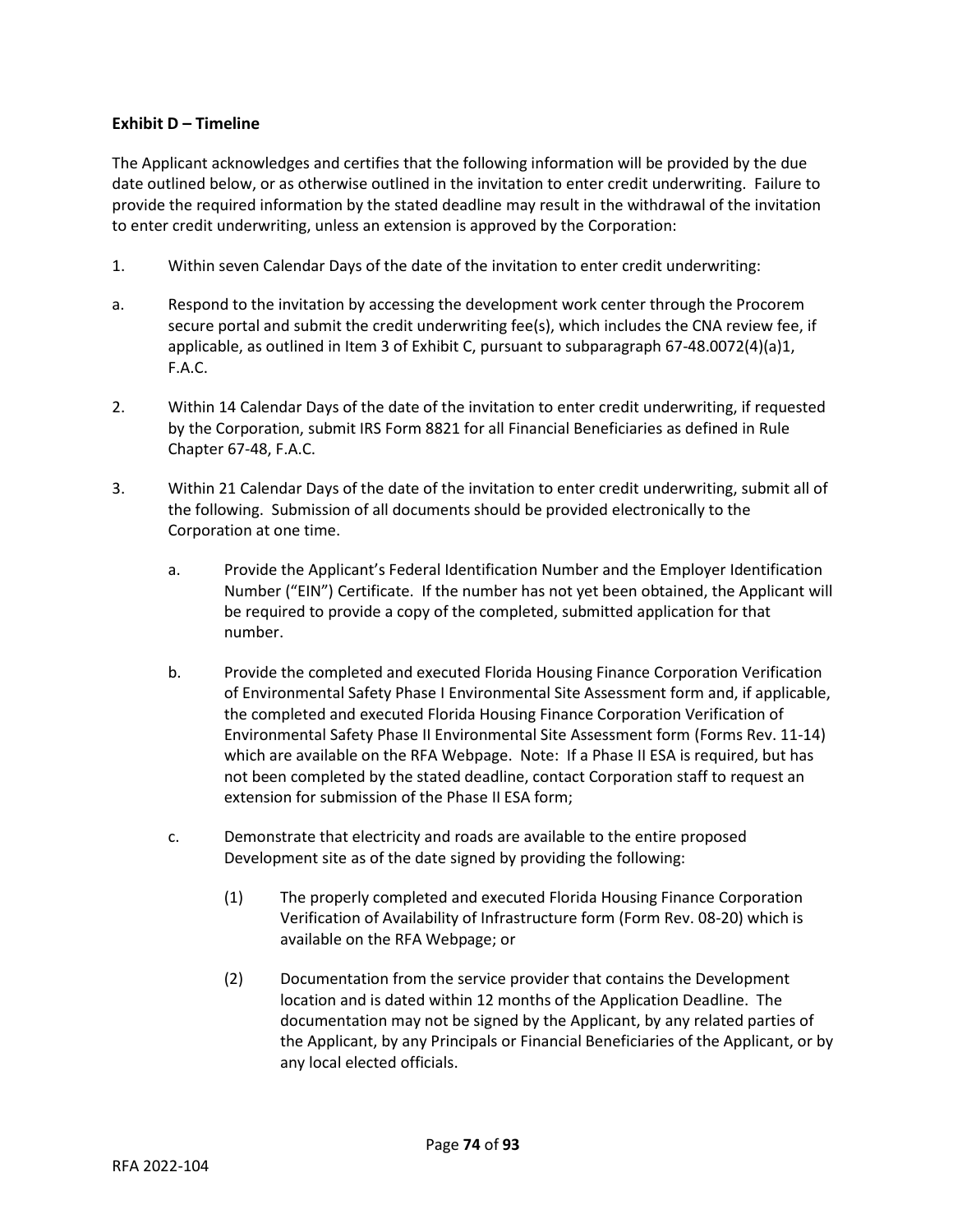**Exhibit D – Timeline**

The Applicant acknowledges and certifies that the following information will be provided by the due date outlined below, or as otherwise outlined in the invitation to enter credit underwriting. Failure to provide the required information by the stated deadline may result in the withdrawal of the invitation to enter credit underwriting, unless an extension is approved by the Corporation:

1. Within seven Calendar Days of the date of the invitation to enter credit underwriting:

a. Respond to the invitation by accessing the development work center through the Procorem secure portal and submit the credit underwriting fee(s), which includes the CNA review fee, if applicable, as outlined in Item 3 of Exhibit C, pursuant to subparagraph 67-48.0072(4)(a)1, F.A.C.

2. Within 14 Calendar Days of the date of the invitation to enter credit underwriting, if requested by the Corporation, submit IRS Form 8821 for all Financial Beneficiaries as defined in Rule Chapter 67-48, F.A.C.

3. Within 21 Calendar Days of the date of the invitation to enter credit underwriting, submit all of the following. Submission of all documents should be provided electronically to the Corporation at one time.

   a. Provide the Applicant's Federal Identification Number and the Employer Identification Number ("EIN") Certificate. If the number has not yet been obtained, the Applicant will be required to provide a copy of the completed, submitted application for that number.

   b. Provide the completed and executed Florida Housing Finance Corporation Verification of Environmental Safety Phase I Environmental Site Assessment form and, if applicable, the completed and executed Florida Housing Finance Corporation Verification of Environmental Safety Phase II Environmental Site Assessment form (Forms Rev. 11-14) which are available on the RFA Webpage. Note: If a Phase II ESA is required, but has not been completed by the stated deadline, contact Corporation staff to request an extension for submission of the Phase II ESA form;

   c. Demonstrate that electricity and roads are available to the entire proposed Development site as of the date signed by providing the following:

      (1) The properly completed and executed Florida Housing Finance Corporation Verification of Availability of Infrastructure form (Form Rev. 08-20) which is available on the RFA Webpage; or

      (2) Documentation from the service provider that contains the Development location and is dated within 12 months of the Application Deadline. The documentation may not be signed by the Applicant, by any related parties of the Applicant, by any Principals or Financial Beneficiaries of the Applicant, or by any local elected officials.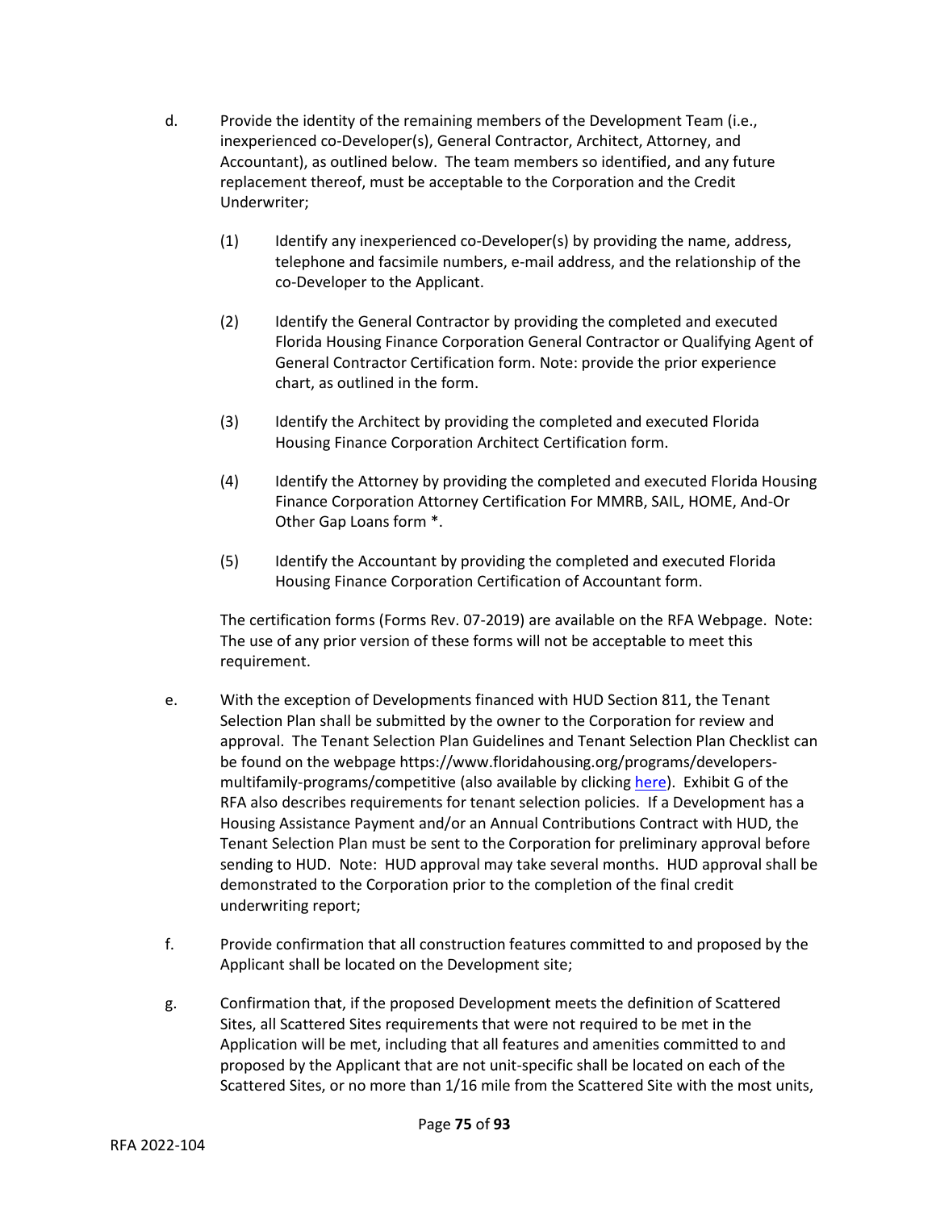d. Provide the identity of the remaining members of the Development Team (i.e., inexperienced co-Developer(s), General Contractor, Architect, Attorney, and Accountant), as outlined below. The team members so identified, and any future replacement thereof, must be acceptable to the Corporation and the Credit Underwriter;

   (1) Identify any inexperienced co-Developer(s) by providing the name, address, telephone and facsimile numbers, e-mail address, and the relationship of the co-Developer to the Applicant.

   (2) Identify the General Contractor by providing the completed and executed Florida Housing Finance Corporation General Contractor or Qualifying Agent of General Contractor Certification form. Note: provide the prior experience chart, as outlined in the form.

   (3) Identify the Architect by providing the completed and executed Florida Housing Finance Corporation Architect Certification form.

   (4) Identify the Attorney by providing the completed and executed Florida Housing Finance Corporation Attorney Certification For MMRB, SAIL, HOME, And-Or Other Gap Loans form *.

   (5) Identify the Accountant by providing the completed and executed Florida Housing Finance Corporation Certification of Accountant form.

   The certification forms (Forms Rev. 07-2019) are available on the RFA Webpage. Note: The use of any prior version of these forms will not be acceptable to meet this requirement.

e. With the exception of Developments financed with HUD Section 811, the Tenant Selection Plan shall be submitted by the owner to the Corporation for review and approval. The Tenant Selection Plan Guidelines and Tenant Selection Plan Checklist can be found on the webpage https://www.floridahousing.org/programs/developers-multifamily-programs/competitive (also available by clicking here). Exhibit G of the RFA also describes requirements for tenant selection policies. If a Development has a Housing Assistance Payment and/or an Annual Contributions Contract with HUD, the Tenant Selection Plan must be sent to the Corporation for preliminary approval before sending to HUD. Note: HUD approval may take several months. HUD approval shall be demonstrated to the Corporation prior to the completion of the final credit underwriting report;

f. Provide confirmation that all construction features committed to and proposed by the Applicant shall be located on the Development site;

g. Confirmation that, if the proposed Development meets the definition of Scattered Sites, all Scattered Sites requirements that were not required to be met in the Application will be met, including that all features and amenities committed to and proposed by the Applicant that are not unit-specific shall be located on each of the Scattered Sites, or no more than 1/16 mile from the Scattered Site with the most units,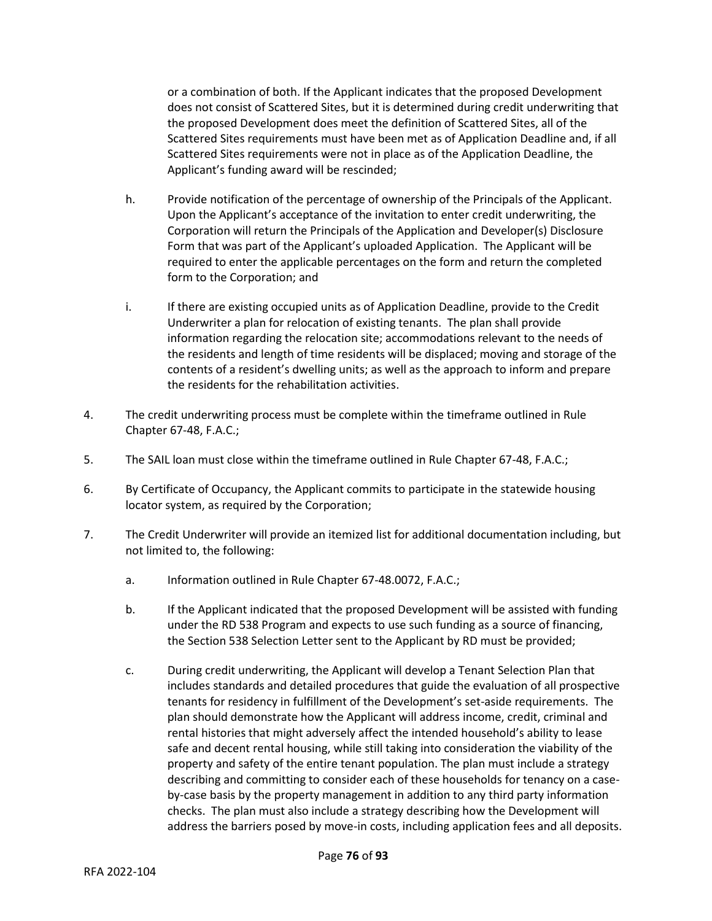or a combination of both. If the Applicant indicates that the proposed Development does not consist of Scattered Sites, but it is determined during credit underwriting that the proposed Development does meet the definition of Scattered Sites, all of the Scattered Sites requirements must have been met as of Application Deadline and, if all Scattered Sites requirements were not in place as of the Application Deadline, the Applicant's funding award will be rescinded;

h. Provide notification of the percentage of ownership of the Principals of the Applicant. Upon the Applicant's acceptance of the invitation to enter credit underwriting, the Corporation will return the Principals of the Application and Developer(s) Disclosure Form that was part of the Applicant's uploaded Application. The Applicant will be required to enter the applicable percentages on the form and return the completed form to the Corporation; and

i. If there are existing occupied units as of Application Deadline, provide to the Credit Underwriter a plan for relocation of existing tenants. The plan shall provide information regarding the relocation site; accommodations relevant to the needs of the residents and length of time residents will be displaced; moving and storage of the contents of a resident's dwelling units; as well as the approach to inform and prepare the residents for the rehabilitation activities.

4. The credit underwriting process must be complete within the timeframe outlined in Rule Chapter 67-48, F.A.C.;

5. The SAIL loan must close within the timeframe outlined in Rule Chapter 67-48, F.A.C.;

6. By Certificate of Occupancy, the Applicant commits to participate in the statewide housing locator system, as required by the Corporation;

7. The Credit Underwriter will provide an itemized list for additional documentation including, but not limited to, the following:

   a. Information outlined in Rule Chapter 67-48.0072, F.A.C.;

   b. If the Applicant indicated that the proposed Development will be assisted with funding under the RD 538 Program and expects to use such funding as a source of financing, the Section 538 Selection Letter sent to the Applicant by RD must be provided;

   c. During credit underwriting, the Applicant will develop a Tenant Selection Plan that includes standards and detailed procedures that guide the evaluation of all prospective tenants for residency in fulfillment of the Development's set-aside requirements. The plan should demonstrate how the Applicant will address income, credit, criminal and rental histories that might adversely affect the intended household's ability to lease safe and decent rental housing, while still taking into consideration the viability of the property and safety of the entire tenant population. The plan must include a strategy describing and committing to consider each of these households for tenancy on a case-by-case basis by the property management in addition to any third party information checks. The plan must also include a strategy describing how the Development will address the barriers posed by move-in costs, including application fees and all deposits.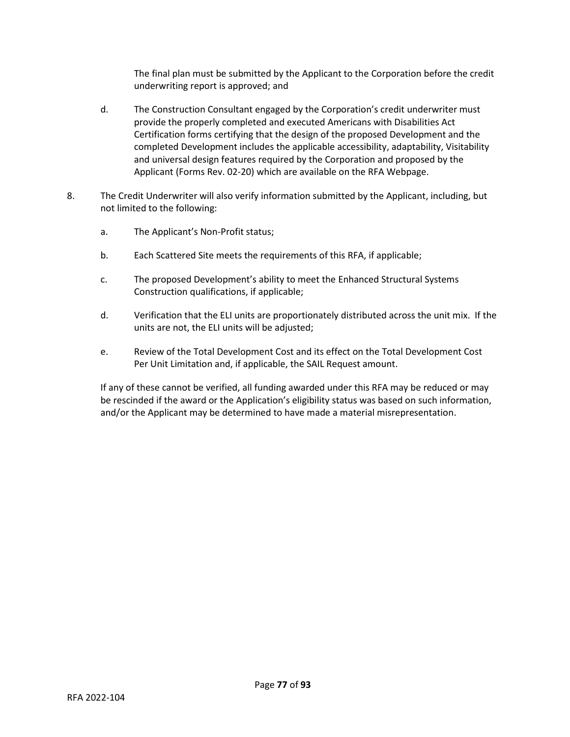The final plan must be submitted by the Applicant to the Corporation before the credit underwriting report is approved; and

d. The Construction Consultant engaged by the Corporation's credit underwriter must provide the properly completed and executed Americans with Disabilities Act Certification forms certifying that the design of the proposed Development and the completed Development includes the applicable accessibility, adaptability, Visitability and universal design features required by the Corporation and proposed by the Applicant (Forms Rev. 02-20) which are available on the RFA Webpage.

8. The Credit Underwriter will also verify information submitted by the Applicant, including, but not limited to the following:

   a. The Applicant's Non-Profit status;

   b. Each Scattered Site meets the requirements of this RFA, if applicable;

   c. The proposed Development's ability to meet the Enhanced Structural Systems Construction qualifications, if applicable;

   d. Verification that the ELI units are proportionately distributed across the unit mix. If the units are not, the ELI units will be adjusted;

   e. Review of the Total Development Cost and its effect on the Total Development Cost Per Unit Limitation and, if applicable, the SAIL Request amount.

   If any of these cannot be verified, all funding awarded under this RFA may be reduced or may be rescinded if the award or the Application's eligibility status was based on such information, and/or the Applicant may be determined to have made a material misrepresentation.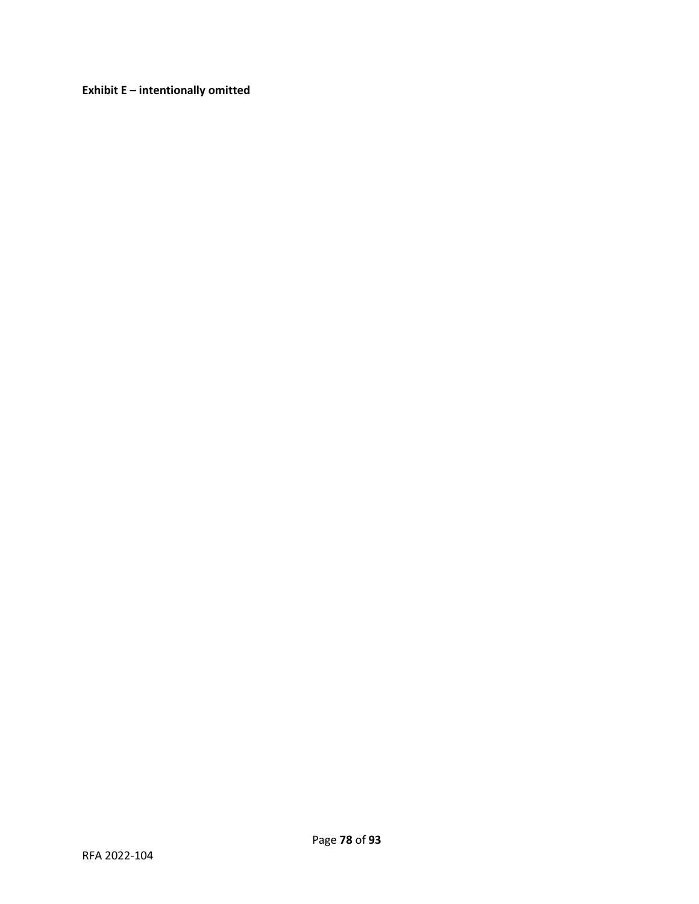**Exhibit E – intentionally omitted**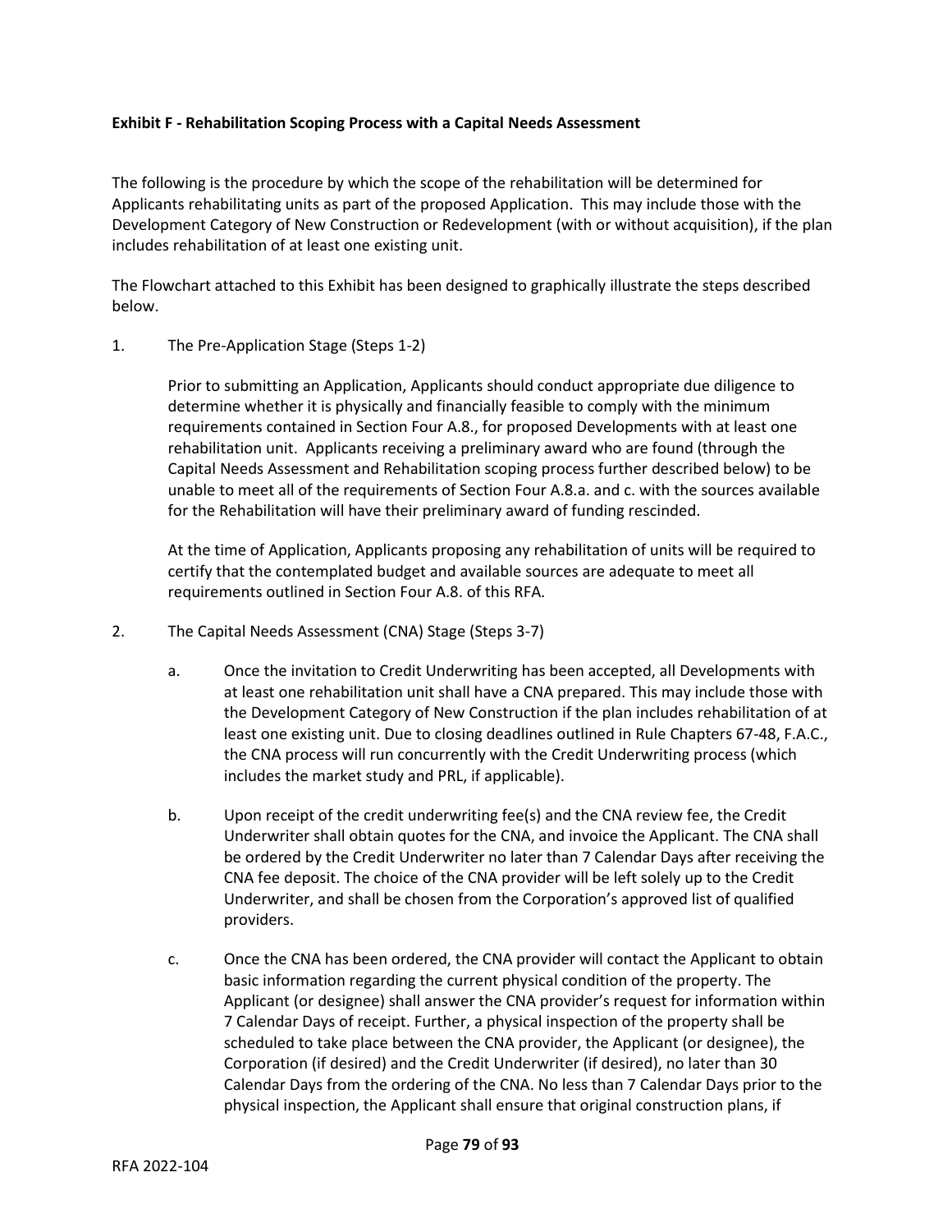**Exhibit F - Rehabilitation Scoping Process with a Capital Needs Assessment**

The following is the procedure by which the scope of the rehabilitation will be determined for Applicants rehabilitating units as part of the proposed Application. This may include those with the Development Category of New Construction or Redevelopment (with or without acquisition), if the plan includes rehabilitation of at least one existing unit.

The Flowchart attached to this Exhibit has been designed to graphically illustrate the steps described below.

1. The Pre-Application Stage (Steps 1-2)

   Prior to submitting an Application, Applicants should conduct appropriate due diligence to determine whether it is physically and financially feasible to comply with the minimum requirements contained in Section Four A.8., for proposed Developments with at least one rehabilitation unit. Applicants receiving a preliminary award who are found (through the Capital Needs Assessment and Rehabilitation scoping process further described below) to be unable to meet all of the requirements of Section Four A.8.a. and c. with the sources available for the Rehabilitation will have their preliminary award of funding rescinded.

   At the time of Application, Applicants proposing any rehabilitation of units will be required to certify that the contemplated budget and available sources are adequate to meet all requirements outlined in Section Four A.8. of this RFA.

2. The Capital Needs Assessment (CNA) Stage (Steps 3-7)

   a. Once the invitation to Credit Underwriting has been accepted, all Developments with at least one rehabilitation unit shall have a CNA prepared. This may include those with the Development Category of New Construction if the plan includes rehabilitation of at least one existing unit. Due to closing deadlines outlined in Rule Chapters 67-48, F.A.C., the CNA process will run concurrently with the Credit Underwriting process (which includes the market study and PRL, if applicable).

   b. Upon receipt of the credit underwriting fee(s) and the CNA review fee, the Credit Underwriter shall obtain quotes for the CNA, and invoice the Applicant. The CNA shall be ordered by the Credit Underwriter no later than 7 Calendar Days after receiving the CNA fee deposit. The choice of the CNA provider will be left solely up to the Credit Underwriter, and shall be chosen from the Corporation's approved list of qualified providers.

   c. Once the CNA has been ordered, the CNA provider will contact the Applicant to obtain basic information regarding the current physical condition of the property. The Applicant (or designee) shall answer the CNA provider's request for information within 7 Calendar Days of receipt. Further, a physical inspection of the property shall be scheduled to take place between the CNA provider, the Applicant (or designee), the Corporation (if desired) and the Credit Underwriter (if desired), no later than 30 Calendar Days from the ordering of the CNA. No less than 7 Calendar Days prior to the physical inspection, the Applicant shall ensure that original construction plans, if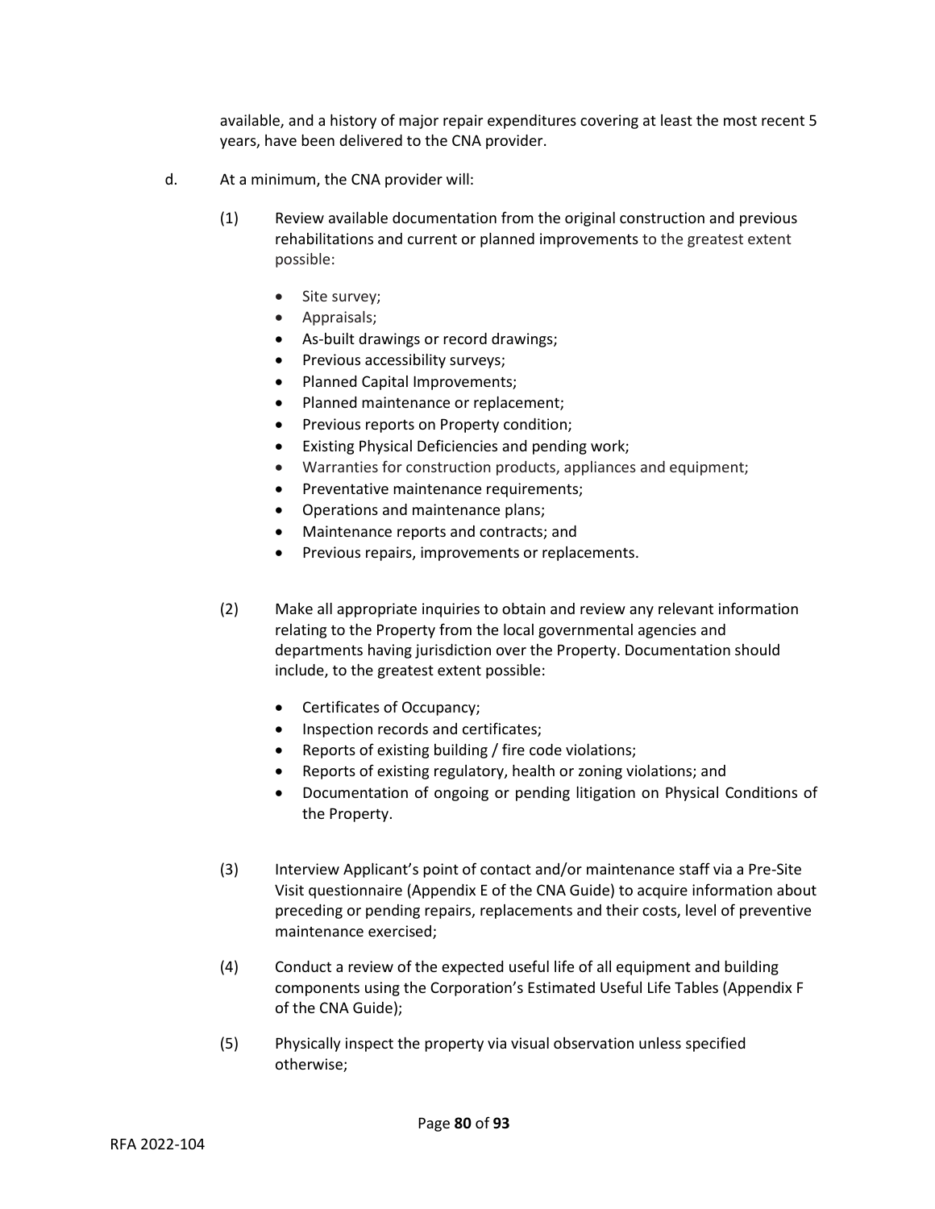available, and a history of major repair expenditures covering at least the most recent 5 years, have been delivered to the CNA provider.

d. At a minimum, the CNA provider will:

(1) Review available documentation from the original construction and previous rehabilitations and current or planned improvements to the greatest extent possible:

- Site survey;
- Appraisals;
- As-built drawings or record drawings;
- Previous accessibility surveys;
- Planned Capital Improvements;
- Planned maintenance or replacement;
- Previous reports on Property condition;
- Existing Physical Deficiencies and pending work;
- Warranties for construction products, appliances and equipment;
- Preventative maintenance requirements;
- Operations and maintenance plans;
- Maintenance reports and contracts; and
- Previous repairs, improvements or replacements.

(2) Make all appropriate inquiries to obtain and review any relevant information relating to the Property from the local governmental agencies and departments having jurisdiction over the Property. Documentation should include, to the greatest extent possible:

- Certificates of Occupancy;
- Inspection records and certificates;
- Reports of existing building / fire code violations;
- Reports of existing regulatory, health or zoning violations; and
- Documentation of ongoing or pending litigation on Physical Conditions of the Property.

(3) Interview Applicant's point of contact and/or maintenance staff via a Pre-Site Visit questionnaire (Appendix E of the CNA Guide) to acquire information about preceding or pending repairs, replacements and their costs, level of preventive maintenance exercised;

(4) Conduct a review of the expected useful life of all equipment and building components using the Corporation's Estimated Useful Life Tables (Appendix F of the CNA Guide);

(5) Physically inspect the property via visual observation unless specified otherwise;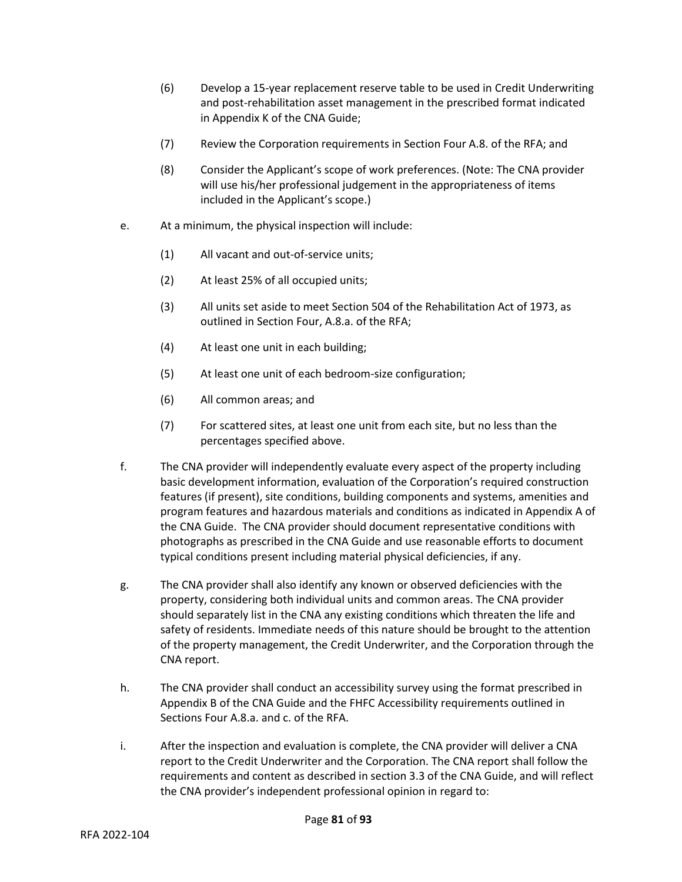(6) Develop a 15-year replacement reserve table to be used in Credit Underwriting and post-rehabilitation asset management in the prescribed format indicated in Appendix K of the CNA Guide;

(7) Review the Corporation requirements in Section Four A.8. of the RFA; and

(8) Consider the Applicant's scope of work preferences. (Note: The CNA provider will use his/her professional judgement in the appropriateness of items included in the Applicant's scope.)

e. At a minimum, the physical inspection will include:

(1) All vacant and out-of-service units;

(2) At least 25% of all occupied units;

(3) All units set aside to meet Section 504 of the Rehabilitation Act of 1973, as outlined in Section Four, A.8.a. of the RFA;

(4) At least one unit in each building;

(5) At least one unit of each bedroom-size configuration;

(6) All common areas; and

(7) For scattered sites, at least one unit from each site, but no less than the percentages specified above.

f. The CNA provider will independently evaluate every aspect of the property including basic development information, evaluation of the Corporation's required construction features (if present), site conditions, building components and systems, amenities and program features and hazardous materials and conditions as indicated in Appendix A of the CNA Guide. The CNA provider should document representative conditions with photographs as prescribed in the CNA Guide and use reasonable efforts to document typical conditions present including material physical deficiencies, if any.

g. The CNA provider shall also identify any known or observed deficiencies with the property, considering both individual units and common areas. The CNA provider should separately list in the CNA any existing conditions which threaten the life and safety of residents. Immediate needs of this nature should be brought to the attention of the property management, the Credit Underwriter, and the Corporation through the CNA report.

h. The CNA provider shall conduct an accessibility survey using the format prescribed in Appendix B of the CNA Guide and the FHFC Accessibility requirements outlined in Sections Four A.8.a. and c. of the RFA.

i. After the inspection and evaluation is complete, the CNA provider will deliver a CNA report to the Credit Underwriter and the Corporation. The CNA report shall follow the requirements and content as described in section 3.3 of the CNA Guide, and will reflect the CNA provider's independent professional opinion in regard to: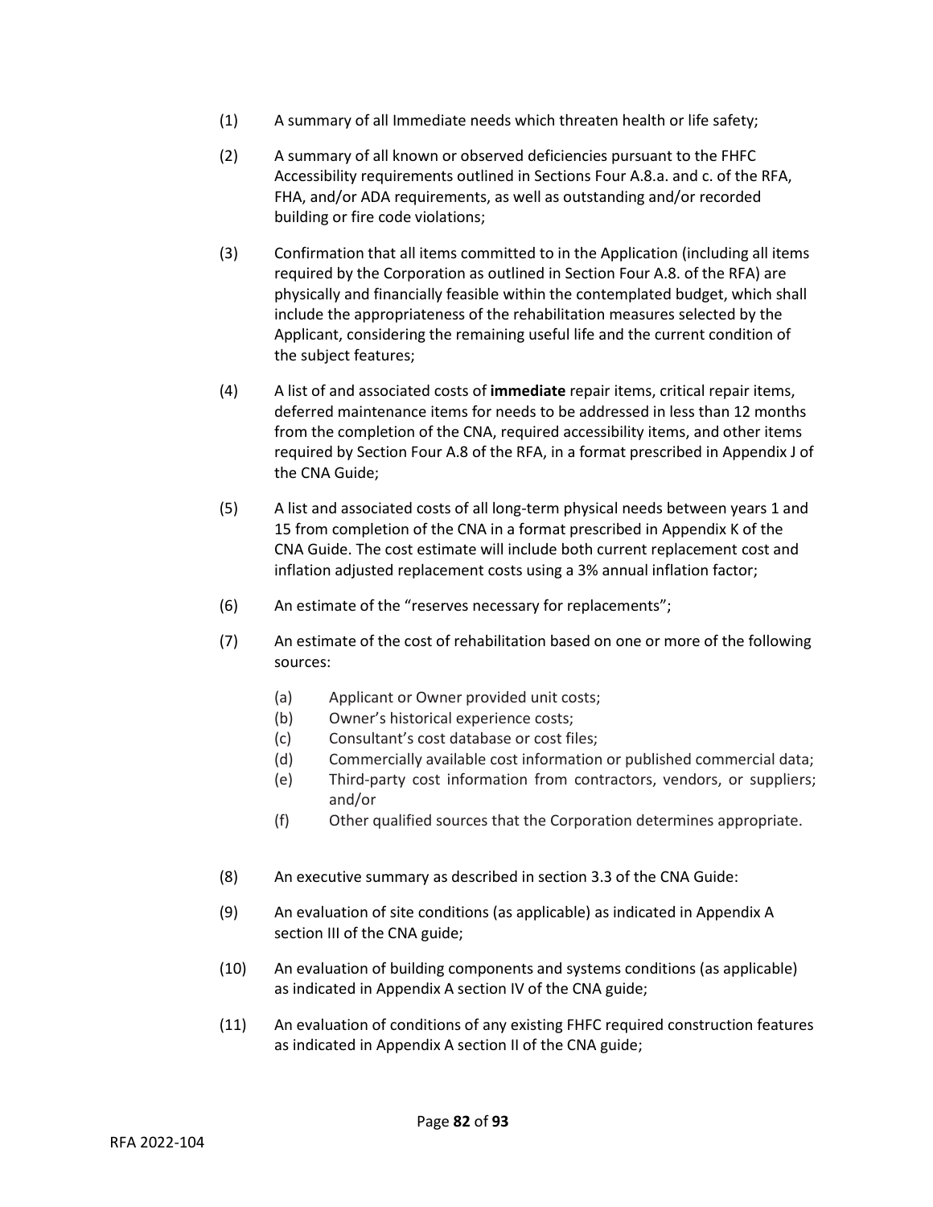(1) A summary of all Immediate needs which threaten health or life safety;

(2) A summary of all known or observed deficiencies pursuant to the FHFC Accessibility requirements outlined in Sections Four A.8.a. and c. of the RFA, FHA, and/or ADA requirements, as well as outstanding and/or recorded building or fire code violations;

(3) Confirmation that all items committed to in the Application (including all items required by the Corporation as outlined in Section Four A.8. of the RFA) are physically and financially feasible within the contemplated budget, which shall include the appropriateness of the rehabilitation measures selected by the Applicant, considering the remaining useful life and the current condition of the subject features;

(4) A list of and associated costs of **immediate** repair items, critical repair items, deferred maintenance items for needs to be addressed in less than 12 months from the completion of the CNA, required accessibility items, and other items required by Section Four A.8 of the RFA, in a format prescribed in Appendix J of the CNA Guide;

(5) A list and associated costs of all long-term physical needs between years 1 and 15 from completion of the CNA in a format prescribed in Appendix K of the CNA Guide. The cost estimate will include both current replacement cost and inflation adjusted replacement costs using a 3% annual inflation factor;

(6) An estimate of the "reserves necessary for replacements";

(7) An estimate of the cost of rehabilitation based on one or more of the following sources:

  (a) Applicant or Owner provided unit costs;
  (b) Owner's historical experience costs;
  (c) Consultant's cost database or cost files;
  (d) Commercially available cost information or published commercial data;
  (e) Third-party cost information from contractors, vendors, or suppliers; and/or
  (f) Other qualified sources that the Corporation determines appropriate.

(8) An executive summary as described in section 3.3 of the CNA Guide:

(9) An evaluation of site conditions (as applicable) as indicated in Appendix A section III of the CNA guide;

(10) An evaluation of building components and systems conditions (as applicable) as indicated in Appendix A section IV of the CNA guide;

(11) An evaluation of conditions of any existing FHFC required construction features as indicated in Appendix A section II of the CNA guide;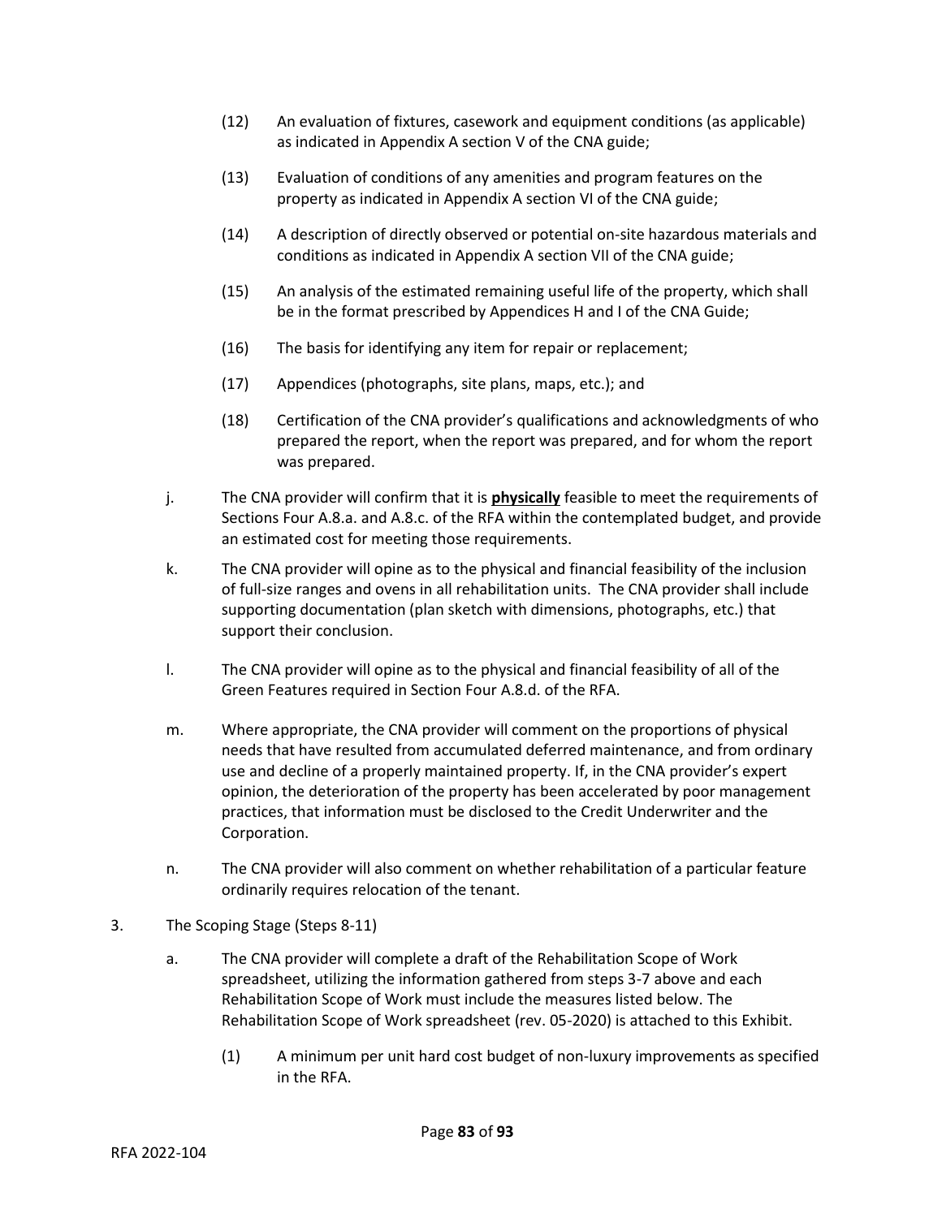(12) An evaluation of fixtures, casework and equipment conditions (as applicable) as indicated in Appendix A section V of the CNA guide;

(13) Evaluation of conditions of any amenities and program features on the property as indicated in Appendix A section VI of the CNA guide;

(14) A description of directly observed or potential on-site hazardous materials and conditions as indicated in Appendix A section VII of the CNA guide;

(15) An analysis of the estimated remaining useful life of the property, which shall be in the format prescribed by Appendices H and I of the CNA Guide;

(16) The basis for identifying any item for repair or replacement;

(17) Appendices (photographs, site plans, maps, etc.); and

(18) Certification of the CNA provider's qualifications and acknowledgments of who prepared the report, when the report was prepared, and for whom the report was prepared.

j. The CNA provider will confirm that it is ***physically*** feasible to meet the requirements of Sections Four A.8.a. and A.8.c. of the RFA within the contemplated budget, and provide an estimated cost for meeting those requirements.

k. The CNA provider will opine as to the physical and financial feasibility of the inclusion of full-size ranges and ovens in all rehabilitation units. The CNA provider shall include supporting documentation (plan sketch with dimensions, photographs, etc.) that support their conclusion.

l. The CNA provider will opine as to the physical and financial feasibility of all of the Green Features required in Section Four A.8.d. of the RFA.

m. Where appropriate, the CNA provider will comment on the proportions of physical needs that have resulted from accumulated deferred maintenance, and from ordinary use and decline of a properly maintained property. If, in the CNA provider's expert opinion, the deterioration of the property has been accelerated by poor management practices, that information must be disclosed to the Credit Underwriter and the Corporation.

n. The CNA provider will also comment on whether rehabilitation of a particular feature ordinarily requires relocation of the tenant.

3. The Scoping Stage (Steps 8-11)

a. The CNA provider will complete a draft of the Rehabilitation Scope of Work spreadsheet, utilizing the information gathered from steps 3-7 above and each Rehabilitation Scope of Work must include the measures listed below. The Rehabilitation Scope of Work spreadsheet (rev. 05-2020) is attached to this Exhibit.

(1) A minimum per unit hard cost budget of non-luxury improvements as specified in the RFA.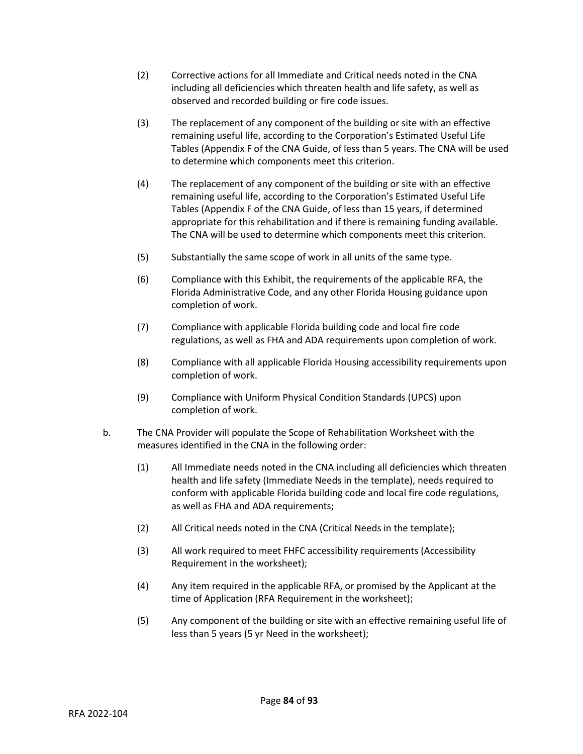(2) Corrective actions for all Immediate and Critical needs noted in the CNA including all deficiencies which threaten health and life safety, as well as observed and recorded building or fire code issues.

(3) The replacement of any component of the building or site with an effective remaining useful life, according to the Corporation's Estimated Useful Life Tables (Appendix F of the CNA Guide, of less than 5 years. The CNA will be used to determine which components meet this criterion.

(4) The replacement of any component of the building or site with an effective remaining useful life, according to the Corporation's Estimated Useful Life Tables (Appendix F of the CNA Guide, of less than 15 years, if determined appropriate for this rehabilitation and if there is remaining funding available. The CNA will be used to determine which components meet this criterion.

(5) Substantially the same scope of work in all units of the same type.

(6) Compliance with this Exhibit, the requirements of the applicable RFA, the Florida Administrative Code, and any other Florida Housing guidance upon completion of work.

(7) Compliance with applicable Florida building code and local fire code regulations, as well as FHA and ADA requirements upon completion of work.

(8) Compliance with all applicable Florida Housing accessibility requirements upon completion of work.

(9) Compliance with Uniform Physical Condition Standards (UPCS) upon completion of work.

b. The CNA Provider will populate the Scope of Rehabilitation Worksheet with the measures identified in the CNA in the following order:

(1) All Immediate needs noted in the CNA including all deficiencies which threaten health and life safety (Immediate Needs in the template), needs required to conform with applicable Florida building code and local fire code regulations, as well as FHA and ADA requirements;

(2) All Critical needs noted in the CNA (Critical Needs in the template);

(3) All work required to meet FHFC accessibility requirements (Accessibility Requirement in the worksheet);

(4) Any item required in the applicable RFA, or promised by the Applicant at the time of Application (RFA Requirement in the worksheet);

(5) Any component of the building or site with an effective remaining useful life of less than 5 years (5 yr Need in the worksheet);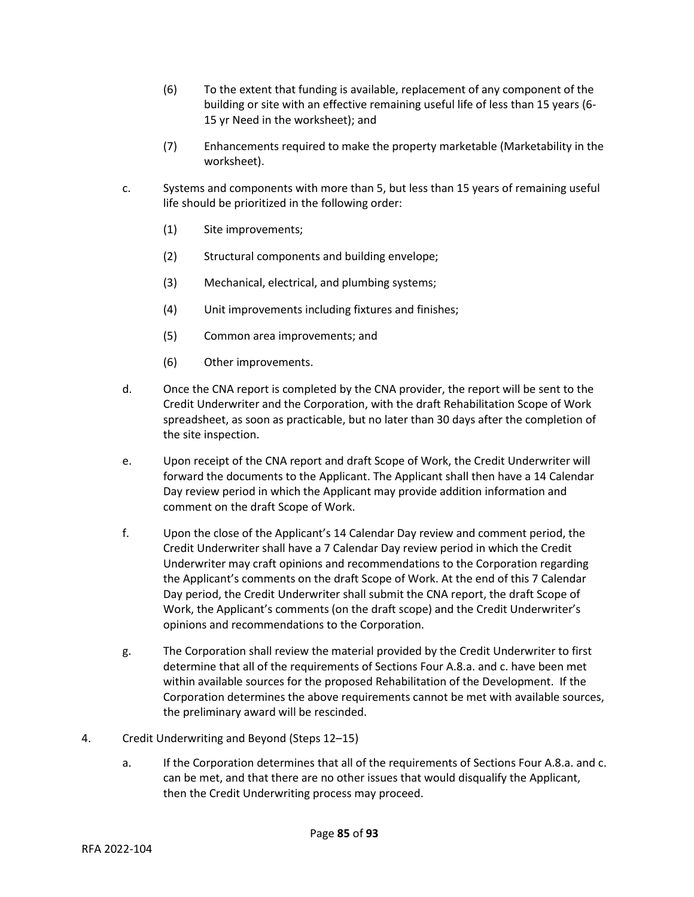(6) To the extent that funding is available, replacement of any component of the building or site with an effective remaining useful life of less than 15 years (6-15 yr Need in the worksheet); and

(7) Enhancements required to make the property marketable (Marketability in the worksheet).

c. Systems and components with more than 5, but less than 15 years of remaining useful life should be prioritized in the following order:

(1) Site improvements;

(2) Structural components and building envelope;

(3) Mechanical, electrical, and plumbing systems;

(4) Unit improvements including fixtures and finishes;

(5) Common area improvements; and

(6) Other improvements.

d. Once the CNA report is completed by the CNA provider, the report will be sent to the Credit Underwriter and the Corporation, with the draft Rehabilitation Scope of Work spreadsheet, as soon as practicable, but no later than 30 days after the completion of the site inspection.

e. Upon receipt of the CNA report and draft Scope of Work, the Credit Underwriter will forward the documents to the Applicant. The Applicant shall then have a 14 Calendar Day review period in which the Applicant may provide addition information and comment on the draft Scope of Work.

f. Upon the close of the Applicant's 14 Calendar Day review and comment period, the Credit Underwriter shall have a 7 Calendar Day review period in which the Credit Underwriter may craft opinions and recommendations to the Corporation regarding the Applicant's comments on the draft Scope of Work. At the end of this 7 Calendar Day period, the Credit Underwriter shall submit the CNA report, the draft Scope of Work, the Applicant's comments (on the draft scope) and the Credit Underwriter's opinions and recommendations to the Corporation.

g. The Corporation shall review the material provided by the Credit Underwriter to first determine that all of the requirements of Sections Four A.8.a. and c. have been met within available sources for the proposed Rehabilitation of the Development. If the Corporation determines the above requirements cannot be met with available sources, the preliminary award will be rescinded.

4. Credit Underwriting and Beyond (Steps 12–15)

a. If the Corporation determines that all of the requirements of Sections Four A.8.a. and c. can be met, and that there are no other issues that would disqualify the Applicant, then the Credit Underwriting process may proceed.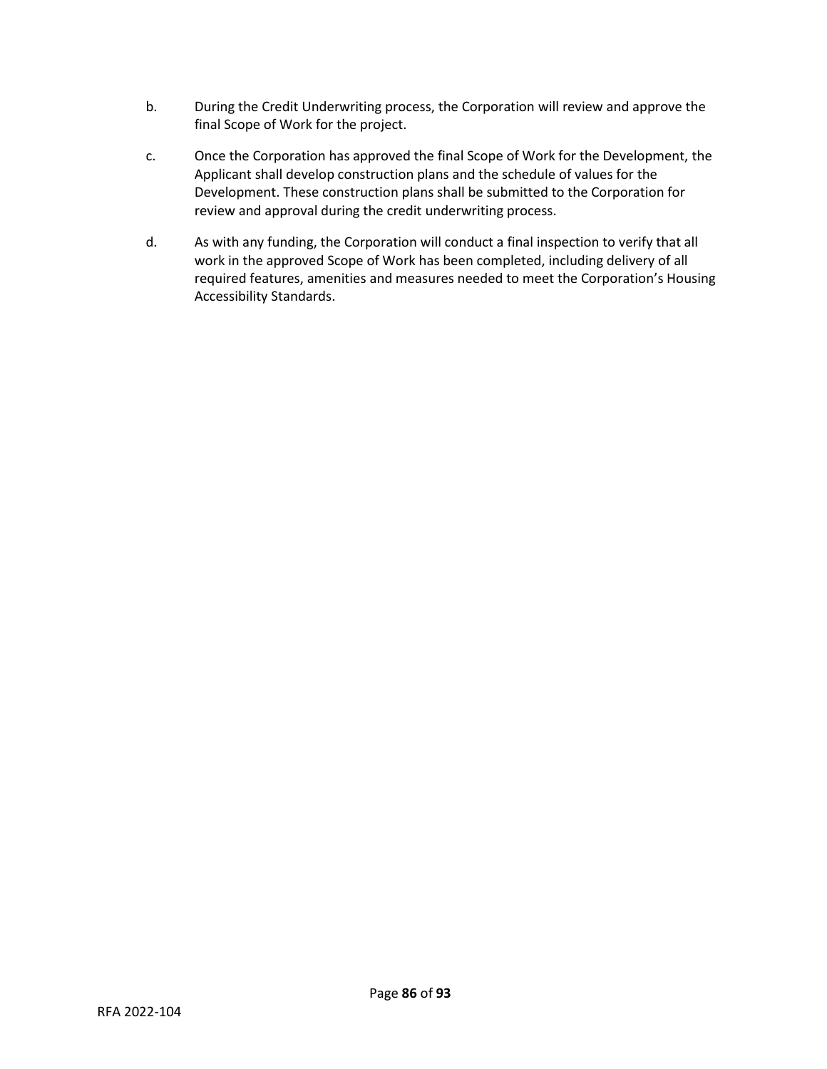b. During the Credit Underwriting process, the Corporation will review and approve the final Scope of Work for the project.

c. Once the Corporation has approved the final Scope of Work for the Development, the Applicant shall develop construction plans and the schedule of values for the Development. These construction plans shall be submitted to the Corporation for review and approval during the credit underwriting process.

d. As with any funding, the Corporation will conduct a final inspection to verify that all work in the approved Scope of Work has been completed, including delivery of all required features, amenities and measures needed to meet the Corporation's Housing Accessibility Standards.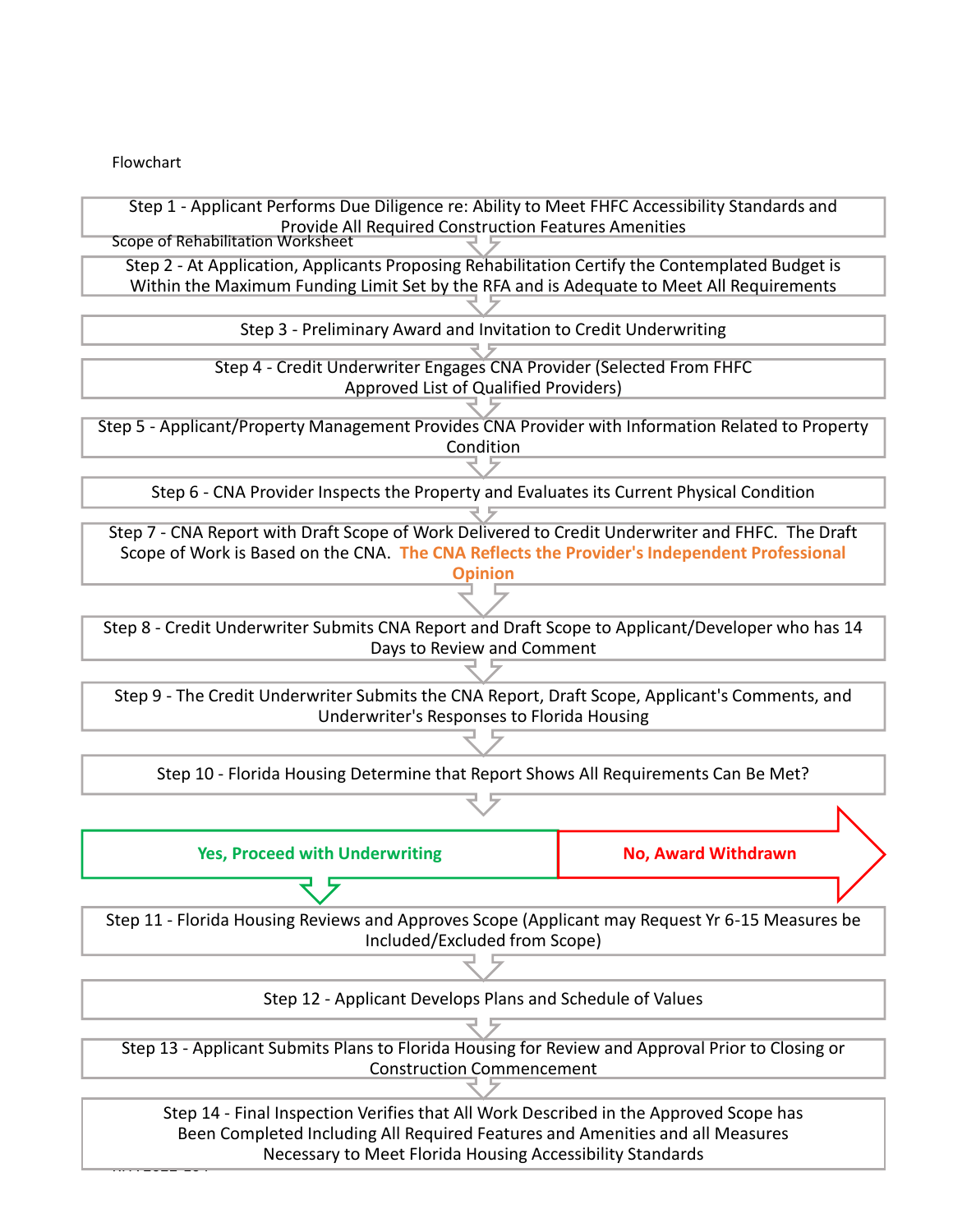Flowchart

Step 1 - Applicant Performs Due Diligence re: Ability to Meet FHFC Accessibility Standards and Provide All Required Construction Features Amenities

Scope of Rehabilitation Worksheet

Step 2 - At Application, Applicants Proposing Rehabilitation Certify the Contemplated Budget is Within the Maximum Funding Limit Set by the RFA and is Adequate to Meet All Requirements

Step 3 - Preliminary Award and Invitation to Credit Underwriting

Step 4 - Credit Underwriter Engages CNA Provider (Selected From FHFC Approved List of Qualified Providers)

Step 5 - Applicant/Property Management Provides CNA Provider with Information Related to Property Condition

Step 6 - CNA Provider Inspects the Property and Evaluates its Current Physical Condition

Step 7 - CNA Report with Draft Scope of Work Delivered to Credit Underwriter and FHFC. The Draft Scope of Work is Based on the CNA. **The CNA Reflects the Provider's Independent Professional Opinion**

Step 8 - Credit Underwriter Submits CNA Report and Draft Scope to Applicant/Developer who has 14 Days to Review and Comment

Step 9 - The Credit Underwriter Submits the CNA Report, Draft Scope, Applicant's Comments, and Underwriter's Responses to Florida Housing

Step 10 - Florida Housing Determine that Report Shows All Requirements Can Be Met?

**Yes, Proceed with Underwriting** | **No, Award Withdrawn**

Step 11 - Florida Housing Reviews and Approves Scope (Applicant may Request Yr 6-15 Measures be Included/Excluded from Scope)

Step 12 - Applicant Develops Plans and Schedule of Values

Step 13 - Applicant Submits Plans to Florida Housing for Review and Approval Prior to Closing or Construction Commencement

Step 14 - Final Inspection Verifies that All Work Described in the Approved Scope has Been Completed Including All Required Features and Amenities and all Measures Necessary to Meet Florida Housing Accessibility Standards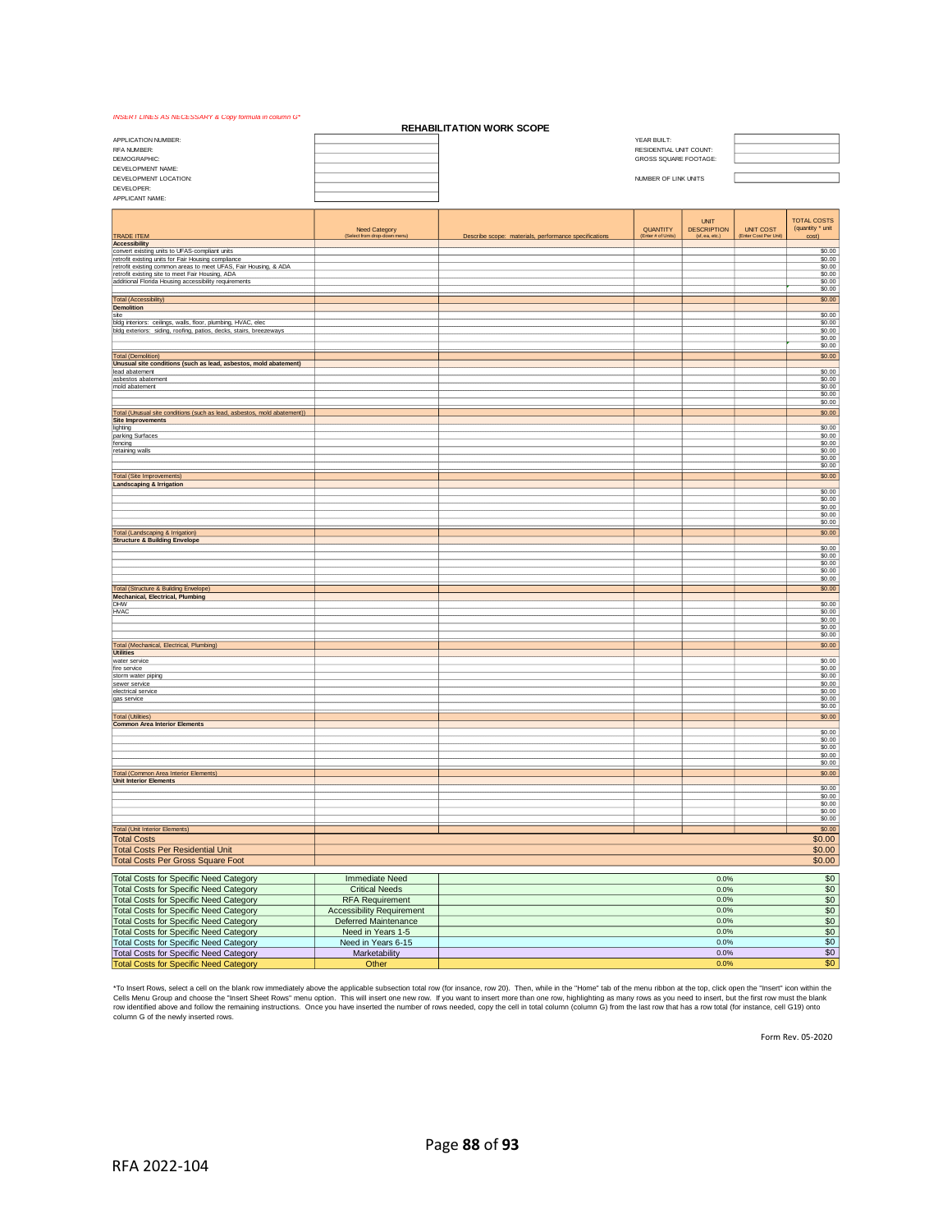*INSERT LINES AS NECESSARY & Copy formula in column G**

## REHABILITATION WORK SCOPE

| | | | |
|---|---|---|---|
| APPLICATION NUMBER: | | YEAR BUILT: | |
| RFA NUMBER: | | RESIDENTIAL UNIT COUNT: | |
| DEMOGRAPHIC: | | GROSS SQUARE FOOTAGE: | |
| DEVELOPMENT NAME: | | | |
| DEVELOPMENT LOCATION: | | NUMBER OF LINK UNITS | |
| DEVELOPER: | | | |
| APPLICANT NAME: | | | |

| TRADE ITEM | Need Category (Select from drop-down menu) | Describe scope: materials, performance specifications | QUANTITY (Enter # of Units) | UNIT DESCRIPTION (sf, ea, etc.) | UNIT COST (Enter Cost Per Unit) | TOTAL COSTS (quantity * unit cost) |
|---|---|---|---|---|---|---|
| **Accessibility** | | | | | | |
| convert existing units to UFAS-compliant units | | | | | | $0.00 |
| retrofit existing units for Fair Housing compliance | | | | | | $0.00 |
| retrofit existing common areas to meet UFAS, Fair Housing, & ADA | | | | | | $0.00 |
| retrofit existing site to meet Fair Housing, ADA | | | | | | $0.00 |
| additional Florida Housing accessibility requirements | | | | | | $0.00 |
| | | | | | | $0.00 |
| | | | | | | $0.00 |
| Total (Accessibility) | | | | | | $0.00 |
| **Demolition** | | | | | | |
| site | | | | | | $0.00 |
| bldg interiors: ceilings, walls, floor, plumbing, HVAC, elec | | | | | | $0.00 |
| bldg exteriors: siding, roofing, patios, decks, stairs, breezeways | | | | | | $0.00 |
| | | | | | | $0.00 |
| | | | | | | $0.00 |
| Total (Demolition) | | | | | | $0.00 |
| **Unusual site conditions (such as lead, asbestos, mold abatement)** | | | | | | |
| lead abatement | | | | | | $0.00 |
| asbestos abatement | | | | | | $0.00 |
| mold abatement | | | | | | $0.00 |
| | | | | | | $0.00 |
| | | | | | | $0.00 |
| Total (Unusual site conditions (such as lead, asbestos, mold abatement)) | | | | | | $0.00 |
| **Site Improvements** | | | | | | |
| lighting | | | | | | $0.00 |
| parking Surfaces | | | | | | $0.00 |
| fencing | | | | | | $0.00 |
| retaining walls | | | | | | $0.00 |
| | | | | | | $0.00 |
| | | | | | | $0.00 |
| Total (Site Improvements) | | | | | | $0.00 |
| **Landscaping & Irrigation** | | | | | | |
| | | | | | | $0.00 |
| | | | | | | $0.00 |
| | | | | | | $0.00 |
| | | | | | | $0.00 |
| | | | | | | $0.00 |
| Total (Landscaping & Irrigation) | | | | | | $0.00 |
| **Structure & Building Envelope** | | | | | | |
| | | | | | | $0.00 |
| | | | | | | $0.00 |
| | | | | | | $0.00 |
| | | | | | | $0.00 |
| | | | | | | $0.00 |
| Total (Structure & Building Envelope) | | | | | | $0.00 |
| **Mechanical, Electrical, Plumbing** | | | | | | |
| DHW | | | | | | $0.00 |
| HVAC | | | | | | $0.00 |
| | | | | | | $0.00 |
| | | | | | | $0.00 |
| | | | | | | $0.00 |
| Total (Mechanical, Electrical, Plumbing) | | | | | | $0.00 |
| **Utilities** | | | | | | |
| water service | | | | | | $0.00 |
| fire service | | | | | | $0.00 |
| storm water piping | | | | | | $0.00 |
| sewer service | | | | | | $0.00 |
| electrical service | | | | | | $0.00 |
| gas service | | | | | | $0.00 |
| | | | | | | $0.00 |
| Total (Utilities) | | | | | | $0.00 |
| **Common Area Interior Elements** | | | | | | |
| | | | | | | $0.00 |
| | | | | | | $0.00 |
| | | | | | | $0.00 |
| | | | | | | $0.00 |
| | | | | | | $0.00 |
| Total (Common Area Interior Elements) | | | | | | $0.00 |
| **Unit Interior Elements** | | | | | | |
| | | | | | | $0.00 |
| | | | | | | $0.00 |
| | | | | | | $0.00 |
| | | | | | | $0.00 |
| | | | | | | $0.00 |
| Total (Unit Interior Elements) | | | | | | $0.00 |
| Total Costs | | | | | | $0.00 |
| Total Costs Per Residential Unit | | | | | | $0.00 |
| Total Costs Per Gross Square Foot | | | | | | $0.00 |

| | | | |
|---|---|---|---|
| Total Costs for Specific Need Category | Immediate Need | 0.0% | $0 |
| Total Costs for Specific Need Category | Critical Needs | 0.0% | $0 |
| Total Costs for Specific Need Category | RFA Requirement | 0.0% | $0 |
| Total Costs for Specific Need Category | Accessibility Requirement | 0.0% | $0 |
| Total Costs for Specific Need Category | Deferred Maintenance | 0.0% | $0 |
| Total Costs for Specific Need Category | Need in Years 1-5 | 0.0% | $0 |
| Total Costs for Specific Need Category | Need in Years 6-15 | 0.0% | $0 |
| Total Costs for Specific Need Category | Marketability | 0.0% | $0 |
| Total Costs for Specific Need Category | Other | 0.0% | $0 |

*To Insert Rows, select a cell on the blank row immediately above the applicable subsection total row (for insance, row 20). Then, while in the "Home" tab of the menu ribbon at the top, click open the "Insert" icon within the Cells Menu Group and choose the "Insert Sheet Rows" menu option. This will insert one new row. If you want to insert more than one row, highlighting as many rows as you need to insert, but the first row must the blank row identified above and follow the remaining instructions. Once you have inserted the number of rows needed, copy the cell in total column (column G) from the last row that has a row total (for instance, cell G19) onto column G of the newly inserted rows.

Form Rev. 05-2020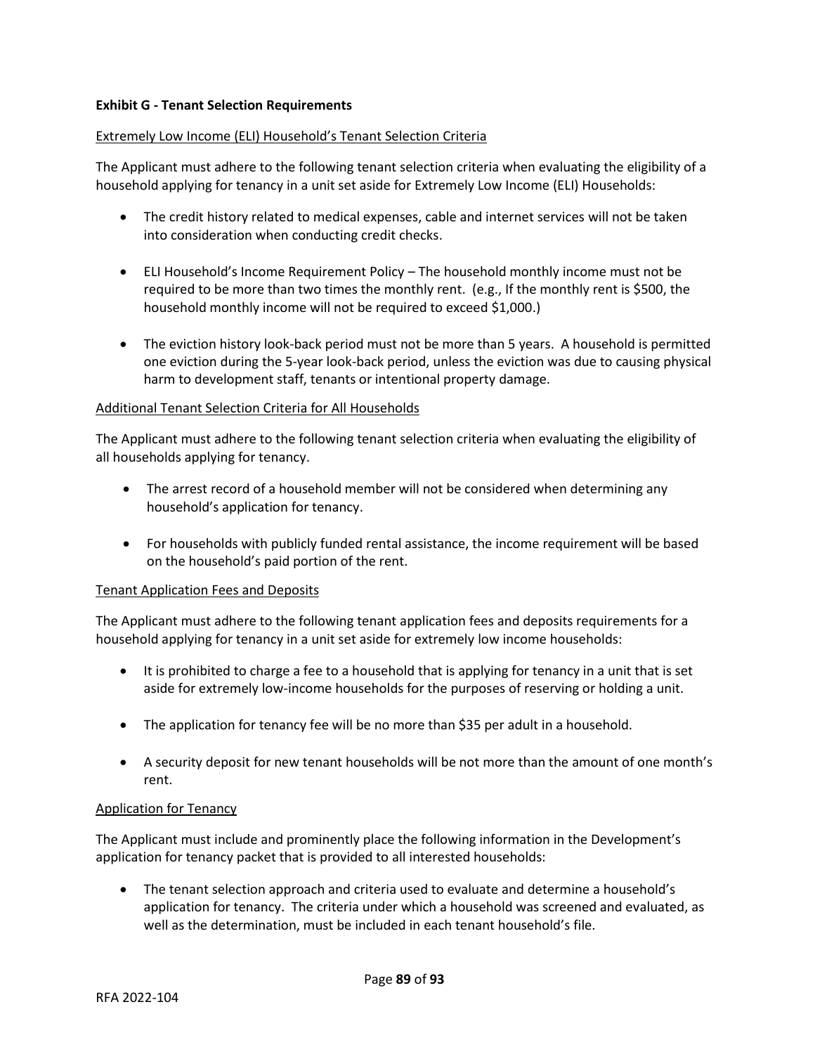**Exhibit G - Tenant Selection Requirements**

Extremely Low Income (ELI) Household's Tenant Selection Criteria

The Applicant must adhere to the following tenant selection criteria when evaluating the eligibility of a household applying for tenancy in a unit set aside for Extremely Low Income (ELI) Households:

- The credit history related to medical expenses, cable and internet services will not be taken into consideration when conducting credit checks.
- ELI Household's Income Requirement Policy – The household monthly income must not be required to be more than two times the monthly rent. (e.g., If the monthly rent is $500, the household monthly income will not be required to exceed $1,000.)
- The eviction history look-back period must not be more than 5 years. A household is permitted one eviction during the 5-year look-back period, unless the eviction was due to causing physical harm to development staff, tenants or intentional property damage.

Additional Tenant Selection Criteria for All Households

The Applicant must adhere to the following tenant selection criteria when evaluating the eligibility of all households applying for tenancy.

- The arrest record of a household member will not be considered when determining any household's application for tenancy.
- For households with publicly funded rental assistance, the income requirement will be based on the household's paid portion of the rent.

Tenant Application Fees and Deposits

The Applicant must adhere to the following tenant application fees and deposits requirements for a household applying for tenancy in a unit set aside for extremely low income households:

- It is prohibited to charge a fee to a household that is applying for tenancy in a unit that is set aside for extremely low-income households for the purposes of reserving or holding a unit.
- The application for tenancy fee will be no more than $35 per adult in a household.
- A security deposit for new tenant households will be not more than the amount of one month's rent.

Application for Tenancy

The Applicant must include and prominently place the following information in the Development's application for tenancy packet that is provided to all interested households:

- The tenant selection approach and criteria used to evaluate and determine a household's application for tenancy. The criteria under which a household was screened and evaluated, as well as the determination, must be included in each tenant household's file.

RFA 2022-104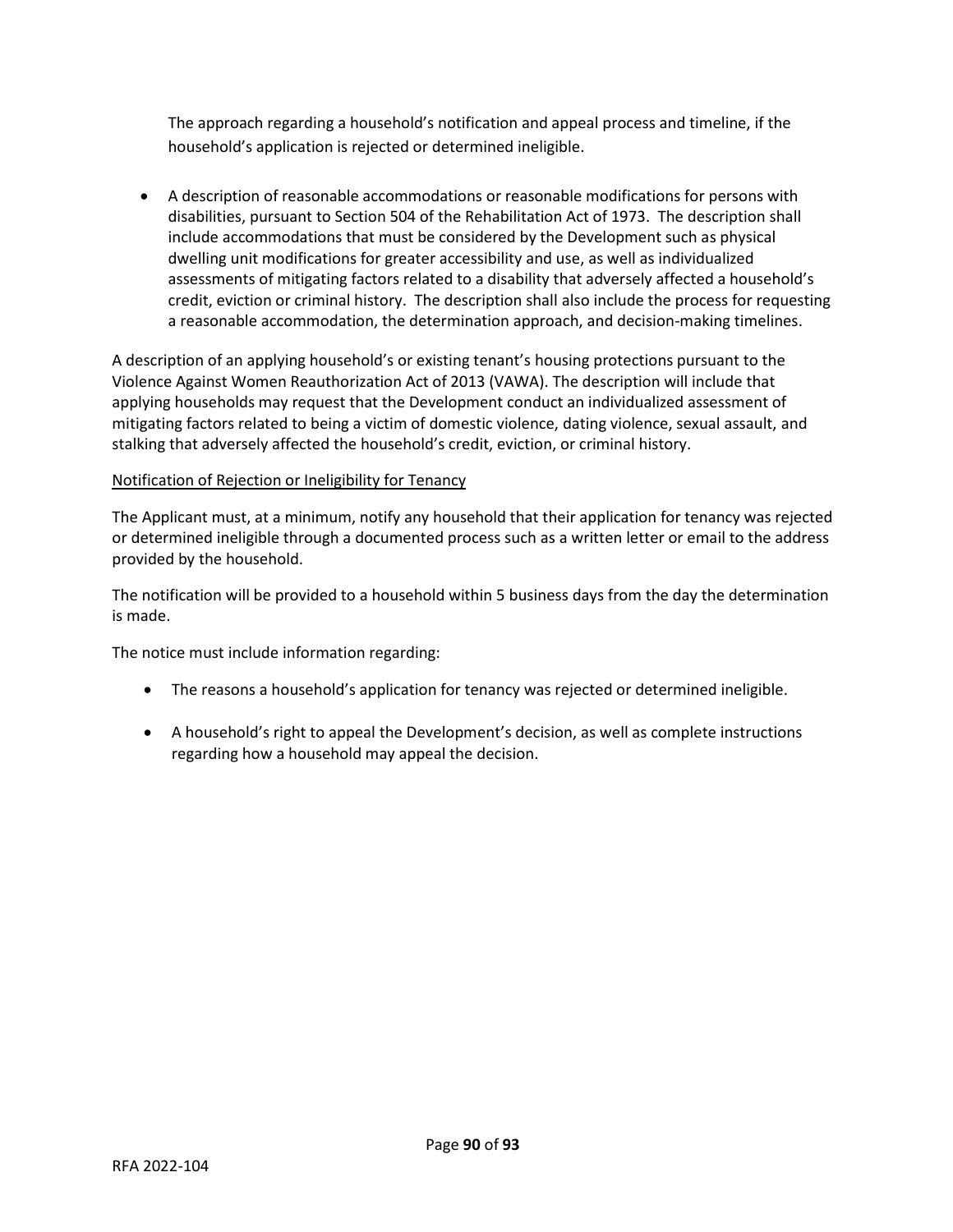The approach regarding a household's notification and appeal process and timeline, if the household's application is rejected or determined ineligible.

- A description of reasonable accommodations or reasonable modifications for persons with disabilities, pursuant to Section 504 of the Rehabilitation Act of 1973. The description shall include accommodations that must be considered by the Development such as physical dwelling unit modifications for greater accessibility and use, as well as individualized assessments of mitigating factors related to a disability that adversely affected a household's credit, eviction or criminal history. The description shall also include the process for requesting a reasonable accommodation, the determination approach, and decision-making timelines.

A description of an applying household's or existing tenant's housing protections pursuant to the Violence Against Women Reauthorization Act of 2013 (VAWA). The description will include that applying households may request that the Development conduct an individualized assessment of mitigating factors related to being a victim of domestic violence, dating violence, sexual assault, and stalking that adversely affected the household's credit, eviction, or criminal history.

<u>Notification of Rejection or Ineligibility for Tenancy</u>

The Applicant must, at a minimum, notify any household that their application for tenancy was rejected or determined ineligible through a documented process such as a written letter or email to the address provided by the household.

The notification will be provided to a household within 5 business days from the day the determination is made.

The notice must include information regarding:

- The reasons a household's application for tenancy was rejected or determined ineligible.
- A household's right to appeal the Development's decision, as well as complete instructions regarding how a household may appeal the decision.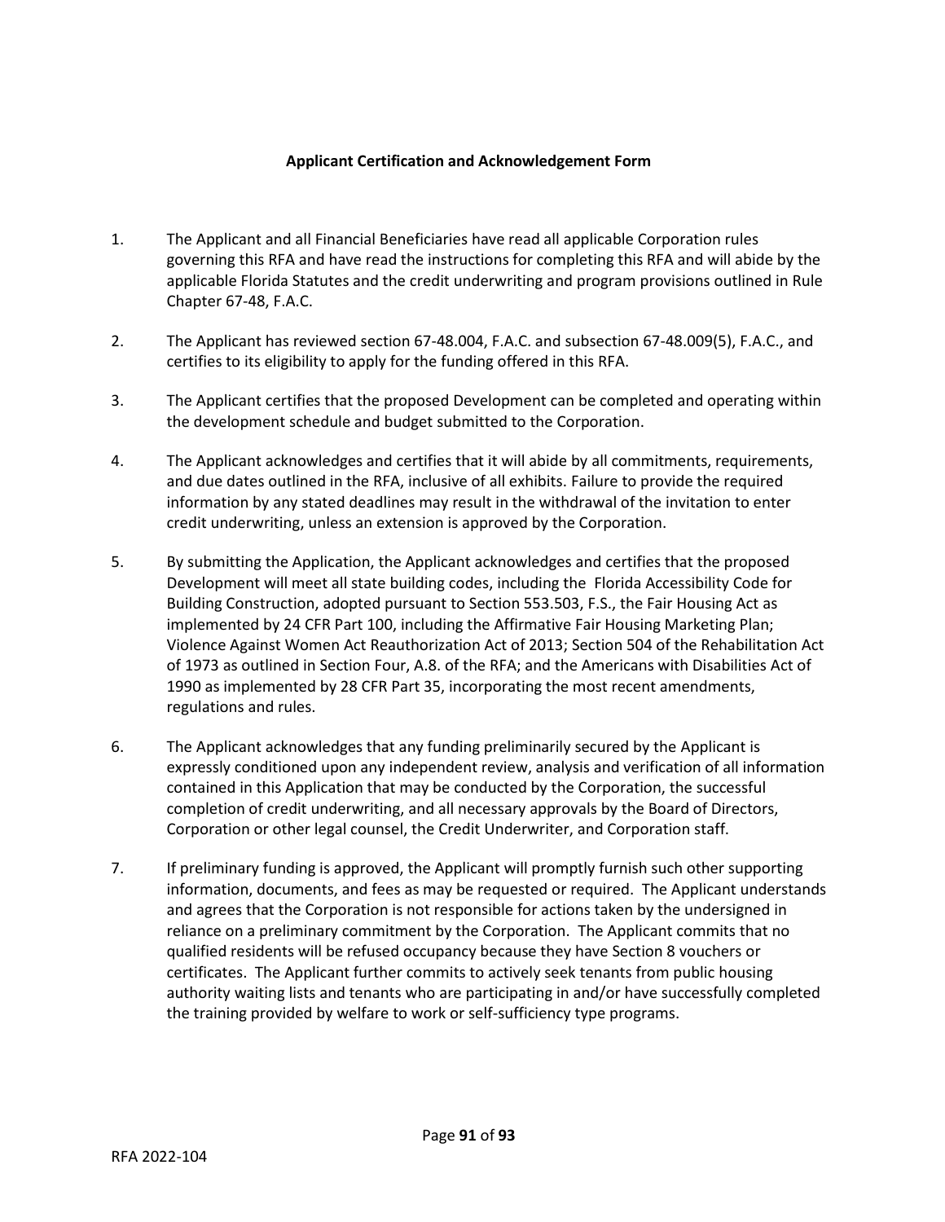**Applicant Certification and Acknowledgement Form**

1. The Applicant and all Financial Beneficiaries have read all applicable Corporation rules governing this RFA and have read the instructions for completing this RFA and will abide by the applicable Florida Statutes and the credit underwriting and program provisions outlined in Rule Chapter 67-48, F.A.C.

2. The Applicant has reviewed section 67-48.004, F.A.C. and subsection 67-48.009(5), F.A.C., and certifies to its eligibility to apply for the funding offered in this RFA.

3. The Applicant certifies that the proposed Development can be completed and operating within the development schedule and budget submitted to the Corporation.

4. The Applicant acknowledges and certifies that it will abide by all commitments, requirements, and due dates outlined in the RFA, inclusive of all exhibits. Failure to provide the required information by any stated deadlines may result in the withdrawal of the invitation to enter credit underwriting, unless an extension is approved by the Corporation.

5. By submitting the Application, the Applicant acknowledges and certifies that the proposed Development will meet all state building codes, including the Florida Accessibility Code for Building Construction, adopted pursuant to Section 553.503, F.S., the Fair Housing Act as implemented by 24 CFR Part 100, including the Affirmative Fair Housing Marketing Plan; Violence Against Women Act Reauthorization Act of 2013; Section 504 of the Rehabilitation Act of 1973 as outlined in Section Four, A.8. of the RFA; and the Americans with Disabilities Act of 1990 as implemented by 28 CFR Part 35, incorporating the most recent amendments, regulations and rules.

6. The Applicant acknowledges that any funding preliminarily secured by the Applicant is expressly conditioned upon any independent review, analysis and verification of all information contained in this Application that may be conducted by the Corporation, the successful completion of credit underwriting, and all necessary approvals by the Board of Directors, Corporation or other legal counsel, the Credit Underwriter, and Corporation staff.

7. If preliminary funding is approved, the Applicant will promptly furnish such other supporting information, documents, and fees as may be requested or required. The Applicant understands and agrees that the Corporation is not responsible for actions taken by the undersigned in reliance on a preliminary commitment by the Corporation. The Applicant commits that no qualified residents will be refused occupancy because they have Section 8 vouchers or certificates. The Applicant further commits to actively seek tenants from public housing authority waiting lists and tenants who are participating in and/or have successfully completed the training provided by welfare to work or self-sufficiency type programs.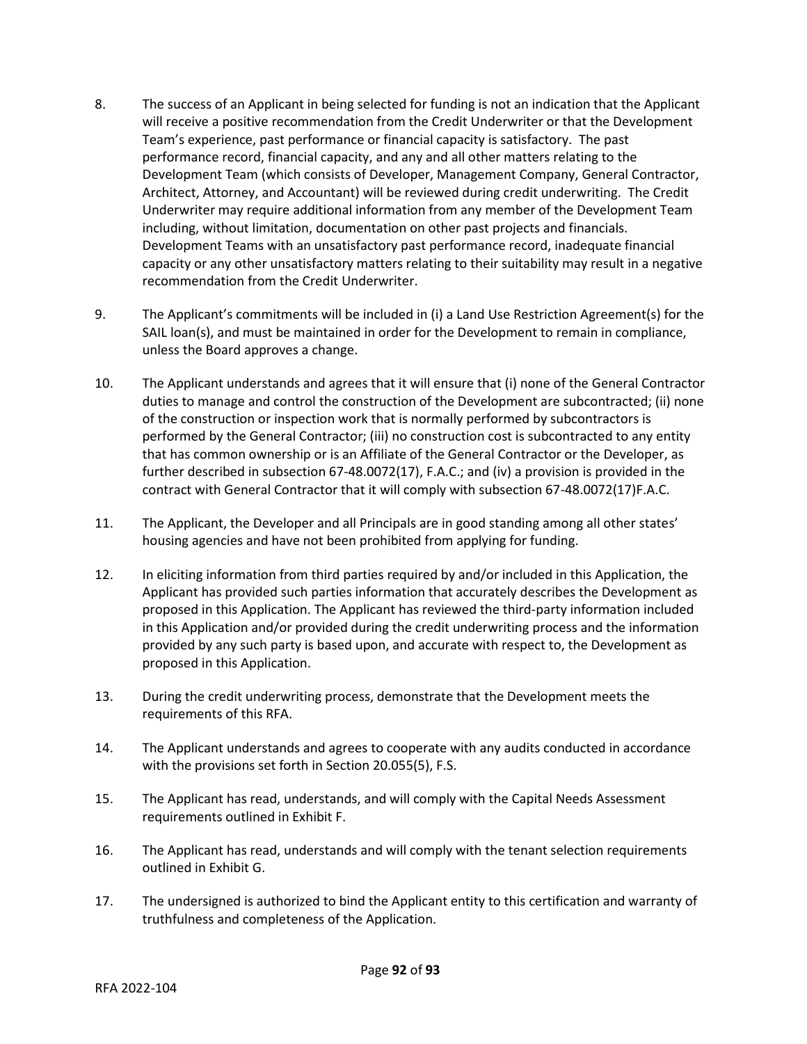8. The success of an Applicant in being selected for funding is not an indication that the Applicant will receive a positive recommendation from the Credit Underwriter or that the Development Team's experience, past performance or financial capacity is satisfactory. The past performance record, financial capacity, and any and all other matters relating to the Development Team (which consists of Developer, Management Company, General Contractor, Architect, Attorney, and Accountant) will be reviewed during credit underwriting. The Credit Underwriter may require additional information from any member of the Development Team including, without limitation, documentation on other past projects and financials. Development Teams with an unsatisfactory past performance record, inadequate financial capacity or any other unsatisfactory matters relating to their suitability may result in a negative recommendation from the Credit Underwriter.

9. The Applicant's commitments will be included in (i) a Land Use Restriction Agreement(s) for the SAIL loan(s), and must be maintained in order for the Development to remain in compliance, unless the Board approves a change.

10. The Applicant understands and agrees that it will ensure that (i) none of the General Contractor duties to manage and control the construction of the Development are subcontracted; (ii) none of the construction or inspection work that is normally performed by subcontractors is performed by the General Contractor; (iii) no construction cost is subcontracted to any entity that has common ownership or is an Affiliate of the General Contractor or the Developer, as further described in subsection 67-48.0072(17), F.A.C.; and (iv) a provision is provided in the contract with General Contractor that it will comply with subsection 67-48.0072(17)F.A.C.

11. The Applicant, the Developer and all Principals are in good standing among all other states' housing agencies and have not been prohibited from applying for funding.

12. In eliciting information from third parties required by and/or included in this Application, the Applicant has provided such parties information that accurately describes the Development as proposed in this Application. The Applicant has reviewed the third-party information included in this Application and/or provided during the credit underwriting process and the information provided by any such party is based upon, and accurate with respect to, the Development as proposed in this Application.

13. During the credit underwriting process, demonstrate that the Development meets the requirements of this RFA.

14. The Applicant understands and agrees to cooperate with any audits conducted in accordance with the provisions set forth in Section 20.055(5), F.S.

15. The Applicant has read, understands, and will comply with the Capital Needs Assessment requirements outlined in Exhibit F.

16. The Applicant has read, understands and will comply with the tenant selection requirements outlined in Exhibit G.

17. The undersigned is authorized to bind the Applicant entity to this certification and warranty of truthfulness and completeness of the Application.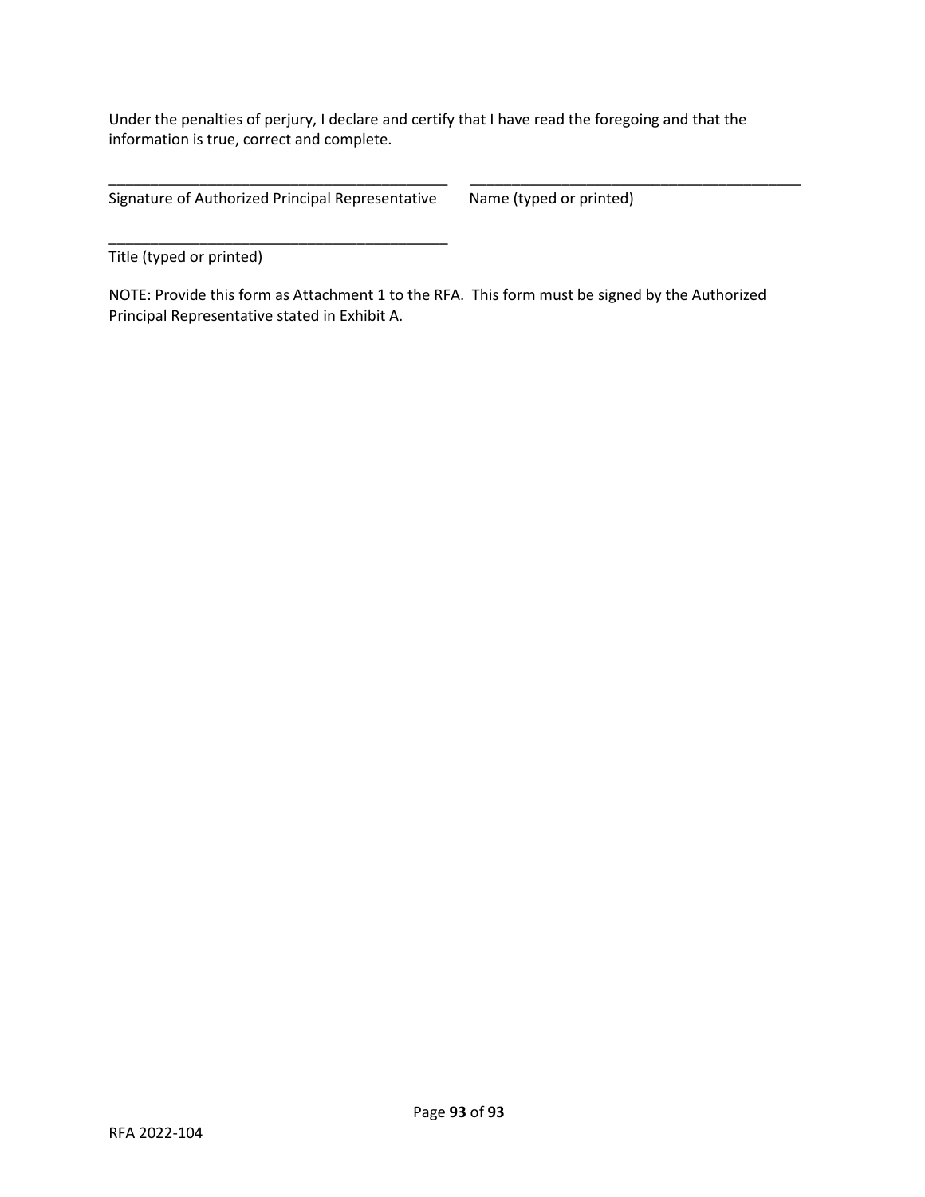Under the penalties of perjury, I declare and certify that I have read the foregoing and that the information is true, correct and complete.

\_\_\_\_\_\_\_\_\_\_\_\_\_\_\_\_\_\_\_\_\_\_\_\_\_\_\_\_\_\_\_\_\_\_\_\_\_\_\_\_\_\_ \_\_\_\_\_\_\_\_\_\_\_\_\_\_\_\_\_\_\_\_\_\_\_\_\_\_\_\_\_\_\_\_\_\_\_\_\_\_\_\_\_\_

Signature of Authorized Principal Representative Name (typed or printed)

\_\_\_\_\_\_\_\_\_\_\_\_\_\_\_\_\_\_\_\_\_\_\_\_\_\_\_\_\_\_\_\_\_\_\_\_\_\_\_\_\_\_

Title (typed or printed)

NOTE: Provide this form as Attachment 1 to the RFA. This form must be signed by the Authorized Principal Representative stated in Exhibit A.